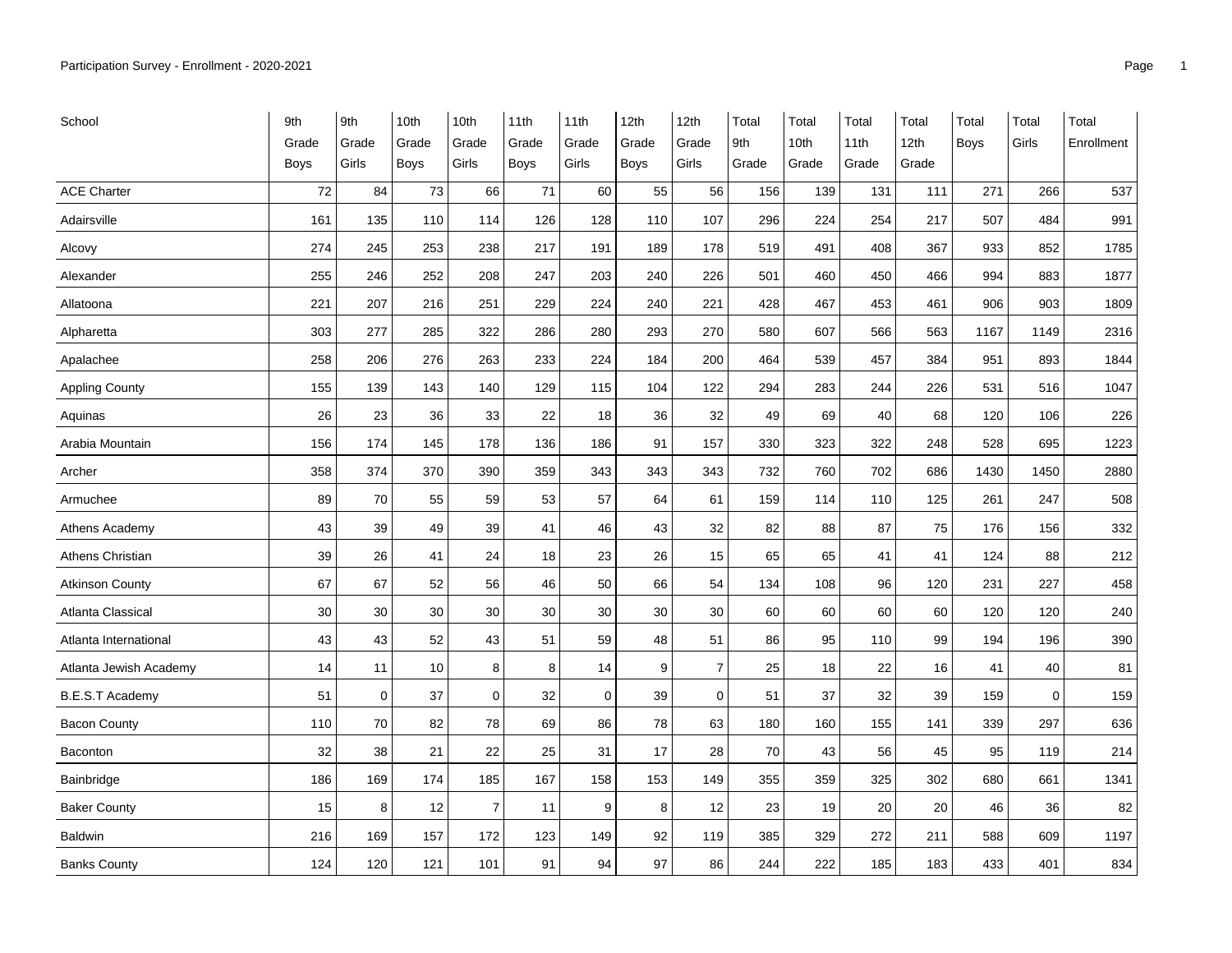Participation Survey - Enrollment - 2020-2021

| School | 9th Grade Boys | 9th Grade Girls | 10th Grade Boys | 10th Grade Girls | 11th Grade Boys | 11th Grade Girls | 12th Grade Boys | 12th Grade Girls | Total 9th Grade | Total 10th Grade | Total 11th Grade | Total 12th Grade | Total Boys | Total Girls | Total Enrollment |
|---|---|---|---|---|---|---|---|---|---|---|---|---|---|---|---|
| ACE Charter | 72 | 84 | 73 | 66 | 71 | 60 | 55 | 56 | 156 | 139 | 131 | 111 | 271 | 266 | 537 |
| Adairsville | 161 | 135 | 110 | 114 | 126 | 128 | 110 | 107 | 296 | 224 | 254 | 217 | 507 | 484 | 991 |
| Alcovy | 274 | 245 | 253 | 238 | 217 | 191 | 189 | 178 | 519 | 491 | 408 | 367 | 933 | 852 | 1785 |
| Alexander | 255 | 246 | 252 | 208 | 247 | 203 | 240 | 226 | 501 | 460 | 450 | 466 | 994 | 883 | 1877 |
| Allatoona | 221 | 207 | 216 | 251 | 229 | 224 | 240 | 221 | 428 | 467 | 453 | 461 | 906 | 903 | 1809 |
| Alpharetta | 303 | 277 | 285 | 322 | 286 | 280 | 293 | 270 | 580 | 607 | 566 | 563 | 1167 | 1149 | 2316 |
| Apalachee | 258 | 206 | 276 | 263 | 233 | 224 | 184 | 200 | 464 | 539 | 457 | 384 | 951 | 893 | 1844 |
| Appling County | 155 | 139 | 143 | 140 | 129 | 115 | 104 | 122 | 294 | 283 | 244 | 226 | 531 | 516 | 1047 |
| Aquinas | 26 | 23 | 36 | 33 | 22 | 18 | 36 | 32 | 49 | 69 | 40 | 68 | 120 | 106 | 226 |
| Arabia Mountain | 156 | 174 | 145 | 178 | 136 | 186 | 91 | 157 | 330 | 323 | 322 | 248 | 528 | 695 | 1223 |
| Archer | 358 | 374 | 370 | 390 | 359 | 343 | 343 | 343 | 732 | 760 | 702 | 686 | 1430 | 1450 | 2880 |
| Armuchee | 89 | 70 | 55 | 59 | 53 | 57 | 64 | 61 | 159 | 114 | 110 | 125 | 261 | 247 | 508 |
| Athens Academy | 43 | 39 | 49 | 39 | 41 | 46 | 43 | 32 | 82 | 88 | 87 | 75 | 176 | 156 | 332 |
| Athens Christian | 39 | 26 | 41 | 24 | 18 | 23 | 26 | 15 | 65 | 65 | 41 | 41 | 124 | 88 | 212 |
| Atkinson County | 67 | 67 | 52 | 56 | 46 | 50 | 66 | 54 | 134 | 108 | 96 | 120 | 231 | 227 | 458 |
| Atlanta Classical | 30 | 30 | 30 | 30 | 30 | 30 | 30 | 30 | 60 | 60 | 60 | 60 | 120 | 120 | 240 |
| Atlanta International | 43 | 43 | 52 | 43 | 51 | 59 | 48 | 51 | 86 | 95 | 110 | 99 | 194 | 196 | 390 |
| Atlanta Jewish Academy | 14 | 11 | 10 | 8 | 8 | 14 | 9 | 7 | 25 | 18 | 22 | 16 | 41 | 40 | 81 |
| B.E.S.T Academy | 51 | 0 | 37 | 0 | 32 | 0 | 39 | 0 | 51 | 37 | 32 | 39 | 159 | 0 | 159 |
| Bacon County | 110 | 70 | 82 | 78 | 69 | 86 | 78 | 63 | 180 | 160 | 155 | 141 | 339 | 297 | 636 |
| Baconton | 32 | 38 | 21 | 22 | 25 | 31 | 17 | 28 | 70 | 43 | 56 | 45 | 95 | 119 | 214 |
| Bainbridge | 186 | 169 | 174 | 185 | 167 | 158 | 153 | 149 | 355 | 359 | 325 | 302 | 680 | 661 | 1341 |
| Baker County | 15 | 8 | 12 | 7 | 11 | 9 | 8 | 12 | 23 | 19 | 20 | 20 | 46 | 36 | 82 |
| Baldwin | 216 | 169 | 157 | 172 | 123 | 149 | 92 | 119 | 385 | 329 | 272 | 211 | 588 | 609 | 1197 |
| Banks County | 124 | 120 | 121 | 101 | 91 | 94 | 97 | 86 | 244 | 222 | 185 | 183 | 433 | 401 | 834 |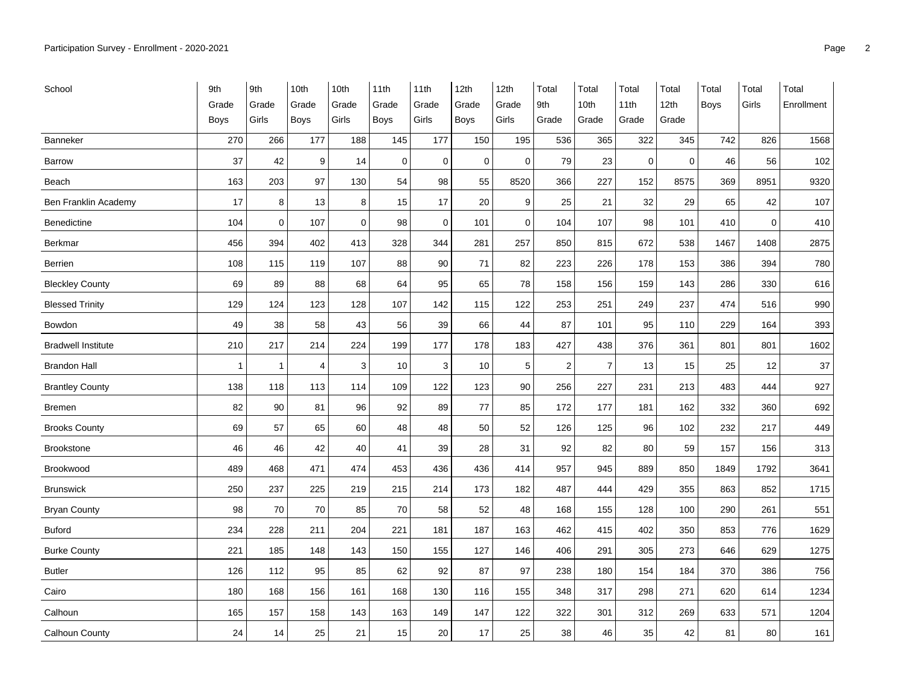| School | 9th Grade Boys | 9th Grade Girls | 10th Grade Boys | 10th Grade Girls | 11th Grade Boys | 11th Grade Girls | 12th Grade Boys | 12th Grade Girls | Total 9th Grade | Total 10th Grade | Total 11th Grade | Total 12th Grade | Total Boys | Total Girls | Total Enrollment |
|---|---|---|---|---|---|---|---|---|---|---|---|---|---|---|---|
| Banneker | 270 | 266 | 177 | 188 | 145 | 177 | 150 | 195 | 536 | 365 | 322 | 345 | 742 | 826 | 1568 |
| Barrow | 37 | 42 | 9 | 14 | 0 | 0 | 0 | 0 | 79 | 23 | 0 | 0 | 46 | 56 | 102 |
| Beach | 163 | 203 | 97 | 130 | 54 | 98 | 55 | 8520 | 366 | 227 | 152 | 8575 | 369 | 8951 | 9320 |
| Ben Franklin Academy | 17 | 8 | 13 | 8 | 15 | 17 | 20 | 9 | 25 | 21 | 32 | 29 | 65 | 42 | 107 |
| Benedictine | 104 | 0 | 107 | 0 | 98 | 0 | 101 | 0 | 104 | 107 | 98 | 101 | 410 | 0 | 410 |
| Berkmar | 456 | 394 | 402 | 413 | 328 | 344 | 281 | 257 | 850 | 815 | 672 | 538 | 1467 | 1408 | 2875 |
| Berrien | 108 | 115 | 119 | 107 | 88 | 90 | 71 | 82 | 223 | 226 | 178 | 153 | 386 | 394 | 780 |
| Bleckley County | 69 | 89 | 88 | 68 | 64 | 95 | 65 | 78 | 158 | 156 | 159 | 143 | 286 | 330 | 616 |
| Blessed Trinity | 129 | 124 | 123 | 128 | 107 | 142 | 115 | 122 | 253 | 251 | 249 | 237 | 474 | 516 | 990 |
| Bowdon | 49 | 38 | 58 | 43 | 56 | 39 | 66 | 44 | 87 | 101 | 95 | 110 | 229 | 164 | 393 |
| Bradwell Institute | 210 | 217 | 214 | 224 | 199 | 177 | 178 | 183 | 427 | 438 | 376 | 361 | 801 | 801 | 1602 |
| Brandon Hall | 1 | 1 | 4 | 3 | 10 | 3 | 10 | 5 | 2 | 7 | 13 | 15 | 25 | 12 | 37 |
| Brantley County | 138 | 118 | 113 | 114 | 109 | 122 | 123 | 90 | 256 | 227 | 231 | 213 | 483 | 444 | 927 |
| Bremen | 82 | 90 | 81 | 96 | 92 | 89 | 77 | 85 | 172 | 177 | 181 | 162 | 332 | 360 | 692 |
| Brooks County | 69 | 57 | 65 | 60 | 48 | 48 | 50 | 52 | 126 | 125 | 96 | 102 | 232 | 217 | 449 |
| Brookstone | 46 | 46 | 42 | 40 | 41 | 39 | 28 | 31 | 92 | 82 | 80 | 59 | 157 | 156 | 313 |
| Brookwood | 489 | 468 | 471 | 474 | 453 | 436 | 436 | 414 | 957 | 945 | 889 | 850 | 1849 | 1792 | 3641 |
| Brunswick | 250 | 237 | 225 | 219 | 215 | 214 | 173 | 182 | 487 | 444 | 429 | 355 | 863 | 852 | 1715 |
| Bryan County | 98 | 70 | 70 | 85 | 70 | 58 | 52 | 48 | 168 | 155 | 128 | 100 | 290 | 261 | 551 |
| Buford | 234 | 228 | 211 | 204 | 221 | 181 | 187 | 163 | 462 | 415 | 402 | 350 | 853 | 776 | 1629 |
| Burke County | 221 | 185 | 148 | 143 | 150 | 155 | 127 | 146 | 406 | 291 | 305 | 273 | 646 | 629 | 1275 |
| Butler | 126 | 112 | 95 | 85 | 62 | 92 | 87 | 97 | 238 | 180 | 154 | 184 | 370 | 386 | 756 |
| Cairo | 180 | 168 | 156 | 161 | 168 | 130 | 116 | 155 | 348 | 317 | 298 | 271 | 620 | 614 | 1234 |
| Calhoun | 165 | 157 | 158 | 143 | 163 | 149 | 147 | 122 | 322 | 301 | 312 | 269 | 633 | 571 | 1204 |
| Calhoun County | 24 | 14 | 25 | 21 | 15 | 20 | 17 | 25 | 38 | 46 | 35 | 42 | 81 | 80 | 161 |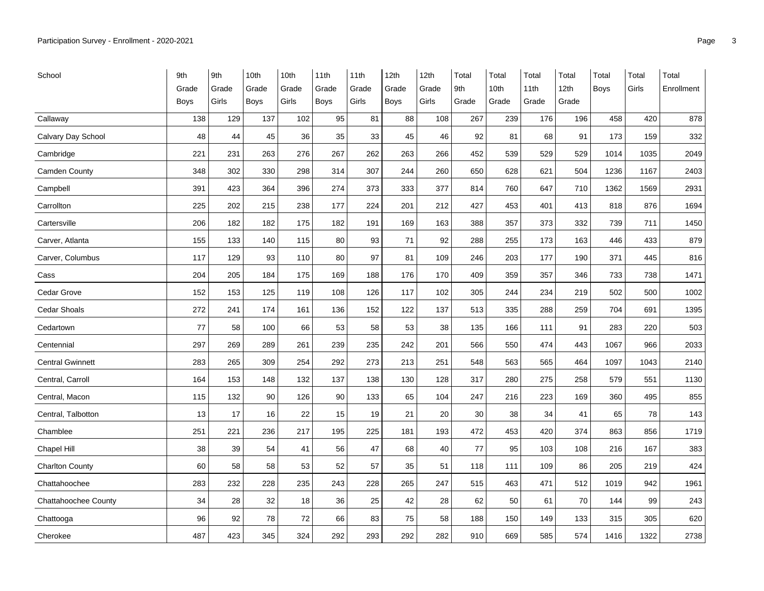| School | 9th Grade Boys | 9th Grade Girls | 10th Grade Boys | 10th Grade Girls | 11th Grade Boys | 11th Grade Girls | 12th Grade Boys | 12th Grade Girls | Total 9th Grade | Total 10th Grade | Total 11th Grade | Total 12th Grade | Total Boys | Total Girls | Total Enrollment |
|---|---|---|---|---|---|---|---|---|---|---|---|---|---|---|---|
| Callaway | 138 | 129 | 137 | 102 | 95 | 81 | 88 | 108 | 267 | 239 | 176 | 196 | 458 | 420 | 878 |
| Calvary Day School | 48 | 44 | 45 | 36 | 35 | 33 | 45 | 46 | 92 | 81 | 68 | 91 | 173 | 159 | 332 |
| Cambridge | 221 | 231 | 263 | 276 | 267 | 262 | 263 | 266 | 452 | 539 | 529 | 529 | 1014 | 1035 | 2049 |
| Camden County | 348 | 302 | 330 | 298 | 314 | 307 | 244 | 260 | 650 | 628 | 621 | 504 | 1236 | 1167 | 2403 |
| Campbell | 391 | 423 | 364 | 396 | 274 | 373 | 333 | 377 | 814 | 760 | 647 | 710 | 1362 | 1569 | 2931 |
| Carrollton | 225 | 202 | 215 | 238 | 177 | 224 | 201 | 212 | 427 | 453 | 401 | 413 | 818 | 876 | 1694 |
| Cartersville | 206 | 182 | 182 | 175 | 182 | 191 | 169 | 163 | 388 | 357 | 373 | 332 | 739 | 711 | 1450 |
| Carver, Atlanta | 155 | 133 | 140 | 115 | 80 | 93 | 71 | 92 | 288 | 255 | 173 | 163 | 446 | 433 | 879 |
| Carver, Columbus | 117 | 129 | 93 | 110 | 80 | 97 | 81 | 109 | 246 | 203 | 177 | 190 | 371 | 445 | 816 |
| Cass | 204 | 205 | 184 | 175 | 169 | 188 | 176 | 170 | 409 | 359 | 357 | 346 | 733 | 738 | 1471 |
| Cedar Grove | 152 | 153 | 125 | 119 | 108 | 126 | 117 | 102 | 305 | 244 | 234 | 219 | 502 | 500 | 1002 |
| Cedar Shoals | 272 | 241 | 174 | 161 | 136 | 152 | 122 | 137 | 513 | 335 | 288 | 259 | 704 | 691 | 1395 |
| Cedartown | 77 | 58 | 100 | 66 | 53 | 58 | 53 | 38 | 135 | 166 | 111 | 91 | 283 | 220 | 503 |
| Centennial | 297 | 269 | 289 | 261 | 239 | 235 | 242 | 201 | 566 | 550 | 474 | 443 | 1067 | 966 | 2033 |
| Central Gwinnett | 283 | 265 | 309 | 254 | 292 | 273 | 213 | 251 | 548 | 563 | 565 | 464 | 1097 | 1043 | 2140 |
| Central, Carroll | 164 | 153 | 148 | 132 | 137 | 138 | 130 | 128 | 317 | 280 | 275 | 258 | 579 | 551 | 1130 |
| Central, Macon | 115 | 132 | 90 | 126 | 90 | 133 | 65 | 104 | 247 | 216 | 223 | 169 | 360 | 495 | 855 |
| Central, Talbotton | 13 | 17 | 16 | 22 | 15 | 19 | 21 | 20 | 30 | 38 | 34 | 41 | 65 | 78 | 143 |
| Chamblee | 251 | 221 | 236 | 217 | 195 | 225 | 181 | 193 | 472 | 453 | 420 | 374 | 863 | 856 | 1719 |
| Chapel Hill | 38 | 39 | 54 | 41 | 56 | 47 | 68 | 40 | 77 | 95 | 103 | 108 | 216 | 167 | 383 |
| Charlton County | 60 | 58 | 58 | 53 | 52 | 57 | 35 | 51 | 118 | 111 | 109 | 86 | 205 | 219 | 424 |
| Chattahoochee | 283 | 232 | 228 | 235 | 243 | 228 | 265 | 247 | 515 | 463 | 471 | 512 | 1019 | 942 | 1961 |
| Chattahoochee County | 34 | 28 | 32 | 18 | 36 | 25 | 42 | 28 | 62 | 50 | 61 | 70 | 144 | 99 | 243 |
| Chattooga | 96 | 92 | 78 | 72 | 66 | 83 | 75 | 58 | 188 | 150 | 149 | 133 | 315 | 305 | 620 |
| Cherokee | 487 | 423 | 345 | 324 | 292 | 293 | 292 | 282 | 910 | 669 | 585 | 574 | 1416 | 1322 | 2738 |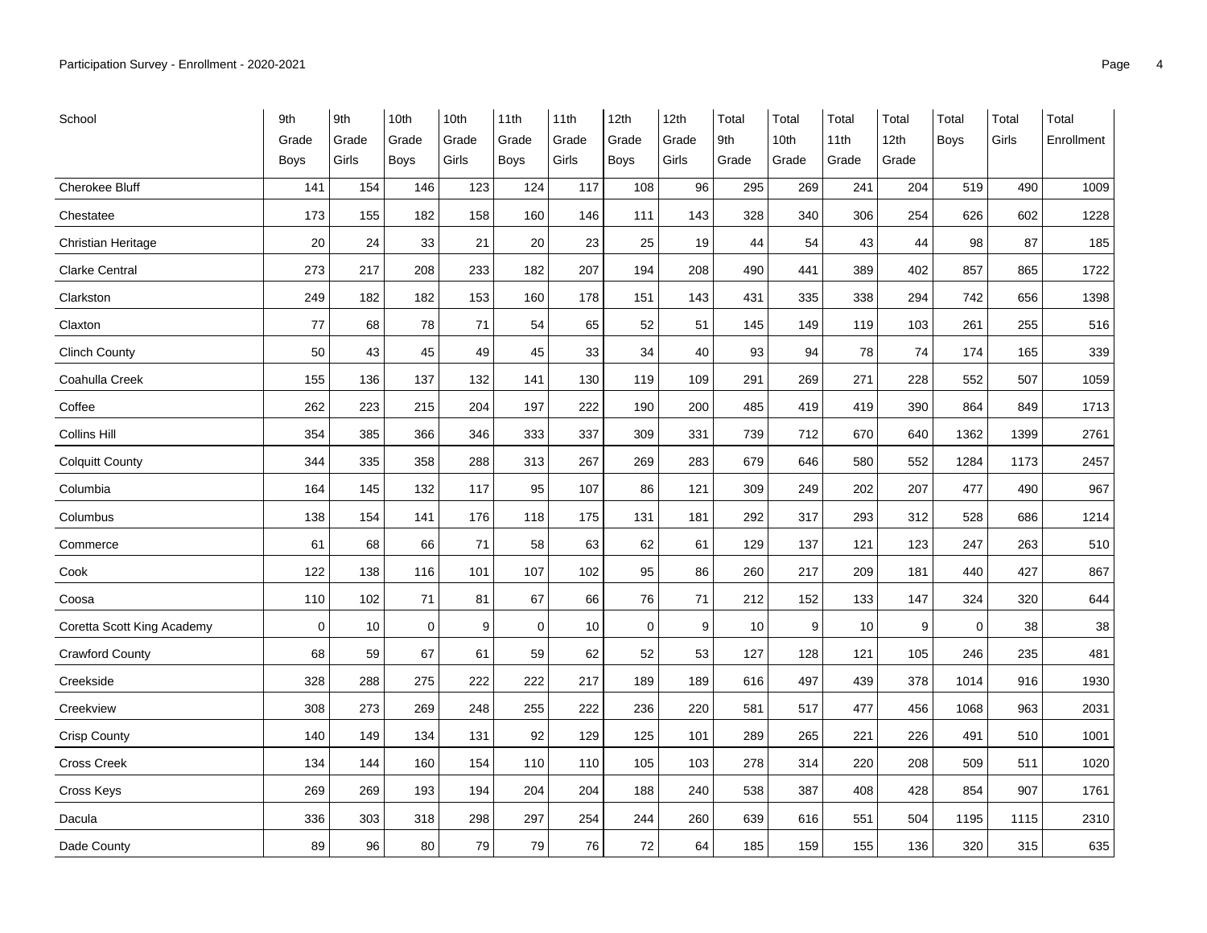| School | 9th Grade Boys | 9th Grade Girls | 10th Grade Boys | 10th Grade Girls | 11th Grade Boys | 11th Grade Girls | 12th Grade Boys | 12th Grade Girls | Total 9th Grade | Total 10th Grade | Total 11th Grade | Total 12th Grade | Total Boys | Total Girls | Total Enrollment |
|---|---|---|---|---|---|---|---|---|---|---|---|---|---|---|---|
| Cherokee Bluff | 141 | 154 | 146 | 123 | 124 | 117 | 108 | 96 | 295 | 269 | 241 | 204 | 519 | 490 | 1009 |
| Chestatee | 173 | 155 | 182 | 158 | 160 | 146 | 111 | 143 | 328 | 340 | 306 | 254 | 626 | 602 | 1228 |
| Christian Heritage | 20 | 24 | 33 | 21 | 20 | 23 | 25 | 19 | 44 | 54 | 43 | 44 | 98 | 87 | 185 |
| Clarke Central | 273 | 217 | 208 | 233 | 182 | 207 | 194 | 208 | 490 | 441 | 389 | 402 | 857 | 865 | 1722 |
| Clarkston | 249 | 182 | 182 | 153 | 160 | 178 | 151 | 143 | 431 | 335 | 338 | 294 | 742 | 656 | 1398 |
| Claxton | 77 | 68 | 78 | 71 | 54 | 65 | 52 | 51 | 145 | 149 | 119 | 103 | 261 | 255 | 516 |
| Clinch County | 50 | 43 | 45 | 49 | 45 | 33 | 34 | 40 | 93 | 94 | 78 | 74 | 174 | 165 | 339 |
| Coahulla Creek | 155 | 136 | 137 | 132 | 141 | 130 | 119 | 109 | 291 | 269 | 271 | 228 | 552 | 507 | 1059 |
| Coffee | 262 | 223 | 215 | 204 | 197 | 222 | 190 | 200 | 485 | 419 | 419 | 390 | 864 | 849 | 1713 |
| Collins Hill | 354 | 385 | 366 | 346 | 333 | 337 | 309 | 331 | 739 | 712 | 670 | 640 | 1362 | 1399 | 2761 |
| Colquitt County | 344 | 335 | 358 | 288 | 313 | 267 | 269 | 283 | 679 | 646 | 580 | 552 | 1284 | 1173 | 2457 |
| Columbia | 164 | 145 | 132 | 117 | 95 | 107 | 86 | 121 | 309 | 249 | 202 | 207 | 477 | 490 | 967 |
| Columbus | 138 | 154 | 141 | 176 | 118 | 175 | 131 | 181 | 292 | 317 | 293 | 312 | 528 | 686 | 1214 |
| Commerce | 61 | 68 | 66 | 71 | 58 | 63 | 62 | 61 | 129 | 137 | 121 | 123 | 247 | 263 | 510 |
| Cook | 122 | 138 | 116 | 101 | 107 | 102 | 95 | 86 | 260 | 217 | 209 | 181 | 440 | 427 | 867 |
| Coosa | 110 | 102 | 71 | 81 | 67 | 66 | 76 | 71 | 212 | 152 | 133 | 147 | 324 | 320 | 644 |
| Coretta Scott King Academy | 0 | 10 | 0 | 9 | 0 | 10 | 0 | 9 | 10 | 9 | 10 | 9 | 0 | 38 | 38 |
| Crawford County | 68 | 59 | 67 | 61 | 59 | 62 | 52 | 53 | 127 | 128 | 121 | 105 | 246 | 235 | 481 |
| Creekside | 328 | 288 | 275 | 222 | 222 | 217 | 189 | 189 | 616 | 497 | 439 | 378 | 1014 | 916 | 1930 |
| Creekview | 308 | 273 | 269 | 248 | 255 | 222 | 236 | 220 | 581 | 517 | 477 | 456 | 1068 | 963 | 2031 |
| Crisp County | 140 | 149 | 134 | 131 | 92 | 129 | 125 | 101 | 289 | 265 | 221 | 226 | 491 | 510 | 1001 |
| Cross Creek | 134 | 144 | 160 | 154 | 110 | 110 | 105 | 103 | 278 | 314 | 220 | 208 | 509 | 511 | 1020 |
| Cross Keys | 269 | 269 | 193 | 194 | 204 | 204 | 188 | 240 | 538 | 387 | 408 | 428 | 854 | 907 | 1761 |
| Dacula | 336 | 303 | 318 | 298 | 297 | 254 | 244 | 260 | 639 | 616 | 551 | 504 | 1195 | 1115 | 2310 |
| Dade County | 89 | 96 | 80 | 79 | 79 | 76 | 72 | 64 | 185 | 159 | 155 | 136 | 320 | 315 | 635 |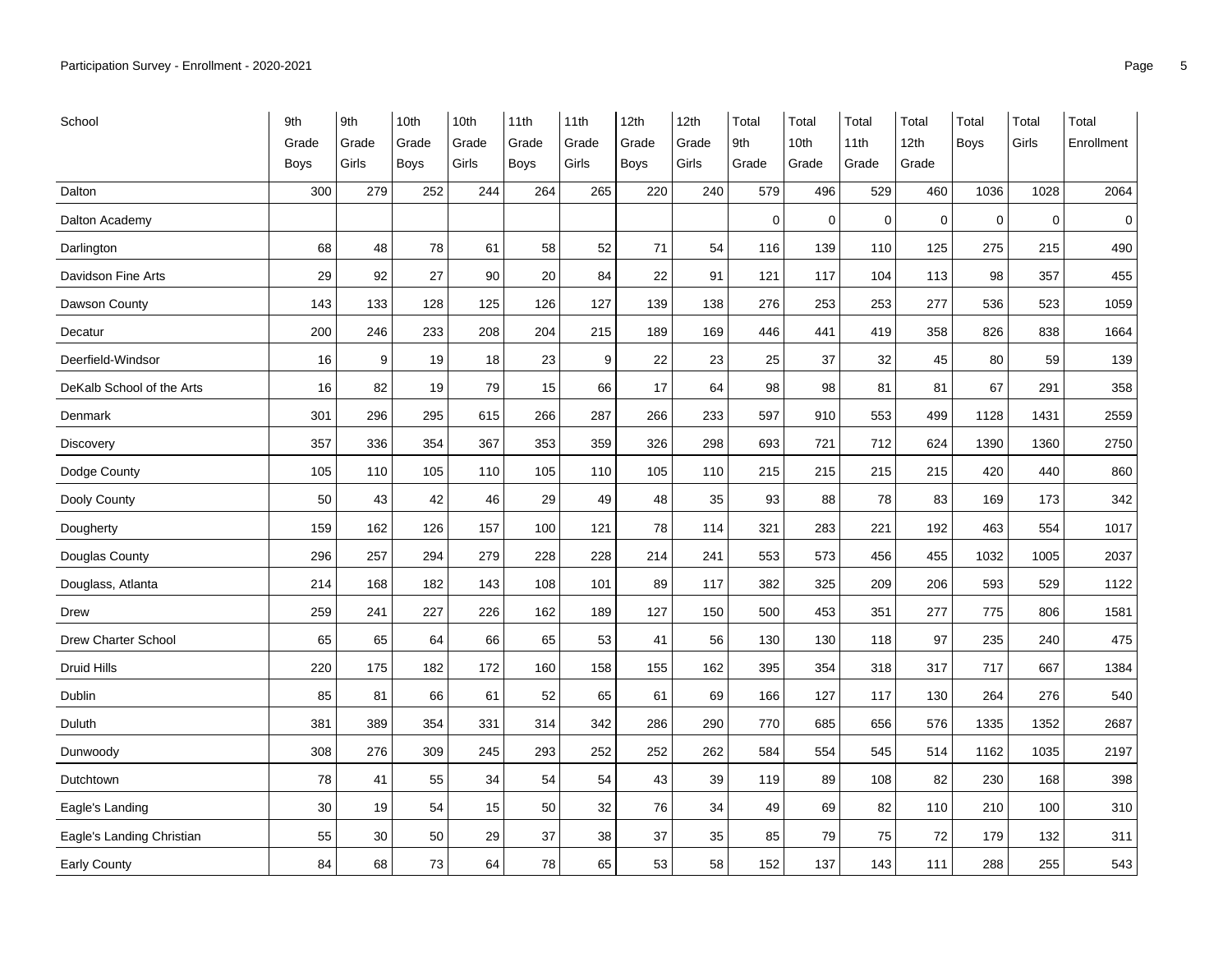| School | 9th Grade Boys | 9th Grade Girls | 10th Grade Boys | 10th Grade Girls | 11th Grade Boys | 11th Grade Girls | 12th Grade Boys | 12th Grade Girls | Total 9th Grade | Total 10th Grade | Total 11th Grade | Total 12th Grade | Total Boys | Total Girls | Total Enrollment |
|---|---|---|---|---|---|---|---|---|---|---|---|---|---|---|---|
| Dalton | 300 | 279 | 252 | 244 | 264 | 265 | 220 | 240 | 579 | 496 | 529 | 460 | 1036 | 1028 | 2064 |
| Dalton Academy | | | | | | | | | 0 | 0 | 0 | 0 | 0 | 0 | 0 |
| Darlington | 68 | 48 | 78 | 61 | 58 | 52 | 71 | 54 | 116 | 139 | 110 | 125 | 275 | 215 | 490 |
| Davidson Fine Arts | 29 | 92 | 27 | 90 | 20 | 84 | 22 | 91 | 121 | 117 | 104 | 113 | 98 | 357 | 455 |
| Dawson County | 143 | 133 | 128 | 125 | 126 | 127 | 139 | 138 | 276 | 253 | 253 | 277 | 536 | 523 | 1059 |
| Decatur | 200 | 246 | 233 | 208 | 204 | 215 | 189 | 169 | 446 | 441 | 419 | 358 | 826 | 838 | 1664 |
| Deerfield-Windsor | 16 | 9 | 19 | 18 | 23 | 9 | 22 | 23 | 25 | 37 | 32 | 45 | 80 | 59 | 139 |
| DeKalb School of the Arts | 16 | 82 | 19 | 79 | 15 | 66 | 17 | 64 | 98 | 98 | 81 | 81 | 67 | 291 | 358 |
| Denmark | 301 | 296 | 295 | 615 | 266 | 287 | 266 | 233 | 597 | 910 | 553 | 499 | 1128 | 1431 | 2559 |
| Discovery | 357 | 336 | 354 | 367 | 353 | 359 | 326 | 298 | 693 | 721 | 712 | 624 | 1390 | 1360 | 2750 |
| Dodge County | 105 | 110 | 105 | 110 | 105 | 110 | 105 | 110 | 215 | 215 | 215 | 215 | 420 | 440 | 860 |
| Dooly County | 50 | 43 | 42 | 46 | 29 | 49 | 48 | 35 | 93 | 88 | 78 | 83 | 169 | 173 | 342 |
| Dougherty | 159 | 162 | 126 | 157 | 100 | 121 | 78 | 114 | 321 | 283 | 221 | 192 | 463 | 554 | 1017 |
| Douglas County | 296 | 257 | 294 | 279 | 228 | 228 | 214 | 241 | 553 | 573 | 456 | 455 | 1032 | 1005 | 2037 |
| Douglass, Atlanta | 214 | 168 | 182 | 143 | 108 | 101 | 89 | 117 | 382 | 325 | 209 | 206 | 593 | 529 | 1122 |
| Drew | 259 | 241 | 227 | 226 | 162 | 189 | 127 | 150 | 500 | 453 | 351 | 277 | 775 | 806 | 1581 |
| Drew Charter School | 65 | 65 | 64 | 66 | 65 | 53 | 41 | 56 | 130 | 130 | 118 | 97 | 235 | 240 | 475 |
| Druid Hills | 220 | 175 | 182 | 172 | 160 | 158 | 155 | 162 | 395 | 354 | 318 | 317 | 717 | 667 | 1384 |
| Dublin | 85 | 81 | 66 | 61 | 52 | 65 | 61 | 69 | 166 | 127 | 117 | 130 | 264 | 276 | 540 |
| Duluth | 381 | 389 | 354 | 331 | 314 | 342 | 286 | 290 | 770 | 685 | 656 | 576 | 1335 | 1352 | 2687 |
| Dunwoody | 308 | 276 | 309 | 245 | 293 | 252 | 252 | 262 | 584 | 554 | 545 | 514 | 1162 | 1035 | 2197 |
| Dutchtown | 78 | 41 | 55 | 34 | 54 | 54 | 43 | 39 | 119 | 89 | 108 | 82 | 230 | 168 | 398 |
| Eagle's Landing | 30 | 19 | 54 | 15 | 50 | 32 | 76 | 34 | 49 | 69 | 82 | 110 | 210 | 100 | 310 |
| Eagle's Landing Christian | 55 | 30 | 50 | 29 | 37 | 38 | 37 | 35 | 85 | 79 | 75 | 72 | 179 | 132 | 311 |
| Early County | 84 | 68 | 73 | 64 | 78 | 65 | 53 | 58 | 152 | 137 | 143 | 111 | 288 | 255 | 543 |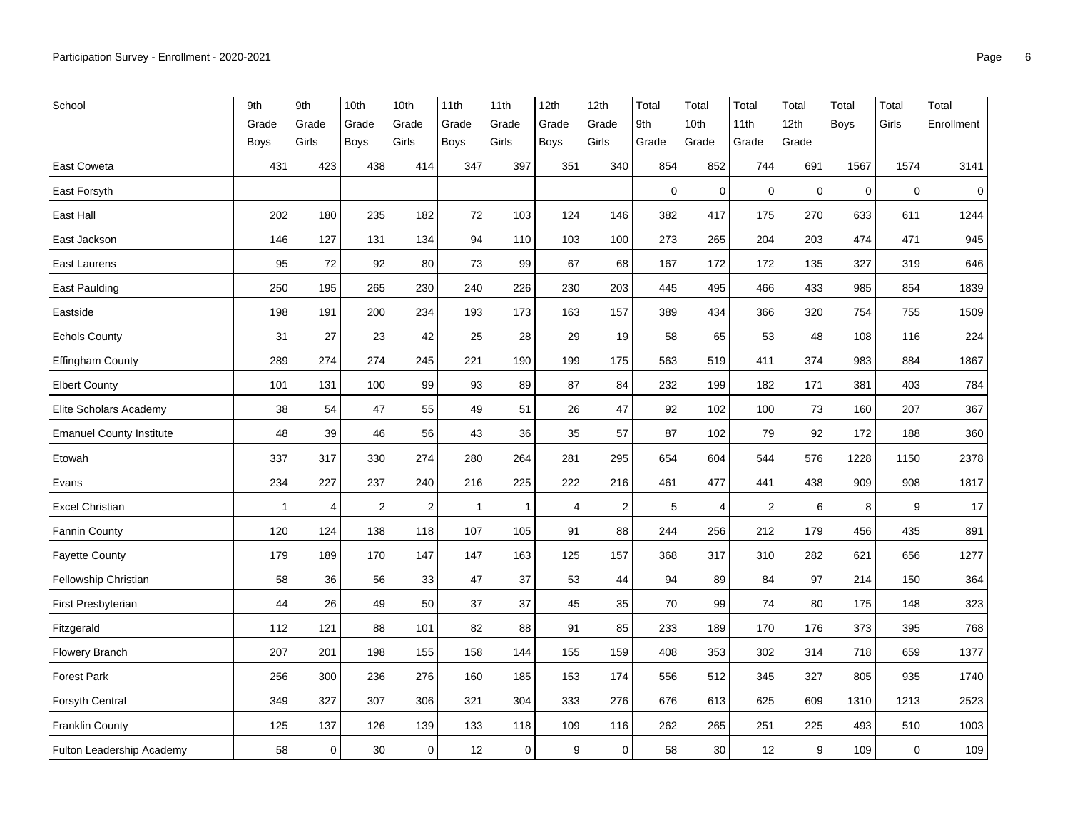| School | 9th Grade Boys | 9th Grade Girls | 10th Grade Boys | 10th Grade Girls | 11th Grade Boys | 11th Grade Girls | 12th Grade Boys | 12th Grade Girls | Total 9th Grade | Total 10th Grade | Total 11th Grade | Total 12th Grade | Total Boys | Total Girls | Total Enrollment |
|---|---|---|---|---|---|---|---|---|---|---|---|---|---|---|---|
| East Coweta | 431 | 423 | 438 | 414 | 347 | 397 | 351 | 340 | 854 | 852 | 744 | 691 | 1567 | 1574 | 3141 |
| East Forsyth | | | | | | | | | 0 | 0 | 0 | 0 | 0 | 0 | 0 |
| East Hall | 202 | 180 | 235 | 182 | 72 | 103 | 124 | 146 | 382 | 417 | 175 | 270 | 633 | 611 | 1244 |
| East Jackson | 146 | 127 | 131 | 134 | 94 | 110 | 103 | 100 | 273 | 265 | 204 | 203 | 474 | 471 | 945 |
| East Laurens | 95 | 72 | 92 | 80 | 73 | 99 | 67 | 68 | 167 | 172 | 172 | 135 | 327 | 319 | 646 |
| East Paulding | 250 | 195 | 265 | 230 | 240 | 226 | 230 | 203 | 445 | 495 | 466 | 433 | 985 | 854 | 1839 |
| Eastside | 198 | 191 | 200 | 234 | 193 | 173 | 163 | 157 | 389 | 434 | 366 | 320 | 754 | 755 | 1509 |
| Echols County | 31 | 27 | 23 | 42 | 25 | 28 | 29 | 19 | 58 | 65 | 53 | 48 | 108 | 116 | 224 |
| Effingham County | 289 | 274 | 274 | 245 | 221 | 190 | 199 | 175 | 563 | 519 | 411 | 374 | 983 | 884 | 1867 |
| Elbert County | 101 | 131 | 100 | 99 | 93 | 89 | 87 | 84 | 232 | 199 | 182 | 171 | 381 | 403 | 784 |
| Elite Scholars Academy | 38 | 54 | 47 | 55 | 49 | 51 | 26 | 47 | 92 | 102 | 100 | 73 | 160 | 207 | 367 |
| Emanuel County Institute | 48 | 39 | 46 | 56 | 43 | 36 | 35 | 57 | 87 | 102 | 79 | 92 | 172 | 188 | 360 |
| Etowah | 337 | 317 | 330 | 274 | 280 | 264 | 281 | 295 | 654 | 604 | 544 | 576 | 1228 | 1150 | 2378 |
| Evans | 234 | 227 | 237 | 240 | 216 | 225 | 222 | 216 | 461 | 477 | 441 | 438 | 909 | 908 | 1817 |
| Excel Christian | 1 | 4 | 2 | 2 | 1 | 1 | 4 | 2 | 5 | 4 | 2 | 6 | 8 | 9 | 17 |
| Fannin County | 120 | 124 | 138 | 118 | 107 | 105 | 91 | 88 | 244 | 256 | 212 | 179 | 456 | 435 | 891 |
| Fayette County | 179 | 189 | 170 | 147 | 147 | 163 | 125 | 157 | 368 | 317 | 310 | 282 | 621 | 656 | 1277 |
| Fellowship Christian | 58 | 36 | 56 | 33 | 47 | 37 | 53 | 44 | 94 | 89 | 84 | 97 | 214 | 150 | 364 |
| First Presbyterian | 44 | 26 | 49 | 50 | 37 | 37 | 45 | 35 | 70 | 99 | 74 | 80 | 175 | 148 | 323 |
| Fitzgerald | 112 | 121 | 88 | 101 | 82 | 88 | 91 | 85 | 233 | 189 | 170 | 176 | 373 | 395 | 768 |
| Flowery Branch | 207 | 201 | 198 | 155 | 158 | 144 | 155 | 159 | 408 | 353 | 302 | 314 | 718 | 659 | 1377 |
| Forest Park | 256 | 300 | 236 | 276 | 160 | 185 | 153 | 174 | 556 | 512 | 345 | 327 | 805 | 935 | 1740 |
| Forsyth Central | 349 | 327 | 307 | 306 | 321 | 304 | 333 | 276 | 676 | 613 | 625 | 609 | 1310 | 1213 | 2523 |
| Franklin County | 125 | 137 | 126 | 139 | 133 | 118 | 109 | 116 | 262 | 265 | 251 | 225 | 493 | 510 | 1003 |
| Fulton Leadership Academy | 58 | 0 | 30 | 0 | 12 | 0 | 9 | 0 | 58 | 30 | 12 | 9 | 109 | 0 | 109 |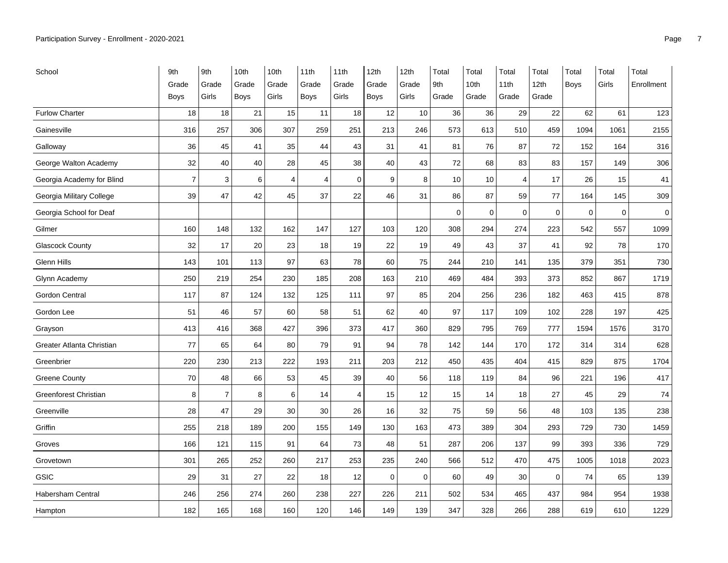| School | 9th Grade Boys | 9th Grade Girls | 10th Grade Boys | 10th Grade Girls | 11th Grade Boys | 11th Grade Girls | 12th Grade Boys | 12th Grade Girls | Total 9th Grade | Total 10th Grade | Total 11th Grade | Total 12th Grade | Total Boys | Total Girls | Total Enrollment |
|---|---|---|---|---|---|---|---|---|---|---|---|---|---|---|---|
| Furlow Charter | 18 | 18 | 21 | 15 | 11 | 18 | 12 | 10 | 36 | 36 | 29 | 22 | 62 | 61 | 123 |
| Gainesville | 316 | 257 | 306 | 307 | 259 | 251 | 213 | 246 | 573 | 613 | 510 | 459 | 1094 | 1061 | 2155 |
| Galloway | 36 | 45 | 41 | 35 | 44 | 43 | 31 | 41 | 81 | 76 | 87 | 72 | 152 | 164 | 316 |
| George Walton Academy | 32 | 40 | 40 | 28 | 45 | 38 | 40 | 43 | 72 | 68 | 83 | 83 | 157 | 149 | 306 |
| Georgia Academy for Blind | 7 | 3 | 6 | 4 | 4 | 0 | 9 | 8 | 10 | 10 | 4 | 17 | 26 | 15 | 41 |
| Georgia Military College | 39 | 47 | 42 | 45 | 37 | 22 | 46 | 31 | 86 | 87 | 59 | 77 | 164 | 145 | 309 |
| Georgia School for Deaf | | | | | | | | | 0 | 0 | 0 | 0 | 0 | 0 | 0 |
| Gilmer | 160 | 148 | 132 | 162 | 147 | 127 | 103 | 120 | 308 | 294 | 274 | 223 | 542 | 557 | 1099 |
| Glascock County | 32 | 17 | 20 | 23 | 18 | 19 | 22 | 19 | 49 | 43 | 37 | 41 | 92 | 78 | 170 |
| Glenn Hills | 143 | 101 | 113 | 97 | 63 | 78 | 60 | 75 | 244 | 210 | 141 | 135 | 379 | 351 | 730 |
| Glynn Academy | 250 | 219 | 254 | 230 | 185 | 208 | 163 | 210 | 469 | 484 | 393 | 373 | 852 | 867 | 1719 |
| Gordon Central | 117 | 87 | 124 | 132 | 125 | 111 | 97 | 85 | 204 | 256 | 236 | 182 | 463 | 415 | 878 |
| Gordon Lee | 51 | 46 | 57 | 60 | 58 | 51 | 62 | 40 | 97 | 117 | 109 | 102 | 228 | 197 | 425 |
| Grayson | 413 | 416 | 368 | 427 | 396 | 373 | 417 | 360 | 829 | 795 | 769 | 777 | 1594 | 1576 | 3170 |
| Greater Atlanta Christian | 77 | 65 | 64 | 80 | 79 | 91 | 94 | 78 | 142 | 144 | 170 | 172 | 314 | 314 | 628 |
| Greenbrier | 220 | 230 | 213 | 222 | 193 | 211 | 203 | 212 | 450 | 435 | 404 | 415 | 829 | 875 | 1704 |
| Greene County | 70 | 48 | 66 | 53 | 45 | 39 | 40 | 56 | 118 | 119 | 84 | 96 | 221 | 196 | 417 |
| Greenforest Christian | 8 | 7 | 8 | 6 | 14 | 4 | 15 | 12 | 15 | 14 | 18 | 27 | 45 | 29 | 74 |
| Greenville | 28 | 47 | 29 | 30 | 30 | 26 | 16 | 32 | 75 | 59 | 56 | 48 | 103 | 135 | 238 |
| Griffin | 255 | 218 | 189 | 200 | 155 | 149 | 130 | 163 | 473 | 389 | 304 | 293 | 729 | 730 | 1459 |
| Groves | 166 | 121 | 115 | 91 | 64 | 73 | 48 | 51 | 287 | 206 | 137 | 99 | 393 | 336 | 729 |
| Grovetown | 301 | 265 | 252 | 260 | 217 | 253 | 235 | 240 | 566 | 512 | 470 | 475 | 1005 | 1018 | 2023 |
| GSIC | 29 | 31 | 27 | 22 | 18 | 12 | 0 | 0 | 60 | 49 | 30 | 0 | 74 | 65 | 139 |
| Habersham Central | 246 | 256 | 274 | 260 | 238 | 227 | 226 | 211 | 502 | 534 | 465 | 437 | 984 | 954 | 1938 |
| Hampton | 182 | 165 | 168 | 160 | 120 | 146 | 149 | 139 | 347 | 328 | 266 | 288 | 619 | 610 | 1229 |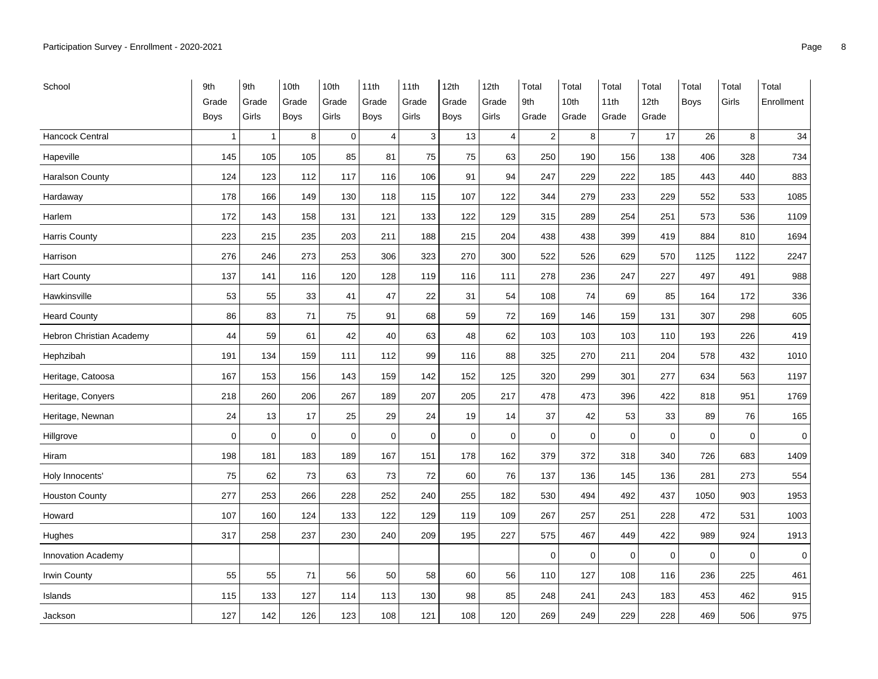| School | 9th Grade Boys | 9th Grade Girls | 10th Grade Boys | 10th Grade Girls | 11th Grade Boys | 11th Grade Girls | 12th Grade Boys | 12th Grade Girls | Total 9th Grade | Total 10th Grade | Total 11th Grade | Total 12th Grade | Total Boys | Total Girls | Total Enrollment |
|---|---|---|---|---|---|---|---|---|---|---|---|---|---|---|---|
| Hancock Central | 1 | 1 | 8 | 0 | 4 | 3 | 13 | 4 | 2 | 8 | 7 | 17 | 26 | 8 | 34 |
| Hapeville | 145 | 105 | 105 | 85 | 81 | 75 | 75 | 63 | 250 | 190 | 156 | 138 | 406 | 328 | 734 |
| Haralson County | 124 | 123 | 112 | 117 | 116 | 106 | 91 | 94 | 247 | 229 | 222 | 185 | 443 | 440 | 883 |
| Hardaway | 178 | 166 | 149 | 130 | 118 | 115 | 107 | 122 | 344 | 279 | 233 | 229 | 552 | 533 | 1085 |
| Harlem | 172 | 143 | 158 | 131 | 121 | 133 | 122 | 129 | 315 | 289 | 254 | 251 | 573 | 536 | 1109 |
| Harris County | 223 | 215 | 235 | 203 | 211 | 188 | 215 | 204 | 438 | 438 | 399 | 419 | 884 | 810 | 1694 |
| Harrison | 276 | 246 | 273 | 253 | 306 | 323 | 270 | 300 | 522 | 526 | 629 | 570 | 1125 | 1122 | 2247 |
| Hart County | 137 | 141 | 116 | 120 | 128 | 119 | 116 | 111 | 278 | 236 | 247 | 227 | 497 | 491 | 988 |
| Hawkinsville | 53 | 55 | 33 | 41 | 47 | 22 | 31 | 54 | 108 | 74 | 69 | 85 | 164 | 172 | 336 |
| Heard County | 86 | 83 | 71 | 75 | 91 | 68 | 59 | 72 | 169 | 146 | 159 | 131 | 307 | 298 | 605 |
| Hebron Christian Academy | 44 | 59 | 61 | 42 | 40 | 63 | 48 | 62 | 103 | 103 | 103 | 110 | 193 | 226 | 419 |
| Hephzibah | 191 | 134 | 159 | 111 | 112 | 99 | 116 | 88 | 325 | 270 | 211 | 204 | 578 | 432 | 1010 |
| Heritage, Catoosa | 167 | 153 | 156 | 143 | 159 | 142 | 152 | 125 | 320 | 299 | 301 | 277 | 634 | 563 | 1197 |
| Heritage, Conyers | 218 | 260 | 206 | 267 | 189 | 207 | 205 | 217 | 478 | 473 | 396 | 422 | 818 | 951 | 1769 |
| Heritage, Newnan | 24 | 13 | 17 | 25 | 29 | 24 | 19 | 14 | 37 | 42 | 53 | 33 | 89 | 76 | 165 |
| Hillgrove | 0 | 0 | 0 | 0 | 0 | 0 | 0 | 0 | 0 | 0 | 0 | 0 | 0 | 0 | 0 |
| Hiram | 198 | 181 | 183 | 189 | 167 | 151 | 178 | 162 | 379 | 372 | 318 | 340 | 726 | 683 | 1409 |
| Holy Innocents' | 75 | 62 | 73 | 63 | 73 | 72 | 60 | 76 | 137 | 136 | 145 | 136 | 281 | 273 | 554 |
| Houston County | 277 | 253 | 266 | 228 | 252 | 240 | 255 | 182 | 530 | 494 | 492 | 437 | 1050 | 903 | 1953 |
| Howard | 107 | 160 | 124 | 133 | 122 | 129 | 119 | 109 | 267 | 257 | 251 | 228 | 472 | 531 | 1003 |
| Hughes | 317 | 258 | 237 | 230 | 240 | 209 | 195 | 227 | 575 | 467 | 449 | 422 | 989 | 924 | 1913 |
| Innovation Academy | | | | | | | | | 0 | 0 | 0 | 0 | 0 | 0 | 0 |
| Irwin County | 55 | 55 | 71 | 56 | 50 | 58 | 60 | 56 | 110 | 127 | 108 | 116 | 236 | 225 | 461 |
| Islands | 115 | 133 | 127 | 114 | 113 | 130 | 98 | 85 | 248 | 241 | 243 | 183 | 453 | 462 | 915 |
| Jackson | 127 | 142 | 126 | 123 | 108 | 121 | 108 | 120 | 269 | 249 | 229 | 228 | 469 | 506 | 975 |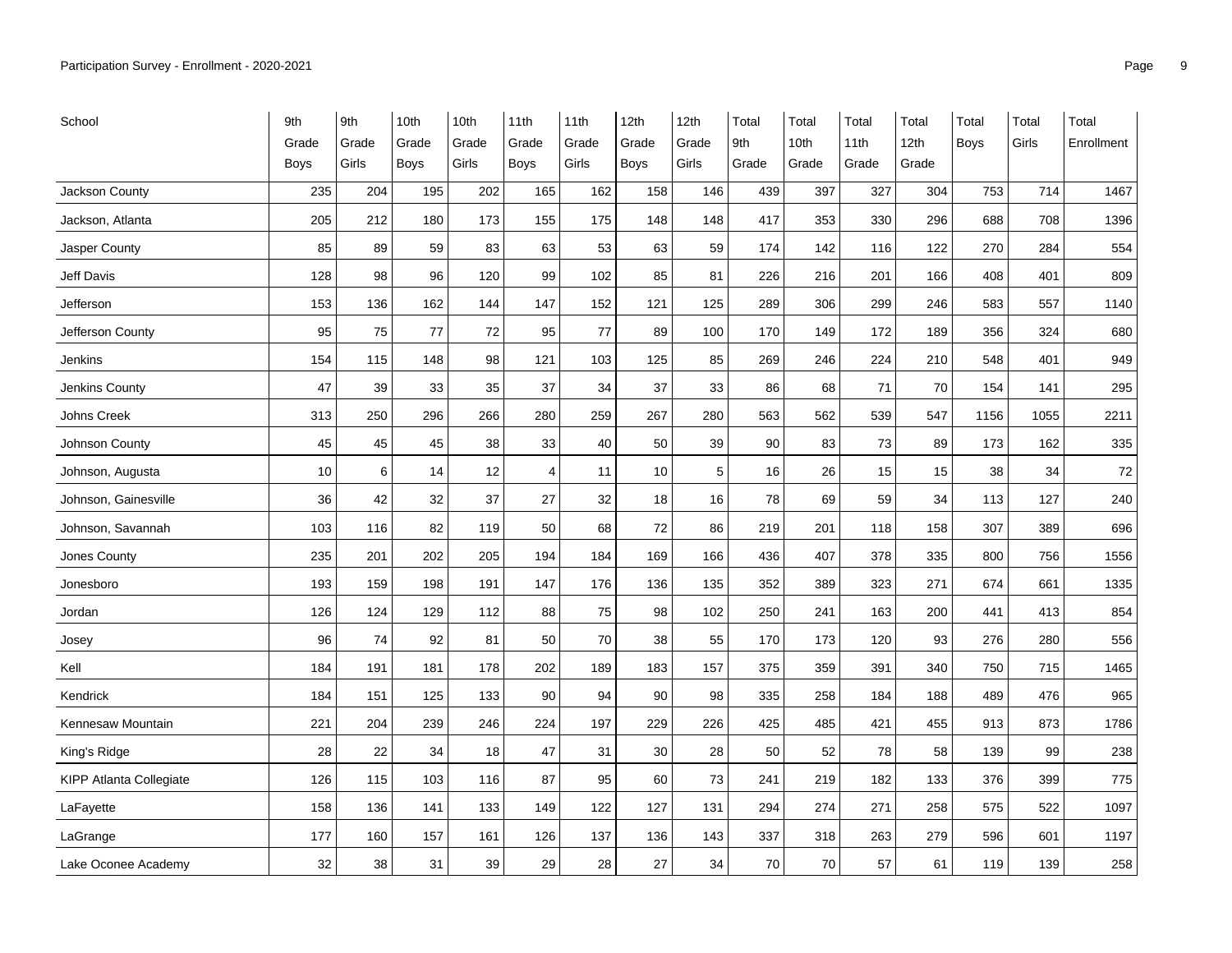| School | 9th Grade Boys | 9th Grade Girls | 10th Grade Boys | 10th Grade Girls | 11th Grade Boys | 11th Grade Girls | 12th Grade Boys | 12th Grade Girls | Total 9th Grade | Total 10th Grade | Total 11th Grade | Total 12th Grade | Total Boys | Total Girls | Total Enrollment |
|---|---|---|---|---|---|---|---|---|---|---|---|---|---|---|---|
| Jackson County | 235 | 204 | 195 | 202 | 165 | 162 | 158 | 146 | 439 | 397 | 327 | 304 | 753 | 714 | 1467 |
| Jackson, Atlanta | 205 | 212 | 180 | 173 | 155 | 175 | 148 | 148 | 417 | 353 | 330 | 296 | 688 | 708 | 1396 |
| Jasper County | 85 | 89 | 59 | 83 | 63 | 53 | 63 | 59 | 174 | 142 | 116 | 122 | 270 | 284 | 554 |
| Jeff Davis | 128 | 98 | 96 | 120 | 99 | 102 | 85 | 81 | 226 | 216 | 201 | 166 | 408 | 401 | 809 |
| Jefferson | 153 | 136 | 162 | 144 | 147 | 152 | 121 | 125 | 289 | 306 | 299 | 246 | 583 | 557 | 1140 |
| Jefferson County | 95 | 75 | 77 | 72 | 95 | 77 | 89 | 100 | 170 | 149 | 172 | 189 | 356 | 324 | 680 |
| Jenkins | 154 | 115 | 148 | 98 | 121 | 103 | 125 | 85 | 269 | 246 | 224 | 210 | 548 | 401 | 949 |
| Jenkins County | 47 | 39 | 33 | 35 | 37 | 34 | 37 | 33 | 86 | 68 | 71 | 70 | 154 | 141 | 295 |
| Johns Creek | 313 | 250 | 296 | 266 | 280 | 259 | 267 | 280 | 563 | 562 | 539 | 547 | 1156 | 1055 | 2211 |
| Johnson County | 45 | 45 | 45 | 38 | 33 | 40 | 50 | 39 | 90 | 83 | 73 | 89 | 173 | 162 | 335 |
| Johnson, Augusta | 10 | 6 | 14 | 12 | 4 | 11 | 10 | 5 | 16 | 26 | 15 | 15 | 38 | 34 | 72 |
| Johnson, Gainesville | 36 | 42 | 32 | 37 | 27 | 32 | 18 | 16 | 78 | 69 | 59 | 34 | 113 | 127 | 240 |
| Johnson, Savannah | 103 | 116 | 82 | 119 | 50 | 68 | 72 | 86 | 219 | 201 | 118 | 158 | 307 | 389 | 696 |
| Jones County | 235 | 201 | 202 | 205 | 194 | 184 | 169 | 166 | 436 | 407 | 378 | 335 | 800 | 756 | 1556 |
| Jonesboro | 193 | 159 | 198 | 191 | 147 | 176 | 136 | 135 | 352 | 389 | 323 | 271 | 674 | 661 | 1335 |
| Jordan | 126 | 124 | 129 | 112 | 88 | 75 | 98 | 102 | 250 | 241 | 163 | 200 | 441 | 413 | 854 |
| Josey | 96 | 74 | 92 | 81 | 50 | 70 | 38 | 55 | 170 | 173 | 120 | 93 | 276 | 280 | 556 |
| Kell | 184 | 191 | 181 | 178 | 202 | 189 | 183 | 157 | 375 | 359 | 391 | 340 | 750 | 715 | 1465 |
| Kendrick | 184 | 151 | 125 | 133 | 90 | 94 | 90 | 98 | 335 | 258 | 184 | 188 | 489 | 476 | 965 |
| Kennesaw Mountain | 221 | 204 | 239 | 246 | 224 | 197 | 229 | 226 | 425 | 485 | 421 | 455 | 913 | 873 | 1786 |
| King's Ridge | 28 | 22 | 34 | 18 | 47 | 31 | 30 | 28 | 50 | 52 | 78 | 58 | 139 | 99 | 238 |
| KIPP Atlanta Collegiate | 126 | 115 | 103 | 116 | 87 | 95 | 60 | 73 | 241 | 219 | 182 | 133 | 376 | 399 | 775 |
| LaFayette | 158 | 136 | 141 | 133 | 149 | 122 | 127 | 131 | 294 | 274 | 271 | 258 | 575 | 522 | 1097 |
| LaGrange | 177 | 160 | 157 | 161 | 126 | 137 | 136 | 143 | 337 | 318 | 263 | 279 | 596 | 601 | 1197 |
| Lake Oconee Academy | 32 | 38 | 31 | 39 | 29 | 28 | 27 | 34 | 70 | 70 | 57 | 61 | 119 | 139 | 258 |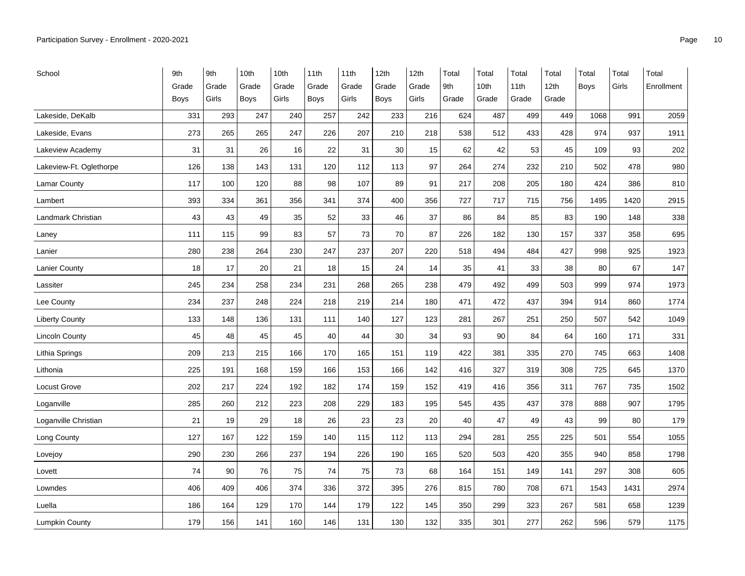| School | 9th Grade Boys | 9th Grade Girls | 10th Grade Boys | 10th Grade Girls | 11th Grade Boys | 11th Grade Girls | 12th Grade Boys | 12th Grade Girls | Total 9th Grade | Total 10th Grade | Total 11th Grade | Total 12th Grade | Total Boys | Total Girls | Total Enrollment |
|---|---|---|---|---|---|---|---|---|---|---|---|---|---|---|---|
| Lakeside, DeKalb | 331 | 293 | 247 | 240 | 257 | 242 | 233 | 216 | 624 | 487 | 499 | 449 | 1068 | 991 | 2059 |
| Lakeside, Evans | 273 | 265 | 265 | 247 | 226 | 207 | 210 | 218 | 538 | 512 | 433 | 428 | 974 | 937 | 1911 |
| Lakeview Academy | 31 | 31 | 26 | 16 | 22 | 31 | 30 | 15 | 62 | 42 | 53 | 45 | 109 | 93 | 202 |
| Lakeview-Ft. Oglethorpe | 126 | 138 | 143 | 131 | 120 | 112 | 113 | 97 | 264 | 274 | 232 | 210 | 502 | 478 | 980 |
| Lamar County | 117 | 100 | 120 | 88 | 98 | 107 | 89 | 91 | 217 | 208 | 205 | 180 | 424 | 386 | 810 |
| Lambert | 393 | 334 | 361 | 356 | 341 | 374 | 400 | 356 | 727 | 717 | 715 | 756 | 1495 | 1420 | 2915 |
| Landmark Christian | 43 | 43 | 49 | 35 | 52 | 33 | 46 | 37 | 86 | 84 | 85 | 83 | 190 | 148 | 338 |
| Laney | 111 | 115 | 99 | 83 | 57 | 73 | 70 | 87 | 226 | 182 | 130 | 157 | 337 | 358 | 695 |
| Lanier | 280 | 238 | 264 | 230 | 247 | 237 | 207 | 220 | 518 | 494 | 484 | 427 | 998 | 925 | 1923 |
| Lanier County | 18 | 17 | 20 | 21 | 18 | 15 | 24 | 14 | 35 | 41 | 33 | 38 | 80 | 67 | 147 |
| Lassiter | 245 | 234 | 258 | 234 | 231 | 268 | 265 | 238 | 479 | 492 | 499 | 503 | 999 | 974 | 1973 |
| Lee County | 234 | 237 | 248 | 224 | 218 | 219 | 214 | 180 | 471 | 472 | 437 | 394 | 914 | 860 | 1774 |
| Liberty County | 133 | 148 | 136 | 131 | 111 | 140 | 127 | 123 | 281 | 267 | 251 | 250 | 507 | 542 | 1049 |
| Lincoln County | 45 | 48 | 45 | 45 | 40 | 44 | 30 | 34 | 93 | 90 | 84 | 64 | 160 | 171 | 331 |
| Lithia Springs | 209 | 213 | 215 | 166 | 170 | 165 | 151 | 119 | 422 | 381 | 335 | 270 | 745 | 663 | 1408 |
| Lithonia | 225 | 191 | 168 | 159 | 166 | 153 | 166 | 142 | 416 | 327 | 319 | 308 | 725 | 645 | 1370 |
| Locust Grove | 202 | 217 | 224 | 192 | 182 | 174 | 159 | 152 | 419 | 416 | 356 | 311 | 767 | 735 | 1502 |
| Loganville | 285 | 260 | 212 | 223 | 208 | 229 | 183 | 195 | 545 | 435 | 437 | 378 | 888 | 907 | 1795 |
| Loganville Christian | 21 | 19 | 29 | 18 | 26 | 23 | 23 | 20 | 40 | 47 | 49 | 43 | 99 | 80 | 179 |
| Long County | 127 | 167 | 122 | 159 | 140 | 115 | 112 | 113 | 294 | 281 | 255 | 225 | 501 | 554 | 1055 |
| Lovejoy | 290 | 230 | 266 | 237 | 194 | 226 | 190 | 165 | 520 | 503 | 420 | 355 | 940 | 858 | 1798 |
| Lovett | 74 | 90 | 76 | 75 | 74 | 75 | 73 | 68 | 164 | 151 | 149 | 141 | 297 | 308 | 605 |
| Lowndes | 406 | 409 | 406 | 374 | 336 | 372 | 395 | 276 | 815 | 780 | 708 | 671 | 1543 | 1431 | 2974 |
| Luella | 186 | 164 | 129 | 170 | 144 | 179 | 122 | 145 | 350 | 299 | 323 | 267 | 581 | 658 | 1239 |
| Lumpkin County | 179 | 156 | 141 | 160 | 146 | 131 | 130 | 132 | 335 | 301 | 277 | 262 | 596 | 579 | 1175 |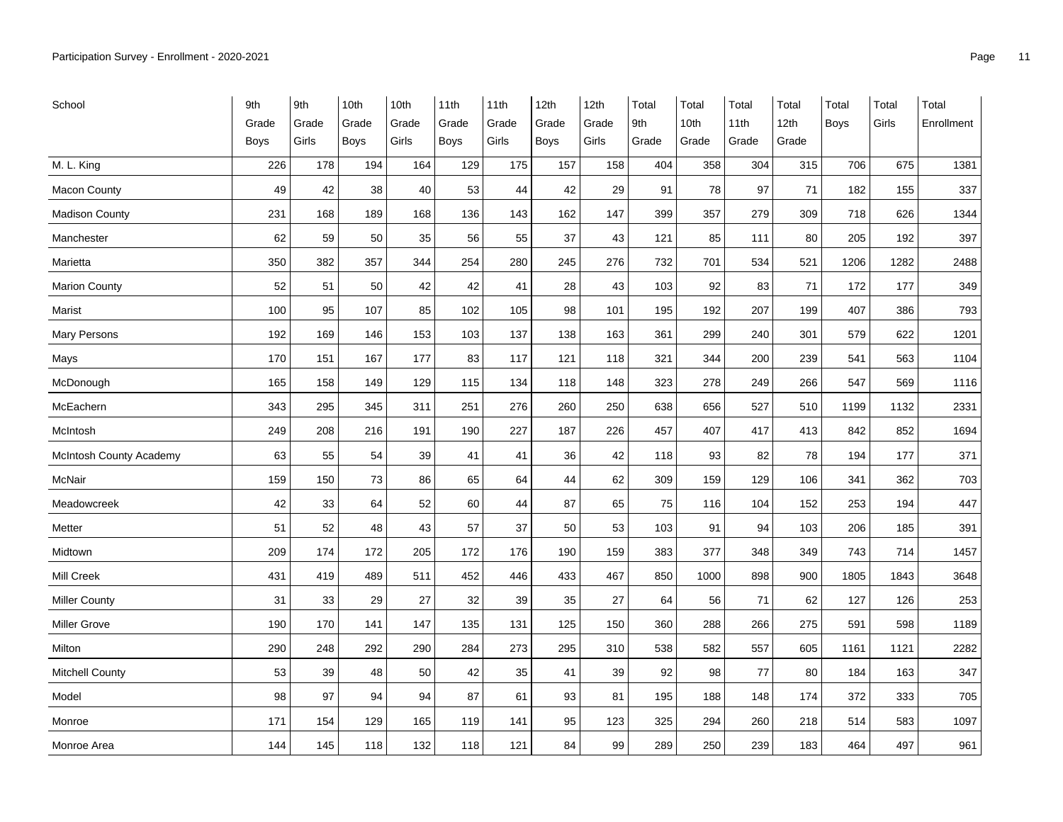| School | 9th Grade Boys | 9th Grade Girls | 10th Grade Boys | 10th Grade Girls | 11th Grade Boys | 11th Grade Girls | 12th Grade Boys | 12th Grade Girls | Total 9th Grade | Total 10th Grade | Total 11th Grade | Total 12th Grade | Total Boys | Total Girls | Total Enrollment |
|---|---|---|---|---|---|---|---|---|---|---|---|---|---|---|---|
| M. L. King | 226 | 178 | 194 | 164 | 129 | 175 | 157 | 158 | 404 | 358 | 304 | 315 | 706 | 675 | 1381 |
| Macon County | 49 | 42 | 38 | 40 | 53 | 44 | 42 | 29 | 91 | 78 | 97 | 71 | 182 | 155 | 337 |
| Madison County | 231 | 168 | 189 | 168 | 136 | 143 | 162 | 147 | 399 | 357 | 279 | 309 | 718 | 626 | 1344 |
| Manchester | 62 | 59 | 50 | 35 | 56 | 55 | 37 | 43 | 121 | 85 | 111 | 80 | 205 | 192 | 397 |
| Marietta | 350 | 382 | 357 | 344 | 254 | 280 | 245 | 276 | 732 | 701 | 534 | 521 | 1206 | 1282 | 2488 |
| Marion County | 52 | 51 | 50 | 42 | 42 | 41 | 28 | 43 | 103 | 92 | 83 | 71 | 172 | 177 | 349 |
| Marist | 100 | 95 | 107 | 85 | 102 | 105 | 98 | 101 | 195 | 192 | 207 | 199 | 407 | 386 | 793 |
| Mary Persons | 192 | 169 | 146 | 153 | 103 | 137 | 138 | 163 | 361 | 299 | 240 | 301 | 579 | 622 | 1201 |
| Mays | 170 | 151 | 167 | 177 | 83 | 117 | 121 | 118 | 321 | 344 | 200 | 239 | 541 | 563 | 1104 |
| McDonough | 165 | 158 | 149 | 129 | 115 | 134 | 118 | 148 | 323 | 278 | 249 | 266 | 547 | 569 | 1116 |
| McEachern | 343 | 295 | 345 | 311 | 251 | 276 | 260 | 250 | 638 | 656 | 527 | 510 | 1199 | 1132 | 2331 |
| McIntosh | 249 | 208 | 216 | 191 | 190 | 227 | 187 | 226 | 457 | 407 | 417 | 413 | 842 | 852 | 1694 |
| McIntosh County Academy | 63 | 55 | 54 | 39 | 41 | 41 | 36 | 42 | 118 | 93 | 82 | 78 | 194 | 177 | 371 |
| McNair | 159 | 150 | 73 | 86 | 65 | 64 | 44 | 62 | 309 | 159 | 129 | 106 | 341 | 362 | 703 |
| Meadowcreek | 42 | 33 | 64 | 52 | 60 | 44 | 87 | 65 | 75 | 116 | 104 | 152 | 253 | 194 | 447 |
| Metter | 51 | 52 | 48 | 43 | 57 | 37 | 50 | 53 | 103 | 91 | 94 | 103 | 206 | 185 | 391 |
| Midtown | 209 | 174 | 172 | 205 | 172 | 176 | 190 | 159 | 383 | 377 | 348 | 349 | 743 | 714 | 1457 |
| Mill Creek | 431 | 419 | 489 | 511 | 452 | 446 | 433 | 467 | 850 | 1000 | 898 | 900 | 1805 | 1843 | 3648 |
| Miller County | 31 | 33 | 29 | 27 | 32 | 39 | 35 | 27 | 64 | 56 | 71 | 62 | 127 | 126 | 253 |
| Miller Grove | 190 | 170 | 141 | 147 | 135 | 131 | 125 | 150 | 360 | 288 | 266 | 275 | 591 | 598 | 1189 |
| Milton | 290 | 248 | 292 | 290 | 284 | 273 | 295 | 310 | 538 | 582 | 557 | 605 | 1161 | 1121 | 2282 |
| Mitchell County | 53 | 39 | 48 | 50 | 42 | 35 | 41 | 39 | 92 | 98 | 77 | 80 | 184 | 163 | 347 |
| Model | 98 | 97 | 94 | 94 | 87 | 61 | 93 | 81 | 195 | 188 | 148 | 174 | 372 | 333 | 705 |
| Monroe | 171 | 154 | 129 | 165 | 119 | 141 | 95 | 123 | 325 | 294 | 260 | 218 | 514 | 583 | 1097 |
| Monroe Area | 144 | 145 | 118 | 132 | 118 | 121 | 84 | 99 | 289 | 250 | 239 | 183 | 464 | 497 | 961 |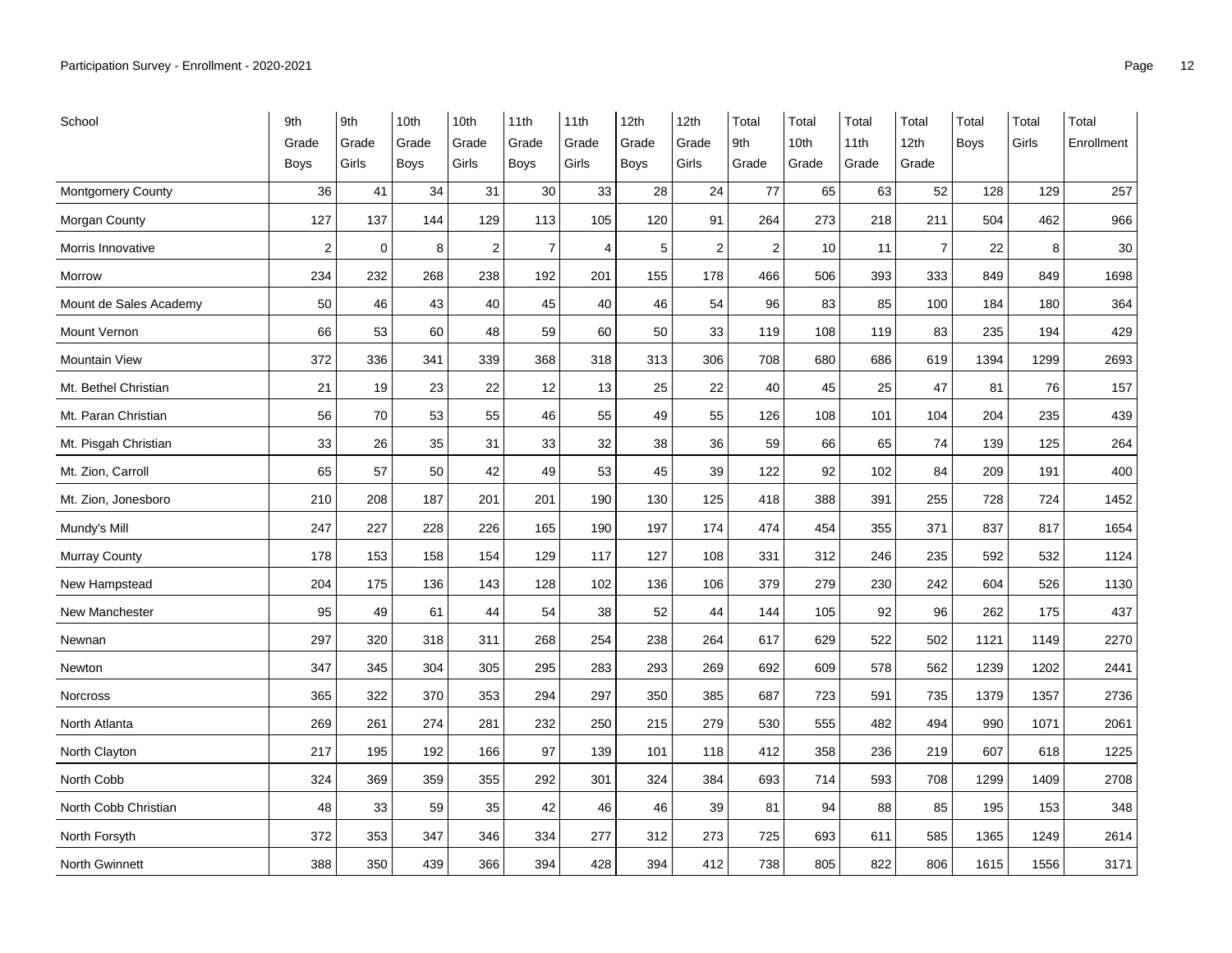| School | 9th Grade Boys | 9th Grade Girls | 10th Grade Boys | 10th Grade Girls | 11th Grade Boys | 11th Grade Girls | 12th Grade Boys | 12th Grade Girls | Total 9th Grade | Total 10th Grade | Total 11th Grade | Total 12th Grade | Total Boys | Total Girls | Total Enrollment |
|---|---|---|---|---|---|---|---|---|---|---|---|---|---|---|---|
| Montgomery County | 36 | 41 | 34 | 31 | 30 | 33 | 28 | 24 | 77 | 65 | 63 | 52 | 128 | 129 | 257 |
| Morgan County | 127 | 137 | 144 | 129 | 113 | 105 | 120 | 91 | 264 | 273 | 218 | 211 | 504 | 462 | 966 |
| Morris Innovative | 2 | 0 | 8 | 2 | 7 | 4 | 5 | 2 | 2 | 10 | 11 | 7 | 22 | 8 | 30 |
| Morrow | 234 | 232 | 268 | 238 | 192 | 201 | 155 | 178 | 466 | 506 | 393 | 333 | 849 | 849 | 1698 |
| Mount de Sales Academy | 50 | 46 | 43 | 40 | 45 | 40 | 46 | 54 | 96 | 83 | 85 | 100 | 184 | 180 | 364 |
| Mount Vernon | 66 | 53 | 60 | 48 | 59 | 60 | 50 | 33 | 119 | 108 | 119 | 83 | 235 | 194 | 429 |
| Mountain View | 372 | 336 | 341 | 339 | 368 | 318 | 313 | 306 | 708 | 680 | 686 | 619 | 1394 | 1299 | 2693 |
| Mt. Bethel Christian | 21 | 19 | 23 | 22 | 12 | 13 | 25 | 22 | 40 | 45 | 25 | 47 | 81 | 76 | 157 |
| Mt. Paran Christian | 56 | 70 | 53 | 55 | 46 | 55 | 49 | 55 | 126 | 108 | 101 | 104 | 204 | 235 | 439 |
| Mt. Pisgah Christian | 33 | 26 | 35 | 31 | 33 | 32 | 38 | 36 | 59 | 66 | 65 | 74 | 139 | 125 | 264 |
| Mt. Zion, Carroll | 65 | 57 | 50 | 42 | 49 | 53 | 45 | 39 | 122 | 92 | 102 | 84 | 209 | 191 | 400 |
| Mt. Zion, Jonesboro | 210 | 208 | 187 | 201 | 201 | 190 | 130 | 125 | 418 | 388 | 391 | 255 | 728 | 724 | 1452 |
| Mundy's Mill | 247 | 227 | 228 | 226 | 165 | 190 | 197 | 174 | 474 | 454 | 355 | 371 | 837 | 817 | 1654 |
| Murray County | 178 | 153 | 158 | 154 | 129 | 117 | 127 | 108 | 331 | 312 | 246 | 235 | 592 | 532 | 1124 |
| New Hampstead | 204 | 175 | 136 | 143 | 128 | 102 | 136 | 106 | 379 | 279 | 230 | 242 | 604 | 526 | 1130 |
| New Manchester | 95 | 49 | 61 | 44 | 54 | 38 | 52 | 44 | 144 | 105 | 92 | 96 | 262 | 175 | 437 |
| Newnan | 297 | 320 | 318 | 311 | 268 | 254 | 238 | 264 | 617 | 629 | 522 | 502 | 1121 | 1149 | 2270 |
| Newton | 347 | 345 | 304 | 305 | 295 | 283 | 293 | 269 | 692 | 609 | 578 | 562 | 1239 | 1202 | 2441 |
| Norcross | 365 | 322 | 370 | 353 | 294 | 297 | 350 | 385 | 687 | 723 | 591 | 735 | 1379 | 1357 | 2736 |
| North Atlanta | 269 | 261 | 274 | 281 | 232 | 250 | 215 | 279 | 530 | 555 | 482 | 494 | 990 | 1071 | 2061 |
| North Clayton | 217 | 195 | 192 | 166 | 97 | 139 | 101 | 118 | 412 | 358 | 236 | 219 | 607 | 618 | 1225 |
| North Cobb | 324 | 369 | 359 | 355 | 292 | 301 | 324 | 384 | 693 | 714 | 593 | 708 | 1299 | 1409 | 2708 |
| North Cobb Christian | 48 | 33 | 59 | 35 | 42 | 46 | 46 | 39 | 81 | 94 | 88 | 85 | 195 | 153 | 348 |
| North Forsyth | 372 | 353 | 347 | 346 | 334 | 277 | 312 | 273 | 725 | 693 | 611 | 585 | 1365 | 1249 | 2614 |
| North Gwinnett | 388 | 350 | 439 | 366 | 394 | 428 | 394 | 412 | 738 | 805 | 822 | 806 | 1615 | 1556 | 3171 |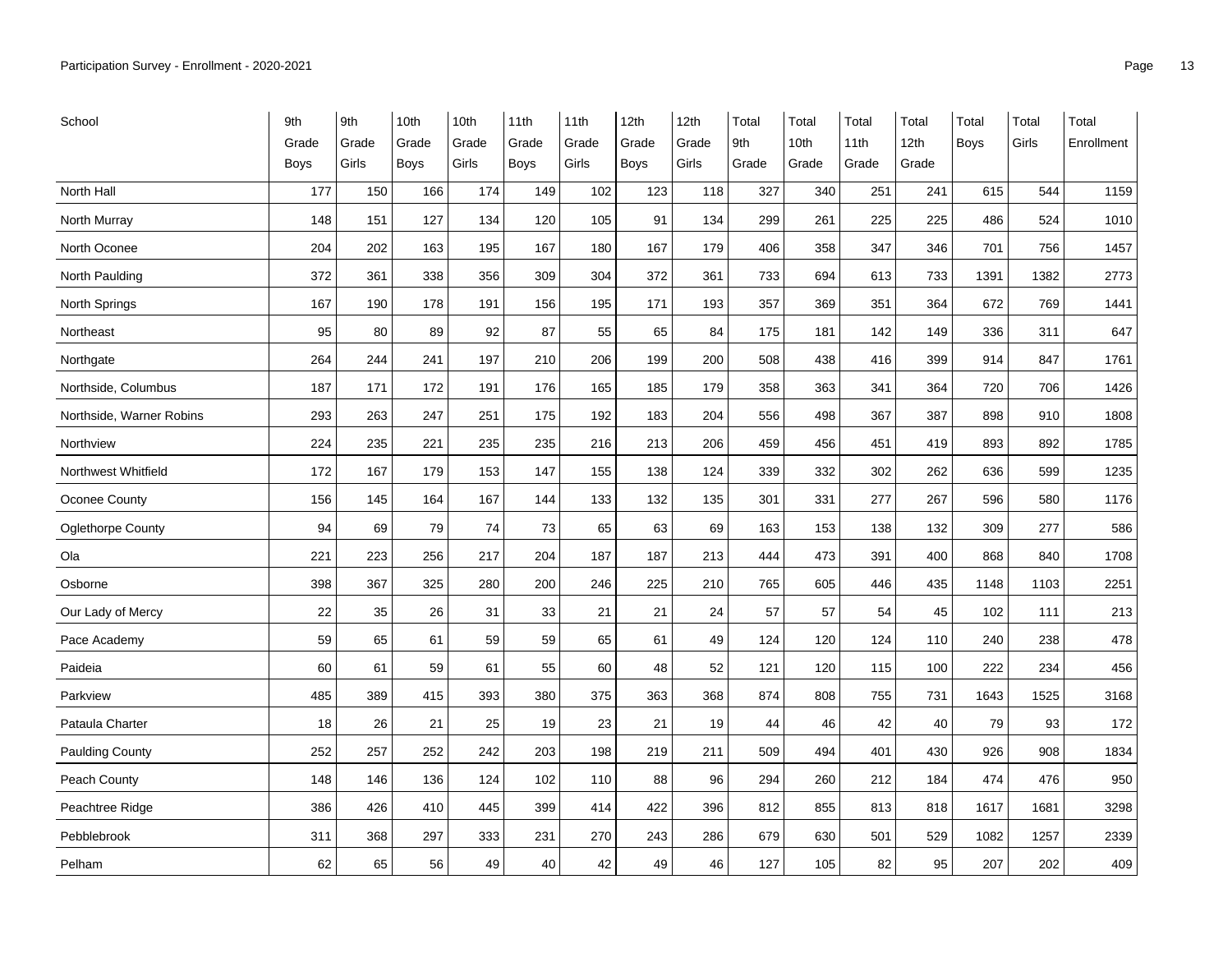| School | 9th Grade Boys | 9th Grade Girls | 10th Grade Boys | 10th Grade Girls | 11th Grade Boys | 11th Grade Girls | 12th Grade Boys | 12th Grade Girls | Total 9th Grade | Total 10th Grade | Total 11th Grade | Total 12th Grade | Total Boys | Total Girls | Total Enrollment |
|---|---|---|---|---|---|---|---|---|---|---|---|---|---|---|---|
| North Hall | 177 | 150 | 166 | 174 | 149 | 102 | 123 | 118 | 327 | 340 | 251 | 241 | 615 | 544 | 1159 |
| North Murray | 148 | 151 | 127 | 134 | 120 | 105 | 91 | 134 | 299 | 261 | 225 | 225 | 486 | 524 | 1010 |
| North Oconee | 204 | 202 | 163 | 195 | 167 | 180 | 167 | 179 | 406 | 358 | 347 | 346 | 701 | 756 | 1457 |
| North Paulding | 372 | 361 | 338 | 356 | 309 | 304 | 372 | 361 | 733 | 694 | 613 | 733 | 1391 | 1382 | 2773 |
| North Springs | 167 | 190 | 178 | 191 | 156 | 195 | 171 | 193 | 357 | 369 | 351 | 364 | 672 | 769 | 1441 |
| Northeast | 95 | 80 | 89 | 92 | 87 | 55 | 65 | 84 | 175 | 181 | 142 | 149 | 336 | 311 | 647 |
| Northgate | 264 | 244 | 241 | 197 | 210 | 206 | 199 | 200 | 508 | 438 | 416 | 399 | 914 | 847 | 1761 |
| Northside, Columbus | 187 | 171 | 172 | 191 | 176 | 165 | 185 | 179 | 358 | 363 | 341 | 364 | 720 | 706 | 1426 |
| Northside, Warner Robins | 293 | 263 | 247 | 251 | 175 | 192 | 183 | 204 | 556 | 498 | 367 | 387 | 898 | 910 | 1808 |
| Northview | 224 | 235 | 221 | 235 | 235 | 216 | 213 | 206 | 459 | 456 | 451 | 419 | 893 | 892 | 1785 |
| Northwest Whitfield | 172 | 167 | 179 | 153 | 147 | 155 | 138 | 124 | 339 | 332 | 302 | 262 | 636 | 599 | 1235 |
| Oconee County | 156 | 145 | 164 | 167 | 144 | 133 | 132 | 135 | 301 | 331 | 277 | 267 | 596 | 580 | 1176 |
| Oglethorpe County | 94 | 69 | 79 | 74 | 73 | 65 | 63 | 69 | 163 | 153 | 138 | 132 | 309 | 277 | 586 |
| Ola | 221 | 223 | 256 | 217 | 204 | 187 | 187 | 213 | 444 | 473 | 391 | 400 | 868 | 840 | 1708 |
| Osborne | 398 | 367 | 325 | 280 | 200 | 246 | 225 | 210 | 765 | 605 | 446 | 435 | 1148 | 1103 | 2251 |
| Our Lady of Mercy | 22 | 35 | 26 | 31 | 33 | 21 | 21 | 24 | 57 | 57 | 54 | 45 | 102 | 111 | 213 |
| Pace Academy | 59 | 65 | 61 | 59 | 59 | 65 | 61 | 49 | 124 | 120 | 124 | 110 | 240 | 238 | 478 |
| Paideia | 60 | 61 | 59 | 61 | 55 | 60 | 48 | 52 | 121 | 120 | 115 | 100 | 222 | 234 | 456 |
| Parkview | 485 | 389 | 415 | 393 | 380 | 375 | 363 | 368 | 874 | 808 | 755 | 731 | 1643 | 1525 | 3168 |
| Pataula Charter | 18 | 26 | 21 | 25 | 19 | 23 | 21 | 19 | 44 | 46 | 42 | 40 | 79 | 93 | 172 |
| Paulding County | 252 | 257 | 252 | 242 | 203 | 198 | 219 | 211 | 509 | 494 | 401 | 430 | 926 | 908 | 1834 |
| Peach County | 148 | 146 | 136 | 124 | 102 | 110 | 88 | 96 | 294 | 260 | 212 | 184 | 474 | 476 | 950 |
| Peachtree Ridge | 386 | 426 | 410 | 445 | 399 | 414 | 422 | 396 | 812 | 855 | 813 | 818 | 1617 | 1681 | 3298 |
| Pebblebrook | 311 | 368 | 297 | 333 | 231 | 270 | 243 | 286 | 679 | 630 | 501 | 529 | 1082 | 1257 | 2339 |
| Pelham | 62 | 65 | 56 | 49 | 40 | 42 | 49 | 46 | 127 | 105 | 82 | 95 | 207 | 202 | 409 |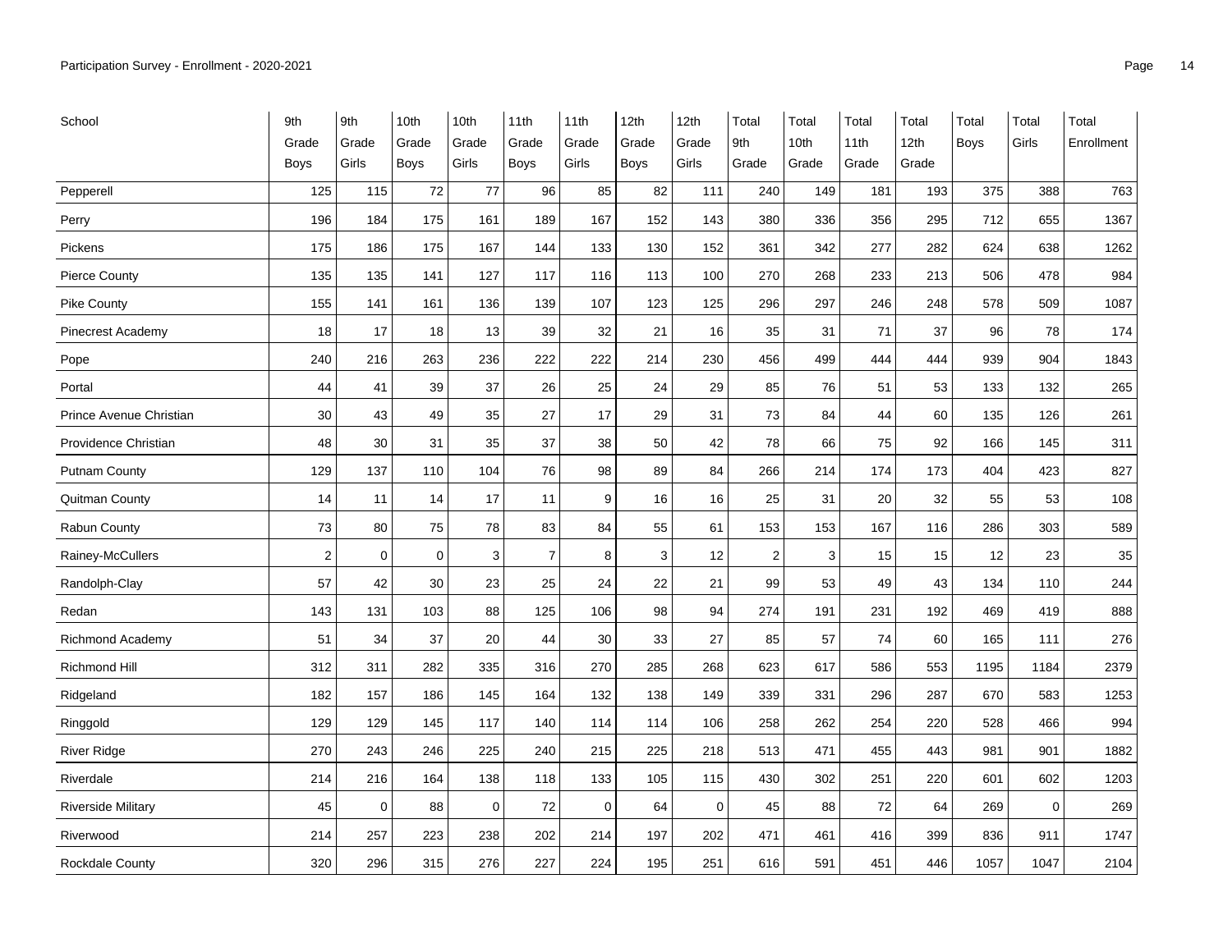| School | 9th Grade Boys | 9th Grade Girls | 10th Grade Boys | 10th Grade Girls | 11th Grade Boys | 11th Grade Girls | 12th Grade Boys | 12th Grade Girls | Total 9th Grade | Total 10th Grade | Total 11th Grade | Total 12th Grade | Total Boys | Total Girls | Total Enrollment |
|---|---|---|---|---|---|---|---|---|---|---|---|---|---|---|---|
| Pepperell | 125 | 115 | 72 | 77 | 96 | 85 | 82 | 111 | 240 | 149 | 181 | 193 | 375 | 388 | 763 |
| Perry | 196 | 184 | 175 | 161 | 189 | 167 | 152 | 143 | 380 | 336 | 356 | 295 | 712 | 655 | 1367 |
| Pickens | 175 | 186 | 175 | 167 | 144 | 133 | 130 | 152 | 361 | 342 | 277 | 282 | 624 | 638 | 1262 |
| Pierce County | 135 | 135 | 141 | 127 | 117 | 116 | 113 | 100 | 270 | 268 | 233 | 213 | 506 | 478 | 984 |
| Pike County | 155 | 141 | 161 | 136 | 139 | 107 | 123 | 125 | 296 | 297 | 246 | 248 | 578 | 509 | 1087 |
| Pinecrest Academy | 18 | 17 | 18 | 13 | 39 | 32 | 21 | 16 | 35 | 31 | 71 | 37 | 96 | 78 | 174 |
| Pope | 240 | 216 | 263 | 236 | 222 | 222 | 214 | 230 | 456 | 499 | 444 | 444 | 939 | 904 | 1843 |
| Portal | 44 | 41 | 39 | 37 | 26 | 25 | 24 | 29 | 85 | 76 | 51 | 53 | 133 | 132 | 265 |
| Prince Avenue Christian | 30 | 43 | 49 | 35 | 27 | 17 | 29 | 31 | 73 | 84 | 44 | 60 | 135 | 126 | 261 |
| Providence Christian | 48 | 30 | 31 | 35 | 37 | 38 | 50 | 42 | 78 | 66 | 75 | 92 | 166 | 145 | 311 |
| Putnam County | 129 | 137 | 110 | 104 | 76 | 98 | 89 | 84 | 266 | 214 | 174 | 173 | 404 | 423 | 827 |
| Quitman County | 14 | 11 | 14 | 17 | 11 | 9 | 16 | 16 | 25 | 31 | 20 | 32 | 55 | 53 | 108 |
| Rabun County | 73 | 80 | 75 | 78 | 83 | 84 | 55 | 61 | 153 | 153 | 167 | 116 | 286 | 303 | 589 |
| Rainey-McCullers | 2 | 0 | 0 | 3 | 7 | 8 | 3 | 12 | 2 | 3 | 15 | 15 | 12 | 23 | 35 |
| Randolph-Clay | 57 | 42 | 30 | 23 | 25 | 24 | 22 | 21 | 99 | 53 | 49 | 43 | 134 | 110 | 244 |
| Redan | 143 | 131 | 103 | 88 | 125 | 106 | 98 | 94 | 274 | 191 | 231 | 192 | 469 | 419 | 888 |
| Richmond Academy | 51 | 34 | 37 | 20 | 44 | 30 | 33 | 27 | 85 | 57 | 74 | 60 | 165 | 111 | 276 |
| Richmond Hill | 312 | 311 | 282 | 335 | 316 | 270 | 285 | 268 | 623 | 617 | 586 | 553 | 1195 | 1184 | 2379 |
| Ridgeland | 182 | 157 | 186 | 145 | 164 | 132 | 138 | 149 | 339 | 331 | 296 | 287 | 670 | 583 | 1253 |
| Ringgold | 129 | 129 | 145 | 117 | 140 | 114 | 114 | 106 | 258 | 262 | 254 | 220 | 528 | 466 | 994 |
| River Ridge | 270 | 243 | 246 | 225 | 240 | 215 | 225 | 218 | 513 | 471 | 455 | 443 | 981 | 901 | 1882 |
| Riverdale | 214 | 216 | 164 | 138 | 118 | 133 | 105 | 115 | 430 | 302 | 251 | 220 | 601 | 602 | 1203 |
| Riverside Military | 45 | 0 | 88 | 0 | 72 | 0 | 64 | 0 | 45 | 88 | 72 | 64 | 269 | 0 | 269 |
| Riverwood | 214 | 257 | 223 | 238 | 202 | 214 | 197 | 202 | 471 | 461 | 416 | 399 | 836 | 911 | 1747 |
| Rockdale County | 320 | 296 | 315 | 276 | 227 | 224 | 195 | 251 | 616 | 591 | 451 | 446 | 1057 | 1047 | 2104 |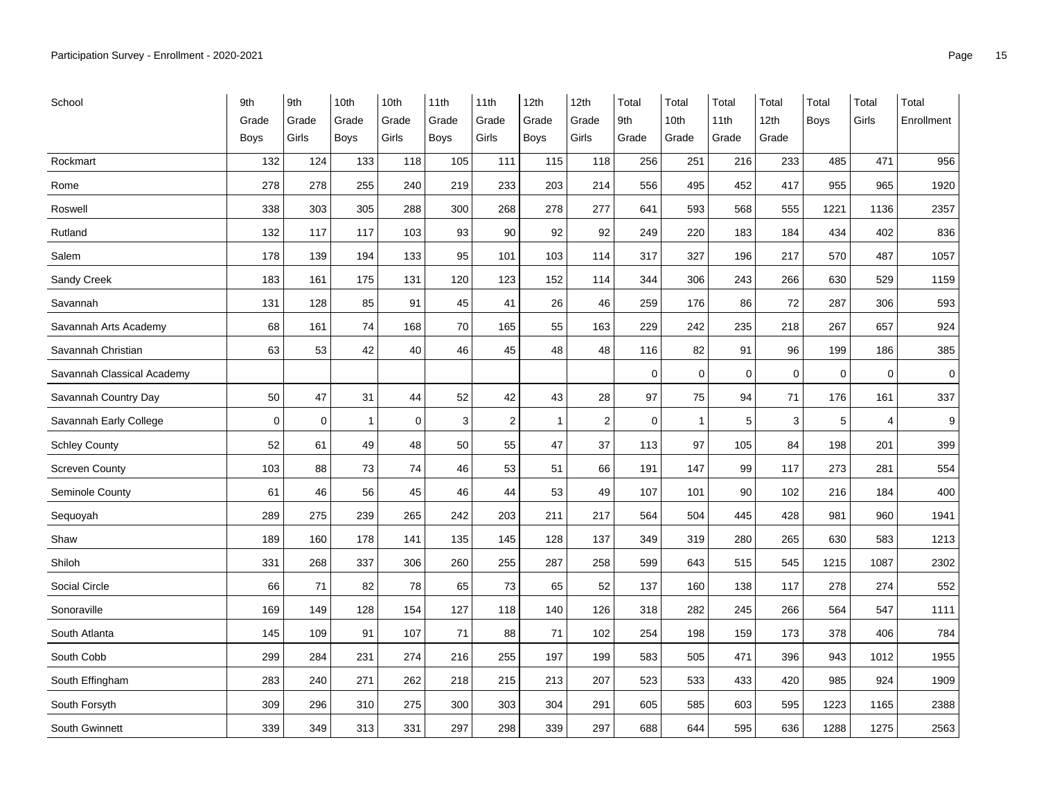| School | 9th Grade Boys | 9th Grade Girls | 10th Grade Boys | 10th Grade Girls | 11th Grade Boys | 11th Grade Girls | 12th Grade Boys | 12th Grade Girls | Total 9th Grade | Total 10th Grade | Total 11th Grade | Total 12th Grade | Total Boys | Total Girls | Total Enrollment |
|---|---|---|---|---|---|---|---|---|---|---|---|---|---|---|---|
| Rockmart | 132 | 124 | 133 | 118 | 105 | 111 | 115 | 118 | 256 | 251 | 216 | 233 | 485 | 471 | 956 |
| Rome | 278 | 278 | 255 | 240 | 219 | 233 | 203 | 214 | 556 | 495 | 452 | 417 | 955 | 965 | 1920 |
| Roswell | 338 | 303 | 305 | 288 | 300 | 268 | 278 | 277 | 641 | 593 | 568 | 555 | 1221 | 1136 | 2357 |
| Rutland | 132 | 117 | 117 | 103 | 93 | 90 | 92 | 92 | 249 | 220 | 183 | 184 | 434 | 402 | 836 |
| Salem | 178 | 139 | 194 | 133 | 95 | 101 | 103 | 114 | 317 | 327 | 196 | 217 | 570 | 487 | 1057 |
| Sandy Creek | 183 | 161 | 175 | 131 | 120 | 123 | 152 | 114 | 344 | 306 | 243 | 266 | 630 | 529 | 1159 |
| Savannah | 131 | 128 | 85 | 91 | 45 | 41 | 26 | 46 | 259 | 176 | 86 | 72 | 287 | 306 | 593 |
| Savannah Arts Academy | 68 | 161 | 74 | 168 | 70 | 165 | 55 | 163 | 229 | 242 | 235 | 218 | 267 | 657 | 924 |
| Savannah Christian | 63 | 53 | 42 | 40 | 46 | 45 | 48 | 48 | 116 | 82 | 91 | 96 | 199 | 186 | 385 |
| Savannah Classical Academy | | | | | | | | | 0 | 0 | 0 | 0 | 0 | 0 | 0 |
| Savannah Country Day | 50 | 47 | 31 | 44 | 52 | 42 | 43 | 28 | 97 | 75 | 94 | 71 | 176 | 161 | 337 |
| Savannah Early College | 0 | 0 | 1 | 0 | 3 | 2 | 1 | 2 | 0 | 1 | 5 | 3 | 5 | 4 | 9 |
| Schley County | 52 | 61 | 49 | 48 | 50 | 55 | 47 | 37 | 113 | 97 | 105 | 84 | 198 | 201 | 399 |
| Screven County | 103 | 88 | 73 | 74 | 46 | 53 | 51 | 66 | 191 | 147 | 99 | 117 | 273 | 281 | 554 |
| Seminole County | 61 | 46 | 56 | 45 | 46 | 44 | 53 | 49 | 107 | 101 | 90 | 102 | 216 | 184 | 400 |
| Sequoyah | 289 | 275 | 239 | 265 | 242 | 203 | 211 | 217 | 564 | 504 | 445 | 428 | 981 | 960 | 1941 |
| Shaw | 189 | 160 | 178 | 141 | 135 | 145 | 128 | 137 | 349 | 319 | 280 | 265 | 630 | 583 | 1213 |
| Shiloh | 331 | 268 | 337 | 306 | 260 | 255 | 287 | 258 | 599 | 643 | 515 | 545 | 1215 | 1087 | 2302 |
| Social Circle | 66 | 71 | 82 | 78 | 65 | 73 | 65 | 52 | 137 | 160 | 138 | 117 | 278 | 274 | 552 |
| Sonoraville | 169 | 149 | 128 | 154 | 127 | 118 | 140 | 126 | 318 | 282 | 245 | 266 | 564 | 547 | 1111 |
| South Atlanta | 145 | 109 | 91 | 107 | 71 | 88 | 71 | 102 | 254 | 198 | 159 | 173 | 378 | 406 | 784 |
| South Cobb | 299 | 284 | 231 | 274 | 216 | 255 | 197 | 199 | 583 | 505 | 471 | 396 | 943 | 1012 | 1955 |
| South Effingham | 283 | 240 | 271 | 262 | 218 | 215 | 213 | 207 | 523 | 533 | 433 | 420 | 985 | 924 | 1909 |
| South Forsyth | 309 | 296 | 310 | 275 | 300 | 303 | 304 | 291 | 605 | 585 | 603 | 595 | 1223 | 1165 | 2388 |
| South Gwinnett | 339 | 349 | 313 | 331 | 297 | 298 | 339 | 297 | 688 | 644 | 595 | 636 | 1288 | 1275 | 2563 |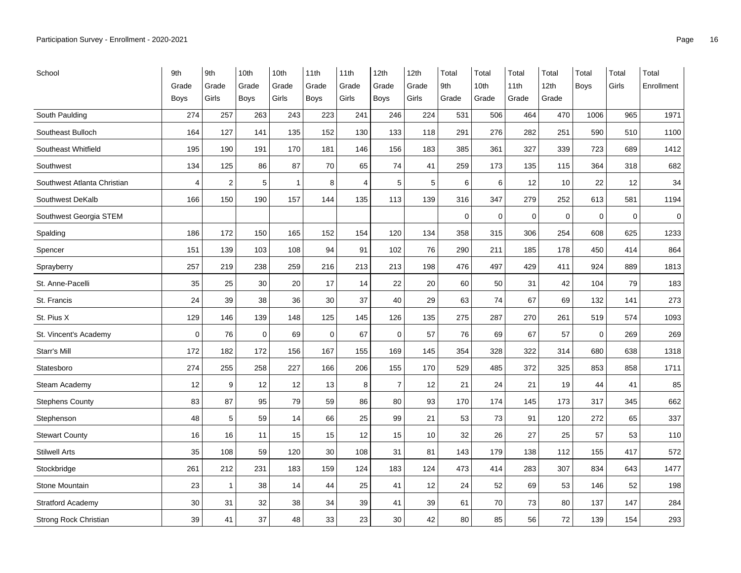| School | 9th Grade Boys | 9th Grade Girls | 10th Grade Boys | 10th Grade Girls | 11th Grade Boys | 11th Grade Girls | 12th Grade Boys | 12th Grade Girls | Total 9th Grade | Total 10th Grade | Total 11th Grade | Total 12th Grade | Total Boys | Total Girls | Total Enrollment |
|---|---|---|---|---|---|---|---|---|---|---|---|---|---|---|---|
| South Paulding | 274 | 257 | 263 | 243 | 223 | 241 | 246 | 224 | 531 | 506 | 464 | 470 | 1006 | 965 | 1971 |
| Southeast Bulloch | 164 | 127 | 141 | 135 | 152 | 130 | 133 | 118 | 291 | 276 | 282 | 251 | 590 | 510 | 1100 |
| Southeast Whitfield | 195 | 190 | 191 | 170 | 181 | 146 | 156 | 183 | 385 | 361 | 327 | 339 | 723 | 689 | 1412 |
| Southwest | 134 | 125 | 86 | 87 | 70 | 65 | 74 | 41 | 259 | 173 | 135 | 115 | 364 | 318 | 682 |
| Southwest Atlanta Christian | 4 | 2 | 5 | 1 | 8 | 4 | 5 | 5 | 6 | 6 | 12 | 10 | 22 | 12 | 34 |
| Southwest DeKalb | 166 | 150 | 190 | 157 | 144 | 135 | 113 | 139 | 316 | 347 | 279 | 252 | 613 | 581 | 1194 |
| Southwest Georgia STEM | | | | | | | | | 0 | 0 | 0 | 0 | 0 | 0 | 0 |
| Spalding | 186 | 172 | 150 | 165 | 152 | 154 | 120 | 134 | 358 | 315 | 306 | 254 | 608 | 625 | 1233 |
| Spencer | 151 | 139 | 103 | 108 | 94 | 91 | 102 | 76 | 290 | 211 | 185 | 178 | 450 | 414 | 864 |
| Sprayberry | 257 | 219 | 238 | 259 | 216 | 213 | 213 | 198 | 476 | 497 | 429 | 411 | 924 | 889 | 1813 |
| St. Anne-Pacelli | 35 | 25 | 30 | 20 | 17 | 14 | 22 | 20 | 60 | 50 | 31 | 42 | 104 | 79 | 183 |
| St. Francis | 24 | 39 | 38 | 36 | 30 | 37 | 40 | 29 | 63 | 74 | 67 | 69 | 132 | 141 | 273 |
| St. Pius X | 129 | 146 | 139 | 148 | 125 | 145 | 126 | 135 | 275 | 287 | 270 | 261 | 519 | 574 | 1093 |
| St. Vincent's Academy | 0 | 76 | 0 | 69 | 0 | 67 | 0 | 57 | 76 | 69 | 67 | 57 | 0 | 269 | 269 |
| Starr's Mill | 172 | 182 | 172 | 156 | 167 | 155 | 169 | 145 | 354 | 328 | 322 | 314 | 680 | 638 | 1318 |
| Statesboro | 274 | 255 | 258 | 227 | 166 | 206 | 155 | 170 | 529 | 485 | 372 | 325 | 853 | 858 | 1711 |
| Steam Academy | 12 | 9 | 12 | 12 | 13 | 8 | 7 | 12 | 21 | 24 | 21 | 19 | 44 | 41 | 85 |
| Stephens County | 83 | 87 | 95 | 79 | 59 | 86 | 80 | 93 | 170 | 174 | 145 | 173 | 317 | 345 | 662 |
| Stephenson | 48 | 5 | 59 | 14 | 66 | 25 | 99 | 21 | 53 | 73 | 91 | 120 | 272 | 65 | 337 |
| Stewart County | 16 | 16 | 11 | 15 | 15 | 12 | 15 | 10 | 32 | 26 | 27 | 25 | 57 | 53 | 110 |
| Stilwell Arts | 35 | 108 | 59 | 120 | 30 | 108 | 31 | 81 | 143 | 179 | 138 | 112 | 155 | 417 | 572 |
| Stockbridge | 261 | 212 | 231 | 183 | 159 | 124 | 183 | 124 | 473 | 414 | 283 | 307 | 834 | 643 | 1477 |
| Stone Mountain | 23 | 1 | 38 | 14 | 44 | 25 | 41 | 12 | 24 | 52 | 69 | 53 | 146 | 52 | 198 |
| Stratford Academy | 30 | 31 | 32 | 38 | 34 | 39 | 41 | 39 | 61 | 70 | 73 | 80 | 137 | 147 | 284 |
| Strong Rock Christian | 39 | 41 | 37 | 48 | 33 | 23 | 30 | 42 | 80 | 85 | 56 | 72 | 139 | 154 | 293 |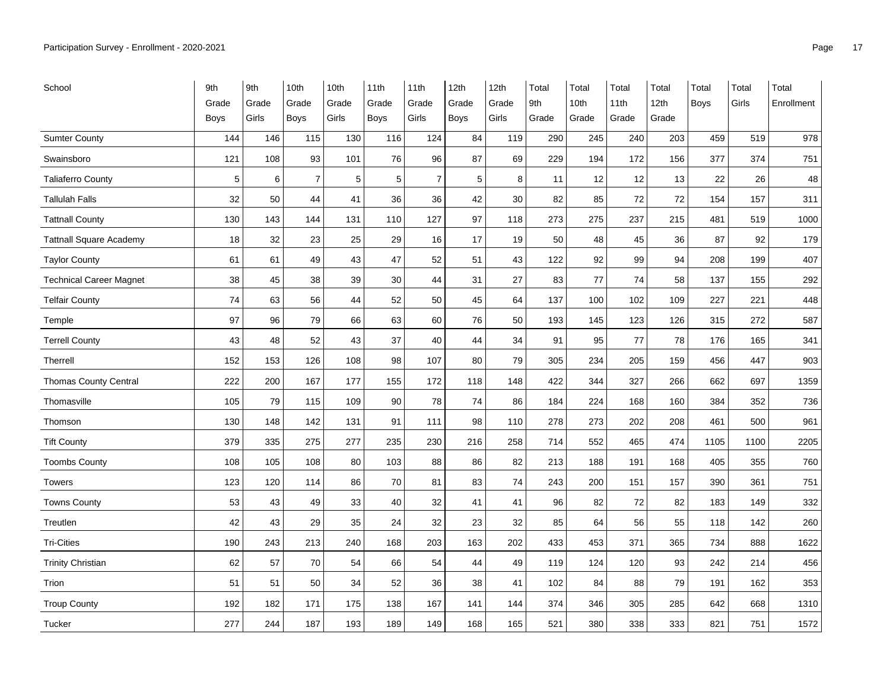| School | 9th Grade Boys | 9th Grade Girls | 10th Grade Boys | 10th Grade Girls | 11th Grade Boys | 11th Grade Girls | 12th Grade Boys | 12th Grade Girls | Total 9th Grade | Total 10th Grade | Total 11th Grade | Total 12th Grade | Total Boys | Total Girls | Total Enrollment |
|---|---|---|---|---|---|---|---|---|---|---|---|---|---|---|---|
| Sumter County | 144 | 146 | 115 | 130 | 116 | 124 | 84 | 119 | 290 | 245 | 240 | 203 | 459 | 519 | 978 |
| Swainsboro | 121 | 108 | 93 | 101 | 76 | 96 | 87 | 69 | 229 | 194 | 172 | 156 | 377 | 374 | 751 |
| Taliaferro County | 5 | 6 | 7 | 5 | 5 | 7 | 5 | 8 | 11 | 12 | 12 | 13 | 22 | 26 | 48 |
| Tallulah Falls | 32 | 50 | 44 | 41 | 36 | 36 | 42 | 30 | 82 | 85 | 72 | 72 | 154 | 157 | 311 |
| Tattnall County | 130 | 143 | 144 | 131 | 110 | 127 | 97 | 118 | 273 | 275 | 237 | 215 | 481 | 519 | 1000 |
| Tattnall Square Academy | 18 | 32 | 23 | 25 | 29 | 16 | 17 | 19 | 50 | 48 | 45 | 36 | 87 | 92 | 179 |
| Taylor County | 61 | 61 | 49 | 43 | 47 | 52 | 51 | 43 | 122 | 92 | 99 | 94 | 208 | 199 | 407 |
| Technical Career Magnet | 38 | 45 | 38 | 39 | 30 | 44 | 31 | 27 | 83 | 77 | 74 | 58 | 137 | 155 | 292 |
| Telfair County | 74 | 63 | 56 | 44 | 52 | 50 | 45 | 64 | 137 | 100 | 102 | 109 | 227 | 221 | 448 |
| Temple | 97 | 96 | 79 | 66 | 63 | 60 | 76 | 50 | 193 | 145 | 123 | 126 | 315 | 272 | 587 |
| Terrell County | 43 | 48 | 52 | 43 | 37 | 40 | 44 | 34 | 91 | 95 | 77 | 78 | 176 | 165 | 341 |
| Therrell | 152 | 153 | 126 | 108 | 98 | 107 | 80 | 79 | 305 | 234 | 205 | 159 | 456 | 447 | 903 |
| Thomas County Central | 222 | 200 | 167 | 177 | 155 | 172 | 118 | 148 | 422 | 344 | 327 | 266 | 662 | 697 | 1359 |
| Thomasville | 105 | 79 | 115 | 109 | 90 | 78 | 74 | 86 | 184 | 224 | 168 | 160 | 384 | 352 | 736 |
| Thomson | 130 | 148 | 142 | 131 | 91 | 111 | 98 | 110 | 278 | 273 | 202 | 208 | 461 | 500 | 961 |
| Tift County | 379 | 335 | 275 | 277 | 235 | 230 | 216 | 258 | 714 | 552 | 465 | 474 | 1105 | 1100 | 2205 |
| Toombs County | 108 | 105 | 108 | 80 | 103 | 88 | 86 | 82 | 213 | 188 | 191 | 168 | 405 | 355 | 760 |
| Towers | 123 | 120 | 114 | 86 | 70 | 81 | 83 | 74 | 243 | 200 | 151 | 157 | 390 | 361 | 751 |
| Towns County | 53 | 43 | 49 | 33 | 40 | 32 | 41 | 41 | 96 | 82 | 72 | 82 | 183 | 149 | 332 |
| Treutlen | 42 | 43 | 29 | 35 | 24 | 32 | 23 | 32 | 85 | 64 | 56 | 55 | 118 | 142 | 260 |
| Tri-Cities | 190 | 243 | 213 | 240 | 168 | 203 | 163 | 202 | 433 | 453 | 371 | 365 | 734 | 888 | 1622 |
| Trinity Christian | 62 | 57 | 70 | 54 | 66 | 54 | 44 | 49 | 119 | 124 | 120 | 93 | 242 | 214 | 456 |
| Trion | 51 | 51 | 50 | 34 | 52 | 36 | 38 | 41 | 102 | 84 | 88 | 79 | 191 | 162 | 353 |
| Troup County | 192 | 182 | 171 | 175 | 138 | 167 | 141 | 144 | 374 | 346 | 305 | 285 | 642 | 668 | 1310 |
| Tucker | 277 | 244 | 187 | 193 | 189 | 149 | 168 | 165 | 521 | 380 | 338 | 333 | 821 | 751 | 1572 |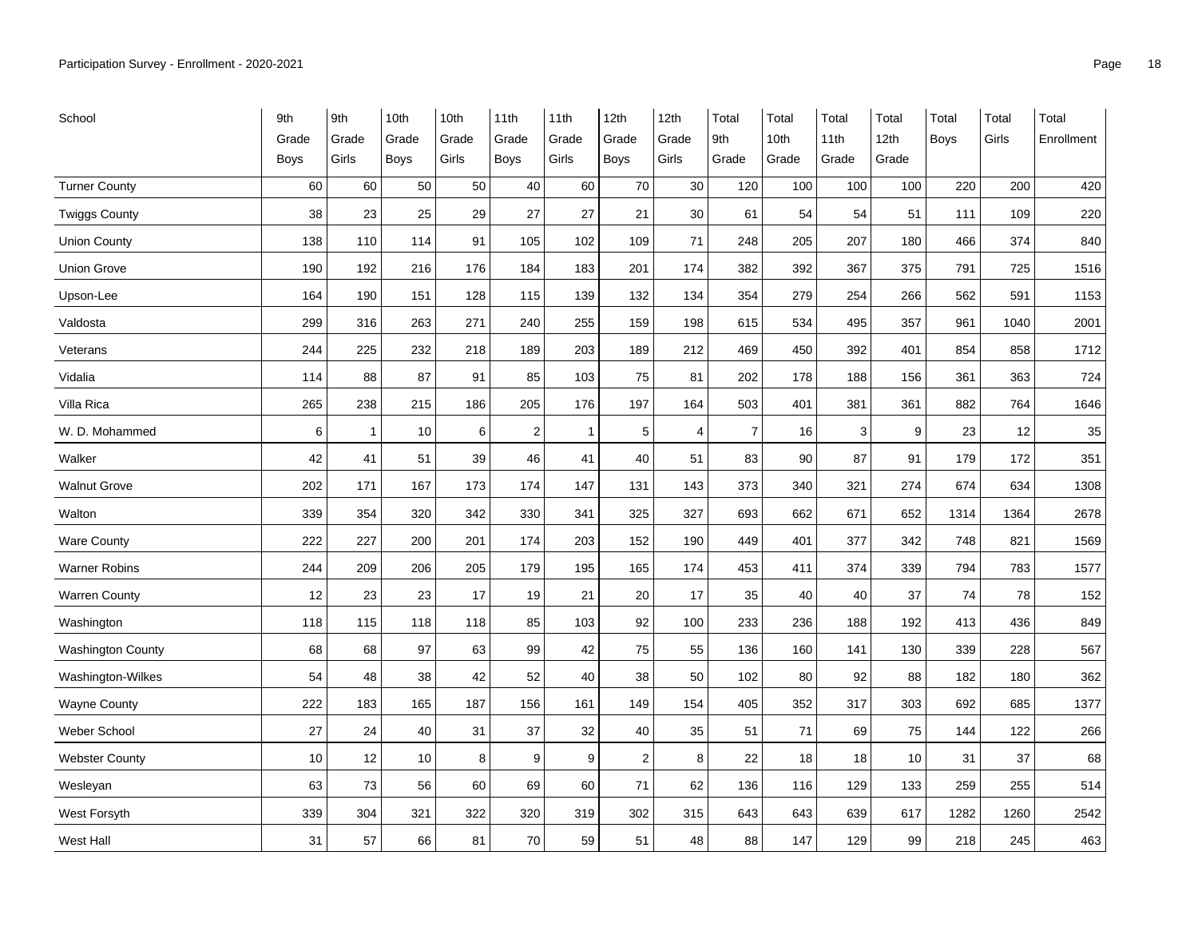| School | 9th Grade Boys | 9th Grade Girls | 10th Grade Boys | 10th Grade Girls | 11th Grade Boys | 11th Grade Girls | 12th Grade Boys | 12th Grade Girls | Total 9th Grade | Total 10th Grade | Total 11th Grade | Total 12th Grade | Total Boys | Total Girls | Total Enrollment |
|---|---|---|---|---|---|---|---|---|---|---|---|---|---|---|---|
| Turner County | 60 | 60 | 50 | 50 | 40 | 60 | 70 | 30 | 120 | 100 | 100 | 100 | 220 | 200 | 420 |
| Twiggs County | 38 | 23 | 25 | 29 | 27 | 27 | 21 | 30 | 61 | 54 | 54 | 51 | 111 | 109 | 220 |
| Union County | 138 | 110 | 114 | 91 | 105 | 102 | 109 | 71 | 248 | 205 | 207 | 180 | 466 | 374 | 840 |
| Union Grove | 190 | 192 | 216 | 176 | 184 | 183 | 201 | 174 | 382 | 392 | 367 | 375 | 791 | 725 | 1516 |
| Upson-Lee | 164 | 190 | 151 | 128 | 115 | 139 | 132 | 134 | 354 | 279 | 254 | 266 | 562 | 591 | 1153 |
| Valdosta | 299 | 316 | 263 | 271 | 240 | 255 | 159 | 198 | 615 | 534 | 495 | 357 | 961 | 1040 | 2001 |
| Veterans | 244 | 225 | 232 | 218 | 189 | 203 | 189 | 212 | 469 | 450 | 392 | 401 | 854 | 858 | 1712 |
| Vidalia | 114 | 88 | 87 | 91 | 85 | 103 | 75 | 81 | 202 | 178 | 188 | 156 | 361 | 363 | 724 |
| Villa Rica | 265 | 238 | 215 | 186 | 205 | 176 | 197 | 164 | 503 | 401 | 381 | 361 | 882 | 764 | 1646 |
| W. D. Mohammed | 6 | 1 | 10 | 6 | 2 | 1 | 5 | 4 | 7 | 16 | 3 | 9 | 23 | 12 | 35 |
| Walker | 42 | 41 | 51 | 39 | 46 | 41 | 40 | 51 | 83 | 90 | 87 | 91 | 179 | 172 | 351 |
| Walnut Grove | 202 | 171 | 167 | 173 | 174 | 147 | 131 | 143 | 373 | 340 | 321 | 274 | 674 | 634 | 1308 |
| Walton | 339 | 354 | 320 | 342 | 330 | 341 | 325 | 327 | 693 | 662 | 671 | 652 | 1314 | 1364 | 2678 |
| Ware County | 222 | 227 | 200 | 201 | 174 | 203 | 152 | 190 | 449 | 401 | 377 | 342 | 748 | 821 | 1569 |
| Warner Robins | 244 | 209 | 206 | 205 | 179 | 195 | 165 | 174 | 453 | 411 | 374 | 339 | 794 | 783 | 1577 |
| Warren County | 12 | 23 | 23 | 17 | 19 | 21 | 20 | 17 | 35 | 40 | 40 | 37 | 74 | 78 | 152 |
| Washington | 118 | 115 | 118 | 118 | 85 | 103 | 92 | 100 | 233 | 236 | 188 | 192 | 413 | 436 | 849 |
| Washington County | 68 | 68 | 97 | 63 | 99 | 42 | 75 | 55 | 136 | 160 | 141 | 130 | 339 | 228 | 567 |
| Washington-Wilkes | 54 | 48 | 38 | 42 | 52 | 40 | 38 | 50 | 102 | 80 | 92 | 88 | 182 | 180 | 362 |
| Wayne County | 222 | 183 | 165 | 187 | 156 | 161 | 149 | 154 | 405 | 352 | 317 | 303 | 692 | 685 | 1377 |
| Weber School | 27 | 24 | 40 | 31 | 37 | 32 | 40 | 35 | 51 | 71 | 69 | 75 | 144 | 122 | 266 |
| Webster County | 10 | 12 | 10 | 8 | 9 | 9 | 2 | 8 | 22 | 18 | 18 | 10 | 31 | 37 | 68 |
| Wesleyan | 63 | 73 | 56 | 60 | 69 | 60 | 71 | 62 | 136 | 116 | 129 | 133 | 259 | 255 | 514 |
| West Forsyth | 339 | 304 | 321 | 322 | 320 | 319 | 302 | 315 | 643 | 643 | 639 | 617 | 1282 | 1260 | 2542 |
| West Hall | 31 | 57 | 66 | 81 | 70 | 59 | 51 | 48 | 88 | 147 | 129 | 99 | 218 | 245 | 463 |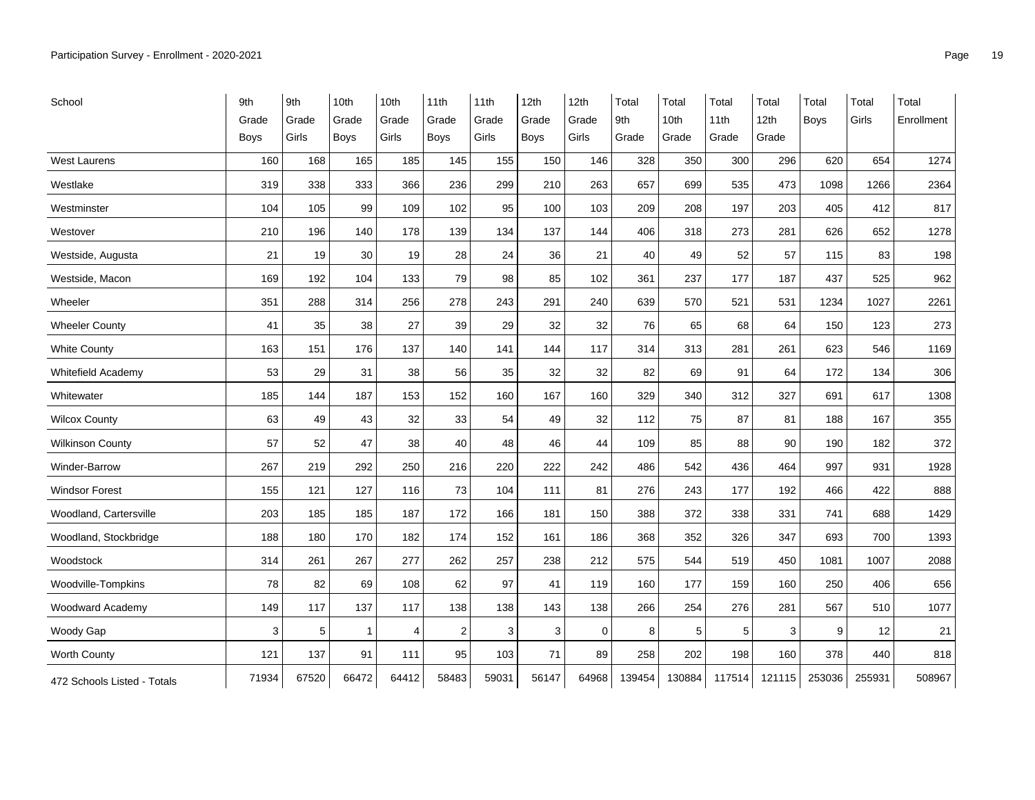| School | 9th Grade Boys | 9th Grade Girls | 10th Grade Boys | 10th Grade Girls | 11th Grade Boys | 11th Grade Girls | 12th Grade Boys | 12th Grade Girls | Total 9th Grade | Total 10th Grade | Total 11th Grade | Total 12th Grade | Total Boys | Total Girls | Total Enrollment |
|---|---|---|---|---|---|---|---|---|---|---|---|---|---|---|---|
| West Laurens | 160 | 168 | 165 | 185 | 145 | 155 | 150 | 146 | 328 | 350 | 300 | 296 | 620 | 654 | 1274 |
| Westlake | 319 | 338 | 333 | 366 | 236 | 299 | 210 | 263 | 657 | 699 | 535 | 473 | 1098 | 1266 | 2364 |
| Westminster | 104 | 105 | 99 | 109 | 102 | 95 | 100 | 103 | 209 | 208 | 197 | 203 | 405 | 412 | 817 |
| Westover | 210 | 196 | 140 | 178 | 139 | 134 | 137 | 144 | 406 | 318 | 273 | 281 | 626 | 652 | 1278 |
| Westside, Augusta | 21 | 19 | 30 | 19 | 28 | 24 | 36 | 21 | 40 | 49 | 52 | 57 | 115 | 83 | 198 |
| Westside, Macon | 169 | 192 | 104 | 133 | 79 | 98 | 85 | 102 | 361 | 237 | 177 | 187 | 437 | 525 | 962 |
| Wheeler | 351 | 288 | 314 | 256 | 278 | 243 | 291 | 240 | 639 | 570 | 521 | 531 | 1234 | 1027 | 2261 |
| Wheeler County | 41 | 35 | 38 | 27 | 39 | 29 | 32 | 32 | 76 | 65 | 68 | 64 | 150 | 123 | 273 |
| White County | 163 | 151 | 176 | 137 | 140 | 141 | 144 | 117 | 314 | 313 | 281 | 261 | 623 | 546 | 1169 |
| Whitefield Academy | 53 | 29 | 31 | 38 | 56 | 35 | 32 | 32 | 82 | 69 | 91 | 64 | 172 | 134 | 306 |
| Whitewater | 185 | 144 | 187 | 153 | 152 | 160 | 167 | 160 | 329 | 340 | 312 | 327 | 691 | 617 | 1308 |
| Wilcox County | 63 | 49 | 43 | 32 | 33 | 54 | 49 | 32 | 112 | 75 | 87 | 81 | 188 | 167 | 355 |
| Wilkinson County | 57 | 52 | 47 | 38 | 40 | 48 | 46 | 44 | 109 | 85 | 88 | 90 | 190 | 182 | 372 |
| Winder-Barrow | 267 | 219 | 292 | 250 | 216 | 220 | 222 | 242 | 486 | 542 | 436 | 464 | 997 | 931 | 1928 |
| Windsor Forest | 155 | 121 | 127 | 116 | 73 | 104 | 111 | 81 | 276 | 243 | 177 | 192 | 466 | 422 | 888 |
| Woodland, Cartersville | 203 | 185 | 185 | 187 | 172 | 166 | 181 | 150 | 388 | 372 | 338 | 331 | 741 | 688 | 1429 |
| Woodland, Stockbridge | 188 | 180 | 170 | 182 | 174 | 152 | 161 | 186 | 368 | 352 | 326 | 347 | 693 | 700 | 1393 |
| Woodstock | 314 | 261 | 267 | 277 | 262 | 257 | 238 | 212 | 575 | 544 | 519 | 450 | 1081 | 1007 | 2088 |
| Woodville-Tompkins | 78 | 82 | 69 | 108 | 62 | 97 | 41 | 119 | 160 | 177 | 159 | 160 | 250 | 406 | 656 |
| Woodward Academy | 149 | 117 | 137 | 117 | 138 | 138 | 143 | 138 | 266 | 254 | 276 | 281 | 567 | 510 | 1077 |
| Woody Gap | 3 | 5 | 1 | 4 | 2 | 3 | 3 | 0 | 8 | 5 | 5 | 3 | 9 | 12 | 21 |
| Worth County | 121 | 137 | 91 | 111 | 95 | 103 | 71 | 89 | 258 | 202 | 198 | 160 | 378 | 440 | 818 |
| 472 Schools Listed - Totals | 71934 | 67520 | 66472 | 64412 | 58483 | 59031 | 56147 | 64968 | 139454 | 130884 | 117514 | 121115 | 253036 | 255931 | 508967 |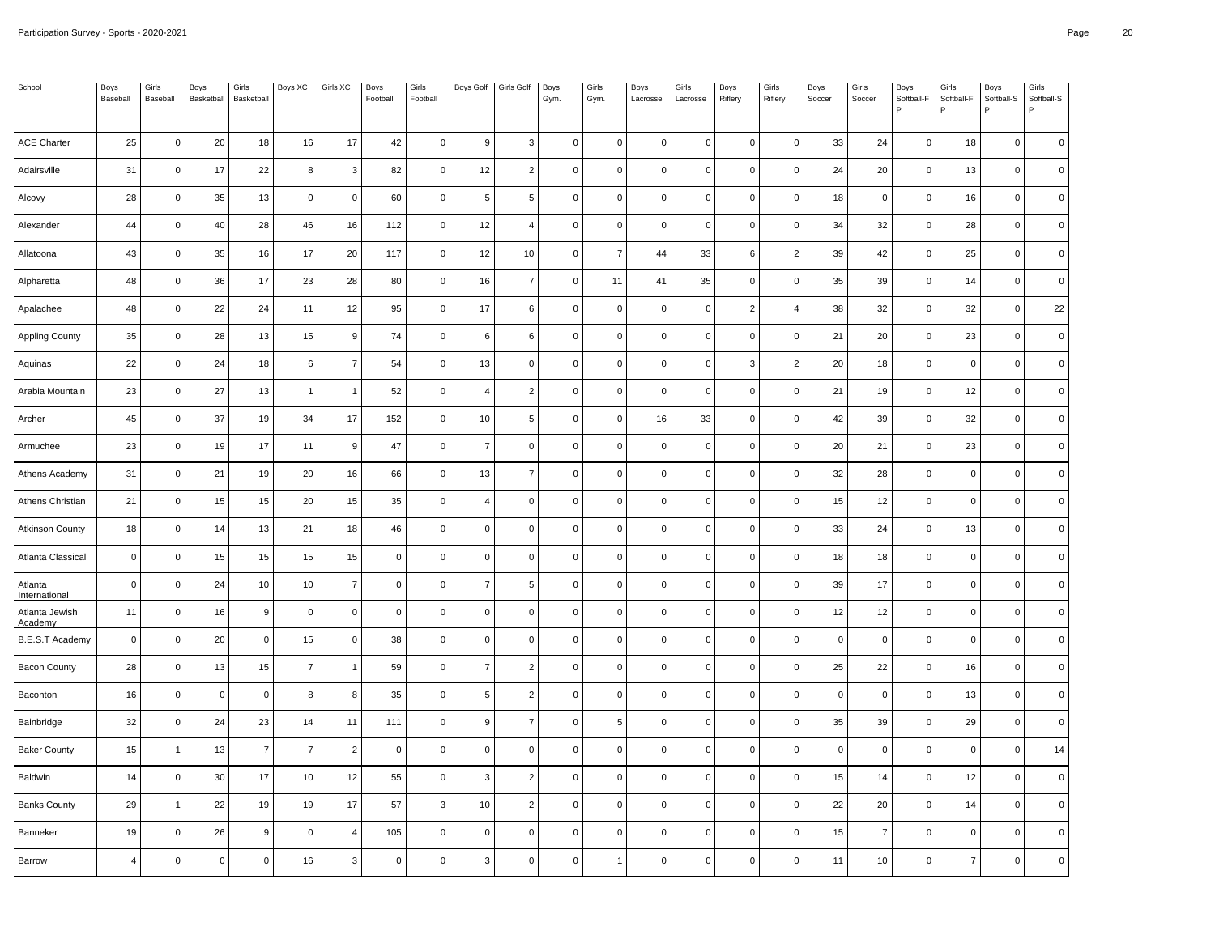| School | Boys Baseball | Girls Baseball | Boys Basketball | Girls Basketball | Boys XC | Girls XC | Boys Football | Girls Football | Boys Golf | Girls Golf | Boys Gym. | Girls Gym. | Boys Lacrosse | Girls Lacrosse | Boys Riflery | Girls Riflery | Boys Soccer | Girls Soccer | Boys Softball-FP | Girls Softball-FP | Boys Softball-SP | Girls Softball-SP |
|---|---|---|---|---|---|---|---|---|---|---|---|---|---|---|---|---|---|---|---|---|---|---|
| ACE Charter | 25 | 0 | 20 | 18 | 16 | 17 | 42 | 0 | 9 | 3 | 0 | 0 | 0 | 0 | 0 | 0 | 33 | 24 | 0 | 18 | 0 | 0 |
| Adairsville | 31 | 0 | 17 | 22 | 8 | 3 | 82 | 0 | 12 | 2 | 0 | 0 | 0 | 0 | 0 | 0 | 24 | 20 | 0 | 13 | 0 | 0 |
| Alcovy | 28 | 0 | 35 | 13 | 0 | 0 | 60 | 0 | 5 | 5 | 0 | 0 | 0 | 0 | 0 | 0 | 18 | 0 | 0 | 16 | 0 | 0 |
| Alexander | 44 | 0 | 40 | 28 | 46 | 16 | 112 | 0 | 12 | 4 | 0 | 0 | 0 | 0 | 0 | 0 | 34 | 32 | 0 | 28 | 0 | 0 |
| Allatoona | 43 | 0 | 35 | 16 | 17 | 20 | 117 | 0 | 12 | 10 | 0 | 7 | 44 | 33 | 6 | 2 | 39 | 42 | 0 | 25 | 0 | 0 |
| Alpharetta | 48 | 0 | 36 | 17 | 23 | 28 | 80 | 0 | 16 | 7 | 0 | 11 | 41 | 35 | 0 | 0 | 35 | 39 | 0 | 14 | 0 | 0 |
| Apalachee | 48 | 0 | 22 | 24 | 11 | 12 | 95 | 0 | 17 | 6 | 0 | 0 | 0 | 0 | 2 | 4 | 38 | 32 | 0 | 32 | 0 | 22 |
| Appling County | 35 | 0 | 28 | 13 | 15 | 9 | 74 | 0 | 6 | 6 | 0 | 0 | 0 | 0 | 0 | 0 | 21 | 20 | 0 | 23 | 0 | 0 |
| Aquinas | 22 | 0 | 24 | 18 | 6 | 7 | 54 | 0 | 13 | 0 | 0 | 0 | 0 | 0 | 3 | 2 | 20 | 18 | 0 | 0 | 0 | 0 |
| Arabia Mountain | 23 | 0 | 27 | 13 | 1 | 1 | 52 | 0 | 4 | 2 | 0 | 0 | 0 | 0 | 0 | 0 | 21 | 19 | 0 | 12 | 0 | 0 |
| Archer | 45 | 0 | 37 | 19 | 34 | 17 | 152 | 0 | 10 | 5 | 0 | 0 | 16 | 33 | 0 | 0 | 42 | 39 | 0 | 32 | 0 | 0 |
| Armuchee | 23 | 0 | 19 | 17 | 11 | 9 | 47 | 0 | 7 | 0 | 0 | 0 | 0 | 0 | 0 | 0 | 20 | 21 | 0 | 23 | 0 | 0 |
| Athens Academy | 31 | 0 | 21 | 19 | 20 | 16 | 66 | 0 | 13 | 7 | 0 | 0 | 0 | 0 | 0 | 0 | 32 | 28 | 0 | 0 | 0 | 0 |
| Athens Christian | 21 | 0 | 15 | 15 | 20 | 15 | 35 | 0 | 4 | 0 | 0 | 0 | 0 | 0 | 0 | 0 | 15 | 12 | 0 | 0 | 0 | 0 |
| Atkinson County | 18 | 0 | 14 | 13 | 21 | 18 | 46 | 0 | 0 | 0 | 0 | 0 | 0 | 0 | 0 | 0 | 33 | 24 | 0 | 13 | 0 | 0 |
| Atlanta Classical | 0 | 0 | 15 | 15 | 15 | 15 | 0 | 0 | 0 | 0 | 0 | 0 | 0 | 0 | 0 | 0 | 18 | 18 | 0 | 0 | 0 | 0 |
| Atlanta International | 0 | 0 | 24 | 10 | 10 | 7 | 0 | 0 | 7 | 5 | 0 | 0 | 0 | 0 | 0 | 0 | 39 | 17 | 0 | 0 | 0 | 0 |
| Atlanta Jewish Academy | 11 | 0 | 16 | 9 | 0 | 0 | 0 | 0 | 0 | 0 | 0 | 0 | 0 | 0 | 0 | 0 | 12 | 12 | 0 | 0 | 0 | 0 |
| B.E.S.T Academy | 0 | 0 | 20 | 0 | 15 | 0 | 38 | 0 | 0 | 0 | 0 | 0 | 0 | 0 | 0 | 0 | 0 | 0 | 0 | 0 | 0 | 0 |
| Bacon County | 28 | 0 | 13 | 15 | 7 | 1 | 59 | 0 | 7 | 2 | 0 | 0 | 0 | 0 | 0 | 0 | 25 | 22 | 0 | 16 | 0 | 0 |
| Baconton | 16 | 0 | 0 | 0 | 8 | 8 | 35 | 0 | 5 | 2 | 0 | 0 | 0 | 0 | 0 | 0 | 0 | 0 | 0 | 13 | 0 | 0 |
| Bainbridge | 32 | 0 | 24 | 23 | 14 | 11 | 111 | 0 | 9 | 7 | 0 | 5 | 0 | 0 | 0 | 0 | 35 | 39 | 0 | 29 | 0 | 0 |
| Baker County | 15 | 1 | 13 | 7 | 7 | 2 | 0 | 0 | 0 | 0 | 0 | 0 | 0 | 0 | 0 | 0 | 0 | 0 | 0 | 0 | 0 | 14 |
| Baldwin | 14 | 0 | 30 | 17 | 10 | 12 | 55 | 0 | 3 | 2 | 0 | 0 | 0 | 0 | 0 | 0 | 15 | 14 | 0 | 12 | 0 | 0 |
| Banks County | 29 | 1 | 22 | 19 | 19 | 17 | 57 | 3 | 10 | 2 | 0 | 0 | 0 | 0 | 0 | 0 | 22 | 20 | 0 | 14 | 0 | 0 |
| Banneker | 19 | 0 | 26 | 9 | 0 | 4 | 105 | 0 | 0 | 0 | 0 | 0 | 0 | 0 | 0 | 0 | 15 | 7 | 0 | 0 | 0 | 0 |
| Barrow | 4 | 0 | 0 | 0 | 16 | 3 | 0 | 0 | 3 | 0 | 0 | 1 | 0 | 0 | 0 | 0 | 11 | 10 | 0 | 7 | 0 | 0 |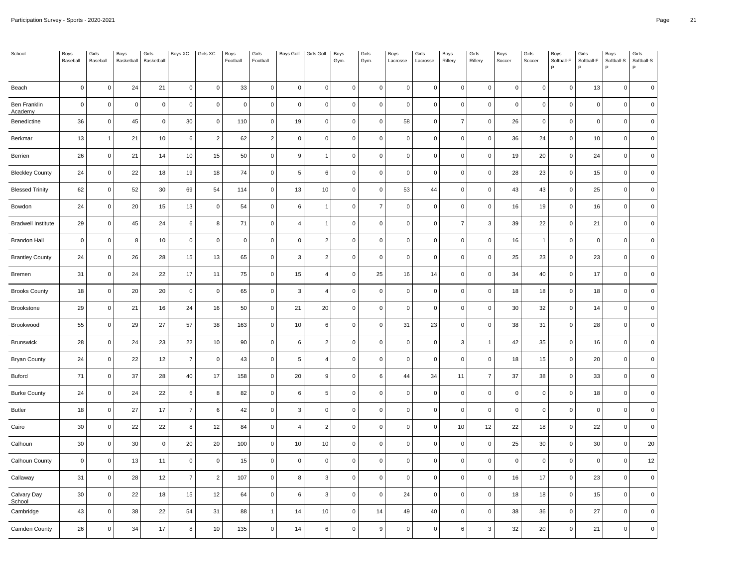| School | Boys Baseball | Girls Baseball | Boys Basketball | Girls Basketball | Boys XC | Girls XC | Boys Football | Girls Football | Boys Golf | Girls Golf | Boys Gym. | Girls Gym. | Boys Lacrosse | Girls Lacrosse | Boys Riflery | Girls Riflery | Boys Soccer | Girls Soccer | Boys Softball-FP | Girls Softball-FP | Boys Softball-SP | Girls Softball-SP |
|---|---|---|---|---|---|---|---|---|---|---|---|---|---|---|---|---|---|---|---|---|---|---|
| Beach | 0 | 0 | 24 | 21 | 0 | 0 | 33 | 0 | 0 | 0 | 0 | 0 | 0 | 0 | 0 | 0 | 0 | 0 | 0 | 13 | 0 | 0 |
| Ben Franklin Academy | 0 | 0 | 0 | 0 | 0 | 0 | 0 | 0 | 0 | 0 | 0 | 0 | 0 | 0 | 0 | 0 | 0 | 0 | 0 | 0 | 0 | 0 |
| Benedictine | 36 | 0 | 45 | 0 | 30 | 0 | 110 | 0 | 19 | 0 | 0 | 0 | 58 | 0 | 7 | 0 | 26 | 0 | 0 | 0 | 0 | 0 |
| Berkmar | 13 | 1 | 21 | 10 | 6 | 2 | 62 | 2 | 0 | 0 | 0 | 0 | 0 | 0 | 0 | 0 | 36 | 24 | 0 | 10 | 0 | 0 |
| Berrien | 26 | 0 | 21 | 14 | 10 | 15 | 50 | 0 | 9 | 1 | 0 | 0 | 0 | 0 | 0 | 0 | 19 | 20 | 0 | 24 | 0 | 0 |
| Bleckley County | 24 | 0 | 22 | 18 | 19 | 18 | 74 | 0 | 5 | 6 | 0 | 0 | 0 | 0 | 0 | 0 | 28 | 23 | 0 | 15 | 0 | 0 |
| Blessed Trinity | 62 | 0 | 52 | 30 | 69 | 54 | 114 | 0 | 13 | 10 | 0 | 0 | 53 | 44 | 0 | 0 | 43 | 43 | 0 | 25 | 0 | 0 |
| Bowdon | 24 | 0 | 20 | 15 | 13 | 0 | 54 | 0 | 6 | 1 | 0 | 7 | 0 | 0 | 0 | 0 | 16 | 19 | 0 | 16 | 0 | 0 |
| Bradwell Institute | 29 | 0 | 45 | 24 | 6 | 8 | 71 | 0 | 4 | 1 | 0 | 0 | 0 | 0 | 7 | 3 | 39 | 22 | 0 | 21 | 0 | 0 |
| Brandon Hall | 0 | 0 | 8 | 10 | 0 | 0 | 0 | 0 | 0 | 2 | 0 | 0 | 0 | 0 | 0 | 0 | 16 | 1 | 0 | 0 | 0 | 0 |
| Brantley County | 24 | 0 | 26 | 28 | 15 | 13 | 65 | 0 | 3 | 2 | 0 | 0 | 0 | 0 | 0 | 0 | 25 | 23 | 0 | 23 | 0 | 0 |
| Bremen | 31 | 0 | 24 | 22 | 17 | 11 | 75 | 0 | 15 | 4 | 0 | 25 | 16 | 14 | 0 | 0 | 34 | 40 | 0 | 17 | 0 | 0 |
| Brooks County | 18 | 0 | 20 | 20 | 0 | 0 | 65 | 0 | 3 | 4 | 0 | 0 | 0 | 0 | 0 | 0 | 18 | 18 | 0 | 18 | 0 | 0 |
| Brookstone | 29 | 0 | 21 | 16 | 24 | 16 | 50 | 0 | 21 | 20 | 0 | 0 | 0 | 0 | 0 | 0 | 30 | 32 | 0 | 14 | 0 | 0 |
| Brookwood | 55 | 0 | 29 | 27 | 57 | 38 | 163 | 0 | 10 | 6 | 0 | 0 | 31 | 23 | 0 | 0 | 38 | 31 | 0 | 28 | 0 | 0 |
| Brunswick | 28 | 0 | 24 | 23 | 22 | 10 | 90 | 0 | 6 | 2 | 0 | 0 | 0 | 0 | 3 | 1 | 42 | 35 | 0 | 16 | 0 | 0 |
| Bryan County | 24 | 0 | 22 | 12 | 7 | 0 | 43 | 0 | 5 | 4 | 0 | 0 | 0 | 0 | 0 | 0 | 18 | 15 | 0 | 20 | 0 | 0 |
| Buford | 71 | 0 | 37 | 28 | 40 | 17 | 158 | 0 | 20 | 9 | 0 | 6 | 44 | 34 | 11 | 7 | 37 | 38 | 0 | 33 | 0 | 0 |
| Burke County | 24 | 0 | 24 | 22 | 6 | 8 | 82 | 0 | 6 | 5 | 0 | 0 | 0 | 0 | 0 | 0 | 0 | 0 | 0 | 18 | 0 | 0 |
| Butler | 18 | 0 | 27 | 17 | 7 | 6 | 42 | 0 | 3 | 0 | 0 | 0 | 0 | 0 | 0 | 0 | 0 | 0 | 0 | 0 | 0 | 0 |
| Cairo | 30 | 0 | 22 | 22 | 8 | 12 | 84 | 0 | 4 | 2 | 0 | 0 | 0 | 0 | 10 | 12 | 22 | 18 | 0 | 22 | 0 | 0 |
| Calhoun | 30 | 0 | 30 | 0 | 20 | 20 | 100 | 0 | 10 | 10 | 0 | 0 | 0 | 0 | 0 | 0 | 25 | 30 | 0 | 30 | 0 | 20 |
| Calhoun County | 0 | 0 | 13 | 11 | 0 | 0 | 15 | 0 | 0 | 0 | 0 | 0 | 0 | 0 | 0 | 0 | 0 | 0 | 0 | 0 | 0 | 12 |
| Callaway | 31 | 0 | 28 | 12 | 7 | 2 | 107 | 0 | 8 | 3 | 0 | 0 | 0 | 0 | 0 | 0 | 16 | 17 | 0 | 23 | 0 | 0 |
| Calvary Day School | 30 | 0 | 22 | 18 | 15 | 12 | 64 | 0 | 6 | 3 | 0 | 0 | 24 | 0 | 0 | 0 | 18 | 18 | 0 | 15 | 0 | 0 |
| Cambridge | 43 | 0 | 38 | 22 | 54 | 31 | 88 | 1 | 14 | 10 | 0 | 14 | 49 | 40 | 0 | 0 | 38 | 36 | 0 | 27 | 0 | 0 |
| Camden County | 26 | 0 | 34 | 17 | 8 | 10 | 135 | 0 | 14 | 6 | 0 | 9 | 0 | 0 | 6 | 3 | 32 | 20 | 0 | 21 | 0 | 0 |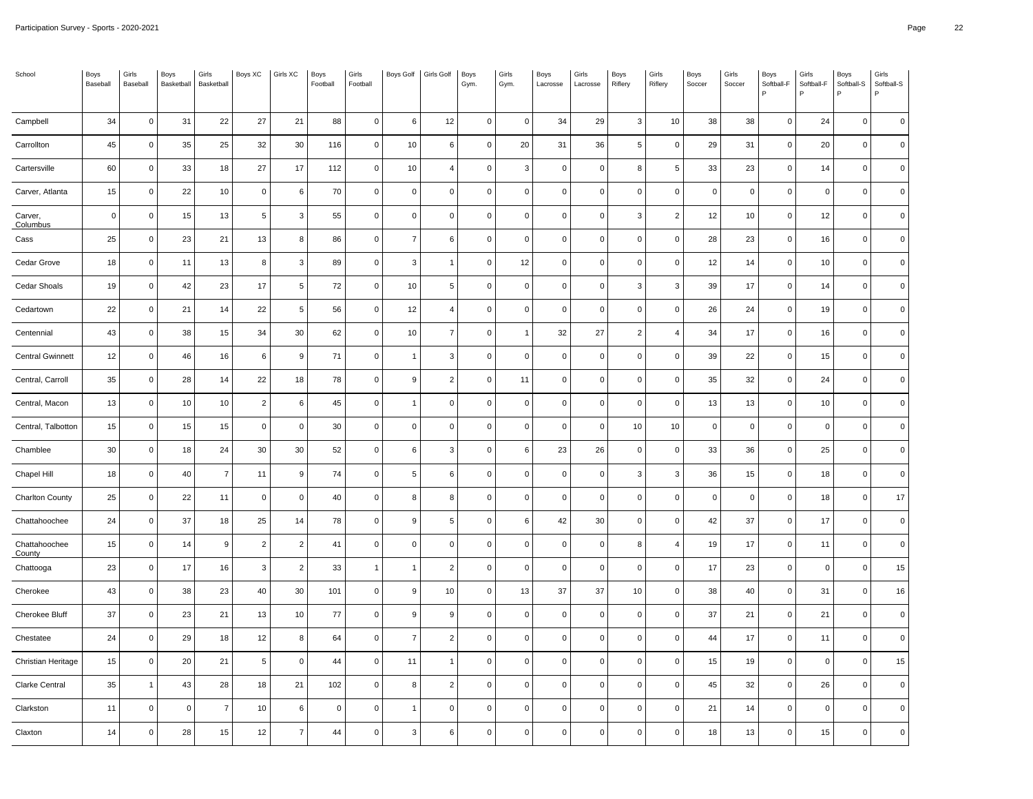| School | Boys Baseball | Girls Baseball | Boys Basketball | Girls Basketball | Boys XC | Girls XC | Boys Football | Girls Football | Boys Golf | Girls Golf | Boys Gym. | Girls Gym. | Boys Lacrosse | Girls Lacrosse | Boys Riflery | Girls Riflery | Boys Soccer | Girls Soccer | Boys Softball-FP | Girls Softball-FP | Boys Softball-SP | Girls Softball-SP |
|---|---|---|---|---|---|---|---|---|---|---|---|---|---|---|---|---|---|---|---|---|---|---|
| Campbell | 34 | 0 | 31 | 22 | 27 | 21 | 88 | 0 | 6 | 12 | 0 | 0 | 34 | 29 | 3 | 10 | 38 | 38 | 0 | 24 | 0 | 0 |
| Carrollton | 45 | 0 | 35 | 25 | 32 | 30 | 116 | 0 | 10 | 6 | 0 | 20 | 31 | 36 | 5 | 0 | 29 | 31 | 0 | 20 | 0 | 0 |
| Cartersville | 60 | 0 | 33 | 18 | 27 | 17 | 112 | 0 | 10 | 4 | 0 | 3 | 0 | 0 | 8 | 5 | 33 | 23 | 0 | 14 | 0 | 0 |
| Carver, Atlanta | 15 | 0 | 22 | 10 | 0 | 6 | 70 | 0 | 0 | 0 | 0 | 0 | 0 | 0 | 0 | 0 | 0 | 0 | 0 | 0 | 0 | 0 |
| Carver, Columbus | 0 | 0 | 15 | 13 | 5 | 3 | 55 | 0 | 0 | 0 | 0 | 0 | 0 | 0 | 3 | 2 | 12 | 10 | 0 | 12 | 0 | 0 |
| Cass | 25 | 0 | 23 | 21 | 13 | 8 | 86 | 0 | 7 | 6 | 0 | 0 | 0 | 0 | 0 | 0 | 28 | 23 | 0 | 16 | 0 | 0 |
| Cedar Grove | 18 | 0 | 11 | 13 | 8 | 3 | 89 | 0 | 3 | 1 | 0 | 12 | 0 | 0 | 0 | 0 | 12 | 14 | 0 | 10 | 0 | 0 |
| Cedar Shoals | 19 | 0 | 42 | 23 | 17 | 5 | 72 | 0 | 10 | 5 | 0 | 0 | 0 | 0 | 3 | 3 | 39 | 17 | 0 | 14 | 0 | 0 |
| Cedartown | 22 | 0 | 21 | 14 | 22 | 5 | 56 | 0 | 12 | 4 | 0 | 0 | 0 | 0 | 0 | 0 | 26 | 24 | 0 | 19 | 0 | 0 |
| Centennial | 43 | 0 | 38 | 15 | 34 | 30 | 62 | 0 | 10 | 7 | 0 | 1 | 32 | 27 | 2 | 4 | 34 | 17 | 0 | 16 | 0 | 0 |
| Central Gwinnett | 12 | 0 | 46 | 16 | 6 | 9 | 71 | 0 | 1 | 3 | 0 | 0 | 0 | 0 | 0 | 0 | 39 | 22 | 0 | 15 | 0 | 0 |
| Central, Carroll | 35 | 0 | 28 | 14 | 22 | 18 | 78 | 0 | 9 | 2 | 0 | 11 | 0 | 0 | 0 | 0 | 35 | 32 | 0 | 24 | 0 | 0 |
| Central, Macon | 13 | 0 | 10 | 10 | 2 | 6 | 45 | 0 | 1 | 0 | 0 | 0 | 0 | 0 | 0 | 0 | 13 | 13 | 0 | 10 | 0 | 0 |
| Central, Talbotton | 15 | 0 | 15 | 15 | 0 | 0 | 30 | 0 | 0 | 0 | 0 | 0 | 0 | 0 | 10 | 10 | 0 | 0 | 0 | 0 | 0 | 0 |
| Chamblee | 30 | 0 | 18 | 24 | 30 | 30 | 52 | 0 | 6 | 3 | 0 | 6 | 23 | 26 | 0 | 0 | 33 | 36 | 0 | 25 | 0 | 0 |
| Chapel Hill | 18 | 0 | 40 | 7 | 11 | 9 | 74 | 0 | 5 | 6 | 0 | 0 | 0 | 0 | 3 | 3 | 36 | 15 | 0 | 18 | 0 | 0 |
| Charlton County | 25 | 0 | 22 | 11 | 0 | 0 | 40 | 0 | 8 | 8 | 0 | 0 | 0 | 0 | 0 | 0 | 0 | 0 | 0 | 18 | 0 | 17 |
| Chattahoochee | 24 | 0 | 37 | 18 | 25 | 14 | 78 | 0 | 9 | 5 | 0 | 6 | 42 | 30 | 0 | 0 | 42 | 37 | 0 | 17 | 0 | 0 |
| Chattahoochee County | 15 | 0 | 14 | 9 | 2 | 2 | 41 | 0 | 0 | 0 | 0 | 0 | 0 | 0 | 8 | 4 | 19 | 17 | 0 | 11 | 0 | 0 |
| Chattooga | 23 | 0 | 17 | 16 | 3 | 2 | 33 | 1 | 1 | 2 | 0 | 0 | 0 | 0 | 0 | 0 | 17 | 23 | 0 | 0 | 0 | 15 |
| Cherokee | 43 | 0 | 38 | 23 | 40 | 30 | 101 | 0 | 9 | 10 | 0 | 13 | 37 | 37 | 10 | 0 | 38 | 40 | 0 | 31 | 0 | 16 |
| Cherokee Bluff | 37 | 0 | 23 | 21 | 13 | 10 | 77 | 0 | 9 | 9 | 0 | 0 | 0 | 0 | 0 | 0 | 37 | 21 | 0 | 21 | 0 | 0 |
| Chestatee | 24 | 0 | 29 | 18 | 12 | 8 | 64 | 0 | 7 | 2 | 0 | 0 | 0 | 0 | 0 | 0 | 44 | 17 | 0 | 11 | 0 | 0 |
| Christian Heritage | 15 | 0 | 20 | 21 | 5 | 0 | 44 | 0 | 11 | 1 | 0 | 0 | 0 | 0 | 0 | 0 | 15 | 19 | 0 | 0 | 0 | 15 |
| Clarke Central | 35 | 1 | 43 | 28 | 18 | 21 | 102 | 0 | 8 | 2 | 0 | 0 | 0 | 0 | 0 | 0 | 45 | 32 | 0 | 26 | 0 | 0 |
| Clarkston | 11 | 0 | 0 | 7 | 10 | 6 | 0 | 0 | 1 | 0 | 0 | 0 | 0 | 0 | 0 | 0 | 21 | 14 | 0 | 0 | 0 | 0 |
| Claxton | 14 | 0 | 28 | 15 | 12 | 7 | 44 | 0 | 3 | 6 | 0 | 0 | 0 | 0 | 0 | 0 | 18 | 13 | 0 | 15 | 0 | 0 |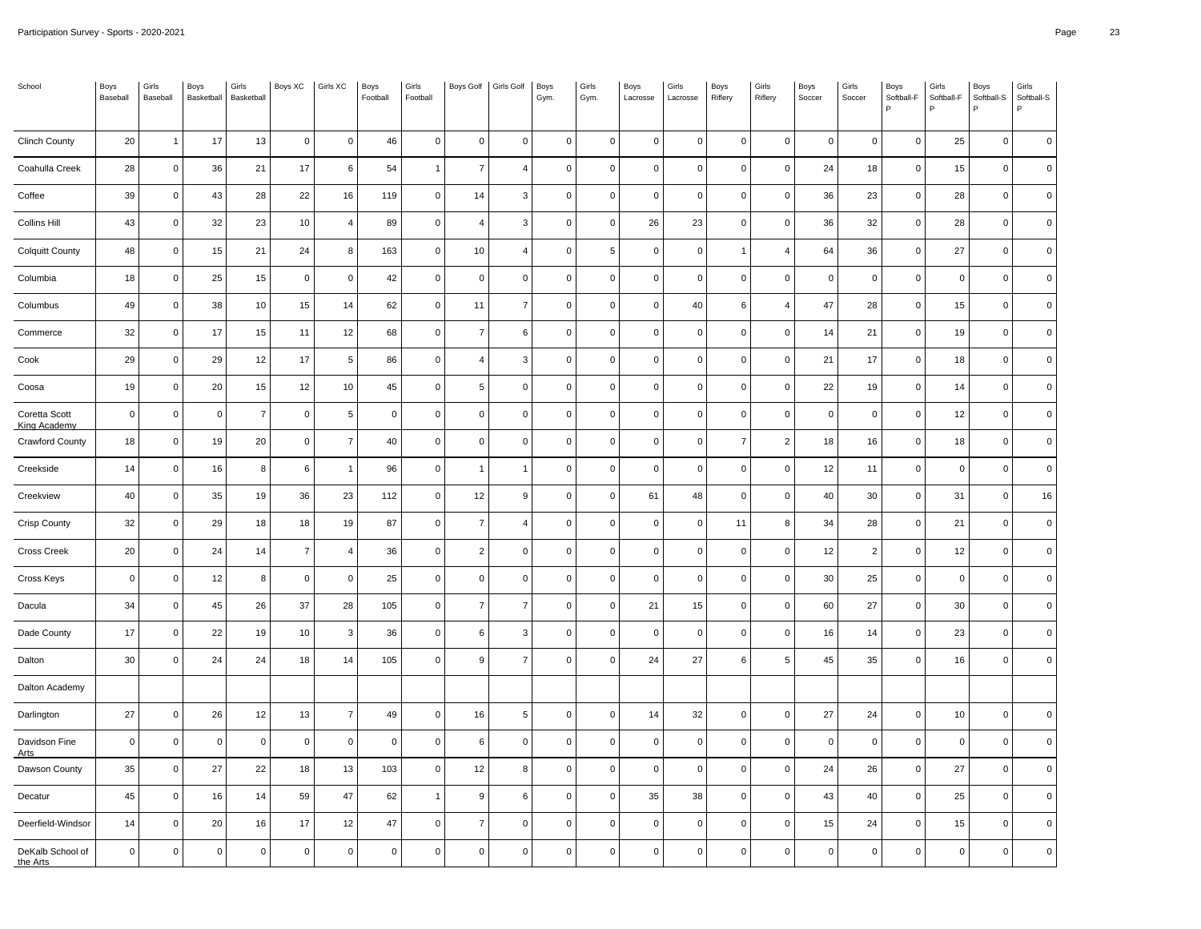| School | Boys Baseball | Girls Baseball | Boys Basketball | Girls Basketball | Boys XC | Girls XC | Boys Football | Girls Football | Boys Golf | Girls Golf | Boys Gym. | Girls Gym. | Boys Lacrosse | Girls Lacrosse | Boys Riflery | Girls Riflery | Boys Soccer | Girls Soccer | Boys Softball-FP | Girls Softball-FP | Boys Softball-SP | Girls Softball-SP |
|---|---|---|---|---|---|---|---|---|---|---|---|---|---|---|---|---|---|---|---|---|---|---|
| Clinch County | 20 | 1 | 17 | 13 | 0 | 0 | 46 | 0 | 0 | 0 | 0 | 0 | 0 | 0 | 0 | 0 | 0 | 0 | 0 | 25 | 0 | 0 |
| Coahulla Creek | 28 | 0 | 36 | 21 | 17 | 6 | 54 | 1 | 7 | 4 | 0 | 0 | 0 | 0 | 0 | 0 | 24 | 18 | 0 | 15 | 0 | 0 |
| Coffee | 39 | 0 | 43 | 28 | 22 | 16 | 119 | 0 | 14 | 3 | 0 | 0 | 0 | 0 | 0 | 0 | 36 | 23 | 0 | 28 | 0 | 0 |
| Collins Hill | 43 | 0 | 32 | 23 | 10 | 4 | 89 | 0 | 4 | 3 | 0 | 0 | 26 | 23 | 0 | 0 | 36 | 32 | 0 | 28 | 0 | 0 |
| Colquitt County | 48 | 0 | 15 | 21 | 24 | 8 | 163 | 0 | 10 | 4 | 0 | 5 | 0 | 0 | 1 | 4 | 64 | 36 | 0 | 27 | 0 | 0 |
| Columbia | 18 | 0 | 25 | 15 | 0 | 0 | 42 | 0 | 0 | 0 | 0 | 0 | 0 | 0 | 0 | 0 | 0 | 0 | 0 | 0 | 0 | 0 |
| Columbus | 49 | 0 | 38 | 10 | 15 | 14 | 62 | 0 | 11 | 7 | 0 | 0 | 0 | 40 | 6 | 4 | 47 | 28 | 0 | 15 | 0 | 0 |
| Commerce | 32 | 0 | 17 | 15 | 11 | 12 | 68 | 0 | 7 | 6 | 0 | 0 | 0 | 0 | 0 | 0 | 14 | 21 | 0 | 19 | 0 | 0 |
| Cook | 29 | 0 | 29 | 12 | 17 | 5 | 86 | 0 | 4 | 3 | 0 | 0 | 0 | 0 | 0 | 0 | 21 | 17 | 0 | 18 | 0 | 0 |
| Coosa | 19 | 0 | 20 | 15 | 12 | 10 | 45 | 0 | 5 | 0 | 0 | 0 | 0 | 0 | 0 | 0 | 22 | 19 | 0 | 14 | 0 | 0 |
| Coretta Scott King Academy | 0 | 0 | 0 | 7 | 0 | 5 | 0 | 0 | 0 | 0 | 0 | 0 | 0 | 0 | 0 | 0 | 0 | 0 | 0 | 12 | 0 | 0 |
| Crawford County | 18 | 0 | 19 | 20 | 0 | 7 | 40 | 0 | 0 | 0 | 0 | 0 | 0 | 0 | 7 | 2 | 18 | 16 | 0 | 18 | 0 | 0 |
| Creekside | 14 | 0 | 16 | 8 | 6 | 1 | 96 | 0 | 1 | 1 | 0 | 0 | 0 | 0 | 0 | 0 | 12 | 11 | 0 | 0 | 0 | 0 |
| Creekview | 40 | 0 | 35 | 19 | 36 | 23 | 112 | 0 | 12 | 9 | 0 | 0 | 61 | 48 | 0 | 0 | 40 | 30 | 0 | 31 | 0 | 16 |
| Crisp County | 32 | 0 | 29 | 18 | 18 | 19 | 87 | 0 | 7 | 4 | 0 | 0 | 0 | 0 | 11 | 8 | 34 | 28 | 0 | 21 | 0 | 0 |
| Cross Creek | 20 | 0 | 24 | 14 | 7 | 4 | 36 | 0 | 2 | 0 | 0 | 0 | 0 | 0 | 0 | 0 | 12 | 2 | 0 | 12 | 0 | 0 |
| Cross Keys | 0 | 0 | 12 | 8 | 0 | 0 | 25 | 0 | 0 | 0 | 0 | 0 | 0 | 0 | 0 | 0 | 30 | 25 | 0 | 0 | 0 | 0 |
| Dacula | 34 | 0 | 45 | 26 | 37 | 28 | 105 | 0 | 7 | 7 | 0 | 0 | 21 | 15 | 0 | 0 | 60 | 27 | 0 | 30 | 0 | 0 |
| Dade County | 17 | 0 | 22 | 19 | 10 | 3 | 36 | 0 | 6 | 3 | 0 | 0 | 0 | 0 | 0 | 0 | 16 | 14 | 0 | 23 | 0 | 0 |
| Dalton | 30 | 0 | 24 | 24 | 18 | 14 | 105 | 0 | 9 | 7 | 0 | 0 | 24 | 27 | 6 | 5 | 45 | 35 | 0 | 16 | 0 | 0 |
| Dalton Academy | | | | | | | | | | | | | | | | | | | | | | |
| Darlington | 27 | 0 | 26 | 12 | 13 | 7 | 49 | 0 | 16 | 5 | 0 | 0 | 14 | 32 | 0 | 0 | 27 | 24 | 0 | 10 | 0 | 0 |
| Davidson Fine Arts | 0 | 0 | 0 | 0 | 0 | 0 | 0 | 0 | 6 | 0 | 0 | 0 | 0 | 0 | 0 | 0 | 0 | 0 | 0 | 0 | 0 | 0 |
| Dawson County | 35 | 0 | 27 | 22 | 18 | 13 | 103 | 0 | 12 | 8 | 0 | 0 | 0 | 0 | 0 | 0 | 24 | 26 | 0 | 27 | 0 | 0 |
| Decatur | 45 | 0 | 16 | 14 | 59 | 47 | 62 | 1 | 9 | 6 | 0 | 0 | 35 | 38 | 0 | 0 | 43 | 40 | 0 | 25 | 0 | 0 |
| Deerfield-Windsor | 14 | 0 | 20 | 16 | 17 | 12 | 47 | 0 | 7 | 0 | 0 | 0 | 0 | 0 | 0 | 0 | 15 | 24 | 0 | 15 | 0 | 0 |
| DeKalb School of the Arts | 0 | 0 | 0 | 0 | 0 | 0 | 0 | 0 | 0 | 0 | 0 | 0 | 0 | 0 | 0 | 0 | 0 | 0 | 0 | 0 | 0 | 0 |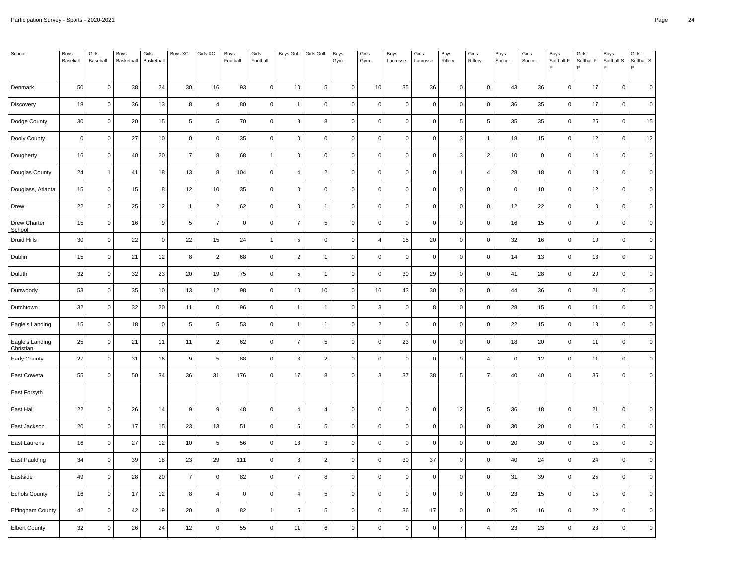| School | Boys Baseball | Girls Baseball | Boys Basketball | Girls Basketball | Boys XC | Girls XC | Boys Football | Girls Football | Boys Golf | Girls Golf | Boys Gym. | Girls Gym. | Boys Lacrosse | Girls Lacrosse | Boys Riflery | Girls Riflery | Boys Soccer | Girls Soccer | Boys Softball-FP | Girls Softball-FP | Boys Softball-SP | Girls Softball-SP |
|---|---|---|---|---|---|---|---|---|---|---|---|---|---|---|---|---|---|---|---|---|---|---|
| Denmark | 50 | 0 | 38 | 24 | 30 | 16 | 93 | 0 | 10 | 5 | 0 | 10 | 35 | 36 | 0 | 0 | 43 | 36 | 0 | 17 | 0 | 0 |
| Discovery | 18 | 0 | 36 | 13 | 8 | 4 | 80 | 0 | 1 | 0 | 0 | 0 | 0 | 0 | 0 | 0 | 36 | 35 | 0 | 17 | 0 | 0 |
| Dodge County | 30 | 0 | 20 | 15 | 5 | 5 | 70 | 0 | 8 | 8 | 0 | 0 | 0 | 0 | 5 | 5 | 35 | 35 | 0 | 25 | 0 | 15 |
| Dooly County | 0 | 0 | 27 | 10 | 0 | 0 | 35 | 0 | 0 | 0 | 0 | 0 | 0 | 0 | 3 | 1 | 18 | 15 | 0 | 12 | 0 | 12 |
| Dougherty | 16 | 0 | 40 | 20 | 7 | 8 | 68 | 1 | 0 | 0 | 0 | 0 | 0 | 0 | 3 | 2 | 10 | 0 | 0 | 14 | 0 | 0 |
| Douglas County | 24 | 1 | 41 | 18 | 13 | 8 | 104 | 0 | 4 | 2 | 0 | 0 | 0 | 0 | 1 | 4 | 28 | 18 | 0 | 18 | 0 | 0 |
| Douglass, Atlanta | 15 | 0 | 15 | 8 | 12 | 10 | 35 | 0 | 0 | 0 | 0 | 0 | 0 | 0 | 0 | 0 | 0 | 10 | 0 | 12 | 0 | 0 |
| Drew | 22 | 0 | 25 | 12 | 1 | 2 | 62 | 0 | 0 | 1 | 0 | 0 | 0 | 0 | 0 | 0 | 12 | 22 | 0 | 0 | 0 | 0 |
| Drew Charter School | 15 | 0 | 16 | 9 | 5 | 7 | 0 | 0 | 7 | 5 | 0 | 0 | 0 | 0 | 0 | 0 | 16 | 15 | 0 | 9 | 0 | 0 |
| Druid Hills | 30 | 0 | 22 | 0 | 22 | 15 | 24 | 1 | 5 | 0 | 0 | 4 | 15 | 20 | 0 | 0 | 32 | 16 | 0 | 10 | 0 | 0 |
| Dublin | 15 | 0 | 21 | 12 | 8 | 2 | 68 | 0 | 2 | 1 | 0 | 0 | 0 | 0 | 0 | 0 | 14 | 13 | 0 | 13 | 0 | 0 |
| Duluth | 32 | 0 | 32 | 23 | 20 | 19 | 75 | 0 | 5 | 1 | 0 | 0 | 30 | 29 | 0 | 0 | 41 | 28 | 0 | 20 | 0 | 0 |
| Dunwoody | 53 | 0 | 35 | 10 | 13 | 12 | 98 | 0 | 10 | 10 | 0 | 16 | 43 | 30 | 0 | 0 | 44 | 36 | 0 | 21 | 0 | 0 |
| Dutchtown | 32 | 0 | 32 | 20 | 11 | 0 | 96 | 0 | 1 | 1 | 0 | 3 | 0 | 8 | 0 | 0 | 28 | 15 | 0 | 11 | 0 | 0 |
| Eagle's Landing | 15 | 0 | 18 | 0 | 5 | 5 | 53 | 0 | 1 | 1 | 0 | 2 | 0 | 0 | 0 | 0 | 22 | 15 | 0 | 13 | 0 | 0 |
| Eagle's Landing Christian | 25 | 0 | 21 | 11 | 11 | 2 | 62 | 0 | 7 | 5 | 0 | 0 | 23 | 0 | 0 | 0 | 18 | 20 | 0 | 11 | 0 | 0 |
| Early County | 27 | 0 | 31 | 16 | 9 | 5 | 88 | 0 | 8 | 2 | 0 | 0 | 0 | 0 | 9 | 4 | 0 | 12 | 0 | 11 | 0 | 0 |
| East Coweta | 55 | 0 | 50 | 34 | 36 | 31 | 176 | 0 | 17 | 8 | 0 | 3 | 37 | 38 | 5 | 7 | 40 | 40 | 0 | 35 | 0 | 0 |
| East Forsyth | | | | | | | | | | | | | | | | | | | | | | |
| East Hall | 22 | 0 | 26 | 14 | 9 | 9 | 48 | 0 | 4 | 4 | 0 | 0 | 0 | 0 | 12 | 5 | 36 | 18 | 0 | 21 | 0 | 0 |
| East Jackson | 20 | 0 | 17 | 15 | 23 | 13 | 51 | 0 | 5 | 5 | 0 | 0 | 0 | 0 | 0 | 0 | 30 | 20 | 0 | 15 | 0 | 0 |
| East Laurens | 16 | 0 | 27 | 12 | 10 | 5 | 56 | 0 | 13 | 3 | 0 | 0 | 0 | 0 | 0 | 0 | 20 | 30 | 0 | 15 | 0 | 0 |
| East Paulding | 34 | 0 | 39 | 18 | 23 | 29 | 111 | 0 | 8 | 2 | 0 | 0 | 30 | 37 | 0 | 0 | 40 | 24 | 0 | 24 | 0 | 0 |
| Eastside | 49 | 0 | 28 | 20 | 7 | 0 | 82 | 0 | 7 | 8 | 0 | 0 | 0 | 0 | 0 | 0 | 31 | 39 | 0 | 25 | 0 | 0 |
| Echols County | 16 | 0 | 17 | 12 | 8 | 4 | 0 | 0 | 4 | 5 | 0 | 0 | 0 | 0 | 0 | 0 | 23 | 15 | 0 | 15 | 0 | 0 |
| Effingham County | 42 | 0 | 42 | 19 | 20 | 8 | 82 | 1 | 5 | 5 | 0 | 0 | 36 | 17 | 0 | 0 | 25 | 16 | 0 | 22 | 0 | 0 |
| Elbert County | 32 | 0 | 26 | 24 | 12 | 0 | 55 | 0 | 11 | 6 | 0 | 0 | 0 | 0 | 7 | 4 | 23 | 23 | 0 | 23 | 0 | 0 |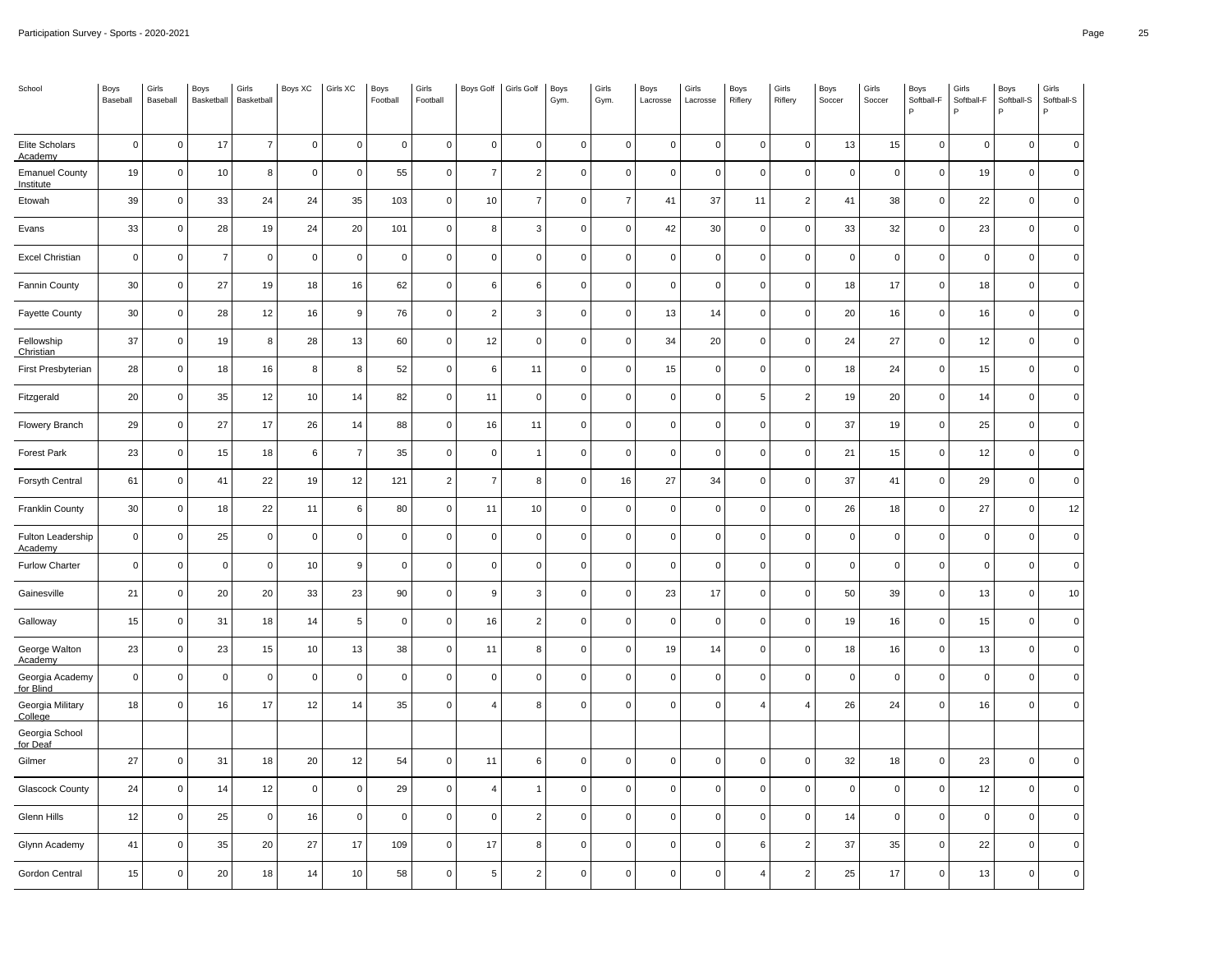| School | Boys Baseball | Girls Baseball | Boys Basketball | Girls Basketball | Boys XC | Girls XC | Boys Football | Girls Football | Boys Golf | Girls Golf | Boys Gym. | Girls Gym. | Boys Lacrosse | Girls Lacrosse | Boys Riflery | Girls Riflery | Boys Soccer | Girls Soccer | Boys Softball-FP | Girls Softball-FP | Boys Softball-SP | Girls Softball-SP |
|---|---|---|---|---|---|---|---|---|---|---|---|---|---|---|---|---|---|---|---|---|---|---|
| Elite Scholars Academy | 0 | 0 | 17 | 7 | 0 | 0 | 0 | 0 | 0 | 0 | 0 | 0 | 0 | 0 | 0 | 0 | 13 | 15 | 0 | 0 | 0 | 0 |
| Emanuel County Institute | 19 | 0 | 10 | 8 | 0 | 0 | 55 | 0 | 7 | 2 | 0 | 0 | 0 | 0 | 0 | 0 | 0 | 0 | 0 | 19 | 0 | 0 |
| Etowah | 39 | 0 | 33 | 24 | 24 | 35 | 103 | 0 | 10 | 7 | 0 | 7 | 41 | 37 | 11 | 2 | 41 | 38 | 0 | 22 | 0 | 0 |
| Evans | 33 | 0 | 28 | 19 | 24 | 20 | 101 | 0 | 8 | 3 | 0 | 0 | 42 | 30 | 0 | 0 | 33 | 32 | 0 | 23 | 0 | 0 |
| Excel Christian | 0 | 0 | 7 | 0 | 0 | 0 | 0 | 0 | 0 | 0 | 0 | 0 | 0 | 0 | 0 | 0 | 0 | 0 | 0 | 0 | 0 | 0 |
| Fannin County | 30 | 0 | 27 | 19 | 18 | 16 | 62 | 0 | 6 | 6 | 0 | 0 | 0 | 0 | 0 | 0 | 18 | 17 | 0 | 18 | 0 | 0 |
| Fayette County | 30 | 0 | 28 | 12 | 16 | 9 | 76 | 0 | 2 | 3 | 0 | 0 | 13 | 14 | 0 | 0 | 20 | 16 | 0 | 16 | 0 | 0 |
| Fellowship Christian | 37 | 0 | 19 | 8 | 28 | 13 | 60 | 0 | 12 | 0 | 0 | 0 | 34 | 20 | 0 | 0 | 24 | 27 | 0 | 12 | 0 | 0 |
| First Presbyterian | 28 | 0 | 18 | 16 | 8 | 8 | 52 | 0 | 6 | 11 | 0 | 0 | 15 | 0 | 0 | 0 | 18 | 24 | 0 | 15 | 0 | 0 |
| Fitzgerald | 20 | 0 | 35 | 12 | 10 | 14 | 82 | 0 | 11 | 0 | 0 | 0 | 0 | 0 | 5 | 2 | 19 | 20 | 0 | 14 | 0 | 0 |
| Flowery Branch | 29 | 0 | 27 | 17 | 26 | 14 | 88 | 0 | 16 | 11 | 0 | 0 | 0 | 0 | 0 | 0 | 37 | 19 | 0 | 25 | 0 | 0 |
| Forest Park | 23 | 0 | 15 | 18 | 6 | 7 | 35 | 0 | 0 | 1 | 0 | 0 | 0 | 0 | 0 | 0 | 21 | 15 | 0 | 12 | 0 | 0 |
| Forsyth Central | 61 | 0 | 41 | 22 | 19 | 12 | 121 | 2 | 7 | 8 | 0 | 16 | 27 | 34 | 0 | 0 | 37 | 41 | 0 | 29 | 0 | 0 |
| Franklin County | 30 | 0 | 18 | 22 | 11 | 6 | 80 | 0 | 11 | 10 | 0 | 0 | 0 | 0 | 0 | 0 | 26 | 18 | 0 | 27 | 0 | 12 |
| Fulton Leadership Academy | 0 | 0 | 25 | 0 | 0 | 0 | 0 | 0 | 0 | 0 | 0 | 0 | 0 | 0 | 0 | 0 | 0 | 0 | 0 | 0 | 0 | 0 |
| Furlow Charter | 0 | 0 | 0 | 0 | 10 | 9 | 0 | 0 | 0 | 0 | 0 | 0 | 0 | 0 | 0 | 0 | 0 | 0 | 0 | 0 | 0 | 0 |
| Gainesville | 21 | 0 | 20 | 20 | 33 | 23 | 90 | 0 | 9 | 3 | 0 | 0 | 23 | 17 | 0 | 0 | 50 | 39 | 0 | 13 | 0 | 10 |
| Galloway | 15 | 0 | 31 | 18 | 14 | 5 | 0 | 0 | 16 | 2 | 0 | 0 | 0 | 0 | 0 | 0 | 19 | 16 | 0 | 15 | 0 | 0 |
| George Walton Academy | 23 | 0 | 23 | 15 | 10 | 13 | 38 | 0 | 11 | 8 | 0 | 0 | 19 | 14 | 0 | 0 | 18 | 16 | 0 | 13 | 0 | 0 |
| Georgia Academy for Blind | 0 | 0 | 0 | 0 | 0 | 0 | 0 | 0 | 0 | 0 | 0 | 0 | 0 | 0 | 0 | 0 | 0 | 0 | 0 | 0 | 0 | 0 |
| Georgia Military College | 18 | 0 | 16 | 17 | 12 | 14 | 35 | 0 | 4 | 8 | 0 | 0 | 0 | 0 | 4 | 4 | 26 | 24 | 0 | 16 | 0 | 0 |
| Georgia School for Deaf | | | | | | | | | | | | | | | | | | | | | | |
| Gilmer | 27 | 0 | 31 | 18 | 20 | 12 | 54 | 0 | 11 | 6 | 0 | 0 | 0 | 0 | 0 | 0 | 32 | 18 | 0 | 23 | 0 | 0 |
| Glascock County | 24 | 0 | 14 | 12 | 0 | 0 | 29 | 0 | 4 | 1 | 0 | 0 | 0 | 0 | 0 | 0 | 0 | 0 | 0 | 12 | 0 | 0 |
| Glenn Hills | 12 | 0 | 25 | 0 | 16 | 0 | 0 | 0 | 0 | 2 | 0 | 0 | 0 | 0 | 0 | 0 | 14 | 0 | 0 | 0 | 0 | 0 |
| Glynn Academy | 41 | 0 | 35 | 20 | 27 | 17 | 109 | 0 | 17 | 8 | 0 | 0 | 0 | 0 | 6 | 2 | 37 | 35 | 0 | 22 | 0 | 0 |
| Gordon Central | 15 | 0 | 20 | 18 | 14 | 10 | 58 | 0 | 5 | 2 | 0 | 0 | 0 | 0 | 4 | 2 | 25 | 17 | 0 | 13 | 0 | 0 |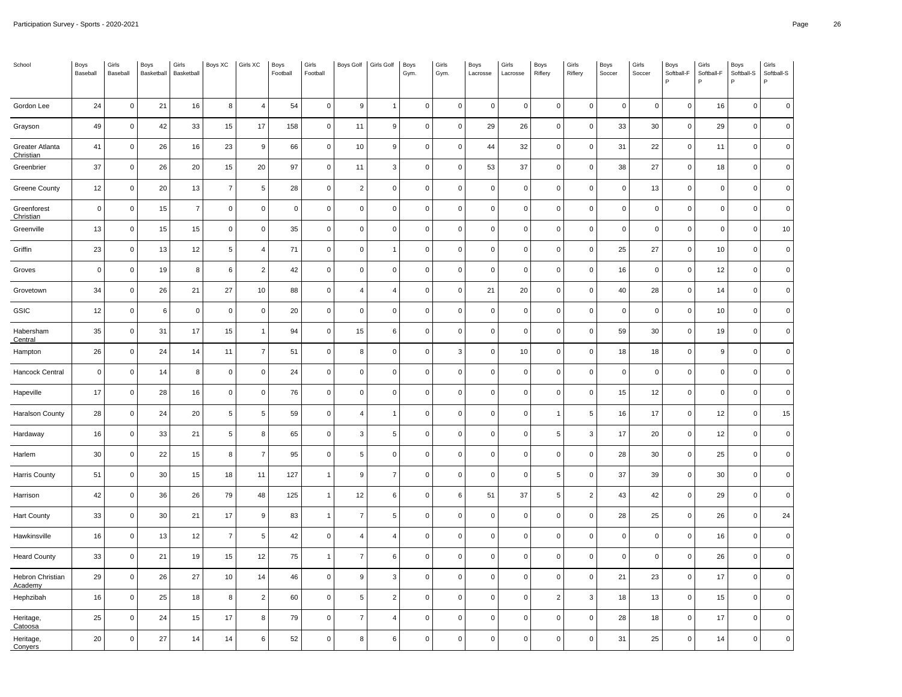| School | Boys Baseball | Girls Baseball | Boys Basketball | Girls Basketball | Boys XC | Girls XC | Boys Football | Girls Football | Boys Golf | Girls Golf | Boys Gym. | Girls Gym. | Boys Lacrosse | Girls Lacrosse | Boys Riflery | Girls Riflery | Boys Soccer | Girls Soccer | Boys Softball-FP | Girls Softball-FP | Boys Softball-SP | Girls Softball-SP |
|---|---|---|---|---|---|---|---|---|---|---|---|---|---|---|---|---|---|---|---|---|---|---|
| Gordon Lee | 24 | 0 | 21 | 16 | 8 | 4 | 54 | 0 | 9 | 1 | 0 | 0 | 0 | 0 | 0 | 0 | 0 | 0 | 0 | 16 | 0 | 0 |
| Grayson | 49 | 0 | 42 | 33 | 15 | 17 | 158 | 0 | 11 | 9 | 0 | 0 | 29 | 26 | 0 | 0 | 33 | 30 | 0 | 29 | 0 | 0 |
| Greater Atlanta Christian | 41 | 0 | 26 | 16 | 23 | 9 | 66 | 0 | 10 | 9 | 0 | 0 | 44 | 32 | 0 | 0 | 31 | 22 | 0 | 11 | 0 | 0 |
| Greenbrier | 37 | 0 | 26 | 20 | 15 | 20 | 97 | 0 | 11 | 3 | 0 | 0 | 53 | 37 | 0 | 0 | 38 | 27 | 0 | 18 | 0 | 0 |
| Greene County | 12 | 0 | 20 | 13 | 7 | 5 | 28 | 0 | 2 | 0 | 0 | 0 | 0 | 0 | 0 | 0 | 0 | 13 | 0 | 0 | 0 | 0 |
| Greenforest Christian | 0 | 0 | 15 | 7 | 0 | 0 | 0 | 0 | 0 | 0 | 0 | 0 | 0 | 0 | 0 | 0 | 0 | 0 | 0 | 0 | 0 | 0 |
| Greenville | 13 | 0 | 15 | 15 | 0 | 0 | 35 | 0 | 0 | 0 | 0 | 0 | 0 | 0 | 0 | 0 | 0 | 0 | 0 | 0 | 0 | 10 |
| Griffin | 23 | 0 | 13 | 12 | 5 | 4 | 71 | 0 | 0 | 1 | 0 | 0 | 0 | 0 | 0 | 0 | 25 | 27 | 0 | 10 | 0 | 0 |
| Groves | 0 | 0 | 19 | 8 | 6 | 2 | 42 | 0 | 0 | 0 | 0 | 0 | 0 | 0 | 0 | 0 | 16 | 0 | 0 | 12 | 0 | 0 |
| Grovetown | 34 | 0 | 26 | 21 | 27 | 10 | 88 | 0 | 4 | 4 | 0 | 0 | 21 | 20 | 0 | 0 | 40 | 28 | 0 | 14 | 0 | 0 |
| GSIC | 12 | 0 | 6 | 0 | 0 | 0 | 20 | 0 | 0 | 0 | 0 | 0 | 0 | 0 | 0 | 0 | 0 | 0 | 0 | 10 | 0 | 0 |
| Habersham Central | 35 | 0 | 31 | 17 | 15 | 1 | 94 | 0 | 15 | 6 | 0 | 0 | 0 | 0 | 0 | 0 | 59 | 30 | 0 | 19 | 0 | 0 |
| Hampton | 26 | 0 | 24 | 14 | 11 | 7 | 51 | 0 | 8 | 0 | 0 | 3 | 0 | 10 | 0 | 0 | 18 | 18 | 0 | 9 | 0 | 0 |
| Hancock Central | 0 | 0 | 14 | 8 | 0 | 0 | 24 | 0 | 0 | 0 | 0 | 0 | 0 | 0 | 0 | 0 | 0 | 0 | 0 | 0 | 0 | 0 |
| Hapeville | 17 | 0 | 28 | 16 | 0 | 0 | 76 | 0 | 0 | 0 | 0 | 0 | 0 | 0 | 0 | 0 | 15 | 12 | 0 | 0 | 0 | 0 |
| Haralson County | 28 | 0 | 24 | 20 | 5 | 5 | 59 | 0 | 4 | 1 | 0 | 0 | 0 | 0 | 1 | 5 | 16 | 17 | 0 | 12 | 0 | 15 |
| Hardaway | 16 | 0 | 33 | 21 | 5 | 8 | 65 | 0 | 3 | 5 | 0 | 0 | 0 | 0 | 5 | 3 | 17 | 20 | 0 | 12 | 0 | 0 |
| Harlem | 30 | 0 | 22 | 15 | 8 | 7 | 95 | 0 | 5 | 0 | 0 | 0 | 0 | 0 | 0 | 0 | 28 | 30 | 0 | 25 | 0 | 0 |
| Harris County | 51 | 0 | 30 | 15 | 18 | 11 | 127 | 1 | 9 | 7 | 0 | 0 | 0 | 0 | 5 | 0 | 37 | 39 | 0 | 30 | 0 | 0 |
| Harrison | 42 | 0 | 36 | 26 | 79 | 48 | 125 | 1 | 12 | 6 | 0 | 6 | 51 | 37 | 5 | 2 | 43 | 42 | 0 | 29 | 0 | 0 |
| Hart County | 33 | 0 | 30 | 21 | 17 | 9 | 83 | 1 | 7 | 5 | 0 | 0 | 0 | 0 | 0 | 0 | 28 | 25 | 0 | 26 | 0 | 24 |
| Hawkinsville | 16 | 0 | 13 | 12 | 7 | 5 | 42 | 0 | 4 | 4 | 0 | 0 | 0 | 0 | 0 | 0 | 0 | 0 | 0 | 16 | 0 | 0 |
| Heard County | 33 | 0 | 21 | 19 | 15 | 12 | 75 | 1 | 7 | 6 | 0 | 0 | 0 | 0 | 0 | 0 | 0 | 0 | 0 | 26 | 0 | 0 |
| Hebron Christian Academy | 29 | 0 | 26 | 27 | 10 | 14 | 46 | 0 | 9 | 3 | 0 | 0 | 0 | 0 | 0 | 0 | 21 | 23 | 0 | 17 | 0 | 0 |
| Hephzibah | 16 | 0 | 25 | 18 | 8 | 2 | 60 | 0 | 5 | 2 | 0 | 0 | 0 | 0 | 2 | 3 | 18 | 13 | 0 | 15 | 0 | 0 |
| Heritage, Catoosa | 25 | 0 | 24 | 15 | 17 | 8 | 79 | 0 | 7 | 4 | 0 | 0 | 0 | 0 | 0 | 0 | 28 | 18 | 0 | 17 | 0 | 0 |
| Heritage, Conyers | 20 | 0 | 27 | 14 | 14 | 6 | 52 | 0 | 8 | 6 | 0 | 0 | 0 | 0 | 0 | 0 | 31 | 25 | 0 | 14 | 0 | 0 |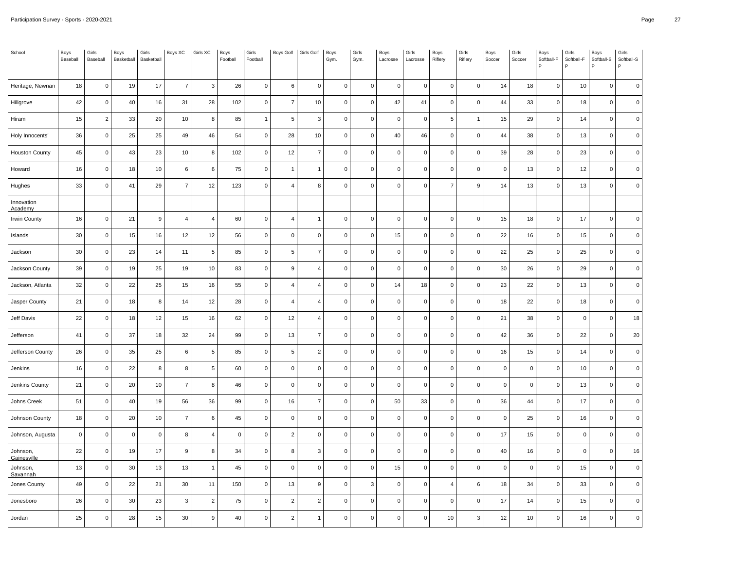| School | Boys Baseball | Girls Baseball | Boys Basketball | Girls Basketball | Boys XC | Girls XC | Boys Football | Girls Football | Boys Golf | Girls Golf | Boys Gym. | Girls Gym. | Boys Lacrosse | Girls Lacrosse | Boys Riflery | Girls Riflery | Boys Soccer | Girls Soccer | Boys Softball-FP | Girls Softball-FP | Boys Softball-SP | Girls Softball-SP |
|---|---|---|---|---|---|---|---|---|---|---|---|---|---|---|---|---|---|---|---|---|---|---|
| Heritage, Newnan | 18 | 0 | 19 | 17 | 7 | 3 | 26 | 0 | 6 | 0 | 0 | 0 | 0 | 0 | 0 | 0 | 14 | 18 | 0 | 10 | 0 | 0 |
| Hillgrove | 42 | 0 | 40 | 16 | 31 | 28 | 102 | 0 | 7 | 10 | 0 | 0 | 42 | 41 | 0 | 0 | 44 | 33 | 0 | 18 | 0 | 0 |
| Hiram | 15 | 2 | 33 | 20 | 10 | 8 | 85 | 1 | 5 | 3 | 0 | 0 | 0 | 0 | 5 | 1 | 15 | 29 | 0 | 14 | 0 | 0 |
| Holy Innocents' | 36 | 0 | 25 | 25 | 49 | 46 | 54 | 0 | 28 | 10 | 0 | 0 | 40 | 46 | 0 | 0 | 44 | 38 | 0 | 13 | 0 | 0 |
| Houston County | 45 | 0 | 43 | 23 | 10 | 8 | 102 | 0 | 12 | 7 | 0 | 0 | 0 | 0 | 0 | 0 | 39 | 28 | 0 | 23 | 0 | 0 |
| Howard | 16 | 0 | 18 | 10 | 6 | 6 | 75 | 0 | 1 | 1 | 0 | 0 | 0 | 0 | 0 | 0 | 0 | 13 | 0 | 12 | 0 | 0 |
| Hughes | 33 | 0 | 41 | 29 | 7 | 12 | 123 | 0 | 4 | 8 | 0 | 0 | 0 | 0 | 7 | 9 | 14 | 13 | 0 | 13 | 0 | 0 |
| Innovation Academy | | | | | | | | | | | | | | | | | | | | | | |
| Irwin County | 16 | 0 | 21 | 9 | 4 | 4 | 60 | 0 | 4 | 1 | 0 | 0 | 0 | 0 | 0 | 0 | 15 | 18 | 0 | 17 | 0 | 0 |
| Islands | 30 | 0 | 15 | 16 | 12 | 12 | 56 | 0 | 0 | 0 | 0 | 0 | 15 | 0 | 0 | 0 | 22 | 16 | 0 | 15 | 0 | 0 |
| Jackson | 30 | 0 | 23 | 14 | 11 | 5 | 85 | 0 | 5 | 7 | 0 | 0 | 0 | 0 | 0 | 0 | 22 | 25 | 0 | 25 | 0 | 0 |
| Jackson County | 39 | 0 | 19 | 25 | 19 | 10 | 83 | 0 | 9 | 4 | 0 | 0 | 0 | 0 | 0 | 0 | 30 | 26 | 0 | 29 | 0 | 0 |
| Jackson, Atlanta | 32 | 0 | 22 | 25 | 15 | 16 | 55 | 0 | 4 | 4 | 0 | 0 | 14 | 18 | 0 | 0 | 23 | 22 | 0 | 13 | 0 | 0 |
| Jasper County | 21 | 0 | 18 | 8 | 14 | 12 | 28 | 0 | 4 | 4 | 0 | 0 | 0 | 0 | 0 | 0 | 18 | 22 | 0 | 18 | 0 | 0 |
| Jeff Davis | 22 | 0 | 18 | 12 | 15 | 16 | 62 | 0 | 12 | 4 | 0 | 0 | 0 | 0 | 0 | 0 | 21 | 38 | 0 | 0 | 0 | 18 |
| Jefferson | 41 | 0 | 37 | 18 | 32 | 24 | 99 | 0 | 13 | 7 | 0 | 0 | 0 | 0 | 0 | 0 | 42 | 36 | 0 | 22 | 0 | 20 |
| Jefferson County | 26 | 0 | 35 | 25 | 6 | 5 | 85 | 0 | 5 | 2 | 0 | 0 | 0 | 0 | 0 | 0 | 16 | 15 | 0 | 14 | 0 | 0 |
| Jenkins | 16 | 0 | 22 | 8 | 8 | 5 | 60 | 0 | 0 | 0 | 0 | 0 | 0 | 0 | 0 | 0 | 0 | 0 | 0 | 10 | 0 | 0 |
| Jenkins County | 21 | 0 | 20 | 10 | 7 | 8 | 46 | 0 | 0 | 0 | 0 | 0 | 0 | 0 | 0 | 0 | 0 | 0 | 0 | 13 | 0 | 0 |
| Johns Creek | 51 | 0 | 40 | 19 | 56 | 36 | 99 | 0 | 16 | 7 | 0 | 0 | 50 | 33 | 0 | 0 | 36 | 44 | 0 | 17 | 0 | 0 |
| Johnson County | 18 | 0 | 20 | 10 | 7 | 6 | 45 | 0 | 0 | 0 | 0 | 0 | 0 | 0 | 0 | 0 | 0 | 25 | 0 | 16 | 0 | 0 |
| Johnson, Augusta | 0 | 0 | 0 | 0 | 8 | 4 | 0 | 0 | 2 | 0 | 0 | 0 | 0 | 0 | 0 | 0 | 17 | 15 | 0 | 0 | 0 | 0 |
| Johnson, Gainesville | 22 | 0 | 19 | 17 | 9 | 8 | 34 | 0 | 8 | 3 | 0 | 0 | 0 | 0 | 0 | 0 | 40 | 16 | 0 | 0 | 0 | 16 |
| Johnson, Savannah | 13 | 0 | 30 | 13 | 13 | 1 | 45 | 0 | 0 | 0 | 0 | 0 | 15 | 0 | 0 | 0 | 0 | 0 | 0 | 15 | 0 | 0 |
| Jones County | 49 | 0 | 22 | 21 | 30 | 11 | 150 | 0 | 13 | 9 | 0 | 3 | 0 | 0 | 4 | 6 | 18 | 34 | 0 | 33 | 0 | 0 |
| Jonesboro | 26 | 0 | 30 | 23 | 3 | 2 | 75 | 0 | 2 | 2 | 0 | 0 | 0 | 0 | 0 | 0 | 17 | 14 | 0 | 15 | 0 | 0 |
| Jordan | 25 | 0 | 28 | 15 | 30 | 9 | 40 | 0 | 2 | 1 | 0 | 0 | 0 | 0 | 10 | 3 | 12 | 10 | 0 | 16 | 0 | 0 |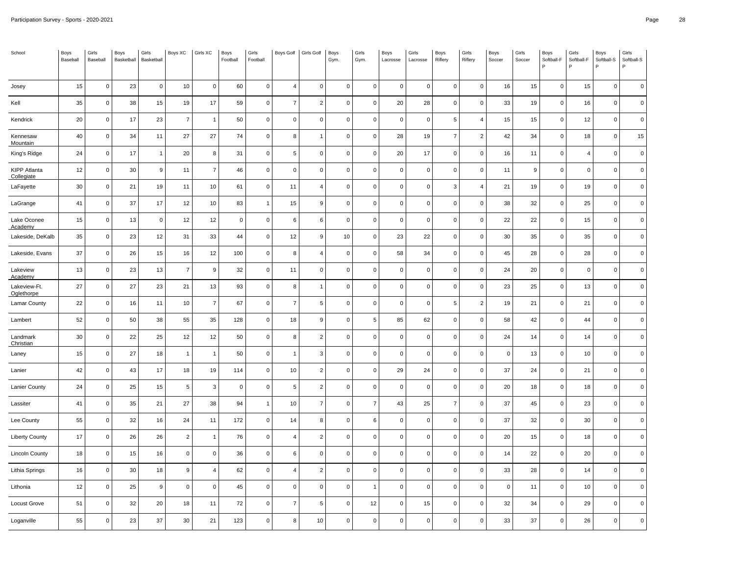Participation Survey - Sports - 2020-2021

| School | Boys Baseball | Girls Baseball | Boys Basketball | Girls Basketball | Boys XC | Girls XC | Boys Football | Girls Football | Boys Golf | Girls Golf | Boys Gym. | Girls Gym. | Boys Lacrosse | Girls Lacrosse | Boys Riflery | Girls Riflery | Boys Soccer | Girls Soccer | Boys Softball-FP | Girls Softball-FP | Boys Softball-SP | Girls Softball-SP |
|---|---|---|---|---|---|---|---|---|---|---|---|---|---|---|---|---|---|---|---|---|---|---|
| Josey | 15 | 0 | 23 | 0 | 10 | 0 | 60 | 0 | 4 | 0 | 0 | 0 | 0 | 0 | 0 | 0 | 16 | 15 | 0 | 15 | 0 | 0 |
| Kell | 35 | 0 | 38 | 15 | 19 | 17 | 59 | 0 | 7 | 2 | 0 | 0 | 20 | 28 | 0 | 0 | 33 | 19 | 0 | 16 | 0 | 0 |
| Kendrick | 20 | 0 | 17 | 23 | 7 | 1 | 50 | 0 | 0 | 0 | 0 | 0 | 0 | 0 | 5 | 4 | 15 | 15 | 0 | 12 | 0 | 0 |
| Kennesaw Mountain | 40 | 0 | 34 | 11 | 27 | 27 | 74 | 0 | 8 | 1 | 0 | 0 | 28 | 19 | 7 | 2 | 42 | 34 | 0 | 18 | 0 | 15 |
| King's Ridge | 24 | 0 | 17 | 1 | 20 | 8 | 31 | 0 | 5 | 0 | 0 | 0 | 20 | 17 | 0 | 0 | 16 | 11 | 0 | 4 | 0 | 0 |
| KIPP Atlanta Collegiate | 12 | 0 | 30 | 9 | 11 | 7 | 46 | 0 | 0 | 0 | 0 | 0 | 0 | 0 | 0 | 0 | 11 | 9 | 0 | 0 | 0 | 0 |
| LaFayette | 30 | 0 | 21 | 19 | 11 | 10 | 61 | 0 | 11 | 4 | 0 | 0 | 0 | 0 | 3 | 4 | 21 | 19 | 0 | 19 | 0 | 0 |
| LaGrange | 41 | 0 | 37 | 17 | 12 | 10 | 83 | 1 | 15 | 9 | 0 | 0 | 0 | 0 | 0 | 0 | 38 | 32 | 0 | 25 | 0 | 0 |
| Lake Oconee Academy | 15 | 0 | 13 | 0 | 12 | 12 | 0 | 0 | 6 | 6 | 0 | 0 | 0 | 0 | 0 | 0 | 22 | 22 | 0 | 15 | 0 | 0 |
| Lakeside, DeKalb | 35 | 0 | 23 | 12 | 31 | 33 | 44 | 0 | 12 | 9 | 10 | 0 | 23 | 22 | 0 | 0 | 30 | 35 | 0 | 35 | 0 | 0 |
| Lakeside, Evans | 37 | 0 | 26 | 15 | 16 | 12 | 100 | 0 | 8 | 4 | 0 | 0 | 58 | 34 | 0 | 0 | 45 | 28 | 0 | 28 | 0 | 0 |
| Lakeview Academy | 13 | 0 | 23 | 13 | 7 | 9 | 32 | 0 | 11 | 0 | 0 | 0 | 0 | 0 | 0 | 0 | 24 | 20 | 0 | 0 | 0 | 0 |
| Lakeview-Ft. Oglethorpe | 27 | 0 | 27 | 23 | 21 | 13 | 93 | 0 | 8 | 1 | 0 | 0 | 0 | 0 | 0 | 0 | 23 | 25 | 0 | 13 | 0 | 0 |
| Lamar County | 22 | 0 | 16 | 11 | 10 | 7 | 67 | 0 | 7 | 5 | 0 | 0 | 0 | 0 | 5 | 2 | 19 | 21 | 0 | 21 | 0 | 0 |
| Lambert | 52 | 0 | 50 | 38 | 55 | 35 | 128 | 0 | 18 | 9 | 0 | 5 | 85 | 62 | 0 | 0 | 58 | 42 | 0 | 44 | 0 | 0 |
| Landmark Christian | 30 | 0 | 22 | 25 | 12 | 12 | 50 | 0 | 8 | 2 | 0 | 0 | 0 | 0 | 0 | 0 | 24 | 14 | 0 | 14 | 0 | 0 |
| Laney | 15 | 0 | 27 | 18 | 1 | 1 | 50 | 0 | 1 | 3 | 0 | 0 | 0 | 0 | 0 | 0 | 0 | 13 | 0 | 10 | 0 | 0 |
| Lanier | 42 | 0 | 43 | 17 | 18 | 19 | 114 | 0 | 10 | 2 | 0 | 0 | 29 | 24 | 0 | 0 | 37 | 24 | 0 | 21 | 0 | 0 |
| Lanier County | 24 | 0 | 25 | 15 | 5 | 3 | 0 | 0 | 5 | 2 | 0 | 0 | 0 | 0 | 0 | 0 | 20 | 18 | 0 | 18 | 0 | 0 |
| Lassiter | 41 | 0 | 35 | 21 | 27 | 38 | 94 | 1 | 10 | 7 | 0 | 7 | 43 | 25 | 7 | 0 | 37 | 45 | 0 | 23 | 0 | 0 |
| Lee County | 55 | 0 | 32 | 16 | 24 | 11 | 172 | 0 | 14 | 8 | 0 | 6 | 0 | 0 | 0 | 0 | 37 | 32 | 0 | 30 | 0 | 0 |
| Liberty County | 17 | 0 | 26 | 26 | 2 | 1 | 76 | 0 | 4 | 2 | 0 | 0 | 0 | 0 | 0 | 0 | 20 | 15 | 0 | 18 | 0 | 0 |
| Lincoln County | 18 | 0 | 15 | 16 | 0 | 0 | 36 | 0 | 6 | 0 | 0 | 0 | 0 | 0 | 0 | 0 | 14 | 22 | 0 | 20 | 0 | 0 |
| Lithia Springs | 16 | 0 | 30 | 18 | 9 | 4 | 62 | 0 | 4 | 2 | 0 | 0 | 0 | 0 | 0 | 0 | 33 | 28 | 0 | 14 | 0 | 0 |
| Lithonia | 12 | 0 | 25 | 9 | 0 | 0 | 45 | 0 | 0 | 0 | 0 | 1 | 0 | 0 | 0 | 0 | 0 | 11 | 0 | 10 | 0 | 0 |
| Locust Grove | 51 | 0 | 32 | 20 | 18 | 11 | 72 | 0 | 7 | 5 | 0 | 12 | 0 | 15 | 0 | 0 | 32 | 34 | 0 | 29 | 0 | 0 |
| Loganville | 55 | 0 | 23 | 37 | 30 | 21 | 123 | 0 | 8 | 10 | 0 | 0 | 0 | 0 | 0 | 0 | 33 | 37 | 0 | 26 | 0 | 0 |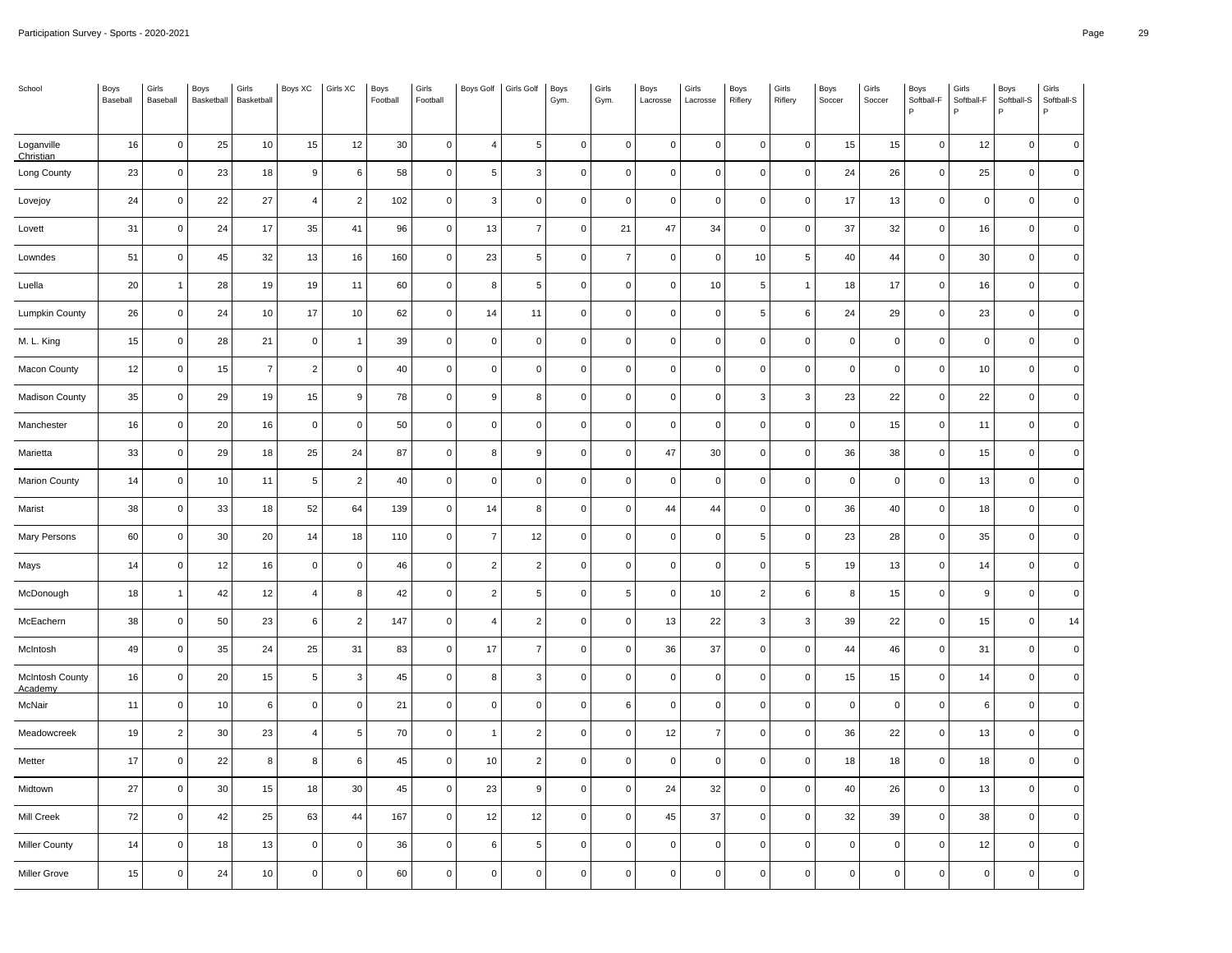Participation Survey - Sports - 2020-2021

| School | Boys Baseball | Girls Baseball | Boys Basketball | Girls Basketball | Boys XC | Girls XC | Boys Football | Girls Football | Boys Golf | Girls Golf | Boys Gym. | Girls Gym. | Boys Lacrosse | Girls Lacrosse | Boys Riflery | Girls Riflery | Boys Soccer | Girls Soccer | Boys Softball-FP | Girls Softball-FP | Boys Softball-SP | Girls Softball-SP |
|---|---|---|---|---|---|---|---|---|---|---|---|---|---|---|---|---|---|---|---|---|---|---|
| Loganville Christian | 16 | 0 | 25 | 10 | 15 | 12 | 30 | 0 | 4 | 5 | 0 | 0 | 0 | 0 | 0 | 0 | 15 | 15 | 0 | 12 | 0 | 0 |
| Long County | 23 | 0 | 23 | 18 | 9 | 6 | 58 | 0 | 5 | 3 | 0 | 0 | 0 | 0 | 0 | 0 | 24 | 26 | 0 | 25 | 0 | 0 |
| Lovejoy | 24 | 0 | 22 | 27 | 4 | 2 | 102 | 0 | 3 | 0 | 0 | 0 | 0 | 0 | 0 | 0 | 17 | 13 | 0 | 0 | 0 | 0 |
| Lovett | 31 | 0 | 24 | 17 | 35 | 41 | 96 | 0 | 13 | 7 | 0 | 21 | 47 | 34 | 0 | 0 | 37 | 32 | 0 | 16 | 0 | 0 |
| Lowndes | 51 | 0 | 45 | 32 | 13 | 16 | 160 | 0 | 23 | 5 | 0 | 7 | 0 | 0 | 10 | 5 | 40 | 44 | 0 | 30 | 0 | 0 |
| Luella | 20 | 1 | 28 | 19 | 19 | 11 | 60 | 0 | 8 | 5 | 0 | 0 | 0 | 10 | 5 | 1 | 18 | 17 | 0 | 16 | 0 | 0 |
| Lumpkin County | 26 | 0 | 24 | 10 | 17 | 10 | 62 | 0 | 14 | 11 | 0 | 0 | 0 | 0 | 5 | 6 | 24 | 29 | 0 | 23 | 0 | 0 |
| M. L. King | 15 | 0 | 28 | 21 | 0 | 1 | 39 | 0 | 0 | 0 | 0 | 0 | 0 | 0 | 0 | 0 | 0 | 0 | 0 | 0 | 0 | 0 |
| Macon County | 12 | 0 | 15 | 7 | 2 | 0 | 40 | 0 | 0 | 0 | 0 | 0 | 0 | 0 | 0 | 0 | 0 | 0 | 0 | 10 | 0 | 0 |
| Madison County | 35 | 0 | 29 | 19 | 15 | 9 | 78 | 0 | 9 | 8 | 0 | 0 | 0 | 0 | 3 | 3 | 23 | 22 | 0 | 22 | 0 | 0 |
| Manchester | 16 | 0 | 20 | 16 | 0 | 0 | 50 | 0 | 0 | 0 | 0 | 0 | 0 | 0 | 0 | 0 | 0 | 15 | 0 | 11 | 0 | 0 |
| Marietta | 33 | 0 | 29 | 18 | 25 | 24 | 87 | 0 | 8 | 9 | 0 | 0 | 47 | 30 | 0 | 0 | 36 | 38 | 0 | 15 | 0 | 0 |
| Marion County | 14 | 0 | 10 | 11 | 5 | 2 | 40 | 0 | 0 | 0 | 0 | 0 | 0 | 0 | 0 | 0 | 0 | 0 | 0 | 13 | 0 | 0 |
| Marist | 38 | 0 | 33 | 18 | 52 | 64 | 139 | 0 | 14 | 8 | 0 | 0 | 44 | 44 | 0 | 0 | 36 | 40 | 0 | 18 | 0 | 0 |
| Mary Persons | 60 | 0 | 30 | 20 | 14 | 18 | 110 | 0 | 7 | 12 | 0 | 0 | 0 | 0 | 5 | 0 | 23 | 28 | 0 | 35 | 0 | 0 |
| Mays | 14 | 0 | 12 | 16 | 0 | 0 | 46 | 0 | 2 | 2 | 0 | 0 | 0 | 0 | 0 | 5 | 19 | 13 | 0 | 14 | 0 | 0 |
| McDonough | 18 | 1 | 42 | 12 | 4 | 8 | 42 | 0 | 2 | 5 | 0 | 5 | 0 | 10 | 2 | 6 | 8 | 15 | 0 | 9 | 0 | 0 |
| McEachern | 38 | 0 | 50 | 23 | 6 | 2 | 147 | 0 | 4 | 2 | 0 | 0 | 13 | 22 | 3 | 3 | 39 | 22 | 0 | 15 | 0 | 14 |
| McIntosh | 49 | 0 | 35 | 24 | 25 | 31 | 83 | 0 | 17 | 7 | 0 | 0 | 36 | 37 | 0 | 0 | 44 | 46 | 0 | 31 | 0 | 0 |
| McIntosh County Academy | 16 | 0 | 20 | 15 | 5 | 3 | 45 | 0 | 8 | 3 | 0 | 0 | 0 | 0 | 0 | 0 | 15 | 15 | 0 | 14 | 0 | 0 |
| McNair | 11 | 0 | 10 | 6 | 0 | 0 | 21 | 0 | 0 | 0 | 0 | 6 | 0 | 0 | 0 | 0 | 0 | 0 | 0 | 6 | 0 | 0 |
| Meadowcreek | 19 | 2 | 30 | 23 | 4 | 5 | 70 | 0 | 1 | 2 | 0 | 0 | 12 | 7 | 0 | 0 | 36 | 22 | 0 | 13 | 0 | 0 |
| Metter | 17 | 0 | 22 | 8 | 8 | 6 | 45 | 0 | 10 | 2 | 0 | 0 | 0 | 0 | 0 | 0 | 18 | 18 | 0 | 18 | 0 | 0 |
| Midtown | 27 | 0 | 30 | 15 | 18 | 30 | 45 | 0 | 23 | 9 | 0 | 0 | 24 | 32 | 0 | 0 | 40 | 26 | 0 | 13 | 0 | 0 |
| Mill Creek | 72 | 0 | 42 | 25 | 63 | 44 | 167 | 0 | 12 | 12 | 0 | 0 | 45 | 37 | 0 | 0 | 32 | 39 | 0 | 38 | 0 | 0 |
| Miller County | 14 | 0 | 18 | 13 | 0 | 0 | 36 | 0 | 6 | 5 | 0 | 0 | 0 | 0 | 0 | 0 | 0 | 0 | 0 | 12 | 0 | 0 |
| Miller Grove | 15 | 0 | 24 | 10 | 0 | 0 | 60 | 0 | 0 | 0 | 0 | 0 | 0 | 0 | 0 | 0 | 0 | 0 | 0 | 0 | 0 | 0 |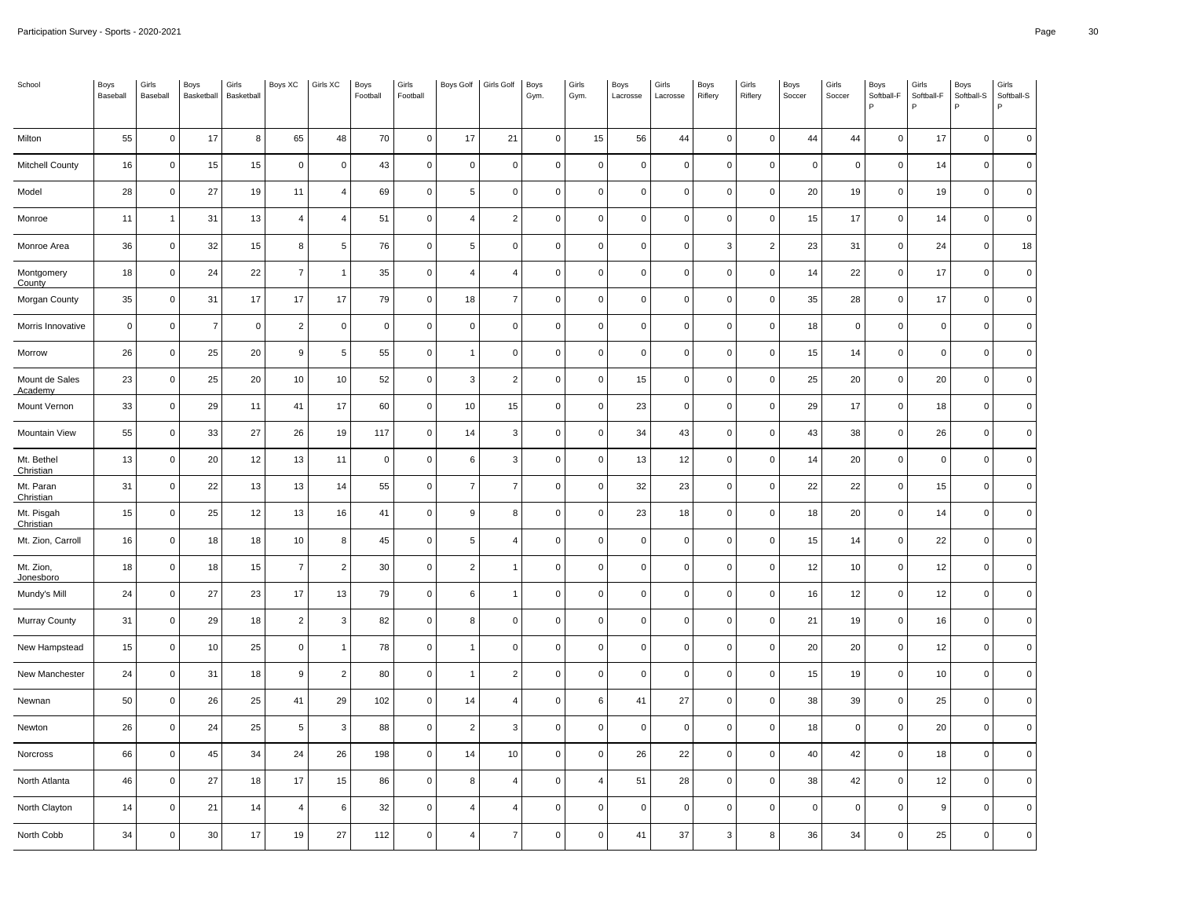Participation Survey - Sports - 2020-2021

| School | Boys Baseball | Girls Baseball | Boys Basketball | Girls Basketball | Boys XC | Girls XC | Boys Football | Girls Football | Boys Golf | Girls Golf | Boys Gym. | Girls Gym. | Boys Lacrosse | Girls Lacrosse | Boys Riflery | Girls Riflery | Boys Soccer | Girls Soccer | Boys Softball-FP | Girls Softball-FP | Boys Softball-SP | Girls Softball-SP |
|---|---|---|---|---|---|---|---|---|---|---|---|---|---|---|---|---|---|---|---|---|---|---|
| Milton | 55 | 0 | 17 | 8 | 65 | 48 | 70 | 0 | 17 | 21 | 0 | 15 | 56 | 44 | 0 | 0 | 44 | 44 | 0 | 17 | 0 | 0 |
| Mitchell County | 16 | 0 | 15 | 15 | 0 | 0 | 43 | 0 | 0 | 0 | 0 | 0 | 0 | 0 | 0 | 0 | 0 | 0 | 0 | 14 | 0 | 0 |
| Model | 28 | 0 | 27 | 19 | 11 | 4 | 69 | 0 | 5 | 0 | 0 | 0 | 0 | 0 | 0 | 0 | 20 | 19 | 0 | 19 | 0 | 0 |
| Monroe | 11 | 1 | 31 | 13 | 4 | 4 | 51 | 0 | 4 | 2 | 0 | 0 | 0 | 0 | 0 | 0 | 15 | 17 | 0 | 14 | 0 | 0 |
| Monroe Area | 36 | 0 | 32 | 15 | 8 | 5 | 76 | 0 | 5 | 0 | 0 | 0 | 0 | 0 | 3 | 2 | 23 | 31 | 0 | 24 | 0 | 18 |
| Montgomery County | 18 | 0 | 24 | 22 | 7 | 1 | 35 | 0 | 4 | 4 | 0 | 0 | 0 | 0 | 0 | 0 | 14 | 22 | 0 | 17 | 0 | 0 |
| Morgan County | 35 | 0 | 31 | 17 | 17 | 17 | 79 | 0 | 18 | 7 | 0 | 0 | 0 | 0 | 0 | 0 | 35 | 28 | 0 | 17 | 0 | 0 |
| Morris Innovative | 0 | 0 | 7 | 0 | 2 | 0 | 0 | 0 | 0 | 0 | 0 | 0 | 0 | 0 | 0 | 0 | 18 | 0 | 0 | 0 | 0 | 0 |
| Morrow | 26 | 0 | 25 | 20 | 9 | 5 | 55 | 0 | 1 | 0 | 0 | 0 | 0 | 0 | 0 | 0 | 15 | 14 | 0 | 0 | 0 | 0 |
| Mount de Sales Academy | 23 | 0 | 25 | 20 | 10 | 10 | 52 | 0 | 3 | 2 | 0 | 0 | 15 | 0 | 0 | 0 | 25 | 20 | 0 | 20 | 0 | 0 |
| Mount Vernon | 33 | 0 | 29 | 11 | 41 | 17 | 60 | 0 | 10 | 15 | 0 | 0 | 23 | 0 | 0 | 0 | 29 | 17 | 0 | 18 | 0 | 0 |
| Mountain View | 55 | 0 | 33 | 27 | 26 | 19 | 117 | 0 | 14 | 3 | 0 | 0 | 34 | 43 | 0 | 0 | 43 | 38 | 0 | 26 | 0 | 0 |
| Mt. Bethel Christian | 13 | 0 | 20 | 12 | 13 | 11 | 0 | 0 | 6 | 3 | 0 | 0 | 13 | 12 | 0 | 0 | 14 | 20 | 0 | 0 | 0 | 0 |
| Mt. Paran Christian | 31 | 0 | 22 | 13 | 13 | 14 | 55 | 0 | 7 | 7 | 0 | 0 | 32 | 23 | 0 | 0 | 22 | 22 | 0 | 15 | 0 | 0 |
| Mt. Pisgah Christian | 15 | 0 | 25 | 12 | 13 | 16 | 41 | 0 | 9 | 8 | 0 | 0 | 23 | 18 | 0 | 0 | 18 | 20 | 0 | 14 | 0 | 0 |
| Mt. Zion, Carroll | 16 | 0 | 18 | 18 | 10 | 8 | 45 | 0 | 5 | 4 | 0 | 0 | 0 | 0 | 0 | 0 | 15 | 14 | 0 | 22 | 0 | 0 |
| Mt. Zion, Jonesboro | 18 | 0 | 18 | 15 | 7 | 2 | 30 | 0 | 2 | 1 | 0 | 0 | 0 | 0 | 0 | 0 | 12 | 10 | 0 | 12 | 0 | 0 |
| Mundy's Mill | 24 | 0 | 27 | 23 | 17 | 13 | 79 | 0 | 6 | 1 | 0 | 0 | 0 | 0 | 0 | 0 | 16 | 12 | 0 | 12 | 0 | 0 |
| Murray County | 31 | 0 | 29 | 18 | 2 | 3 | 82 | 0 | 8 | 0 | 0 | 0 | 0 | 0 | 0 | 0 | 21 | 19 | 0 | 16 | 0 | 0 |
| New Hampstead | 15 | 0 | 10 | 25 | 0 | 1 | 78 | 0 | 1 | 0 | 0 | 0 | 0 | 0 | 0 | 0 | 20 | 20 | 0 | 12 | 0 | 0 |
| New Manchester | 24 | 0 | 31 | 18 | 9 | 2 | 80 | 0 | 1 | 2 | 0 | 0 | 0 | 0 | 0 | 0 | 15 | 19 | 0 | 10 | 0 | 0 |
| Newnan | 50 | 0 | 26 | 25 | 41 | 29 | 102 | 0 | 14 | 4 | 0 | 6 | 41 | 27 | 0 | 0 | 38 | 39 | 0 | 25 | 0 | 0 |
| Newton | 26 | 0 | 24 | 25 | 5 | 3 | 88 | 0 | 2 | 3 | 0 | 0 | 0 | 0 | 0 | 0 | 18 | 0 | 0 | 20 | 0 | 0 |
| Norcross | 66 | 0 | 45 | 34 | 24 | 26 | 198 | 0 | 14 | 10 | 0 | 0 | 26 | 22 | 0 | 0 | 40 | 42 | 0 | 18 | 0 | 0 |
| North Atlanta | 46 | 0 | 27 | 18 | 17 | 15 | 86 | 0 | 8 | 4 | 0 | 4 | 51 | 28 | 0 | 0 | 38 | 42 | 0 | 12 | 0 | 0 |
| North Clayton | 14 | 0 | 21 | 14 | 4 | 6 | 32 | 0 | 4 | 4 | 0 | 0 | 0 | 0 | 0 | 0 | 0 | 0 | 0 | 9 | 0 | 0 |
| North Cobb | 34 | 0 | 30 | 17 | 19 | 27 | 112 | 0 | 4 | 7 | 0 | 0 | 41 | 37 | 3 | 8 | 36 | 34 | 0 | 25 | 0 | 0 |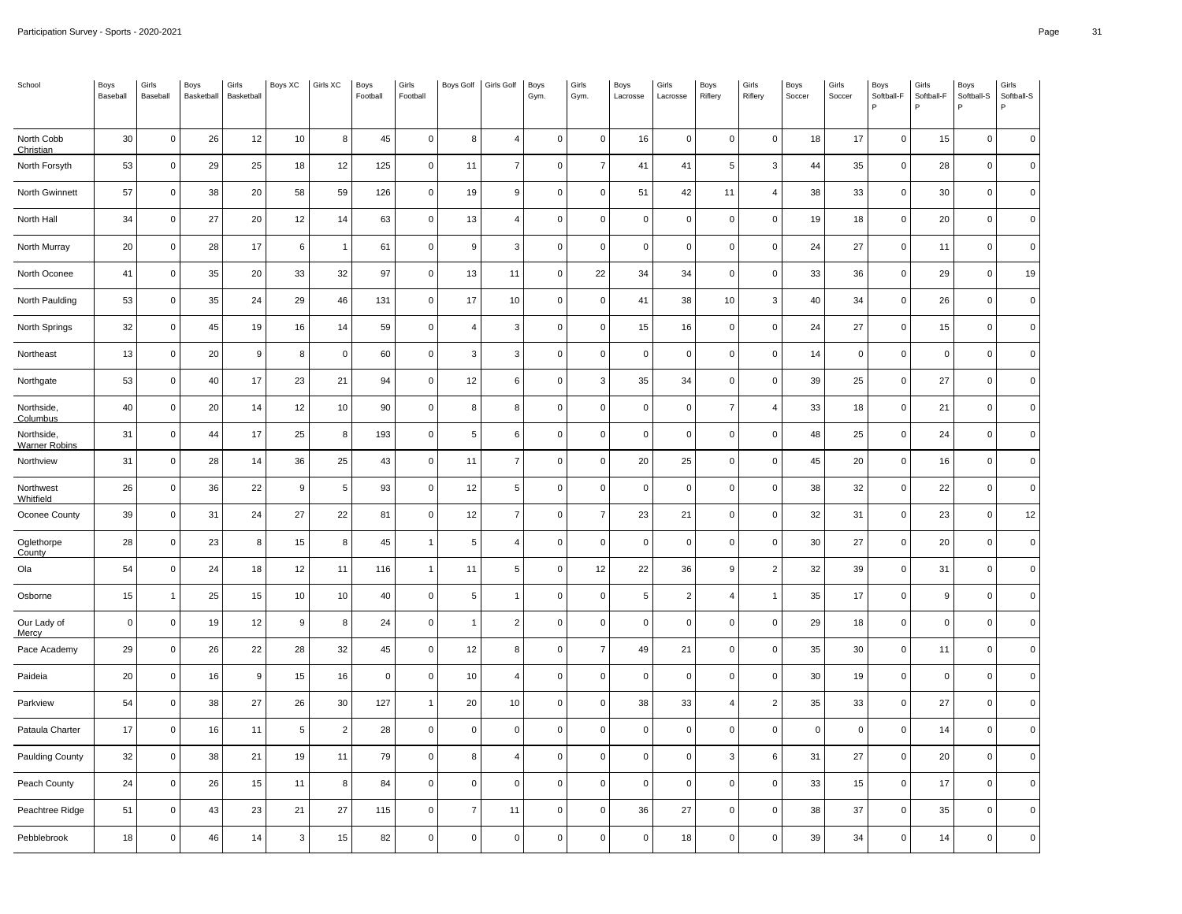| School | Boys Baseball | Girls Baseball | Boys Basketball | Girls Basketball | Boys XC | Girls XC | Boys Football | Girls Football | Boys Golf | Girls Golf | Boys Gym. | Girls Gym. | Boys Lacrosse | Girls Lacrosse | Boys Riflery | Girls Riflery | Boys Soccer | Girls Soccer | Boys Softball-FP | Girls Softball-FP | Boys Softball-SP | Girls Softball-SP |
|---|---|---|---|---|---|---|---|---|---|---|---|---|---|---|---|---|---|---|---|---|---|---|
| North Cobb Christian | 30 | 0 | 26 | 12 | 10 | 8 | 45 | 0 | 8 | 4 | 0 | 0 | 16 | 0 | 0 | 0 | 18 | 17 | 0 | 15 | 0 | 0 |
| North Forsyth | 53 | 0 | 29 | 25 | 18 | 12 | 125 | 0 | 11 | 7 | 0 | 7 | 41 | 41 | 5 | 3 | 44 | 35 | 0 | 28 | 0 | 0 |
| North Gwinnett | 57 | 0 | 38 | 20 | 58 | 59 | 126 | 0 | 19 | 9 | 0 | 0 | 51 | 42 | 11 | 4 | 38 | 33 | 0 | 30 | 0 | 0 |
| North Hall | 34 | 0 | 27 | 20 | 12 | 14 | 63 | 0 | 13 | 4 | 0 | 0 | 0 | 0 | 0 | 0 | 19 | 18 | 0 | 20 | 0 | 0 |
| North Murray | 20 | 0 | 28 | 17 | 6 | 1 | 61 | 0 | 9 | 3 | 0 | 0 | 0 | 0 | 0 | 0 | 24 | 27 | 0 | 11 | 0 | 0 |
| North Oconee | 41 | 0 | 35 | 20 | 33 | 32 | 97 | 0 | 13 | 11 | 0 | 22 | 34 | 34 | 0 | 0 | 33 | 36 | 0 | 29 | 0 | 19 |
| North Paulding | 53 | 0 | 35 | 24 | 29 | 46 | 131 | 0 | 17 | 10 | 0 | 0 | 41 | 38 | 10 | 3 | 40 | 34 | 0 | 26 | 0 | 0 |
| North Springs | 32 | 0 | 45 | 19 | 16 | 14 | 59 | 0 | 4 | 3 | 0 | 0 | 15 | 16 | 0 | 0 | 24 | 27 | 0 | 15 | 0 | 0 |
| Northeast | 13 | 0 | 20 | 9 | 8 | 0 | 60 | 0 | 3 | 3 | 0 | 0 | 0 | 0 | 0 | 0 | 14 | 0 | 0 | 0 | 0 | 0 |
| Northgate | 53 | 0 | 40 | 17 | 23 | 21 | 94 | 0 | 12 | 6 | 0 | 3 | 35 | 34 | 0 | 0 | 39 | 25 | 0 | 27 | 0 | 0 |
| Northside, Columbus | 40 | 0 | 20 | 14 | 12 | 10 | 90 | 0 | 8 | 8 | 0 | 0 | 0 | 0 | 7 | 4 | 33 | 18 | 0 | 21 | 0 | 0 |
| Northside, Warner Robins | 31 | 0 | 44 | 17 | 25 | 8 | 193 | 0 | 5 | 6 | 0 | 0 | 0 | 0 | 0 | 0 | 48 | 25 | 0 | 24 | 0 | 0 |
| Northview | 31 | 0 | 28 | 14 | 36 | 25 | 43 | 0 | 11 | 7 | 0 | 0 | 20 | 25 | 0 | 0 | 45 | 20 | 0 | 16 | 0 | 0 |
| Northwest Whitfield | 26 | 0 | 36 | 22 | 9 | 5 | 93 | 0 | 12 | 5 | 0 | 0 | 0 | 0 | 0 | 0 | 38 | 32 | 0 | 22 | 0 | 0 |
| Oconee County | 39 | 0 | 31 | 24 | 27 | 22 | 81 | 0 | 12 | 7 | 0 | 7 | 23 | 21 | 0 | 0 | 32 | 31 | 0 | 23 | 0 | 12 |
| Oglethorpe County | 28 | 0 | 23 | 8 | 15 | 8 | 45 | 1 | 5 | 4 | 0 | 0 | 0 | 0 | 0 | 0 | 30 | 27 | 0 | 20 | 0 | 0 |
| Ola | 54 | 0 | 24 | 18 | 12 | 11 | 116 | 1 | 11 | 5 | 0 | 12 | 22 | 36 | 9 | 2 | 32 | 39 | 0 | 31 | 0 | 0 |
| Osborne | 15 | 1 | 25 | 15 | 10 | 10 | 40 | 0 | 5 | 1 | 0 | 0 | 5 | 2 | 4 | 1 | 35 | 17 | 0 | 9 | 0 | 0 |
| Our Lady of Mercy | 0 | 0 | 19 | 12 | 9 | 8 | 24 | 0 | 1 | 2 | 0 | 0 | 0 | 0 | 0 | 0 | 29 | 18 | 0 | 0 | 0 | 0 |
| Pace Academy | 29 | 0 | 26 | 22 | 28 | 32 | 45 | 0 | 12 | 8 | 0 | 7 | 49 | 21 | 0 | 0 | 35 | 30 | 0 | 11 | 0 | 0 |
| Paideia | 20 | 0 | 16 | 9 | 15 | 16 | 0 | 0 | 10 | 4 | 0 | 0 | 0 | 0 | 0 | 0 | 30 | 19 | 0 | 0 | 0 | 0 |
| Parkview | 54 | 0 | 38 | 27 | 26 | 30 | 127 | 1 | 20 | 10 | 0 | 0 | 38 | 33 | 4 | 2 | 35 | 33 | 0 | 27 | 0 | 0 |
| Pataula Charter | 17 | 0 | 16 | 11 | 5 | 2 | 28 | 0 | 0 | 0 | 0 | 0 | 0 | 0 | 0 | 0 | 0 | 0 | 0 | 14 | 0 | 0 |
| Paulding County | 32 | 0 | 38 | 21 | 19 | 11 | 79 | 0 | 8 | 4 | 0 | 0 | 0 | 0 | 3 | 6 | 31 | 27 | 0 | 20 | 0 | 0 |
| Peach County | 24 | 0 | 26 | 15 | 11 | 8 | 84 | 0 | 0 | 0 | 0 | 0 | 0 | 0 | 0 | 0 | 33 | 15 | 0 | 17 | 0 | 0 |
| Peachtree Ridge | 51 | 0 | 43 | 23 | 21 | 27 | 115 | 0 | 7 | 11 | 0 | 0 | 36 | 27 | 0 | 0 | 38 | 37 | 0 | 35 | 0 | 0 |
| Pebblebrook | 18 | 0 | 46 | 14 | 3 | 15 | 82 | 0 | 0 | 0 | 0 | 0 | 0 | 18 | 0 | 0 | 39 | 34 | 0 | 14 | 0 | 0 |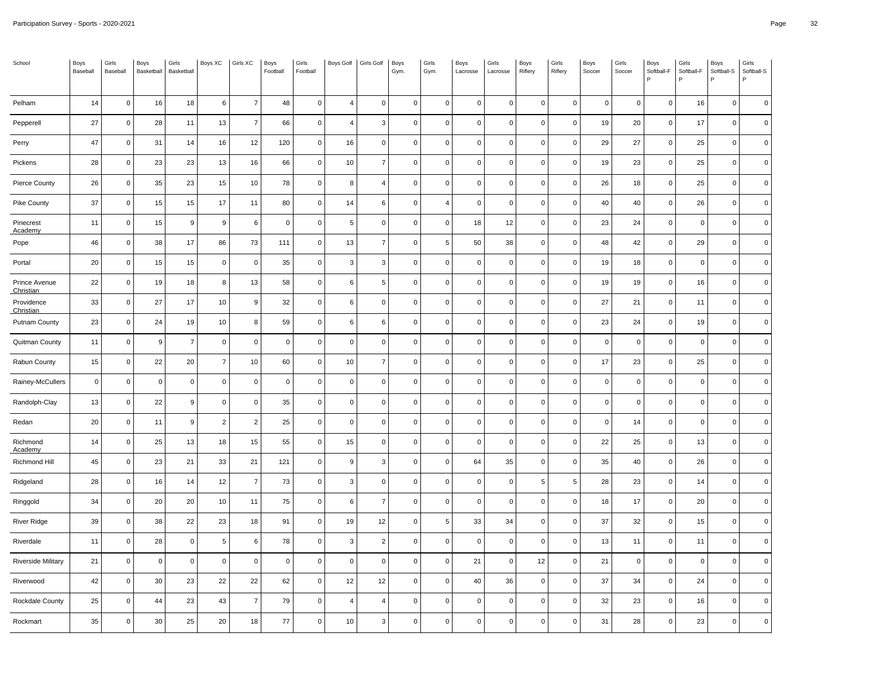Participation Survey - Sports - 2020-2021

| School | Boys Baseball | Girls Baseball | Boys Basketball | Girls Basketball | Boys XC | Girls XC | Boys Football | Girls Football | Boys Golf | Girls Golf | Boys Gym. | Girls Gym. | Boys Lacrosse | Girls Lacrosse | Boys Riflery | Girls Riflery | Boys Soccer | Girls Soccer | Boys Softball-FP | Girls Softball-FP | Boys Softball-SP | Girls Softball-SP |
|---|---|---|---|---|---|---|---|---|---|---|---|---|---|---|---|---|---|---|---|---|---|---|
| Pelham | 14 | 0 | 16 | 18 | 6 | 7 | 48 | 0 | 4 | 0 | 0 | 0 | 0 | 0 | 0 | 0 | 0 | 0 | 0 | 16 | 0 | 0 |
| Pepperell | 27 | 0 | 28 | 11 | 13 | 7 | 66 | 0 | 4 | 3 | 0 | 0 | 0 | 0 | 0 | 0 | 19 | 20 | 0 | 17 | 0 | 0 |
| Perry | 47 | 0 | 31 | 14 | 16 | 12 | 120 | 0 | 16 | 0 | 0 | 0 | 0 | 0 | 0 | 0 | 29 | 27 | 0 | 25 | 0 | 0 |
| Pickens | 28 | 0 | 23 | 23 | 13 | 16 | 66 | 0 | 10 | 7 | 0 | 0 | 0 | 0 | 0 | 0 | 19 | 23 | 0 | 25 | 0 | 0 |
| Pierce County | 26 | 0 | 35 | 23 | 15 | 10 | 78 | 0 | 8 | 4 | 0 | 0 | 0 | 0 | 0 | 0 | 26 | 18 | 0 | 25 | 0 | 0 |
| Pike County | 37 | 0 | 15 | 15 | 17 | 11 | 80 | 0 | 14 | 6 | 0 | 4 | 0 | 0 | 0 | 0 | 40 | 40 | 0 | 26 | 0 | 0 |
| Pinecrest Academy | 11 | 0 | 15 | 9 | 9 | 6 | 0 | 0 | 5 | 0 | 0 | 0 | 18 | 12 | 0 | 0 | 23 | 24 | 0 | 0 | 0 | 0 |
| Pope | 46 | 0 | 38 | 17 | 86 | 73 | 111 | 0 | 13 | 7 | 0 | 5 | 50 | 38 | 0 | 0 | 48 | 42 | 0 | 29 | 0 | 0 |
| Portal | 20 | 0 | 15 | 15 | 0 | 0 | 35 | 0 | 3 | 3 | 0 | 0 | 0 | 0 | 0 | 0 | 19 | 18 | 0 | 0 | 0 | 0 |
| Prince Avenue Christian | 22 | 0 | 19 | 18 | 8 | 13 | 58 | 0 | 6 | 5 | 0 | 0 | 0 | 0 | 0 | 0 | 19 | 19 | 0 | 16 | 0 | 0 |
| Providence Christian | 33 | 0 | 27 | 17 | 10 | 9 | 32 | 0 | 6 | 0 | 0 | 0 | 0 | 0 | 0 | 0 | 27 | 21 | 0 | 11 | 0 | 0 |
| Putnam County | 23 | 0 | 24 | 19 | 10 | 8 | 59 | 0 | 6 | 6 | 0 | 0 | 0 | 0 | 0 | 0 | 23 | 24 | 0 | 19 | 0 | 0 |
| Quitman County | 11 | 0 | 9 | 7 | 0 | 0 | 0 | 0 | 0 | 0 | 0 | 0 | 0 | 0 | 0 | 0 | 0 | 0 | 0 | 0 | 0 | 0 |
| Rabun County | 15 | 0 | 22 | 20 | 7 | 10 | 60 | 0 | 10 | 7 | 0 | 0 | 0 | 0 | 0 | 0 | 17 | 23 | 0 | 25 | 0 | 0 |
| Rainey-McCullers | 0 | 0 | 0 | 0 | 0 | 0 | 0 | 0 | 0 | 0 | 0 | 0 | 0 | 0 | 0 | 0 | 0 | 0 | 0 | 0 | 0 | 0 |
| Randolph-Clay | 13 | 0 | 22 | 9 | 0 | 0 | 35 | 0 | 0 | 0 | 0 | 0 | 0 | 0 | 0 | 0 | 0 | 0 | 0 | 0 | 0 | 0 |
| Redan | 20 | 0 | 11 | 9 | 2 | 2 | 25 | 0 | 0 | 0 | 0 | 0 | 0 | 0 | 0 | 0 | 0 | 14 | 0 | 0 | 0 | 0 |
| Richmond Academy | 14 | 0 | 25 | 13 | 18 | 15 | 55 | 0 | 15 | 0 | 0 | 0 | 0 | 0 | 0 | 0 | 22 | 25 | 0 | 13 | 0 | 0 |
| Richmond Hill | 45 | 0 | 23 | 21 | 33 | 21 | 121 | 0 | 9 | 3 | 0 | 0 | 64 | 35 | 0 | 0 | 35 | 40 | 0 | 26 | 0 | 0 |
| Ridgeland | 28 | 0 | 16 | 14 | 12 | 7 | 73 | 0 | 3 | 0 | 0 | 0 | 0 | 0 | 5 | 5 | 28 | 23 | 0 | 14 | 0 | 0 |
| Ringgold | 34 | 0 | 20 | 20 | 10 | 11 | 75 | 0 | 6 | 7 | 0 | 0 | 0 | 0 | 0 | 0 | 18 | 17 | 0 | 20 | 0 | 0 |
| River Ridge | 39 | 0 | 38 | 22 | 23 | 18 | 91 | 0 | 19 | 12 | 0 | 5 | 33 | 34 | 0 | 0 | 37 | 32 | 0 | 15 | 0 | 0 |
| Riverdale | 11 | 0 | 28 | 0 | 5 | 6 | 78 | 0 | 3 | 2 | 0 | 0 | 0 | 0 | 0 | 0 | 13 | 11 | 0 | 11 | 0 | 0 |
| Riverside Military | 21 | 0 | 0 | 0 | 0 | 0 | 0 | 0 | 0 | 0 | 0 | 0 | 21 | 0 | 12 | 0 | 21 | 0 | 0 | 0 | 0 | 0 |
| Riverwood | 42 | 0 | 30 | 23 | 22 | 22 | 62 | 0 | 12 | 12 | 0 | 0 | 40 | 36 | 0 | 0 | 37 | 34 | 0 | 24 | 0 | 0 |
| Rockdale County | 25 | 0 | 44 | 23 | 43 | 7 | 79 | 0 | 4 | 4 | 0 | 0 | 0 | 0 | 0 | 0 | 32 | 23 | 0 | 16 | 0 | 0 |
| Rockmart | 35 | 0 | 30 | 25 | 20 | 18 | 77 | 0 | 10 | 3 | 0 | 0 | 0 | 0 | 0 | 0 | 31 | 28 | 0 | 23 | 0 | 0 |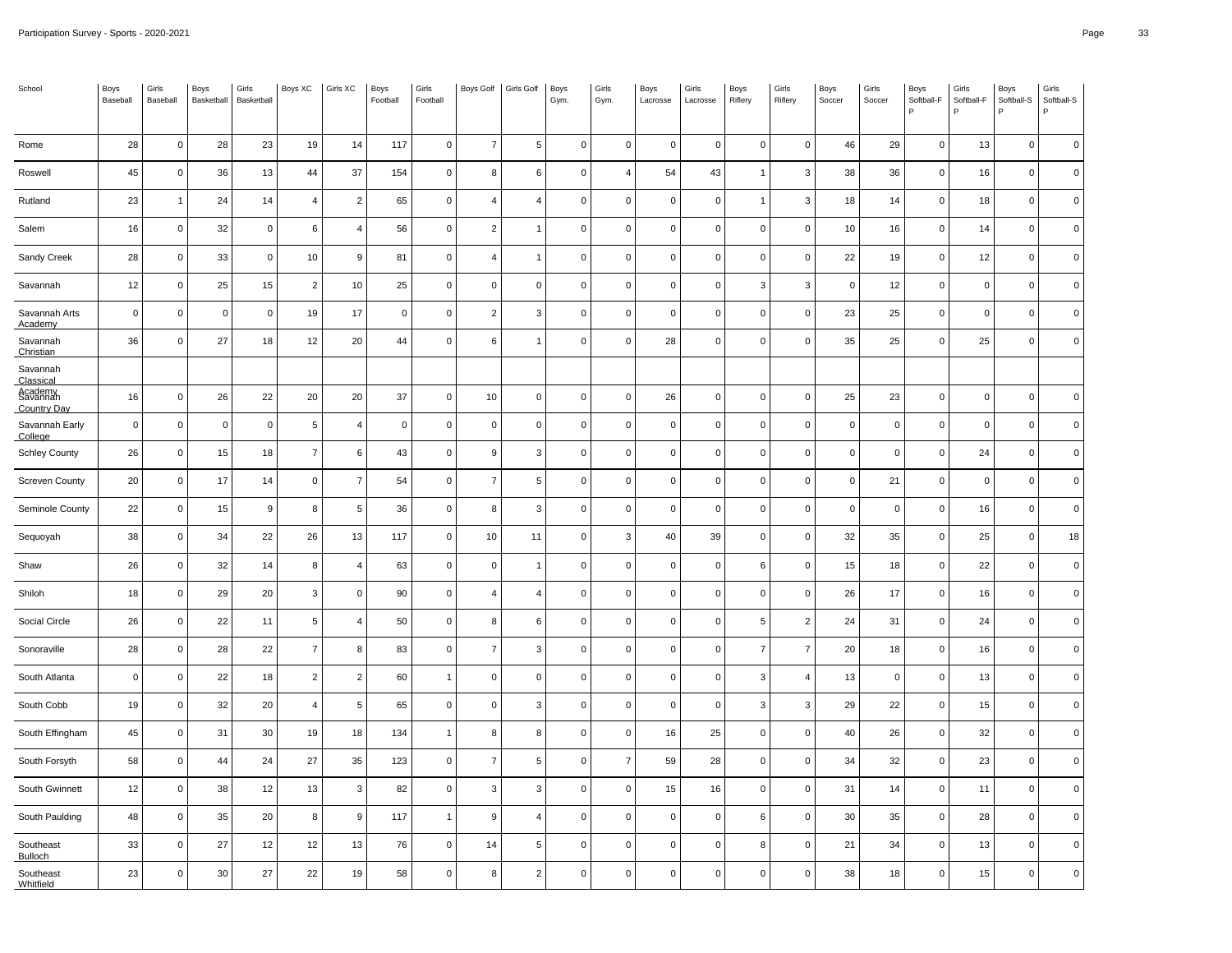| School | Boys Baseball | Girls Baseball | Boys Basketball | Girls Basketball | Boys XC | Girls XC | Boys Football | Girls Football | Boys Golf | Girls Golf | Boys Gym. | Girls Gym. | Boys Lacrosse | Girls Lacrosse | Boys Riflery | Girls Riflery | Boys Soccer | Girls Soccer | Boys Softball-FP | Girls Softball-FP | Boys Softball-SP | Girls Softball-SP |
|---|---|---|---|---|---|---|---|---|---|---|---|---|---|---|---|---|---|---|---|---|---|---|
| Rome | 28 | 0 | 28 | 23 | 19 | 14 | 117 | 0 | 7 | 5 | 0 | 0 | 0 | 0 | 0 | 0 | 46 | 29 | 0 | 13 | 0 | 0 |
| Roswell | 45 | 0 | 36 | 13 | 44 | 37 | 154 | 0 | 8 | 6 | 0 | 4 | 54 | 43 | 1 | 3 | 38 | 36 | 0 | 16 | 0 | 0 |
| Rutland | 23 | 1 | 24 | 14 | 4 | 2 | 65 | 0 | 4 | 4 | 0 | 0 | 0 | 0 | 1 | 3 | 18 | 14 | 0 | 18 | 0 | 0 |
| Salem | 16 | 0 | 32 | 0 | 6 | 4 | 56 | 0 | 2 | 1 | 0 | 0 | 0 | 0 | 0 | 0 | 10 | 16 | 0 | 14 | 0 | 0 |
| Sandy Creek | 28 | 0 | 33 | 0 | 10 | 9 | 81 | 0 | 4 | 1 | 0 | 0 | 0 | 0 | 0 | 0 | 22 | 19 | 0 | 12 | 0 | 0 |
| Savannah | 12 | 0 | 25 | 15 | 2 | 10 | 25 | 0 | 0 | 0 | 0 | 0 | 0 | 0 | 3 | 3 | 0 | 12 | 0 | 0 | 0 | 0 |
| Savannah Arts Academy | 0 | 0 | 0 | 0 | 19 | 17 | 0 | 0 | 2 | 3 | 0 | 0 | 0 | 0 | 0 | 0 | 23 | 25 | 0 | 0 | 0 | 0 |
| Savannah Christian | 36 | 0 | 27 | 18 | 12 | 20 | 44 | 0 | 6 | 1 | 0 | 0 | 28 | 0 | 0 | 0 | 35 | 25 | 0 | 25 | 0 | 0 |
| Savannah Classical Academy | | | | | | | | | | | | | | | | | | | | | | |
| Savannah Country Day | 16 | 0 | 26 | 22 | 20 | 20 | 37 | 0 | 10 | 0 | 0 | 0 | 26 | 0 | 0 | 0 | 25 | 23 | 0 | 0 | 0 | 0 |
| Savannah Early College | 0 | 0 | 0 | 0 | 5 | 4 | 0 | 0 | 0 | 0 | 0 | 0 | 0 | 0 | 0 | 0 | 0 | 0 | 0 | 0 | 0 | 0 |
| Schley County | 26 | 0 | 15 | 18 | 7 | 6 | 43 | 0 | 9 | 3 | 0 | 0 | 0 | 0 | 0 | 0 | 0 | 0 | 0 | 24 | 0 | 0 |
| Screven County | 20 | 0 | 17 | 14 | 0 | 7 | 54 | 0 | 7 | 5 | 0 | 0 | 0 | 0 | 0 | 0 | 0 | 21 | 0 | 0 | 0 | 0 |
| Seminole County | 22 | 0 | 15 | 9 | 8 | 5 | 36 | 0 | 8 | 3 | 0 | 0 | 0 | 0 | 0 | 0 | 0 | 0 | 0 | 16 | 0 | 0 |
| Sequoyah | 38 | 0 | 34 | 22 | 26 | 13 | 117 | 0 | 10 | 11 | 0 | 3 | 40 | 39 | 0 | 0 | 32 | 35 | 0 | 25 | 0 | 18 |
| Shaw | 26 | 0 | 32 | 14 | 8 | 4 | 63 | 0 | 0 | 1 | 0 | 0 | 0 | 0 | 6 | 0 | 15 | 18 | 0 | 22 | 0 | 0 |
| Shiloh | 18 | 0 | 29 | 20 | 3 | 0 | 90 | 0 | 4 | 4 | 0 | 0 | 0 | 0 | 0 | 0 | 26 | 17 | 0 | 16 | 0 | 0 |
| Social Circle | 26 | 0 | 22 | 11 | 5 | 4 | 50 | 0 | 8 | 6 | 0 | 0 | 0 | 0 | 5 | 2 | 24 | 31 | 0 | 24 | 0 | 0 |
| Sonoraville | 28 | 0 | 28 | 22 | 7 | 8 | 83 | 0 | 7 | 3 | 0 | 0 | 0 | 0 | 7 | 7 | 20 | 18 | 0 | 16 | 0 | 0 |
| South Atlanta | 0 | 0 | 22 | 18 | 2 | 2 | 60 | 1 | 0 | 0 | 0 | 0 | 0 | 0 | 3 | 4 | 13 | 0 | 0 | 13 | 0 | 0 |
| South Cobb | 19 | 0 | 32 | 20 | 4 | 5 | 65 | 0 | 0 | 3 | 0 | 0 | 0 | 0 | 3 | 3 | 29 | 22 | 0 | 15 | 0 | 0 |
| South Effingham | 45 | 0 | 31 | 30 | 19 | 18 | 134 | 1 | 8 | 8 | 0 | 0 | 16 | 25 | 0 | 0 | 40 | 26 | 0 | 32 | 0 | 0 |
| South Forsyth | 58 | 0 | 44 | 24 | 27 | 35 | 123 | 0 | 7 | 5 | 0 | 7 | 59 | 28 | 0 | 0 | 34 | 32 | 0 | 23 | 0 | 0 |
| South Gwinnett | 12 | 0 | 38 | 12 | 13 | 3 | 82 | 0 | 3 | 3 | 0 | 0 | 15 | 16 | 0 | 0 | 31 | 14 | 0 | 11 | 0 | 0 |
| South Paulding | 48 | 0 | 35 | 20 | 8 | 9 | 117 | 1 | 9 | 4 | 0 | 0 | 0 | 0 | 6 | 0 | 30 | 35 | 0 | 28 | 0 | 0 |
| Southeast Bulloch | 33 | 0 | 27 | 12 | 12 | 13 | 76 | 0 | 14 | 5 | 0 | 0 | 0 | 0 | 8 | 0 | 21 | 34 | 0 | 13 | 0 | 0 |
| Southeast Whitfield | 23 | 0 | 30 | 27 | 22 | 19 | 58 | 0 | 8 | 2 | 0 | 0 | 0 | 0 | 0 | 0 | 38 | 18 | 0 | 15 | 0 | 0 |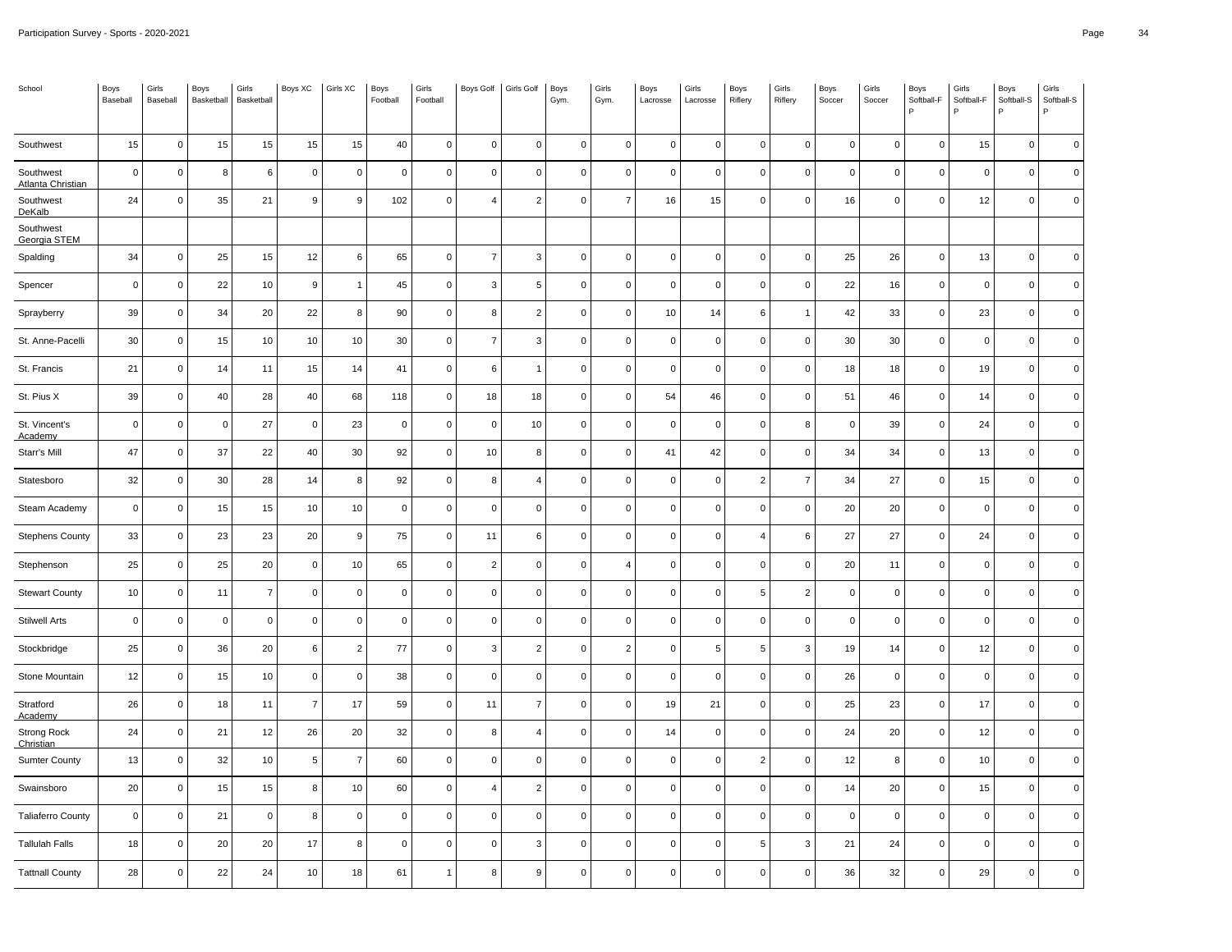| School | Boys Baseball | Girls Baseball | Boys Basketball | Girls Basketball | Boys XC | Girls XC | Boys Football | Girls Football | Boys Golf | Girls Golf | Boys Gym. | Girls Gym. | Boys Lacrosse | Girls Lacrosse | Boys Riflery | Girls Riflery | Boys Soccer | Girls Soccer | Boys Softball-FP | Girls Softball-FP | Boys Softball-SP | Girls Softball-SP |
|---|---|---|---|---|---|---|---|---|---|---|---|---|---|---|---|---|---|---|---|---|---|---|
| Southwest | 15 | 0 | 15 | 15 | 15 | 15 | 40 | 0 | 0 | 0 | 0 | 0 | 0 | 0 | 0 | 0 | 0 | 0 | 0 | 15 | 0 | 0 |
| Southwest Atlanta Christian | 0 | 0 | 8 | 6 | 0 | 0 | 0 | 0 | 0 | 0 | 0 | 0 | 0 | 0 | 0 | 0 | 0 | 0 | 0 | 0 | 0 | 0 |
| Southwest DeKalb | 24 | 0 | 35 | 21 | 9 | 9 | 102 | 0 | 4 | 2 | 0 | 7 | 16 | 15 | 0 | 0 | 16 | 0 | 0 | 12 | 0 | 0 |
| Southwest Georgia STEM | | | | | | | | | | | | | | | | | | | | | | |
| Spalding | 34 | 0 | 25 | 15 | 12 | 6 | 65 | 0 | 7 | 3 | 0 | 0 | 0 | 0 | 0 | 0 | 25 | 26 | 0 | 13 | 0 | 0 |
| Spencer | 0 | 0 | 22 | 10 | 9 | 1 | 45 | 0 | 3 | 5 | 0 | 0 | 0 | 0 | 0 | 0 | 22 | 16 | 0 | 0 | 0 | 0 |
| Sprayberry | 39 | 0 | 34 | 20 | 22 | 8 | 90 | 0 | 8 | 2 | 0 | 0 | 10 | 14 | 6 | 1 | 42 | 33 | 0 | 23 | 0 | 0 |
| St. Anne-Pacelli | 30 | 0 | 15 | 10 | 10 | 10 | 30 | 0 | 7 | 3 | 0 | 0 | 0 | 0 | 0 | 0 | 30 | 30 | 0 | 0 | 0 | 0 |
| St. Francis | 21 | 0 | 14 | 11 | 15 | 14 | 41 | 0 | 6 | 1 | 0 | 0 | 0 | 0 | 0 | 0 | 18 | 18 | 0 | 19 | 0 | 0 |
| St. Pius X | 39 | 0 | 40 | 28 | 40 | 68 | 118 | 0 | 18 | 18 | 0 | 0 | 54 | 46 | 0 | 0 | 51 | 46 | 0 | 14 | 0 | 0 |
| St. Vincent's Academy | 0 | 0 | 0 | 27 | 0 | 23 | 0 | 0 | 0 | 10 | 0 | 0 | 0 | 0 | 0 | 8 | 0 | 39 | 0 | 24 | 0 | 0 |
| Starr's Mill | 47 | 0 | 37 | 22 | 40 | 30 | 92 | 0 | 10 | 8 | 0 | 0 | 41 | 42 | 0 | 0 | 34 | 34 | 0 | 13 | 0 | 0 |
| Statesboro | 32 | 0 | 30 | 28 | 14 | 8 | 92 | 0 | 8 | 4 | 0 | 0 | 0 | 0 | 2 | 7 | 34 | 27 | 0 | 15 | 0 | 0 |
| Steam Academy | 0 | 0 | 15 | 15 | 10 | 10 | 0 | 0 | 0 | 0 | 0 | 0 | 0 | 0 | 0 | 0 | 20 | 20 | 0 | 0 | 0 | 0 |
| Stephens County | 33 | 0 | 23 | 23 | 20 | 9 | 75 | 0 | 11 | 6 | 0 | 0 | 0 | 0 | 4 | 6 | 27 | 27 | 0 | 24 | 0 | 0 |
| Stephenson | 25 | 0 | 25 | 20 | 0 | 10 | 65 | 0 | 2 | 0 | 0 | 4 | 0 | 0 | 0 | 0 | 20 | 11 | 0 | 0 | 0 | 0 |
| Stewart County | 10 | 0 | 11 | 7 | 0 | 0 | 0 | 0 | 0 | 0 | 0 | 0 | 0 | 0 | 5 | 2 | 0 | 0 | 0 | 0 | 0 | 0 |
| Stilwell Arts | 0 | 0 | 0 | 0 | 0 | 0 | 0 | 0 | 0 | 0 | 0 | 0 | 0 | 0 | 0 | 0 | 0 | 0 | 0 | 0 | 0 | 0 |
| Stockbridge | 25 | 0 | 36 | 20 | 6 | 2 | 77 | 0 | 3 | 2 | 0 | 2 | 0 | 5 | 5 | 3 | 19 | 14 | 0 | 12 | 0 | 0 |
| Stone Mountain | 12 | 0 | 15 | 10 | 0 | 0 | 38 | 0 | 0 | 0 | 0 | 0 | 0 | 0 | 0 | 0 | 26 | 0 | 0 | 0 | 0 | 0 |
| Stratford Academy | 26 | 0 | 18 | 11 | 7 | 17 | 59 | 0 | 11 | 7 | 0 | 0 | 19 | 21 | 0 | 0 | 25 | 23 | 0 | 17 | 0 | 0 |
| Strong Rock Christian | 24 | 0 | 21 | 12 | 26 | 20 | 32 | 0 | 8 | 4 | 0 | 0 | 14 | 0 | 0 | 0 | 24 | 20 | 0 | 12 | 0 | 0 |
| Sumter County | 13 | 0 | 32 | 10 | 5 | 7 | 60 | 0 | 0 | 0 | 0 | 0 | 0 | 0 | 2 | 0 | 12 | 8 | 0 | 10 | 0 | 0 |
| Swainsboro | 20 | 0 | 15 | 15 | 8 | 10 | 60 | 0 | 4 | 2 | 0 | 0 | 0 | 0 | 0 | 0 | 14 | 20 | 0 | 15 | 0 | 0 |
| Taliaferro County | 0 | 0 | 21 | 0 | 8 | 0 | 0 | 0 | 0 | 0 | 0 | 0 | 0 | 0 | 0 | 0 | 0 | 0 | 0 | 0 | 0 | 0 |
| Tallulah Falls | 18 | 0 | 20 | 20 | 17 | 8 | 0 | 0 | 0 | 3 | 0 | 0 | 0 | 0 | 5 | 3 | 21 | 24 | 0 | 0 | 0 | 0 |
| Tattnall County | 28 | 0 | 22 | 24 | 10 | 18 | 61 | 1 | 8 | 9 | 0 | 0 | 0 | 0 | 0 | 0 | 36 | 32 | 0 | 29 | 0 | 0 |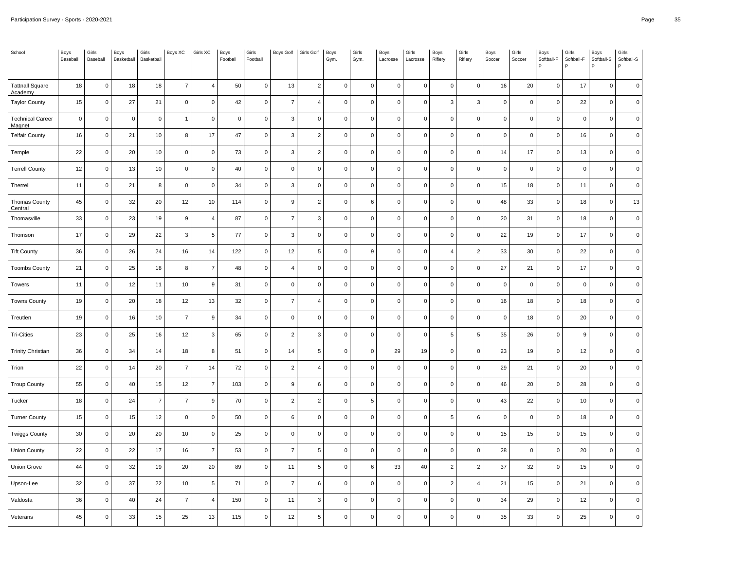| School | Boys Baseball | Girls Baseball | Boys Basketball | Girls Basketball | Boys XC | Girls XC | Boys Football | Girls Football | Boys Golf | Girls Golf | Boys Gym. | Girls Gym. | Boys Lacrosse | Girls Lacrosse | Boys Riflery | Girls Riflery | Boys Soccer | Girls Soccer | Boys Softball-FP | Girls Softball-FP | Boys Softball-SP | Girls Softball-SP |
|---|---|---|---|---|---|---|---|---|---|---|---|---|---|---|---|---|---|---|---|---|---|---|
| Tattnall Square Academy | 18 | 0 | 18 | 18 | 7 | 4 | 50 | 0 | 13 | 2 | 0 | 0 | 0 | 0 | 0 | 0 | 16 | 20 | 0 | 17 | 0 | 0 |
| Taylor County | 15 | 0 | 27 | 21 | 0 | 0 | 42 | 0 | 7 | 4 | 0 | 0 | 0 | 0 | 3 | 3 | 0 | 0 | 0 | 22 | 0 | 0 |
| Technical Career Magnet | 0 | 0 | 0 | 0 | 1 | 0 | 0 | 0 | 3 | 0 | 0 | 0 | 0 | 0 | 0 | 0 | 0 | 0 | 0 | 0 | 0 | 0 |
| Telfair County | 16 | 0 | 21 | 10 | 8 | 17 | 47 | 0 | 3 | 2 | 0 | 0 | 0 | 0 | 0 | 0 | 0 | 0 | 0 | 16 | 0 | 0 |
| Temple | 22 | 0 | 20 | 10 | 0 | 0 | 73 | 0 | 3 | 2 | 0 | 0 | 0 | 0 | 0 | 0 | 14 | 17 | 0 | 13 | 0 | 0 |
| Terrell County | 12 | 0 | 13 | 10 | 0 | 0 | 40 | 0 | 0 | 0 | 0 | 0 | 0 | 0 | 0 | 0 | 0 | 0 | 0 | 0 | 0 | 0 |
| Therrell | 11 | 0 | 21 | 8 | 0 | 0 | 34 | 0 | 3 | 0 | 0 | 0 | 0 | 0 | 0 | 0 | 15 | 18 | 0 | 11 | 0 | 0 |
| Thomas County Central | 45 | 0 | 32 | 20 | 12 | 10 | 114 | 0 | 9 | 2 | 0 | 6 | 0 | 0 | 0 | 0 | 48 | 33 | 0 | 18 | 0 | 13 |
| Thomasville | 33 | 0 | 23 | 19 | 9 | 4 | 87 | 0 | 7 | 3 | 0 | 0 | 0 | 0 | 0 | 0 | 20 | 31 | 0 | 18 | 0 | 0 |
| Thomson | 17 | 0 | 29 | 22 | 3 | 5 | 77 | 0 | 3 | 0 | 0 | 0 | 0 | 0 | 0 | 0 | 22 | 19 | 0 | 17 | 0 | 0 |
| Tift County | 36 | 0 | 26 | 24 | 16 | 14 | 122 | 0 | 12 | 5 | 0 | 9 | 0 | 0 | 4 | 2 | 33 | 30 | 0 | 22 | 0 | 0 |
| Toombs County | 21 | 0 | 25 | 18 | 8 | 7 | 48 | 0 | 4 | 0 | 0 | 0 | 0 | 0 | 0 | 0 | 27 | 21 | 0 | 17 | 0 | 0 |
| Towers | 11 | 0 | 12 | 11 | 10 | 9 | 31 | 0 | 0 | 0 | 0 | 0 | 0 | 0 | 0 | 0 | 0 | 0 | 0 | 0 | 0 | 0 |
| Towns County | 19 | 0 | 20 | 18 | 12 | 13 | 32 | 0 | 7 | 4 | 0 | 0 | 0 | 0 | 0 | 0 | 16 | 18 | 0 | 18 | 0 | 0 |
| Treutlen | 19 | 0 | 16 | 10 | 7 | 9 | 34 | 0 | 0 | 0 | 0 | 0 | 0 | 0 | 0 | 0 | 0 | 18 | 0 | 20 | 0 | 0 |
| Tri-Cities | 23 | 0 | 25 | 16 | 12 | 3 | 65 | 0 | 2 | 3 | 0 | 0 | 0 | 0 | 5 | 5 | 35 | 26 | 0 | 9 | 0 | 0 |
| Trinity Christian | 36 | 0 | 34 | 14 | 18 | 8 | 51 | 0 | 14 | 5 | 0 | 0 | 29 | 19 | 0 | 0 | 23 | 19 | 0 | 12 | 0 | 0 |
| Trion | 22 | 0 | 14 | 20 | 7 | 14 | 72 | 0 | 2 | 4 | 0 | 0 | 0 | 0 | 0 | 0 | 29 | 21 | 0 | 20 | 0 | 0 |
| Troup County | 55 | 0 | 40 | 15 | 12 | 7 | 103 | 0 | 9 | 6 | 0 | 0 | 0 | 0 | 0 | 0 | 46 | 20 | 0 | 28 | 0 | 0 |
| Tucker | 18 | 0 | 24 | 7 | 7 | 9 | 70 | 0 | 2 | 2 | 0 | 5 | 0 | 0 | 0 | 0 | 43 | 22 | 0 | 10 | 0 | 0 |
| Turner County | 15 | 0 | 15 | 12 | 0 | 0 | 50 | 0 | 6 | 0 | 0 | 0 | 0 | 0 | 5 | 6 | 0 | 0 | 0 | 18 | 0 | 0 |
| Twiggs County | 30 | 0 | 20 | 20 | 10 | 0 | 25 | 0 | 0 | 0 | 0 | 0 | 0 | 0 | 0 | 0 | 15 | 15 | 0 | 15 | 0 | 0 |
| Union County | 22 | 0 | 22 | 17 | 16 | 7 | 53 | 0 | 7 | 5 | 0 | 0 | 0 | 0 | 0 | 0 | 28 | 0 | 0 | 20 | 0 | 0 |
| Union Grove | 44 | 0 | 32 | 19 | 20 | 20 | 89 | 0 | 11 | 5 | 0 | 6 | 33 | 40 | 2 | 2 | 37 | 32 | 0 | 15 | 0 | 0 |
| Upson-Lee | 32 | 0 | 37 | 22 | 10 | 5 | 71 | 0 | 7 | 6 | 0 | 0 | 0 | 0 | 2 | 4 | 21 | 15 | 0 | 21 | 0 | 0 |
| Valdosta | 36 | 0 | 40 | 24 | 7 | 4 | 150 | 0 | 11 | 3 | 0 | 0 | 0 | 0 | 0 | 0 | 34 | 29 | 0 | 12 | 0 | 0 |
| Veterans | 45 | 0 | 33 | 15 | 25 | 13 | 115 | 0 | 12 | 5 | 0 | 0 | 0 | 0 | 0 | 0 | 35 | 33 | 0 | 25 | 0 | 0 |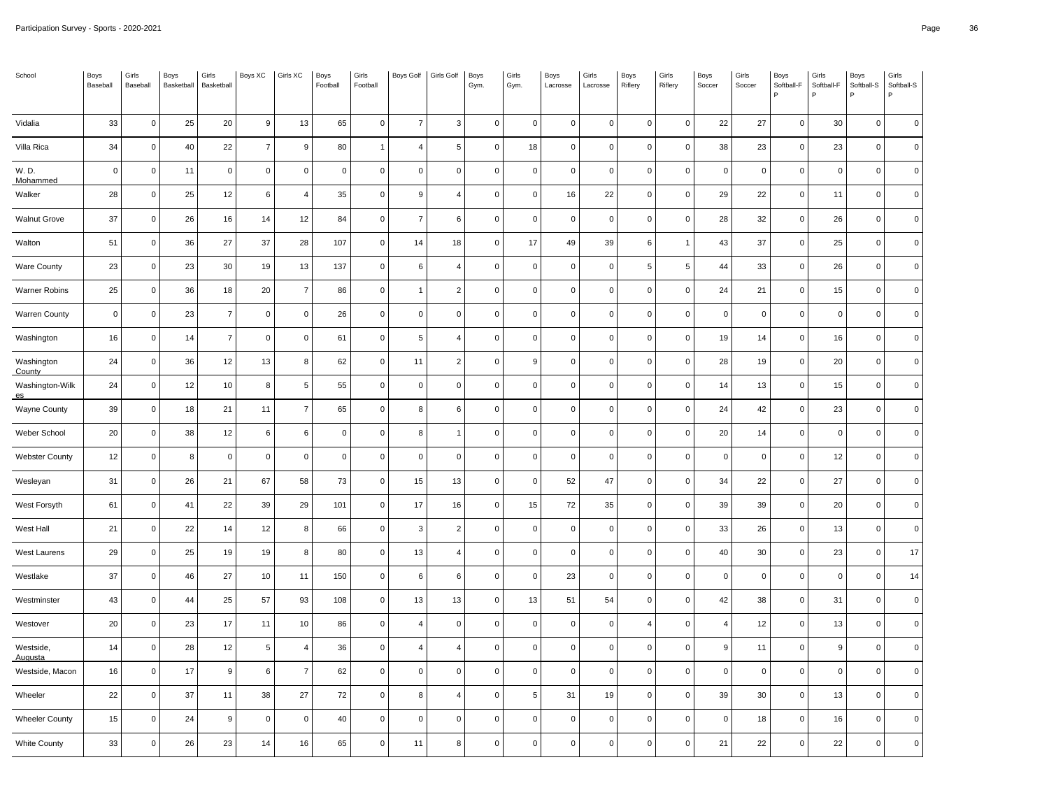Participation Survey - Sports - 2020-2021

| School | Boys Baseball | Girls Baseball | Boys Basketball | Girls Basketball | Boys XC | Girls XC | Boys Football | Girls Football | Boys Golf | Girls Golf | Boys Gym. | Girls Gym. | Boys Lacrosse | Girls Lacrosse | Boys Riflery | Girls Riflery | Boys Soccer | Girls Soccer | Boys Softball-FP | Girls Softball-FP | Boys Softball-SP | Girls Softball-SP |
|---|---|---|---|---|---|---|---|---|---|---|---|---|---|---|---|---|---|---|---|---|---|---|
| Vidalia | 33 | 0 | 25 | 20 | 9 | 13 | 65 | 0 | 7 | 3 | 0 | 0 | 0 | 0 | 0 | 0 | 22 | 27 | 0 | 30 | 0 | 0 |
| Villa Rica | 34 | 0 | 40 | 22 | 7 | 9 | 80 | 1 | 4 | 5 | 0 | 18 | 0 | 0 | 0 | 0 | 38 | 23 | 0 | 23 | 0 | 0 |
| W. D. Mohammed | 0 | 0 | 11 | 0 | 0 | 0 | 0 | 0 | 0 | 0 | 0 | 0 | 0 | 0 | 0 | 0 | 0 | 0 | 0 | 0 | 0 | 0 |
| Walker | 28 | 0 | 25 | 12 | 6 | 4 | 35 | 0 | 9 | 4 | 0 | 0 | 16 | 22 | 0 | 0 | 29 | 22 | 0 | 11 | 0 | 0 |
| Walnut Grove | 37 | 0 | 26 | 16 | 14 | 12 | 84 | 0 | 7 | 6 | 0 | 0 | 0 | 0 | 0 | 0 | 28 | 32 | 0 | 26 | 0 | 0 |
| Walton | 51 | 0 | 36 | 27 | 37 | 28 | 107 | 0 | 14 | 18 | 0 | 17 | 49 | 39 | 6 | 1 | 43 | 37 | 0 | 25 | 0 | 0 |
| Ware County | 23 | 0 | 23 | 30 | 19 | 13 | 137 | 0 | 6 | 4 | 0 | 0 | 0 | 0 | 5 | 5 | 44 | 33 | 0 | 26 | 0 | 0 |
| Warner Robins | 25 | 0 | 36 | 18 | 20 | 7 | 86 | 0 | 1 | 2 | 0 | 0 | 0 | 0 | 0 | 0 | 24 | 21 | 0 | 15 | 0 | 0 |
| Warren County | 0 | 0 | 23 | 7 | 0 | 0 | 26 | 0 | 0 | 0 | 0 | 0 | 0 | 0 | 0 | 0 | 0 | 0 | 0 | 0 | 0 | 0 |
| Washington | 16 | 0 | 14 | 7 | 0 | 0 | 61 | 0 | 5 | 4 | 0 | 0 | 0 | 0 | 0 | 0 | 19 | 14 | 0 | 16 | 0 | 0 |
| Washington County | 24 | 0 | 36 | 12 | 13 | 8 | 62 | 0 | 11 | 2 | 0 | 9 | 0 | 0 | 0 | 0 | 28 | 19 | 0 | 20 | 0 | 0 |
| Washington-Wilkes | 24 | 0 | 12 | 10 | 8 | 5 | 55 | 0 | 0 | 0 | 0 | 0 | 0 | 0 | 0 | 0 | 14 | 13 | 0 | 15 | 0 | 0 |
| Wayne County | 39 | 0 | 18 | 21 | 11 | 7 | 65 | 0 | 8 | 6 | 0 | 0 | 0 | 0 | 0 | 0 | 24 | 42 | 0 | 23 | 0 | 0 |
| Weber School | 20 | 0 | 38 | 12 | 6 | 6 | 0 | 0 | 8 | 1 | 0 | 0 | 0 | 0 | 0 | 0 | 20 | 14 | 0 | 0 | 0 | 0 |
| Webster County | 12 | 0 | 8 | 0 | 0 | 0 | 0 | 0 | 0 | 0 | 0 | 0 | 0 | 0 | 0 | 0 | 0 | 0 | 0 | 12 | 0 | 0 |
| Wesleyan | 31 | 0 | 26 | 21 | 67 | 58 | 73 | 0 | 15 | 13 | 0 | 0 | 52 | 47 | 0 | 0 | 34 | 22 | 0 | 27 | 0 | 0 |
| West Forsyth | 61 | 0 | 41 | 22 | 39 | 29 | 101 | 0 | 17 | 16 | 0 | 15 | 72 | 35 | 0 | 0 | 39 | 39 | 0 | 20 | 0 | 0 |
| West Hall | 21 | 0 | 22 | 14 | 12 | 8 | 66 | 0 | 3 | 2 | 0 | 0 | 0 | 0 | 0 | 0 | 33 | 26 | 0 | 13 | 0 | 0 |
| West Laurens | 29 | 0 | 25 | 19 | 19 | 8 | 80 | 0 | 13 | 4 | 0 | 0 | 0 | 0 | 0 | 0 | 40 | 30 | 0 | 23 | 0 | 17 |
| Westlake | 37 | 0 | 46 | 27 | 10 | 11 | 150 | 0 | 6 | 6 | 0 | 0 | 23 | 0 | 0 | 0 | 0 | 0 | 0 | 0 | 0 | 14 |
| Westminster | 43 | 0 | 44 | 25 | 57 | 93 | 108 | 0 | 13 | 13 | 0 | 13 | 51 | 54 | 0 | 0 | 42 | 38 | 0 | 31 | 0 | 0 |
| Westover | 20 | 0 | 23 | 17 | 11 | 10 | 86 | 0 | 4 | 0 | 0 | 0 | 0 | 0 | 4 | 0 | 4 | 12 | 0 | 13 | 0 | 0 |
| Westside, Augusta | 14 | 0 | 28 | 12 | 5 | 4 | 36 | 0 | 4 | 4 | 0 | 0 | 0 | 0 | 0 | 0 | 9 | 11 | 0 | 9 | 0 | 0 |
| Westside, Macon | 16 | 0 | 17 | 9 | 6 | 7 | 62 | 0 | 0 | 0 | 0 | 0 | 0 | 0 | 0 | 0 | 0 | 0 | 0 | 0 | 0 | 0 |
| Wheeler | 22 | 0 | 37 | 11 | 38 | 27 | 72 | 0 | 8 | 4 | 0 | 5 | 31 | 19 | 0 | 0 | 39 | 30 | 0 | 13 | 0 | 0 |
| Wheeler County | 15 | 0 | 24 | 9 | 0 | 0 | 40 | 0 | 0 | 0 | 0 | 0 | 0 | 0 | 0 | 0 | 0 | 18 | 0 | 16 | 0 | 0 |
| White County | 33 | 0 | 26 | 23 | 14 | 16 | 65 | 0 | 11 | 8 | 0 | 0 | 0 | 0 | 0 | 0 | 21 | 22 | 0 | 22 | 0 | 0 |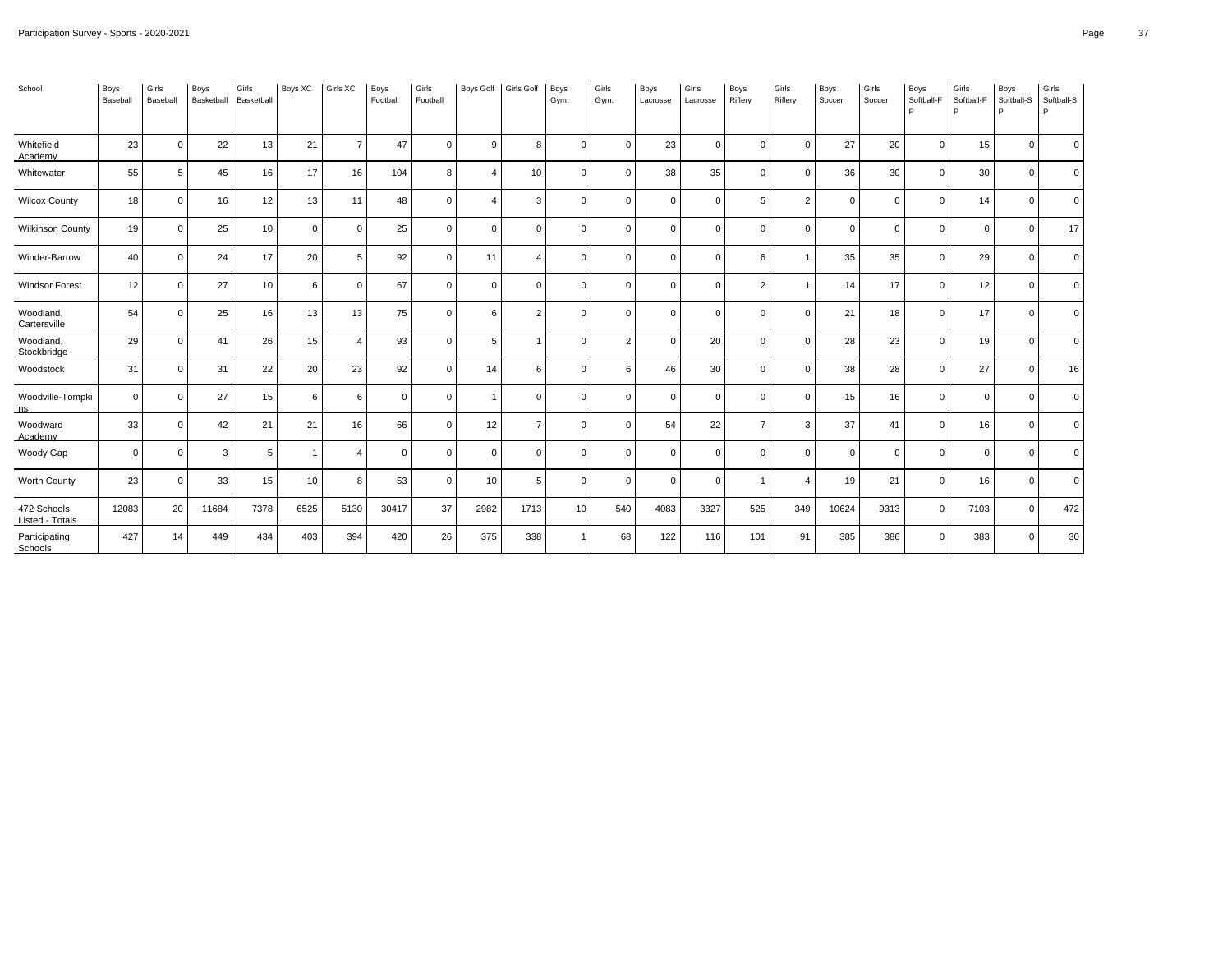| School | Boys Baseball | Girls Baseball | Boys Basketball | Girls Basketball | Boys XC | Girls XC | Boys Football | Girls Football | Boys Golf | Girls Golf | Boys Gym. | Girls Gym. | Boys Lacrosse | Girls Lacrosse | Boys Riflery | Girls Riflery | Boys Soccer | Girls Soccer | Boys Softball-FP | Girls Softball-FP | Boys Softball-SP | Girls Softball-SP |
|---|---|---|---|---|---|---|---|---|---|---|---|---|---|---|---|---|---|---|---|---|---|---|
| Whitefield Academy | 23 | 0 | 22 | 13 | 21 | 7 | 47 | 0 | 9 | 8 | 0 | 0 | 23 | 0 | 0 | 0 | 27 | 20 | 0 | 15 | 0 | 0 |
| Whitewater | 55 | 5 | 45 | 16 | 17 | 16 | 104 | 8 | 4 | 10 | 0 | 0 | 38 | 35 | 0 | 0 | 36 | 30 | 0 | 30 | 0 | 0 |
| Wilcox County | 18 | 0 | 16 | 12 | 13 | 11 | 48 | 0 | 4 | 3 | 0 | 0 | 0 | 0 | 5 | 2 | 0 | 0 | 0 | 14 | 0 | 0 |
| Wilkinson County | 19 | 0 | 25 | 10 | 0 | 0 | 25 | 0 | 0 | 0 | 0 | 0 | 0 | 0 | 0 | 0 | 0 | 0 | 0 | 0 | 0 | 17 |
| Winder-Barrow | 40 | 0 | 24 | 17 | 20 | 5 | 92 | 0 | 11 | 4 | 0 | 0 | 0 | 0 | 6 | 1 | 35 | 35 | 0 | 29 | 0 | 0 |
| Windsor Forest | 12 | 0 | 27 | 10 | 6 | 0 | 67 | 0 | 0 | 0 | 0 | 0 | 0 | 0 | 2 | 1 | 14 | 17 | 0 | 12 | 0 | 0 |
| Woodland, Cartersville | 54 | 0 | 25 | 16 | 13 | 13 | 75 | 0 | 6 | 2 | 0 | 0 | 0 | 0 | 0 | 0 | 21 | 18 | 0 | 17 | 0 | 0 |
| Woodland, Stockbridge | 29 | 0 | 41 | 26 | 15 | 4 | 93 | 0 | 5 | 1 | 0 | 2 | 0 | 20 | 0 | 0 | 28 | 23 | 0 | 19 | 0 | 0 |
| Woodstock | 31 | 0 | 31 | 22 | 20 | 23 | 92 | 0 | 14 | 6 | 0 | 6 | 46 | 30 | 0 | 0 | 38 | 28 | 0 | 27 | 0 | 16 |
| Woodville-Tompkins | 0 | 0 | 27 | 15 | 6 | 6 | 0 | 0 | 1 | 0 | 0 | 0 | 0 | 0 | 0 | 0 | 15 | 16 | 0 | 0 | 0 | 0 |
| Woodward Academy | 33 | 0 | 42 | 21 | 21 | 16 | 66 | 0 | 12 | 7 | 0 | 0 | 54 | 22 | 7 | 3 | 37 | 41 | 0 | 16 | 0 | 0 |
| Woody Gap | 0 | 0 | 3 | 5 | 1 | 4 | 0 | 0 | 0 | 0 | 0 | 0 | 0 | 0 | 0 | 0 | 0 | 0 | 0 | 0 | 0 | 0 |
| Worth County | 23 | 0 | 33 | 15 | 10 | 8 | 53 | 0 | 10 | 5 | 0 | 0 | 0 | 0 | 1 | 4 | 19 | 21 | 0 | 16 | 0 | 0 |
| 472 Schools Listed - Totals | 12083 | 20 | 11684 | 7378 | 6525 | 5130 | 30417 | 37 | 2982 | 1713 | 10 | 540 | 4083 | 3327 | 525 | 349 | 10624 | 9313 | 0 | 7103 | 0 | 472 |
| Participating Schools | 427 | 14 | 449 | 434 | 403 | 394 | 420 | 26 | 375 | 338 | 1 | 68 | 122 | 116 | 101 | 91 | 385 | 386 | 0 | 383 | 0 | 30 |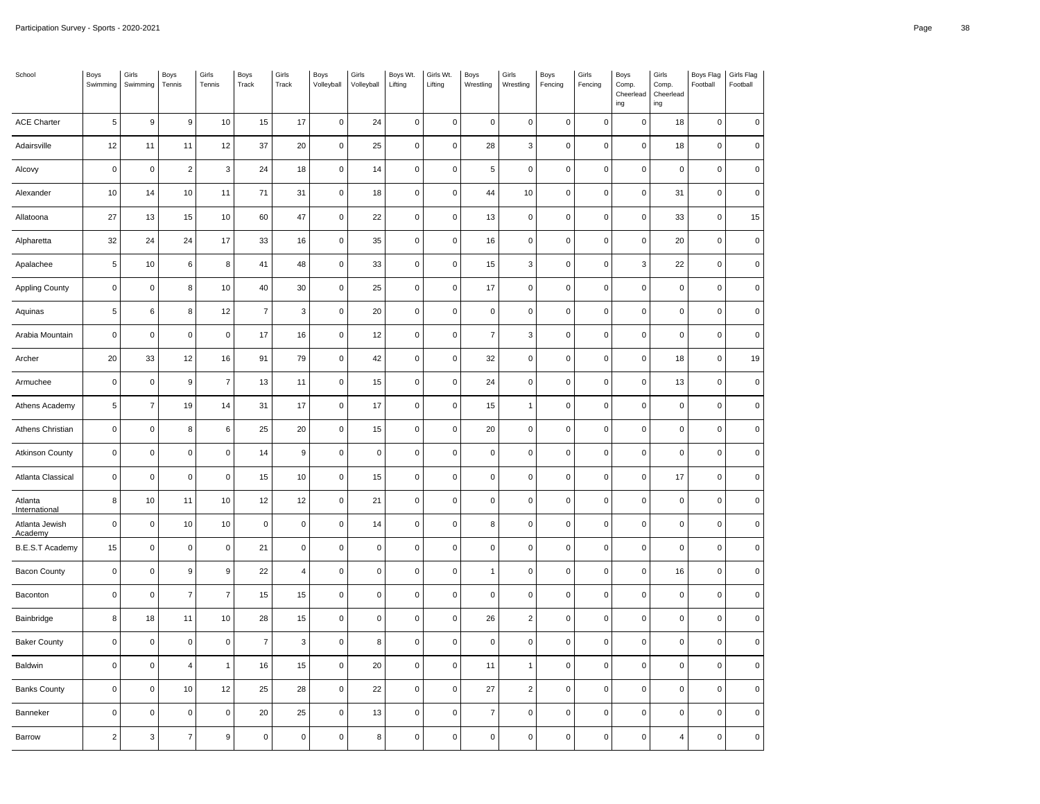| School | Boys Swimming | Girls Swimming | Boys Tennis | Girls Tennis | Boys Track | Girls Track | Boys Volleyball | Girls Volleyball | Boys Wt. Lifting | Girls Wt. Lifting | Boys Wrestling | Girls Wrestling | Boys Fencing | Girls Fencing | Boys Comp. Cheerleading | Girls Comp. Cheerleading | Boys Flag Football | Girls Flag Football |
|---|---|---|---|---|---|---|---|---|---|---|---|---|---|---|---|---|---|---|
| ACE Charter | 5 | 9 | 9 | 10 | 15 | 17 | 0 | 24 | 0 | 0 | 0 | 0 | 0 | 0 | 0 | 18 | 0 | 0 |
| Adairsville | 12 | 11 | 11 | 12 | 37 | 20 | 0 | 25 | 0 | 0 | 28 | 3 | 0 | 0 | 0 | 18 | 0 | 0 |
| Alcovy | 0 | 0 | 2 | 3 | 24 | 18 | 0 | 14 | 0 | 0 | 5 | 0 | 0 | 0 | 0 | 0 | 0 | 0 |
| Alexander | 10 | 14 | 10 | 11 | 71 | 31 | 0 | 18 | 0 | 0 | 44 | 10 | 0 | 0 | 0 | 31 | 0 | 0 |
| Allatoona | 27 | 13 | 15 | 10 | 60 | 47 | 0 | 22 | 0 | 0 | 13 | 0 | 0 | 0 | 0 | 33 | 0 | 15 |
| Alpharetta | 32 | 24 | 24 | 17 | 33 | 16 | 0 | 35 | 0 | 0 | 16 | 0 | 0 | 0 | 0 | 20 | 0 | 0 |
| Apalachee | 5 | 10 | 6 | 8 | 41 | 48 | 0 | 33 | 0 | 0 | 15 | 3 | 0 | 0 | 3 | 22 | 0 | 0 |
| Appling County | 0 | 0 | 8 | 10 | 40 | 30 | 0 | 25 | 0 | 0 | 17 | 0 | 0 | 0 | 0 | 0 | 0 | 0 |
| Aquinas | 5 | 6 | 8 | 12 | 7 | 3 | 0 | 20 | 0 | 0 | 0 | 0 | 0 | 0 | 0 | 0 | 0 | 0 |
| Arabia Mountain | 0 | 0 | 0 | 0 | 17 | 16 | 0 | 12 | 0 | 0 | 7 | 3 | 0 | 0 | 0 | 0 | 0 | 0 |
| Archer | 20 | 33 | 12 | 16 | 91 | 79 | 0 | 42 | 0 | 0 | 32 | 0 | 0 | 0 | 0 | 18 | 0 | 19 |
| Armuchee | 0 | 0 | 9 | 7 | 13 | 11 | 0 | 15 | 0 | 0 | 24 | 0 | 0 | 0 | 0 | 13 | 0 | 0 |
| Athens Academy | 5 | 7 | 19 | 14 | 31 | 17 | 0 | 17 | 0 | 0 | 15 | 1 | 0 | 0 | 0 | 0 | 0 | 0 |
| Athens Christian | 0 | 0 | 8 | 6 | 25 | 20 | 0 | 15 | 0 | 0 | 20 | 0 | 0 | 0 | 0 | 0 | 0 | 0 |
| Atkinson County | 0 | 0 | 0 | 0 | 14 | 9 | 0 | 0 | 0 | 0 | 0 | 0 | 0 | 0 | 0 | 0 | 0 | 0 |
| Atlanta Classical | 0 | 0 | 0 | 0 | 15 | 10 | 0 | 15 | 0 | 0 | 0 | 0 | 0 | 0 | 0 | 17 | 0 | 0 |
| Atlanta International | 8 | 10 | 11 | 10 | 12 | 12 | 0 | 21 | 0 | 0 | 0 | 0 | 0 | 0 | 0 | 0 | 0 | 0 |
| Atlanta Jewish Academy | 0 | 0 | 10 | 10 | 0 | 0 | 0 | 14 | 0 | 0 | 8 | 0 | 0 | 0 | 0 | 0 | 0 | 0 |
| B.E.S.T Academy | 15 | 0 | 0 | 0 | 21 | 0 | 0 | 0 | 0 | 0 | 0 | 0 | 0 | 0 | 0 | 0 | 0 | 0 |
| Bacon County | 0 | 0 | 9 | 9 | 22 | 4 | 0 | 0 | 0 | 0 | 1 | 0 | 0 | 0 | 0 | 16 | 0 | 0 |
| Baconton | 0 | 0 | 7 | 7 | 15 | 15 | 0 | 0 | 0 | 0 | 0 | 0 | 0 | 0 | 0 | 0 | 0 | 0 |
| Bainbridge | 8 | 18 | 11 | 10 | 28 | 15 | 0 | 0 | 0 | 0 | 26 | 2 | 0 | 0 | 0 | 0 | 0 | 0 |
| Baker County | 0 | 0 | 0 | 0 | 7 | 3 | 0 | 8 | 0 | 0 | 0 | 0 | 0 | 0 | 0 | 0 | 0 | 0 |
| Baldwin | 0 | 0 | 4 | 1 | 16 | 15 | 0 | 20 | 0 | 0 | 11 | 1 | 0 | 0 | 0 | 0 | 0 | 0 |
| Banks County | 0 | 0 | 10 | 12 | 25 | 28 | 0 | 22 | 0 | 0 | 27 | 2 | 0 | 0 | 0 | 0 | 0 | 0 |
| Banneker | 0 | 0 | 0 | 0 | 20 | 25 | 0 | 13 | 0 | 0 | 7 | 0 | 0 | 0 | 0 | 0 | 0 | 0 |
| Barrow | 2 | 3 | 7 | 9 | 0 | 0 | 0 | 8 | 0 | 0 | 0 | 0 | 0 | 0 | 0 | 4 | 0 | 0 |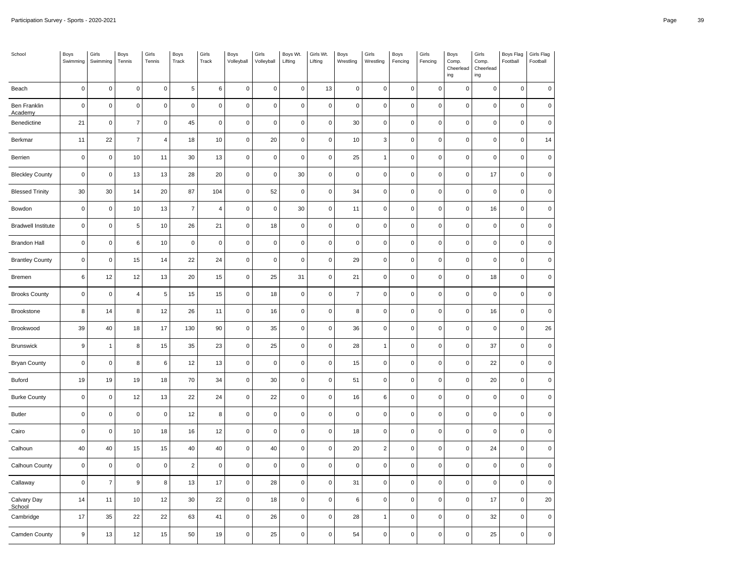| School | Boys Swimming | Girls Swimming | Boys Tennis | Girls Tennis | Boys Track | Girls Track | Boys Volleyball | Girls Volleyball | Boys Wt. Lifting | Girls Wt. Lifting | Boys Wrestling | Girls Wrestling | Boys Fencing | Girls Fencing | Boys Comp. Cheerleading | Girls Comp. Cheerleading | Boys Flag Football | Girls Flag Football |
|---|---|---|---|---|---|---|---|---|---|---|---|---|---|---|---|---|---|---|
| Beach | 0 | 0 | 0 | 0 | 5 | 6 | 0 | 0 | 0 | 13 | 0 | 0 | 0 | 0 | 0 | 0 | 0 | 0 |
| Ben Franklin Academy | 0 | 0 | 0 | 0 | 0 | 0 | 0 | 0 | 0 | 0 | 0 | 0 | 0 | 0 | 0 | 0 | 0 | 0 |
| Benedictine | 21 | 0 | 7 | 0 | 45 | 0 | 0 | 0 | 0 | 0 | 30 | 0 | 0 | 0 | 0 | 0 | 0 | 0 |
| Berkmar | 11 | 22 | 7 | 4 | 18 | 10 | 0 | 20 | 0 | 0 | 10 | 3 | 0 | 0 | 0 | 0 | 0 | 14 |
| Berrien | 0 | 0 | 10 | 11 | 30 | 13 | 0 | 0 | 0 | 0 | 25 | 1 | 0 | 0 | 0 | 0 | 0 | 0 |
| Bleckley County | 0 | 0 | 13 | 13 | 28 | 20 | 0 | 0 | 30 | 0 | 0 | 0 | 0 | 0 | 0 | 17 | 0 | 0 |
| Blessed Trinity | 30 | 30 | 14 | 20 | 87 | 104 | 0 | 52 | 0 | 0 | 34 | 0 | 0 | 0 | 0 | 0 | 0 | 0 |
| Bowdon | 0 | 0 | 10 | 13 | 7 | 4 | 0 | 0 | 30 | 0 | 11 | 0 | 0 | 0 | 0 | 16 | 0 | 0 |
| Bradwell Institute | 0 | 0 | 5 | 10 | 26 | 21 | 0 | 18 | 0 | 0 | 0 | 0 | 0 | 0 | 0 | 0 | 0 | 0 |
| Brandon Hall | 0 | 0 | 6 | 10 | 0 | 0 | 0 | 0 | 0 | 0 | 0 | 0 | 0 | 0 | 0 | 0 | 0 | 0 |
| Brantley County | 0 | 0 | 15 | 14 | 22 | 24 | 0 | 0 | 0 | 0 | 29 | 0 | 0 | 0 | 0 | 0 | 0 | 0 |
| Bremen | 6 | 12 | 12 | 13 | 20 | 15 | 0 | 25 | 31 | 0 | 21 | 0 | 0 | 0 | 0 | 18 | 0 | 0 |
| Brooks County | 0 | 0 | 4 | 5 | 15 | 15 | 0 | 18 | 0 | 0 | 7 | 0 | 0 | 0 | 0 | 0 | 0 | 0 |
| Brookstone | 8 | 14 | 8 | 12 | 26 | 11 | 0 | 16 | 0 | 0 | 8 | 0 | 0 | 0 | 0 | 16 | 0 | 0 |
| Brookwood | 39 | 40 | 18 | 17 | 130 | 90 | 0 | 35 | 0 | 0 | 36 | 0 | 0 | 0 | 0 | 0 | 0 | 26 |
| Brunswick | 9 | 1 | 8 | 15 | 35 | 23 | 0 | 25 | 0 | 0 | 28 | 1 | 0 | 0 | 0 | 37 | 0 | 0 |
| Bryan County | 0 | 0 | 8 | 6 | 12 | 13 | 0 | 0 | 0 | 0 | 15 | 0 | 0 | 0 | 0 | 22 | 0 | 0 |
| Buford | 19 | 19 | 19 | 18 | 70 | 34 | 0 | 30 | 0 | 0 | 51 | 0 | 0 | 0 | 0 | 20 | 0 | 0 |
| Burke County | 0 | 0 | 12 | 13 | 22 | 24 | 0 | 22 | 0 | 0 | 16 | 6 | 0 | 0 | 0 | 0 | 0 | 0 |
| Butler | 0 | 0 | 0 | 0 | 12 | 8 | 0 | 0 | 0 | 0 | 0 | 0 | 0 | 0 | 0 | 0 | 0 | 0 |
| Cairo | 0 | 0 | 10 | 18 | 16 | 12 | 0 | 0 | 0 | 0 | 18 | 0 | 0 | 0 | 0 | 0 | 0 | 0 |
| Calhoun | 40 | 40 | 15 | 15 | 40 | 40 | 0 | 40 | 0 | 0 | 20 | 2 | 0 | 0 | 0 | 24 | 0 | 0 |
| Calhoun County | 0 | 0 | 0 | 0 | 2 | 0 | 0 | 0 | 0 | 0 | 0 | 0 | 0 | 0 | 0 | 0 | 0 | 0 |
| Callaway | 0 | 7 | 9 | 8 | 13 | 17 | 0 | 28 | 0 | 0 | 31 | 0 | 0 | 0 | 0 | 0 | 0 | 0 |
| Calvary Day School | 14 | 11 | 10 | 12 | 30 | 22 | 0 | 18 | 0 | 0 | 6 | 0 | 0 | 0 | 0 | 17 | 0 | 20 |
| Cambridge | 17 | 35 | 22 | 22 | 63 | 41 | 0 | 26 | 0 | 0 | 28 | 1 | 0 | 0 | 0 | 32 | 0 | 0 |
| Camden County | 9 | 13 | 12 | 15 | 50 | 19 | 0 | 25 | 0 | 0 | 54 | 0 | 0 | 0 | 0 | 25 | 0 | 0 |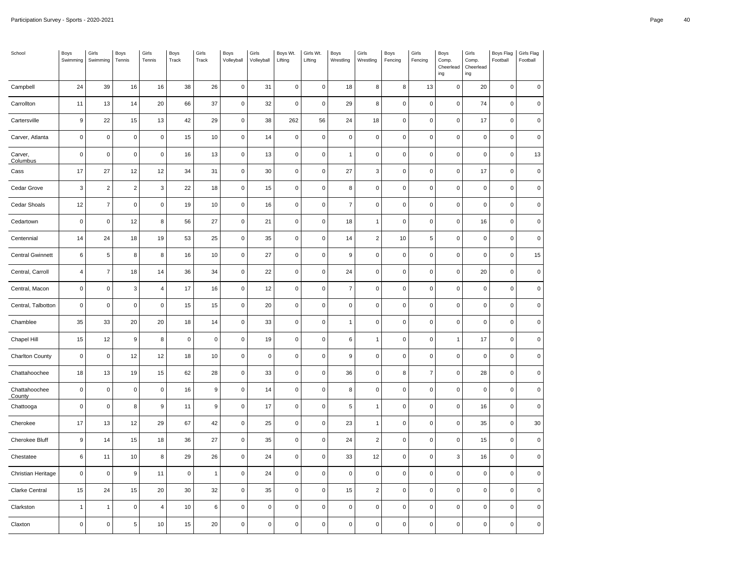| School | Boys Swimming | Girls Swimming | Boys Tennis | Girls Tennis | Boys Track | Girls Track | Boys Volleyball | Girls Volleyball | Boys Wt. Lifting | Girls Wt. Lifting | Boys Wrestling | Girls Wrestling | Boys Fencing | Girls Fencing | Boys Comp. Cheerleading | Girls Comp. Cheerleading | Boys Flag Football | Girls Flag Football |
|---|---|---|---|---|---|---|---|---|---|---|---|---|---|---|---|---|---|---|
| Campbell | 24 | 39 | 16 | 16 | 38 | 26 | 0 | 31 | 0 | 0 | 18 | 8 | 8 | 13 | 0 | 20 | 0 | 0 |
| Carrollton | 11 | 13 | 14 | 20 | 66 | 37 | 0 | 32 | 0 | 0 | 29 | 8 | 0 | 0 | 0 | 74 | 0 | 0 |
| Cartersville | 9 | 22 | 15 | 13 | 42 | 29 | 0 | 38 | 262 | 56 | 24 | 18 | 0 | 0 | 0 | 17 | 0 | 0 |
| Carver, Atlanta | 0 | 0 | 0 | 0 | 15 | 10 | 0 | 14 | 0 | 0 | 0 | 0 | 0 | 0 | 0 | 0 | 0 | 0 |
| Carver, Columbus | 0 | 0 | 0 | 0 | 16 | 13 | 0 | 13 | 0 | 0 | 1 | 0 | 0 | 0 | 0 | 0 | 0 | 13 |
| Cass | 17 | 27 | 12 | 12 | 34 | 31 | 0 | 30 | 0 | 0 | 27 | 3 | 0 | 0 | 0 | 17 | 0 | 0 |
| Cedar Grove | 3 | 2 | 2 | 3 | 22 | 18 | 0 | 15 | 0 | 0 | 8 | 0 | 0 | 0 | 0 | 0 | 0 | 0 |
| Cedar Shoals | 12 | 7 | 0 | 0 | 19 | 10 | 0 | 16 | 0 | 0 | 7 | 0 | 0 | 0 | 0 | 0 | 0 | 0 |
| Cedartown | 0 | 0 | 12 | 8 | 56 | 27 | 0 | 21 | 0 | 0 | 18 | 1 | 0 | 0 | 0 | 16 | 0 | 0 |
| Centennial | 14 | 24 | 18 | 19 | 53 | 25 | 0 | 35 | 0 | 0 | 14 | 2 | 10 | 5 | 0 | 0 | 0 | 0 |
| Central Gwinnett | 6 | 5 | 8 | 8 | 16 | 10 | 0 | 27 | 0 | 0 | 9 | 0 | 0 | 0 | 0 | 0 | 0 | 15 |
| Central, Carroll | 4 | 7 | 18 | 14 | 36 | 34 | 0 | 22 | 0 | 0 | 24 | 0 | 0 | 0 | 0 | 20 | 0 | 0 |
| Central, Macon | 0 | 0 | 3 | 4 | 17 | 16 | 0 | 12 | 0 | 0 | 7 | 0 | 0 | 0 | 0 | 0 | 0 | 0 |
| Central, Talbotton | 0 | 0 | 0 | 0 | 15 | 15 | 0 | 20 | 0 | 0 | 0 | 0 | 0 | 0 | 0 | 0 | 0 | 0 |
| Chamblee | 35 | 33 | 20 | 20 | 18 | 14 | 0 | 33 | 0 | 0 | 1 | 0 | 0 | 0 | 0 | 0 | 0 | 0 |
| Chapel Hill | 15 | 12 | 9 | 8 | 0 | 0 | 0 | 19 | 0 | 0 | 6 | 1 | 0 | 0 | 1 | 17 | 0 | 0 |
| Charlton County | 0 | 0 | 12 | 12 | 18 | 10 | 0 | 0 | 0 | 0 | 9 | 0 | 0 | 0 | 0 | 0 | 0 | 0 |
| Chattahoochee | 18 | 13 | 19 | 15 | 62 | 28 | 0 | 33 | 0 | 0 | 36 | 0 | 8 | 7 | 0 | 28 | 0 | 0 |
| Chattahoochee County | 0 | 0 | 0 | 0 | 16 | 9 | 0 | 14 | 0 | 0 | 8 | 0 | 0 | 0 | 0 | 0 | 0 | 0 |
| Chattooga | 0 | 0 | 8 | 9 | 11 | 9 | 0 | 17 | 0 | 0 | 5 | 1 | 0 | 0 | 0 | 16 | 0 | 0 |
| Cherokee | 17 | 13 | 12 | 29 | 67 | 42 | 0 | 25 | 0 | 0 | 23 | 1 | 0 | 0 | 0 | 35 | 0 | 30 |
| Cherokee Bluff | 9 | 14 | 15 | 18 | 36 | 27 | 0 | 35 | 0 | 0 | 24 | 2 | 0 | 0 | 0 | 15 | 0 | 0 |
| Chestatee | 6 | 11 | 10 | 8 | 29 | 26 | 0 | 24 | 0 | 0 | 33 | 12 | 0 | 0 | 3 | 16 | 0 | 0 |
| Christian Heritage | 0 | 0 | 9 | 11 | 0 | 1 | 0 | 24 | 0 | 0 | 0 | 0 | 0 | 0 | 0 | 0 | 0 | 0 |
| Clarke Central | 15 | 24 | 15 | 20 | 30 | 32 | 0 | 35 | 0 | 0 | 15 | 2 | 0 | 0 | 0 | 0 | 0 | 0 |
| Clarkston | 1 | 1 | 0 | 4 | 10 | 6 | 0 | 0 | 0 | 0 | 0 | 0 | 0 | 0 | 0 | 0 | 0 | 0 |
| Claxton | 0 | 0 | 5 | 10 | 15 | 20 | 0 | 0 | 0 | 0 | 0 | 0 | 0 | 0 | 0 | 0 | 0 | 0 |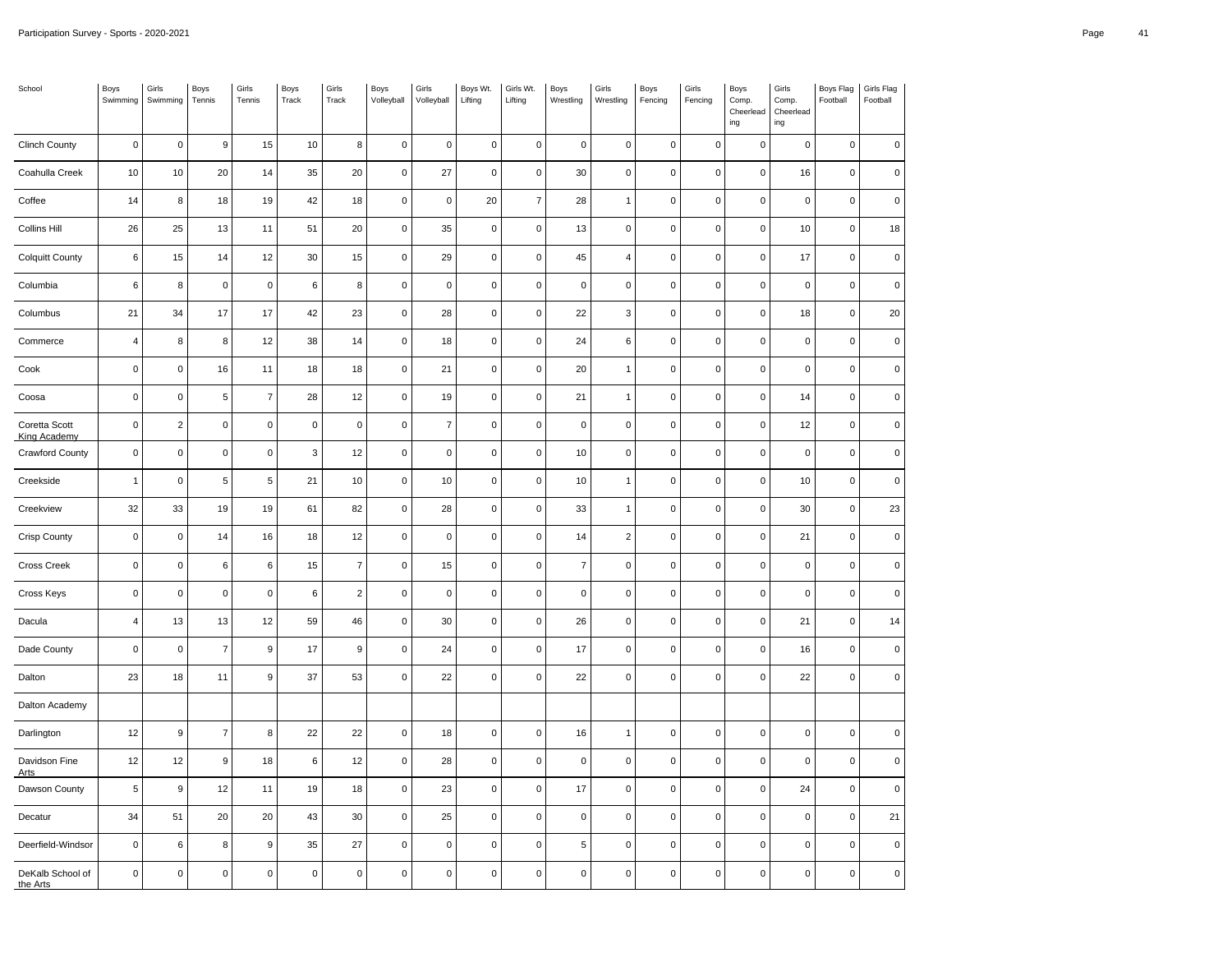| School | Boys Swimming | Girls Swimming | Boys Tennis | Girls Tennis | Boys Track | Girls Track | Boys Volleyball | Girls Volleyball | Boys Wt. Lifting | Girls Wt. Lifting | Boys Wrestling | Girls Wrestling | Boys Fencing | Girls Fencing | Boys Comp. Cheerleading | Girls Comp. Cheerleading | Boys Flag Football | Girls Flag Football |
|---|---|---|---|---|---|---|---|---|---|---|---|---|---|---|---|---|---|---|
| Clinch County | 0 | 0 | 9 | 15 | 10 | 8 | 0 | 0 | 0 | 0 | 0 | 0 | 0 | 0 | 0 | 0 | 0 | 0 |
| Coahulla Creek | 10 | 10 | 20 | 14 | 35 | 20 | 0 | 27 | 0 | 0 | 30 | 0 | 0 | 0 | 0 | 16 | 0 | 0 |
| Coffee | 14 | 8 | 18 | 19 | 42 | 18 | 0 | 0 | 20 | 7 | 28 | 1 | 0 | 0 | 0 | 0 | 0 | 0 |
| Collins Hill | 26 | 25 | 13 | 11 | 51 | 20 | 0 | 35 | 0 | 0 | 13 | 0 | 0 | 0 | 0 | 10 | 0 | 18 |
| Colquitt County | 6 | 15 | 14 | 12 | 30 | 15 | 0 | 29 | 0 | 0 | 45 | 4 | 0 | 0 | 0 | 17 | 0 | 0 |
| Columbia | 6 | 8 | 0 | 0 | 6 | 8 | 0 | 0 | 0 | 0 | 0 | 0 | 0 | 0 | 0 | 0 | 0 | 0 |
| Columbus | 21 | 34 | 17 | 17 | 42 | 23 | 0 | 28 | 0 | 0 | 22 | 3 | 0 | 0 | 0 | 18 | 0 | 20 |
| Commerce | 4 | 8 | 8 | 12 | 38 | 14 | 0 | 18 | 0 | 0 | 24 | 6 | 0 | 0 | 0 | 0 | 0 | 0 |
| Cook | 0 | 0 | 16 | 11 | 18 | 18 | 0 | 21 | 0 | 0 | 20 | 1 | 0 | 0 | 0 | 0 | 0 | 0 |
| Coosa | 0 | 0 | 5 | 7 | 28 | 12 | 0 | 19 | 0 | 0 | 21 | 1 | 0 | 0 | 0 | 14 | 0 | 0 |
| Coretta Scott King Academy | 0 | 2 | 0 | 0 | 0 | 0 | 0 | 7 | 0 | 0 | 0 | 0 | 0 | 0 | 0 | 12 | 0 | 0 |
| Crawford County | 0 | 0 | 0 | 0 | 3 | 12 | 0 | 0 | 0 | 0 | 10 | 0 | 0 | 0 | 0 | 0 | 0 | 0 |
| Creekside | 1 | 0 | 5 | 5 | 21 | 10 | 0 | 10 | 0 | 0 | 10 | 1 | 0 | 0 | 0 | 10 | 0 | 0 |
| Creekview | 32 | 33 | 19 | 19 | 61 | 82 | 0 | 28 | 0 | 0 | 33 | 1 | 0 | 0 | 0 | 30 | 0 | 23 |
| Crisp County | 0 | 0 | 14 | 16 | 18 | 12 | 0 | 0 | 0 | 0 | 14 | 2 | 0 | 0 | 0 | 21 | 0 | 0 |
| Cross Creek | 0 | 0 | 6 | 6 | 15 | 7 | 0 | 15 | 0 | 0 | 7 | 0 | 0 | 0 | 0 | 0 | 0 | 0 |
| Cross Keys | 0 | 0 | 0 | 0 | 6 | 2 | 0 | 0 | 0 | 0 | 0 | 0 | 0 | 0 | 0 | 0 | 0 | 0 |
| Dacula | 4 | 13 | 13 | 12 | 59 | 46 | 0 | 30 | 0 | 0 | 26 | 0 | 0 | 0 | 0 | 21 | 0 | 14 |
| Dade County | 0 | 0 | 7 | 9 | 17 | 9 | 0 | 24 | 0 | 0 | 17 | 0 | 0 | 0 | 0 | 16 | 0 | 0 |
| Dalton | 23 | 18 | 11 | 9 | 37 | 53 | 0 | 22 | 0 | 0 | 22 | 0 | 0 | 0 | 0 | 22 | 0 | 0 |
| Dalton Academy | | | | | | | | | | | | | | | | | | |
| Darlington | 12 | 9 | 7 | 8 | 22 | 22 | 0 | 18 | 0 | 0 | 16 | 1 | 0 | 0 | 0 | 0 | 0 | 0 |
| Davidson Fine Arts | 12 | 12 | 9 | 18 | 6 | 12 | 0 | 28 | 0 | 0 | 0 | 0 | 0 | 0 | 0 | 0 | 0 | 0 |
| Dawson County | 5 | 9 | 12 | 11 | 19 | 18 | 0 | 23 | 0 | 0 | 17 | 0 | 0 | 0 | 0 | 24 | 0 | 0 |
| Decatur | 34 | 51 | 20 | 20 | 43 | 30 | 0 | 25 | 0 | 0 | 0 | 0 | 0 | 0 | 0 | 0 | 0 | 21 |
| Deerfield-Windsor | 0 | 6 | 8 | 9 | 35 | 27 | 0 | 0 | 0 | 0 | 5 | 0 | 0 | 0 | 0 | 0 | 0 | 0 |
| DeKalb School of the Arts | 0 | 0 | 0 | 0 | 0 | 0 | 0 | 0 | 0 | 0 | 0 | 0 | 0 | 0 | 0 | 0 | 0 | 0 |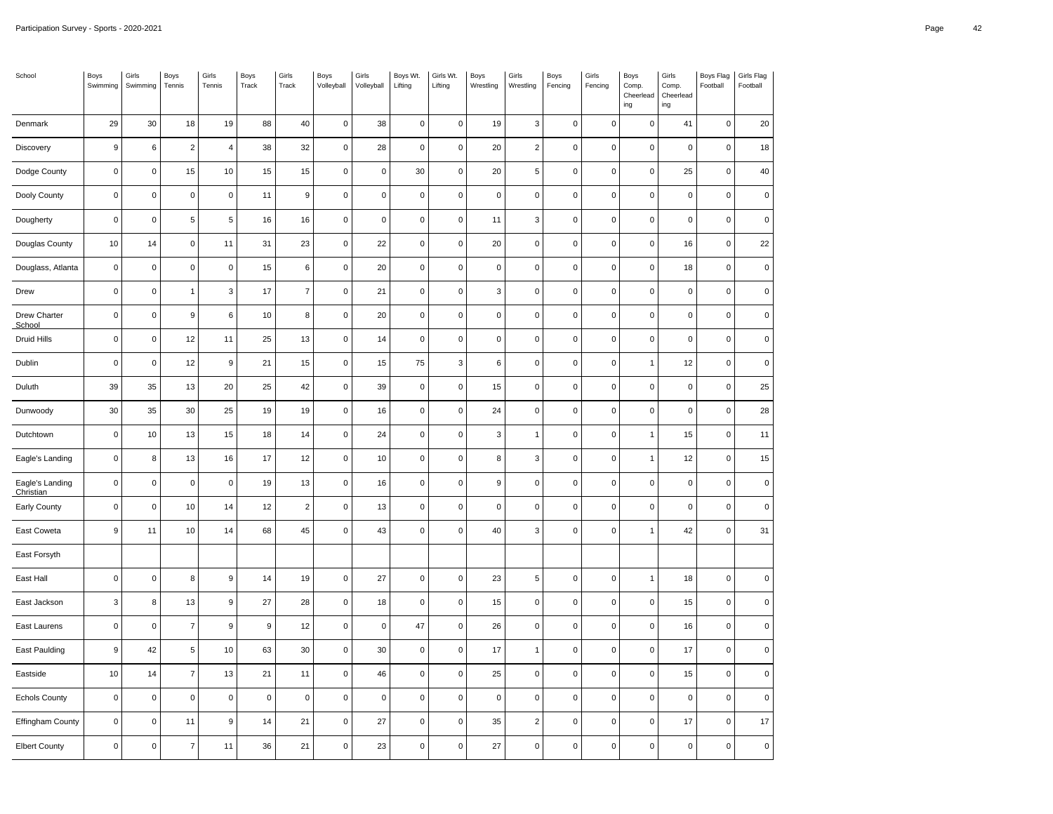| School | Boys Swimming | Girls Swimming | Boys Tennis | Girls Tennis | Boys Track | Girls Track | Boys Volleyball | Girls Volleyball | Boys Wt. Lifting | Girls Wt. Lifting | Boys Wrestling | Girls Wrestling | Boys Fencing | Girls Fencing | Boys Comp. Cheerleading | Girls Comp. Cheerleading | Boys Flag Football | Girls Flag Football |
|---|---|---|---|---|---|---|---|---|---|---|---|---|---|---|---|---|---|---|
| Denmark | 29 | 30 | 18 | 19 | 88 | 40 | 0 | 38 | 0 | 0 | 19 | 3 | 0 | 0 | 0 | 41 | 0 | 20 |
| Discovery | 9 | 6 | 2 | 4 | 38 | 32 | 0 | 28 | 0 | 0 | 20 | 2 | 0 | 0 | 0 | 0 | 0 | 18 |
| Dodge County | 0 | 0 | 15 | 10 | 15 | 15 | 0 | 0 | 30 | 0 | 20 | 5 | 0 | 0 | 0 | 25 | 0 | 40 |
| Dooly County | 0 | 0 | 0 | 0 | 11 | 9 | 0 | 0 | 0 | 0 | 0 | 0 | 0 | 0 | 0 | 0 | 0 | 0 |
| Dougherty | 0 | 0 | 5 | 5 | 16 | 16 | 0 | 0 | 0 | 0 | 11 | 3 | 0 | 0 | 0 | 0 | 0 | 0 |
| Douglas County | 10 | 14 | 0 | 11 | 31 | 23 | 0 | 22 | 0 | 0 | 20 | 0 | 0 | 0 | 0 | 16 | 0 | 22 |
| Douglass, Atlanta | 0 | 0 | 0 | 0 | 15 | 6 | 0 | 20 | 0 | 0 | 0 | 0 | 0 | 0 | 0 | 18 | 0 | 0 |
| Drew | 0 | 0 | 1 | 3 | 17 | 7 | 0 | 21 | 0 | 0 | 3 | 0 | 0 | 0 | 0 | 0 | 0 | 0 |
| Drew Charter School | 0 | 0 | 9 | 6 | 10 | 8 | 0 | 20 | 0 | 0 | 0 | 0 | 0 | 0 | 0 | 0 | 0 | 0 |
| Druid Hills | 0 | 0 | 12 | 11 | 25 | 13 | 0 | 14 | 0 | 0 | 0 | 0 | 0 | 0 | 0 | 0 | 0 | 0 |
| Dublin | 0 | 0 | 12 | 9 | 21 | 15 | 0 | 15 | 75 | 3 | 6 | 0 | 0 | 0 | 1 | 12 | 0 | 0 |
| Duluth | 39 | 35 | 13 | 20 | 25 | 42 | 0 | 39 | 0 | 0 | 15 | 0 | 0 | 0 | 0 | 0 | 0 | 25 |
| Dunwoody | 30 | 35 | 30 | 25 | 19 | 19 | 0 | 16 | 0 | 0 | 24 | 0 | 0 | 0 | 0 | 0 | 0 | 28 |
| Dutchtown | 0 | 10 | 13 | 15 | 18 | 14 | 0 | 24 | 0 | 0 | 3 | 1 | 0 | 0 | 1 | 15 | 0 | 11 |
| Eagle's Landing | 0 | 8 | 13 | 16 | 17 | 12 | 0 | 10 | 0 | 0 | 8 | 3 | 0 | 0 | 1 | 12 | 0 | 15 |
| Eagle's Landing Christian | 0 | 0 | 0 | 0 | 19 | 13 | 0 | 16 | 0 | 0 | 9 | 0 | 0 | 0 | 0 | 0 | 0 | 0 |
| Early County | 0 | 0 | 10 | 14 | 12 | 2 | 0 | 13 | 0 | 0 | 0 | 0 | 0 | 0 | 0 | 0 | 0 | 0 |
| East Coweta | 9 | 11 | 10 | 14 | 68 | 45 | 0 | 43 | 0 | 0 | 40 | 3 | 0 | 0 | 1 | 42 | 0 | 31 |
| East Forsyth | | | | | | | | | | | | | | | | | | |
| East Hall | 0 | 0 | 8 | 9 | 14 | 19 | 0 | 27 | 0 | 0 | 23 | 5 | 0 | 0 | 1 | 18 | 0 | 0 |
| East Jackson | 3 | 8 | 13 | 9 | 27 | 28 | 0 | 18 | 0 | 0 | 15 | 0 | 0 | 0 | 0 | 15 | 0 | 0 |
| East Laurens | 0 | 0 | 7 | 9 | 9 | 12 | 0 | 0 | 47 | 0 | 26 | 0 | 0 | 0 | 0 | 16 | 0 | 0 |
| East Paulding | 9 | 42 | 5 | 10 | 63 | 30 | 0 | 30 | 0 | 0 | 17 | 1 | 0 | 0 | 0 | 17 | 0 | 0 |
| Eastside | 10 | 14 | 7 | 13 | 21 | 11 | 0 | 46 | 0 | 0 | 25 | 0 | 0 | 0 | 0 | 15 | 0 | 0 |
| Echols County | 0 | 0 | 0 | 0 | 0 | 0 | 0 | 0 | 0 | 0 | 0 | 0 | 0 | 0 | 0 | 0 | 0 | 0 |
| Effingham County | 0 | 0 | 11 | 9 | 14 | 21 | 0 | 27 | 0 | 0 | 35 | 2 | 0 | 0 | 0 | 17 | 0 | 17 |
| Elbert County | 0 | 0 | 7 | 11 | 36 | 21 | 0 | 23 | 0 | 0 | 27 | 0 | 0 | 0 | 0 | 0 | 0 | 0 |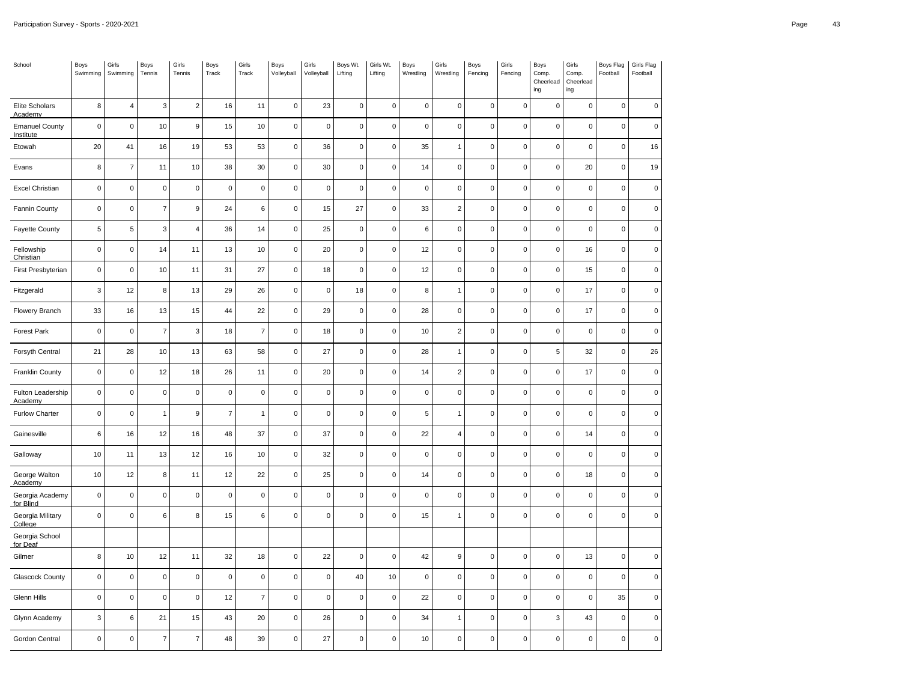| School | Boys Swimming | Girls Swimming | Boys Tennis | Girls Tennis | Boys Track | Girls Track | Boys Volleyball | Girls Volleyball | Boys Wt. Lifting | Girls Wt. Lifting | Boys Wrestling | Girls Wrestling | Boys Fencing | Girls Fencing | Boys Comp. Cheerleading | Girls Comp. Cheerleading | Boys Flag Football | Girls Flag Football |
|---|---|---|---|---|---|---|---|---|---|---|---|---|---|---|---|---|---|---|
| Elite Scholars Academy | 8 | 4 | 3 | 2 | 16 | 11 | 0 | 23 | 0 | 0 | 0 | 0 | 0 | 0 | 0 | 0 | 0 | 0 |
| Emanuel County Institute | 0 | 0 | 10 | 9 | 15 | 10 | 0 | 0 | 0 | 0 | 0 | 0 | 0 | 0 | 0 | 0 | 0 | 0 |
| Etowah | 20 | 41 | 16 | 19 | 53 | 53 | 0 | 36 | 0 | 0 | 35 | 1 | 0 | 0 | 0 | 0 | 0 | 16 |
| Evans | 8 | 7 | 11 | 10 | 38 | 30 | 0 | 30 | 0 | 0 | 14 | 0 | 0 | 0 | 0 | 20 | 0 | 19 |
| Excel Christian | 0 | 0 | 0 | 0 | 0 | 0 | 0 | 0 | 0 | 0 | 0 | 0 | 0 | 0 | 0 | 0 | 0 | 0 |
| Fannin County | 0 | 0 | 7 | 9 | 24 | 6 | 0 | 15 | 27 | 0 | 33 | 2 | 0 | 0 | 0 | 0 | 0 | 0 |
| Fayette County | 5 | 5 | 3 | 4 | 36 | 14 | 0 | 25 | 0 | 0 | 6 | 0 | 0 | 0 | 0 | 0 | 0 | 0 |
| Fellowship Christian | 0 | 0 | 14 | 11 | 13 | 10 | 0 | 20 | 0 | 0 | 12 | 0 | 0 | 0 | 0 | 16 | 0 | 0 |
| First Presbyterian | 0 | 0 | 10 | 11 | 31 | 27 | 0 | 18 | 0 | 0 | 12 | 0 | 0 | 0 | 0 | 15 | 0 | 0 |
| Fitzgerald | 3 | 12 | 8 | 13 | 29 | 26 | 0 | 0 | 18 | 0 | 8 | 1 | 0 | 0 | 0 | 17 | 0 | 0 |
| Flowery Branch | 33 | 16 | 13 | 15 | 44 | 22 | 0 | 29 | 0 | 0 | 28 | 0 | 0 | 0 | 0 | 17 | 0 | 0 |
| Forest Park | 0 | 0 | 7 | 3 | 18 | 7 | 0 | 18 | 0 | 0 | 10 | 2 | 0 | 0 | 0 | 0 | 0 | 0 |
| Forsyth Central | 21 | 28 | 10 | 13 | 63 | 58 | 0 | 27 | 0 | 0 | 28 | 1 | 0 | 0 | 5 | 32 | 0 | 26 |
| Franklin County | 0 | 0 | 12 | 18 | 26 | 11 | 0 | 20 | 0 | 0 | 14 | 2 | 0 | 0 | 0 | 17 | 0 | 0 |
| Fulton Leadership Academy | 0 | 0 | 0 | 0 | 0 | 0 | 0 | 0 | 0 | 0 | 0 | 0 | 0 | 0 | 0 | 0 | 0 | 0 |
| Furlow Charter | 0 | 0 | 1 | 9 | 7 | 1 | 0 | 0 | 0 | 0 | 5 | 1 | 0 | 0 | 0 | 0 | 0 | 0 |
| Gainesville | 6 | 16 | 12 | 16 | 48 | 37 | 0 | 37 | 0 | 0 | 22 | 4 | 0 | 0 | 0 | 14 | 0 | 0 |
| Galloway | 10 | 11 | 13 | 12 | 16 | 10 | 0 | 32 | 0 | 0 | 0 | 0 | 0 | 0 | 0 | 0 | 0 | 0 |
| George Walton Academy | 10 | 12 | 8 | 11 | 12 | 22 | 0 | 25 | 0 | 0 | 14 | 0 | 0 | 0 | 0 | 18 | 0 | 0 |
| Georgia Academy for Blind | 0 | 0 | 0 | 0 | 0 | 0 | 0 | 0 | 0 | 0 | 0 | 0 | 0 | 0 | 0 | 0 | 0 | 0 |
| Georgia Military College | 0 | 0 | 6 | 8 | 15 | 6 | 0 | 0 | 0 | 0 | 15 | 1 | 0 | 0 | 0 | 0 | 0 | 0 |
| Georgia School for Deaf | | | | | | | | | | | | | | | | | | |
| Gilmer | 8 | 10 | 12 | 11 | 32 | 18 | 0 | 22 | 0 | 0 | 42 | 9 | 0 | 0 | 0 | 13 | 0 | 0 |
| Glascock County | 0 | 0 | 0 | 0 | 0 | 0 | 0 | 0 | 40 | 10 | 0 | 0 | 0 | 0 | 0 | 0 | 0 | 0 |
| Glenn Hills | 0 | 0 | 0 | 0 | 12 | 7 | 0 | 0 | 0 | 0 | 22 | 0 | 0 | 0 | 0 | 0 | 35 | 0 |
| Glynn Academy | 3 | 6 | 21 | 15 | 43 | 20 | 0 | 26 | 0 | 0 | 34 | 1 | 0 | 0 | 3 | 43 | 0 | 0 |
| Gordon Central | 0 | 0 | 7 | 7 | 48 | 39 | 0 | 27 | 0 | 0 | 10 | 0 | 0 | 0 | 0 | 0 | 0 | 0 |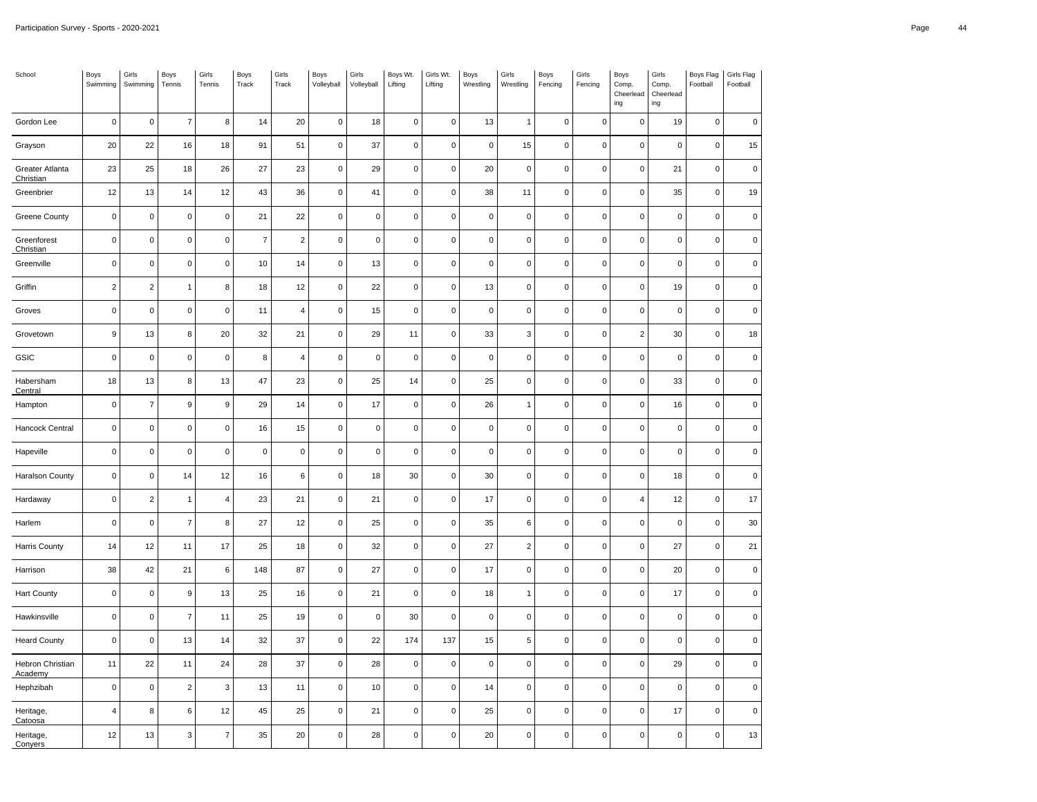| School | Boys Swimming | Girls Swimming | Boys Tennis | Girls Tennis | Boys Track | Girls Track | Boys Volleyball | Girls Volleyball | Boys Wt. Lifting | Girls Wt. Lifting | Boys Wrestling | Girls Wrestling | Boys Fencing | Girls Fencing | Boys Comp. Cheerleading | Girls Comp. Cheerleading | Boys Flag Football | Girls Flag Football |
|---|---|---|---|---|---|---|---|---|---|---|---|---|---|---|---|---|---|---|
| Gordon Lee | 0 | 0 | 7 | 8 | 14 | 20 | 0 | 18 | 0 | 0 | 13 | 1 | 0 | 0 | 0 | 19 | 0 | 0 |
| Grayson | 20 | 22 | 16 | 18 | 91 | 51 | 0 | 37 | 0 | 0 | 0 | 15 | 0 | 0 | 0 | 0 | 0 | 15 |
| Greater Atlanta Christian | 23 | 25 | 18 | 26 | 27 | 23 | 0 | 29 | 0 | 0 | 20 | 0 | 0 | 0 | 0 | 21 | 0 | 0 |
| Greenbrier | 12 | 13 | 14 | 12 | 43 | 36 | 0 | 41 | 0 | 0 | 38 | 11 | 0 | 0 | 0 | 35 | 0 | 19 |
| Greene County | 0 | 0 | 0 | 0 | 21 | 22 | 0 | 0 | 0 | 0 | 0 | 0 | 0 | 0 | 0 | 0 | 0 | 0 |
| Greenforest Christian | 0 | 0 | 0 | 0 | 7 | 2 | 0 | 0 | 0 | 0 | 0 | 0 | 0 | 0 | 0 | 0 | 0 | 0 |
| Greenville | 0 | 0 | 0 | 0 | 10 | 14 | 0 | 13 | 0 | 0 | 0 | 0 | 0 | 0 | 0 | 0 | 0 | 0 |
| Griffin | 2 | 2 | 1 | 8 | 18 | 12 | 0 | 22 | 0 | 0 | 13 | 0 | 0 | 0 | 0 | 19 | 0 | 0 |
| Groves | 0 | 0 | 0 | 0 | 11 | 4 | 0 | 15 | 0 | 0 | 0 | 0 | 0 | 0 | 0 | 0 | 0 | 0 |
| Grovetown | 9 | 13 | 8 | 20 | 32 | 21 | 0 | 29 | 11 | 0 | 33 | 3 | 0 | 0 | 2 | 30 | 0 | 18 |
| GSIC | 0 | 0 | 0 | 0 | 8 | 4 | 0 | 0 | 0 | 0 | 0 | 0 | 0 | 0 | 0 | 0 | 0 | 0 |
| Habersham Central | 18 | 13 | 8 | 13 | 47 | 23 | 0 | 25 | 14 | 0 | 25 | 0 | 0 | 0 | 0 | 33 | 0 | 0 |
| Hampton | 0 | 7 | 9 | 9 | 29 | 14 | 0 | 17 | 0 | 0 | 26 | 1 | 0 | 0 | 0 | 16 | 0 | 0 |
| Hancock Central | 0 | 0 | 0 | 0 | 16 | 15 | 0 | 0 | 0 | 0 | 0 | 0 | 0 | 0 | 0 | 0 | 0 | 0 |
| Hapeville | 0 | 0 | 0 | 0 | 0 | 0 | 0 | 0 | 0 | 0 | 0 | 0 | 0 | 0 | 0 | 0 | 0 | 0 |
| Haralson County | 0 | 0 | 14 | 12 | 16 | 6 | 0 | 18 | 30 | 0 | 30 | 0 | 0 | 0 | 0 | 18 | 0 | 0 |
| Hardaway | 0 | 2 | 1 | 4 | 23 | 21 | 0 | 21 | 0 | 0 | 17 | 0 | 0 | 0 | 4 | 12 | 0 | 17 |
| Harlem | 0 | 0 | 7 | 8 | 27 | 12 | 0 | 25 | 0 | 0 | 35 | 6 | 0 | 0 | 0 | 0 | 0 | 30 |
| Harris County | 14 | 12 | 11 | 17 | 25 | 18 | 0 | 32 | 0 | 0 | 27 | 2 | 0 | 0 | 0 | 27 | 0 | 21 |
| Harrison | 38 | 42 | 21 | 6 | 148 | 87 | 0 | 27 | 0 | 0 | 17 | 0 | 0 | 0 | 0 | 20 | 0 | 0 |
| Hart County | 0 | 0 | 9 | 13 | 25 | 16 | 0 | 21 | 0 | 0 | 18 | 1 | 0 | 0 | 0 | 17 | 0 | 0 |
| Hawkinsville | 0 | 0 | 7 | 11 | 25 | 19 | 0 | 0 | 30 | 0 | 0 | 0 | 0 | 0 | 0 | 0 | 0 | 0 |
| Heard County | 0 | 0 | 13 | 14 | 32 | 37 | 0 | 22 | 174 | 137 | 15 | 5 | 0 | 0 | 0 | 0 | 0 | 0 |
| Hebron Christian Academy | 11 | 22 | 11 | 24 | 28 | 37 | 0 | 28 | 0 | 0 | 0 | 0 | 0 | 0 | 0 | 29 | 0 | 0 |
| Hephzibah | 0 | 0 | 2 | 3 | 13 | 11 | 0 | 10 | 0 | 0 | 14 | 0 | 0 | 0 | 0 | 0 | 0 | 0 |
| Heritage, Catoosa | 4 | 8 | 6 | 12 | 45 | 25 | 0 | 21 | 0 | 0 | 25 | 0 | 0 | 0 | 0 | 17 | 0 | 0 |
| Heritage, Conyers | 12 | 13 | 3 | 7 | 35 | 20 | 0 | 28 | 0 | 0 | 20 | 0 | 0 | 0 | 0 | 0 | 0 | 13 |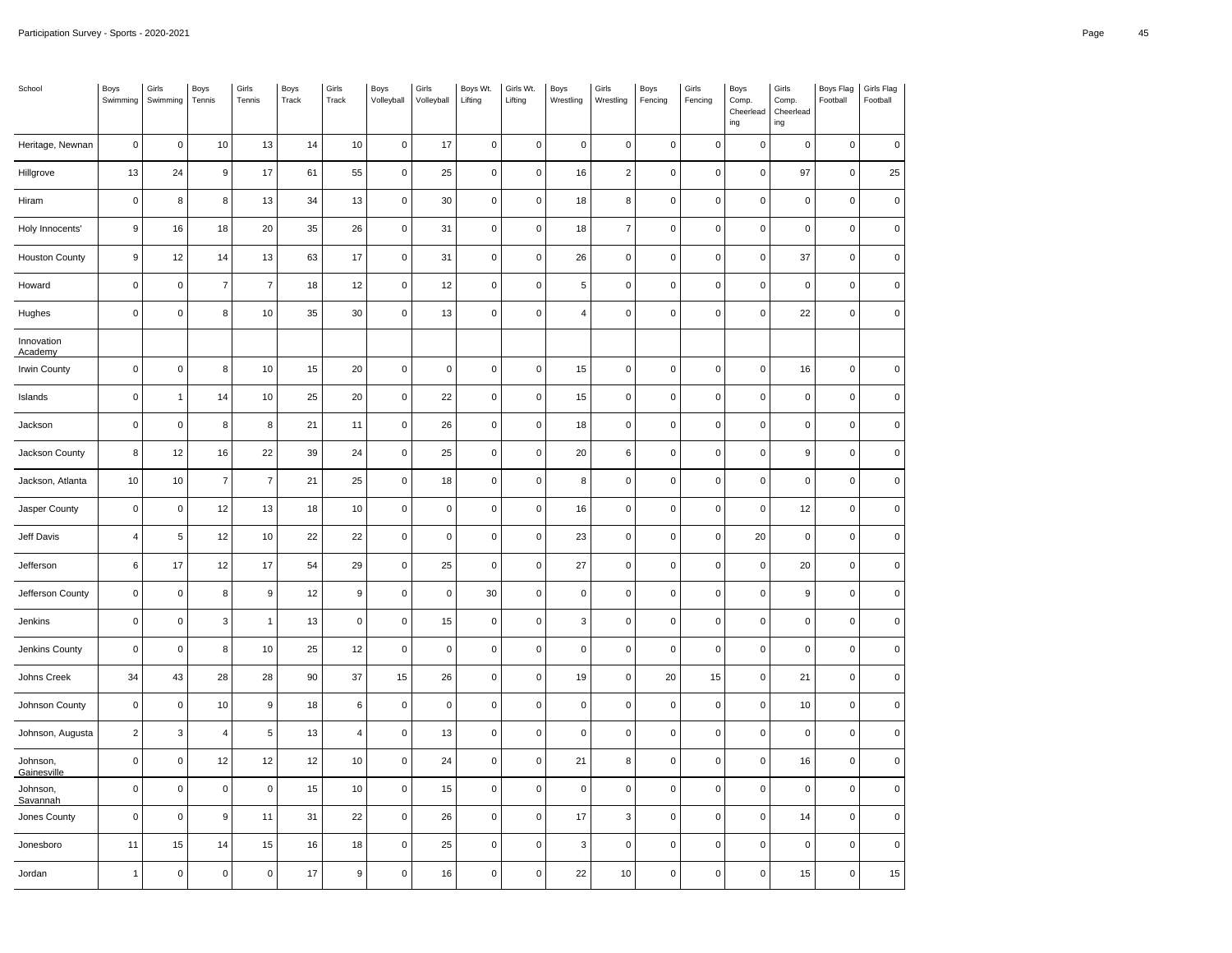| School | Boys Swimming | Girls Swimming | Boys Tennis | Girls Tennis | Boys Track | Girls Track | Boys Volleyball | Girls Volleyball | Boys Wt. Lifting | Girls Wt. Lifting | Boys Wrestling | Girls Wrestling | Boys Fencing | Girls Fencing | Boys Comp. Cheerleading | Girls Comp. Cheerleading | Boys Flag Football | Girls Flag Football |
|---|---|---|---|---|---|---|---|---|---|---|---|---|---|---|---|---|---|---|
| Heritage, Newnan | 0 | 0 | 10 | 13 | 14 | 10 | 0 | 17 | 0 | 0 | 0 | 0 | 0 | 0 | 0 | 0 | 0 | 0 |
| Hillgrove | 13 | 24 | 9 | 17 | 61 | 55 | 0 | 25 | 0 | 0 | 16 | 2 | 0 | 0 | 0 | 97 | 0 | 25 |
| Hiram | 0 | 8 | 8 | 13 | 34 | 13 | 0 | 30 | 0 | 0 | 18 | 8 | 0 | 0 | 0 | 0 | 0 | 0 |
| Holy Innocents' | 9 | 16 | 18 | 20 | 35 | 26 | 0 | 31 | 0 | 0 | 18 | 7 | 0 | 0 | 0 | 0 | 0 | 0 |
| Houston County | 9 | 12 | 14 | 13 | 63 | 17 | 0 | 31 | 0 | 0 | 26 | 0 | 0 | 0 | 0 | 37 | 0 | 0 |
| Howard | 0 | 0 | 7 | 7 | 18 | 12 | 0 | 12 | 0 | 0 | 5 | 0 | 0 | 0 | 0 | 0 | 0 | 0 |
| Hughes | 0 | 0 | 8 | 10 | 35 | 30 | 0 | 13 | 0 | 0 | 4 | 0 | 0 | 0 | 0 | 22 | 0 | 0 |
| Innovation Academy | | | | | | | | | | | | | | | | | | |
| Irwin County | 0 | 0 | 8 | 10 | 15 | 20 | 0 | 0 | 0 | 0 | 15 | 0 | 0 | 0 | 0 | 16 | 0 | 0 |
| Islands | 0 | 1 | 14 | 10 | 25 | 20 | 0 | 22 | 0 | 0 | 15 | 0 | 0 | 0 | 0 | 0 | 0 | 0 |
| Jackson | 0 | 0 | 8 | 8 | 21 | 11 | 0 | 26 | 0 | 0 | 18 | 0 | 0 | 0 | 0 | 0 | 0 | 0 |
| Jackson County | 8 | 12 | 16 | 22 | 39 | 24 | 0 | 25 | 0 | 0 | 20 | 6 | 0 | 0 | 0 | 9 | 0 | 0 |
| Jackson, Atlanta | 10 | 10 | 7 | 7 | 21 | 25 | 0 | 18 | 0 | 0 | 8 | 0 | 0 | 0 | 0 | 0 | 0 | 0 |
| Jasper County | 0 | 0 | 12 | 13 | 18 | 10 | 0 | 0 | 0 | 0 | 16 | 0 | 0 | 0 | 0 | 12 | 0 | 0 |
| Jeff Davis | 4 | 5 | 12 | 10 | 22 | 22 | 0 | 0 | 0 | 0 | 23 | 0 | 0 | 0 | 20 | 0 | 0 | 0 |
| Jefferson | 6 | 17 | 12 | 17 | 54 | 29 | 0 | 25 | 0 | 0 | 27 | 0 | 0 | 0 | 0 | 20 | 0 | 0 |
| Jefferson County | 0 | 0 | 8 | 9 | 12 | 9 | 0 | 0 | 30 | 0 | 0 | 0 | 0 | 0 | 0 | 9 | 0 | 0 |
| Jenkins | 0 | 0 | 3 | 1 | 13 | 0 | 0 | 15 | 0 | 0 | 3 | 0 | 0 | 0 | 0 | 0 | 0 | 0 |
| Jenkins County | 0 | 0 | 8 | 10 | 25 | 12 | 0 | 0 | 0 | 0 | 0 | 0 | 0 | 0 | 0 | 0 | 0 | 0 |
| Johns Creek | 34 | 43 | 28 | 28 | 90 | 37 | 15 | 26 | 0 | 0 | 19 | 0 | 20 | 15 | 0 | 21 | 0 | 0 |
| Johnson County | 0 | 0 | 10 | 9 | 18 | 6 | 0 | 0 | 0 | 0 | 0 | 0 | 0 | 0 | 0 | 10 | 0 | 0 |
| Johnson, Augusta | 2 | 3 | 4 | 5 | 13 | 4 | 0 | 13 | 0 | 0 | 0 | 0 | 0 | 0 | 0 | 0 | 0 | 0 |
| Johnson, Gainesville | 0 | 0 | 12 | 12 | 12 | 10 | 0 | 24 | 0 | 0 | 21 | 8 | 0 | 0 | 0 | 16 | 0 | 0 |
| Johnson, Savannah | 0 | 0 | 0 | 0 | 15 | 10 | 0 | 15 | 0 | 0 | 0 | 0 | 0 | 0 | 0 | 0 | 0 | 0 |
| Jones County | 0 | 0 | 9 | 11 | 31 | 22 | 0 | 26 | 0 | 0 | 17 | 3 | 0 | 0 | 0 | 14 | 0 | 0 |
| Jonesboro | 11 | 15 | 14 | 15 | 16 | 18 | 0 | 25 | 0 | 0 | 3 | 0 | 0 | 0 | 0 | 0 | 0 | 0 |
| Jordan | 1 | 0 | 0 | 0 | 17 | 9 | 0 | 16 | 0 | 0 | 22 | 10 | 0 | 0 | 0 | 15 | 0 | 15 |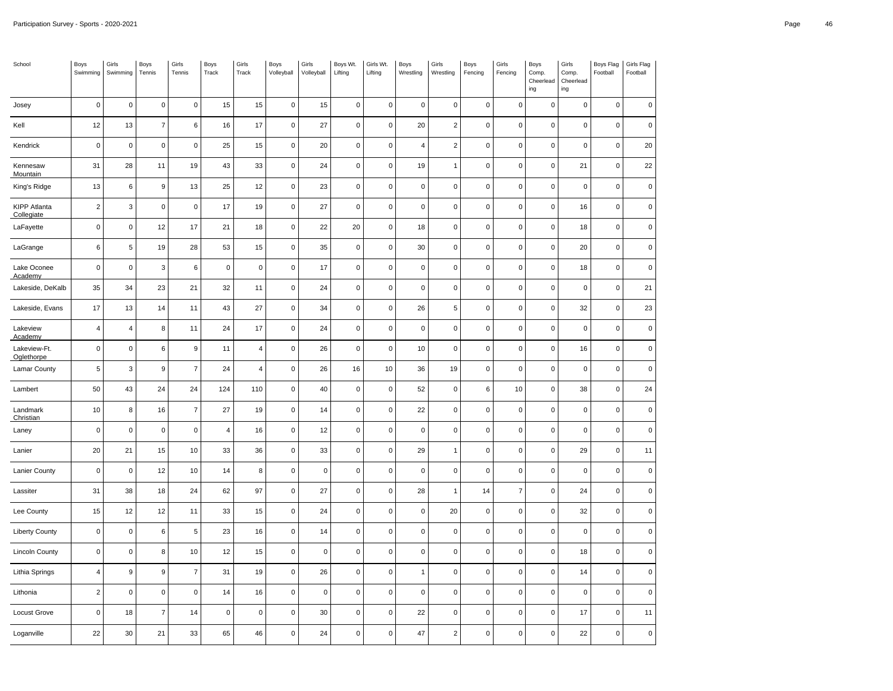| School | Boys Swimming | Girls Swimming | Boys Tennis | Girls Tennis | Boys Track | Girls Track | Boys Volleyball | Girls Volleyball | Boys Wt. Lifting | Girls Wt. Lifting | Boys Wrestling | Girls Wrestling | Boys Fencing | Girls Fencing | Boys Comp. Cheerleading | Girls Comp. Cheerleading | Boys Flag Football | Girls Flag Football |
|---|---|---|---|---|---|---|---|---|---|---|---|---|---|---|---|---|---|---|
| Josey | 0 | 0 | 0 | 0 | 15 | 15 | 0 | 15 | 0 | 0 | 0 | 0 | 0 | 0 | 0 | 0 | 0 | 0 |
| Kell | 12 | 13 | 7 | 6 | 16 | 17 | 0 | 27 | 0 | 0 | 20 | 2 | 0 | 0 | 0 | 0 | 0 | 0 |
| Kendrick | 0 | 0 | 0 | 0 | 25 | 15 | 0 | 20 | 0 | 0 | 4 | 2 | 0 | 0 | 0 | 0 | 0 | 20 |
| Kennesaw Mountain | 31 | 28 | 11 | 19 | 43 | 33 | 0 | 24 | 0 | 0 | 19 | 1 | 0 | 0 | 0 | 21 | 0 | 22 |
| King's Ridge | 13 | 6 | 9 | 13 | 25 | 12 | 0 | 23 | 0 | 0 | 0 | 0 | 0 | 0 | 0 | 0 | 0 | 0 |
| KIPP Atlanta Collegiate | 2 | 3 | 0 | 0 | 17 | 19 | 0 | 27 | 0 | 0 | 0 | 0 | 0 | 0 | 0 | 16 | 0 | 0 |
| LaFayette | 0 | 0 | 12 | 17 | 21 | 18 | 0 | 22 | 20 | 0 | 18 | 0 | 0 | 0 | 0 | 18 | 0 | 0 |
| LaGrange | 6 | 5 | 19 | 28 | 53 | 15 | 0 | 35 | 0 | 0 | 30 | 0 | 0 | 0 | 0 | 20 | 0 | 0 |
| Lake Oconee Academy | 0 | 0 | 3 | 6 | 0 | 0 | 0 | 17 | 0 | 0 | 0 | 0 | 0 | 0 | 0 | 18 | 0 | 0 |
| Lakeside, DeKalb | 35 | 34 | 23 | 21 | 32 | 11 | 0 | 24 | 0 | 0 | 0 | 0 | 0 | 0 | 0 | 0 | 0 | 21 |
| Lakeside, Evans | 17 | 13 | 14 | 11 | 43 | 27 | 0 | 34 | 0 | 0 | 26 | 5 | 0 | 0 | 0 | 32 | 0 | 23 |
| Lakeview Academy | 4 | 4 | 8 | 11 | 24 | 17 | 0 | 24 | 0 | 0 | 0 | 0 | 0 | 0 | 0 | 0 | 0 | 0 |
| Lakeview-Ft. Oglethorpe | 0 | 0 | 6 | 9 | 11 | 4 | 0 | 26 | 0 | 0 | 10 | 0 | 0 | 0 | 0 | 16 | 0 | 0 |
| Lamar County | 5 | 3 | 9 | 7 | 24 | 4 | 0 | 26 | 16 | 10 | 36 | 19 | 0 | 0 | 0 | 0 | 0 | 0 |
| Lambert | 50 | 43 | 24 | 24 | 124 | 110 | 0 | 40 | 0 | 0 | 52 | 0 | 6 | 10 | 0 | 38 | 0 | 24 |
| Landmark Christian | 10 | 8 | 16 | 7 | 27 | 19 | 0 | 14 | 0 | 0 | 22 | 0 | 0 | 0 | 0 | 0 | 0 | 0 |
| Laney | 0 | 0 | 0 | 0 | 4 | 16 | 0 | 12 | 0 | 0 | 0 | 0 | 0 | 0 | 0 | 0 | 0 | 0 |
| Lanier | 20 | 21 | 15 | 10 | 33 | 36 | 0 | 33 | 0 | 0 | 29 | 1 | 0 | 0 | 0 | 29 | 0 | 11 |
| Lanier County | 0 | 0 | 12 | 10 | 14 | 8 | 0 | 0 | 0 | 0 | 0 | 0 | 0 | 0 | 0 | 0 | 0 | 0 |
| Lassiter | 31 | 38 | 18 | 24 | 62 | 97 | 0 | 27 | 0 | 0 | 28 | 1 | 14 | 7 | 0 | 24 | 0 | 0 |
| Lee County | 15 | 12 | 12 | 11 | 33 | 15 | 0 | 24 | 0 | 0 | 0 | 20 | 0 | 0 | 0 | 32 | 0 | 0 |
| Liberty County | 0 | 0 | 6 | 5 | 23 | 16 | 0 | 14 | 0 | 0 | 0 | 0 | 0 | 0 | 0 | 0 | 0 | 0 |
| Lincoln County | 0 | 0 | 8 | 10 | 12 | 15 | 0 | 0 | 0 | 0 | 0 | 0 | 0 | 0 | 0 | 18 | 0 | 0 |
| Lithia Springs | 4 | 9 | 9 | 7 | 31 | 19 | 0 | 26 | 0 | 0 | 1 | 0 | 0 | 0 | 0 | 14 | 0 | 0 |
| Lithonia | 2 | 0 | 0 | 0 | 14 | 16 | 0 | 0 | 0 | 0 | 0 | 0 | 0 | 0 | 0 | 0 | 0 | 0 |
| Locust Grove | 0 | 18 | 7 | 14 | 0 | 0 | 0 | 30 | 0 | 0 | 22 | 0 | 0 | 0 | 0 | 17 | 0 | 11 |
| Loganville | 22 | 30 | 21 | 33 | 65 | 46 | 0 | 24 | 0 | 0 | 47 | 2 | 0 | 0 | 0 | 22 | 0 | 0 |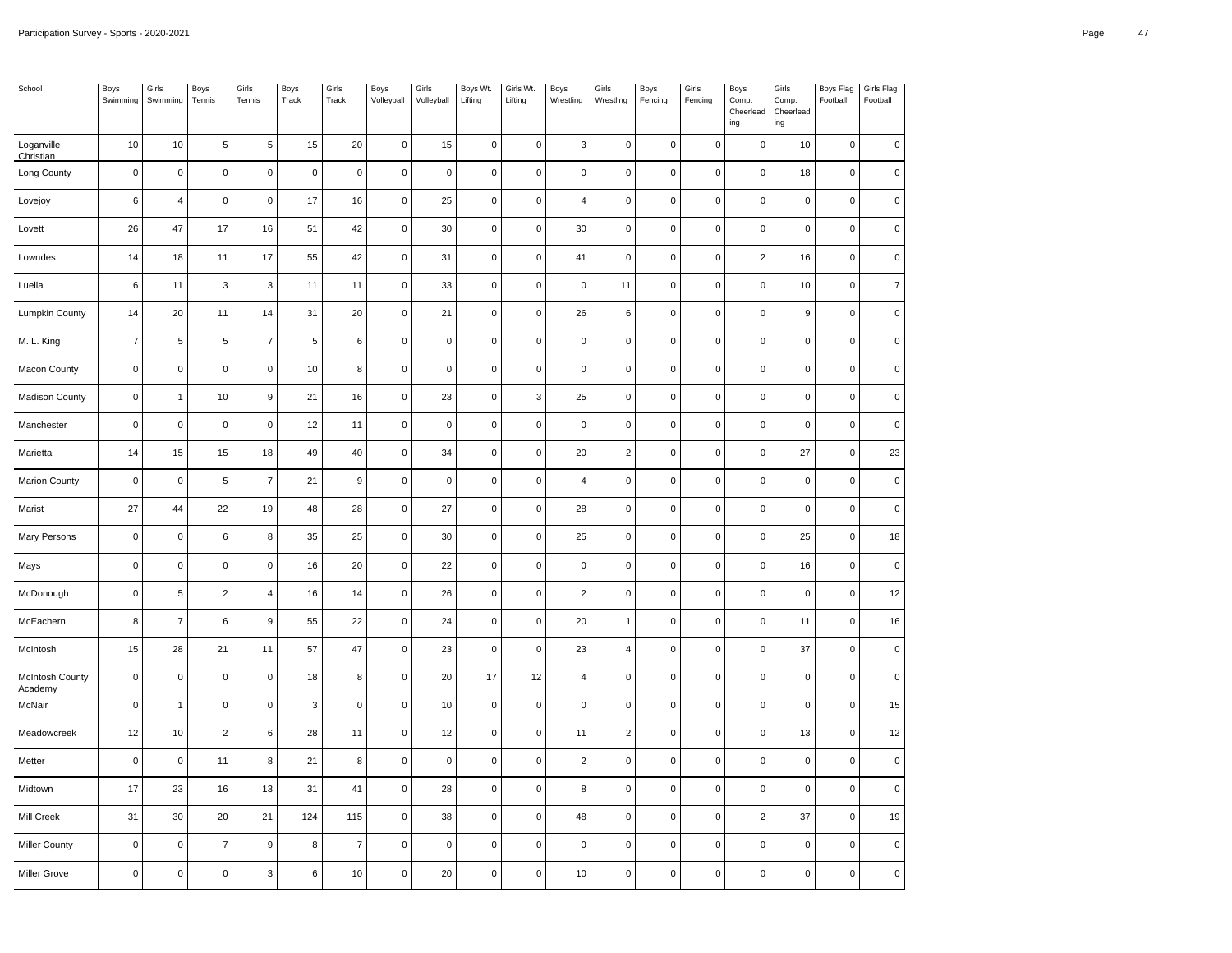| School | Boys Swimming | Girls Swimming | Boys Tennis | Girls Tennis | Boys Track | Girls Track | Boys Volleyball | Girls Volleyball | Boys Wt. Lifting | Girls Wt. Lifting | Boys Wrestling | Girls Wrestling | Boys Fencing | Girls Fencing | Boys Comp. Cheerleading | Girls Comp. Cheerleading | Boys Flag Football | Girls Flag Football |
|---|---|---|---|---|---|---|---|---|---|---|---|---|---|---|---|---|---|---|
| Loganville Christian | 10 | 10 | 5 | 5 | 15 | 20 | 0 | 15 | 0 | 0 | 3 | 0 | 0 | 0 | 0 | 10 | 0 | 0 |
| Long County | 0 | 0 | 0 | 0 | 0 | 0 | 0 | 0 | 0 | 0 | 0 | 0 | 0 | 0 | 0 | 18 | 0 | 0 |
| Lovejoy | 6 | 4 | 0 | 0 | 17 | 16 | 0 | 25 | 0 | 0 | 4 | 0 | 0 | 0 | 0 | 0 | 0 | 0 |
| Lovett | 26 | 47 | 17 | 16 | 51 | 42 | 0 | 30 | 0 | 0 | 30 | 0 | 0 | 0 | 0 | 0 | 0 | 0 |
| Lowndes | 14 | 18 | 11 | 17 | 55 | 42 | 0 | 31 | 0 | 0 | 41 | 0 | 0 | 0 | 2 | 16 | 0 | 0 |
| Luella | 6 | 11 | 3 | 3 | 11 | 11 | 0 | 33 | 0 | 0 | 0 | 11 | 0 | 0 | 0 | 10 | 0 | 7 |
| Lumpkin County | 14 | 20 | 11 | 14 | 31 | 20 | 0 | 21 | 0 | 0 | 26 | 6 | 0 | 0 | 0 | 9 | 0 | 0 |
| M. L. King | 7 | 5 | 5 | 7 | 5 | 6 | 0 | 0 | 0 | 0 | 0 | 0 | 0 | 0 | 0 | 0 | 0 | 0 |
| Macon County | 0 | 0 | 0 | 0 | 10 | 8 | 0 | 0 | 0 | 0 | 0 | 0 | 0 | 0 | 0 | 0 | 0 | 0 |
| Madison County | 0 | 1 | 10 | 9 | 21 | 16 | 0 | 23 | 0 | 3 | 25 | 0 | 0 | 0 | 0 | 0 | 0 | 0 |
| Manchester | 0 | 0 | 0 | 0 | 12 | 11 | 0 | 0 | 0 | 0 | 0 | 0 | 0 | 0 | 0 | 0 | 0 | 0 |
| Marietta | 14 | 15 | 15 | 18 | 49 | 40 | 0 | 34 | 0 | 0 | 20 | 2 | 0 | 0 | 0 | 27 | 0 | 23 |
| Marion County | 0 | 0 | 5 | 7 | 21 | 9 | 0 | 0 | 0 | 0 | 4 | 0 | 0 | 0 | 0 | 0 | 0 | 0 |
| Marist | 27 | 44 | 22 | 19 | 48 | 28 | 0 | 27 | 0 | 0 | 28 | 0 | 0 | 0 | 0 | 0 | 0 | 0 |
| Mary Persons | 0 | 0 | 6 | 8 | 35 | 25 | 0 | 30 | 0 | 0 | 25 | 0 | 0 | 0 | 0 | 25 | 0 | 18 |
| Mays | 0 | 0 | 0 | 0 | 16 | 20 | 0 | 22 | 0 | 0 | 0 | 0 | 0 | 0 | 0 | 16 | 0 | 0 |
| McDonough | 0 | 5 | 2 | 4 | 16 | 14 | 0 | 26 | 0 | 0 | 2 | 0 | 0 | 0 | 0 | 0 | 0 | 12 |
| McEachern | 8 | 7 | 6 | 9 | 55 | 22 | 0 | 24 | 0 | 0 | 20 | 1 | 0 | 0 | 0 | 11 | 0 | 16 |
| McIntosh | 15 | 28 | 21 | 11 | 57 | 47 | 0 | 23 | 0 | 0 | 23 | 4 | 0 | 0 | 0 | 37 | 0 | 0 |
| McIntosh County Academy | 0 | 0 | 0 | 0 | 18 | 8 | 0 | 20 | 17 | 12 | 4 | 0 | 0 | 0 | 0 | 0 | 0 | 0 |
| McNair | 0 | 1 | 0 | 0 | 3 | 0 | 0 | 10 | 0 | 0 | 0 | 0 | 0 | 0 | 0 | 0 | 0 | 15 |
| Meadowcreek | 12 | 10 | 2 | 6 | 28 | 11 | 0 | 12 | 0 | 0 | 11 | 2 | 0 | 0 | 0 | 13 | 0 | 12 |
| Metter | 0 | 0 | 11 | 8 | 21 | 8 | 0 | 0 | 0 | 0 | 2 | 0 | 0 | 0 | 0 | 0 | 0 | 0 |
| Midtown | 17 | 23 | 16 | 13 | 31 | 41 | 0 | 28 | 0 | 0 | 8 | 0 | 0 | 0 | 0 | 0 | 0 | 0 |
| Mill Creek | 31 | 30 | 20 | 21 | 124 | 115 | 0 | 38 | 0 | 0 | 48 | 0 | 0 | 0 | 2 | 37 | 0 | 19 |
| Miller County | 0 | 0 | 7 | 9 | 8 | 7 | 0 | 0 | 0 | 0 | 0 | 0 | 0 | 0 | 0 | 0 | 0 | 0 |
| Miller Grove | 0 | 0 | 0 | 3 | 6 | 10 | 0 | 20 | 0 | 0 | 10 | 0 | 0 | 0 | 0 | 0 | 0 | 0 |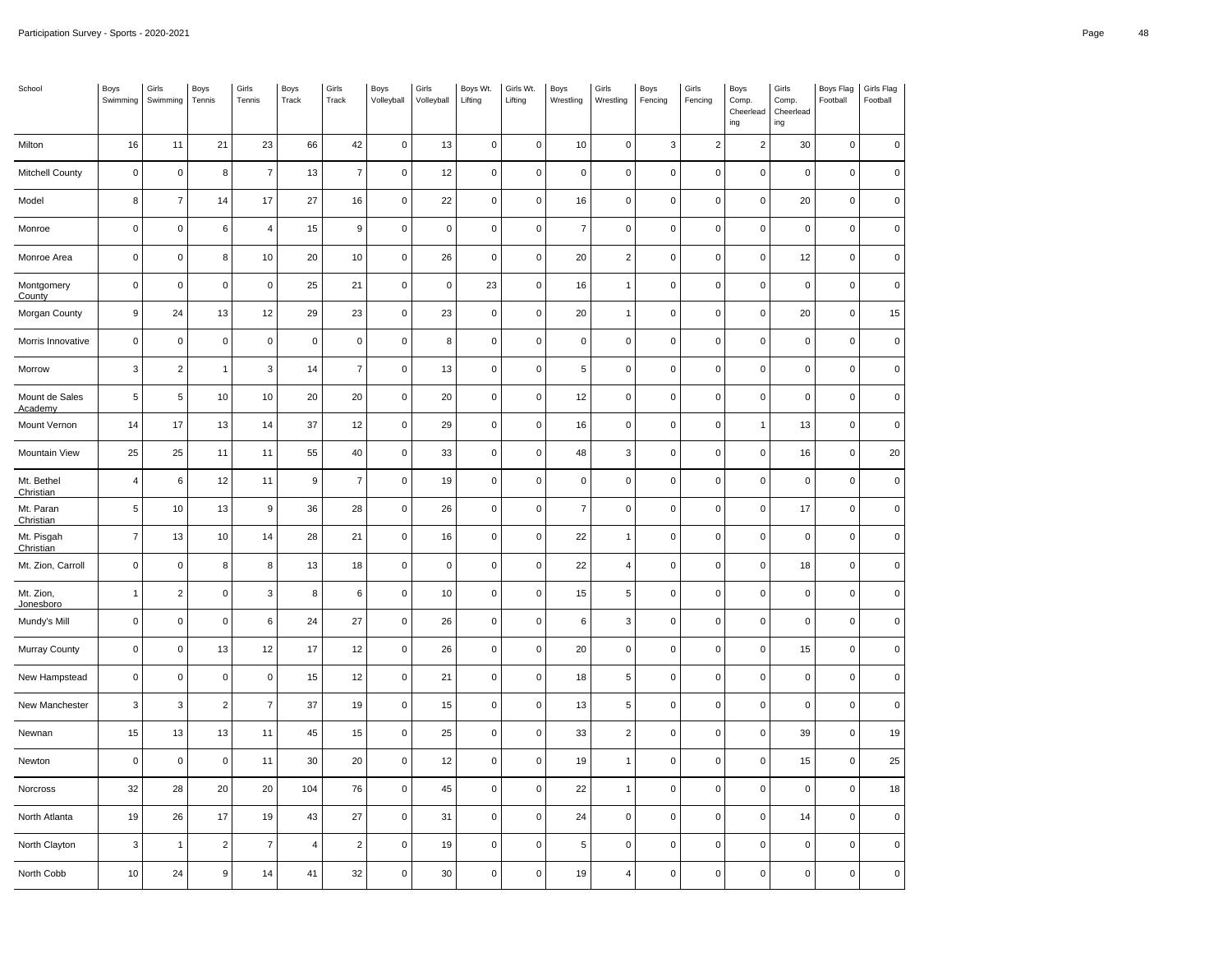| School | Boys Swimming | Girls Swimming | Boys Tennis | Girls Tennis | Boys Track | Girls Track | Boys Volleyball | Girls Volleyball | Boys Wt. Lifting | Girls Wt. Lifting | Boys Wrestling | Girls Wrestling | Boys Fencing | Girls Fencing | Boys Comp. Cheerleading | Girls Comp. Cheerleading | Boys Flag Football | Girls Flag Football |
|---|---|---|---|---|---|---|---|---|---|---|---|---|---|---|---|---|---|---|
| Milton | 16 | 11 | 21 | 23 | 66 | 42 | 0 | 13 | 0 | 0 | 10 | 0 | 3 | 2 | 2 | 30 | 0 | 0 |
| Mitchell County | 0 | 0 | 8 | 7 | 13 | 7 | 0 | 12 | 0 | 0 | 0 | 0 | 0 | 0 | 0 | 0 | 0 | 0 |
| Model | 8 | 7 | 14 | 17 | 27 | 16 | 0 | 22 | 0 | 0 | 16 | 0 | 0 | 0 | 0 | 20 | 0 | 0 |
| Monroe | 0 | 0 | 6 | 4 | 15 | 9 | 0 | 0 | 0 | 0 | 7 | 0 | 0 | 0 | 0 | 0 | 0 | 0 |
| Monroe Area | 0 | 0 | 8 | 10 | 20 | 10 | 0 | 26 | 0 | 0 | 20 | 2 | 0 | 0 | 0 | 12 | 0 | 0 |
| Montgomery County | 0 | 0 | 0 | 0 | 25 | 21 | 0 | 0 | 23 | 0 | 16 | 1 | 0 | 0 | 0 | 0 | 0 | 0 |
| Morgan County | 9 | 24 | 13 | 12 | 29 | 23 | 0 | 23 | 0 | 0 | 20 | 1 | 0 | 0 | 0 | 20 | 0 | 15 |
| Morris Innovative | 0 | 0 | 0 | 0 | 0 | 0 | 0 | 8 | 0 | 0 | 0 | 0 | 0 | 0 | 0 | 0 | 0 | 0 |
| Morrow | 3 | 2 | 1 | 3 | 14 | 7 | 0 | 13 | 0 | 0 | 5 | 0 | 0 | 0 | 0 | 0 | 0 | 0 |
| Mount de Sales Academy | 5 | 5 | 10 | 10 | 20 | 20 | 0 | 20 | 0 | 0 | 12 | 0 | 0 | 0 | 0 | 0 | 0 | 0 |
| Mount Vernon | 14 | 17 | 13 | 14 | 37 | 12 | 0 | 29 | 0 | 0 | 16 | 0 | 0 | 0 | 1 | 13 | 0 | 0 |
| Mountain View | 25 | 25 | 11 | 11 | 55 | 40 | 0 | 33 | 0 | 0 | 48 | 3 | 0 | 0 | 0 | 16 | 0 | 20 |
| Mt. Bethel Christian | 4 | 6 | 12 | 11 | 9 | 7 | 0 | 19 | 0 | 0 | 0 | 0 | 0 | 0 | 0 | 0 | 0 | 0 |
| Mt. Paran Christian | 5 | 10 | 13 | 9 | 36 | 28 | 0 | 26 | 0 | 0 | 7 | 0 | 0 | 0 | 0 | 17 | 0 | 0 |
| Mt. Pisgah Christian | 7 | 13 | 10 | 14 | 28 | 21 | 0 | 16 | 0 | 0 | 22 | 1 | 0 | 0 | 0 | 0 | 0 | 0 |
| Mt. Zion, Carroll | 0 | 0 | 8 | 8 | 13 | 18 | 0 | 0 | 0 | 0 | 22 | 4 | 0 | 0 | 0 | 18 | 0 | 0 |
| Mt. Zion, Jonesboro | 1 | 2 | 0 | 3 | 8 | 6 | 0 | 10 | 0 | 0 | 15 | 5 | 0 | 0 | 0 | 0 | 0 | 0 |
| Mundy's Mill | 0 | 0 | 0 | 6 | 24 | 27 | 0 | 26 | 0 | 0 | 6 | 3 | 0 | 0 | 0 | 0 | 0 | 0 |
| Murray County | 0 | 0 | 13 | 12 | 17 | 12 | 0 | 26 | 0 | 0 | 20 | 0 | 0 | 0 | 0 | 15 | 0 | 0 |
| New Hampstead | 0 | 0 | 0 | 0 | 15 | 12 | 0 | 21 | 0 | 0 | 18 | 5 | 0 | 0 | 0 | 0 | 0 | 0 |
| New Manchester | 3 | 3 | 2 | 7 | 37 | 19 | 0 | 15 | 0 | 0 | 13 | 5 | 0 | 0 | 0 | 0 | 0 | 0 |
| Newnan | 15 | 13 | 13 | 11 | 45 | 15 | 0 | 25 | 0 | 0 | 33 | 2 | 0 | 0 | 0 | 39 | 0 | 19 |
| Newton | 0 | 0 | 0 | 11 | 30 | 20 | 0 | 12 | 0 | 0 | 19 | 1 | 0 | 0 | 0 | 15 | 0 | 25 |
| Norcross | 32 | 28 | 20 | 20 | 104 | 76 | 0 | 45 | 0 | 0 | 22 | 1 | 0 | 0 | 0 | 0 | 0 | 18 |
| North Atlanta | 19 | 26 | 17 | 19 | 43 | 27 | 0 | 31 | 0 | 0 | 24 | 0 | 0 | 0 | 0 | 14 | 0 | 0 |
| North Clayton | 3 | 1 | 2 | 7 | 4 | 2 | 0 | 19 | 0 | 0 | 5 | 0 | 0 | 0 | 0 | 0 | 0 | 0 |
| North Cobb | 10 | 24 | 9 | 14 | 41 | 32 | 0 | 30 | 0 | 0 | 19 | 4 | 0 | 0 | 0 | 0 | 0 | 0 |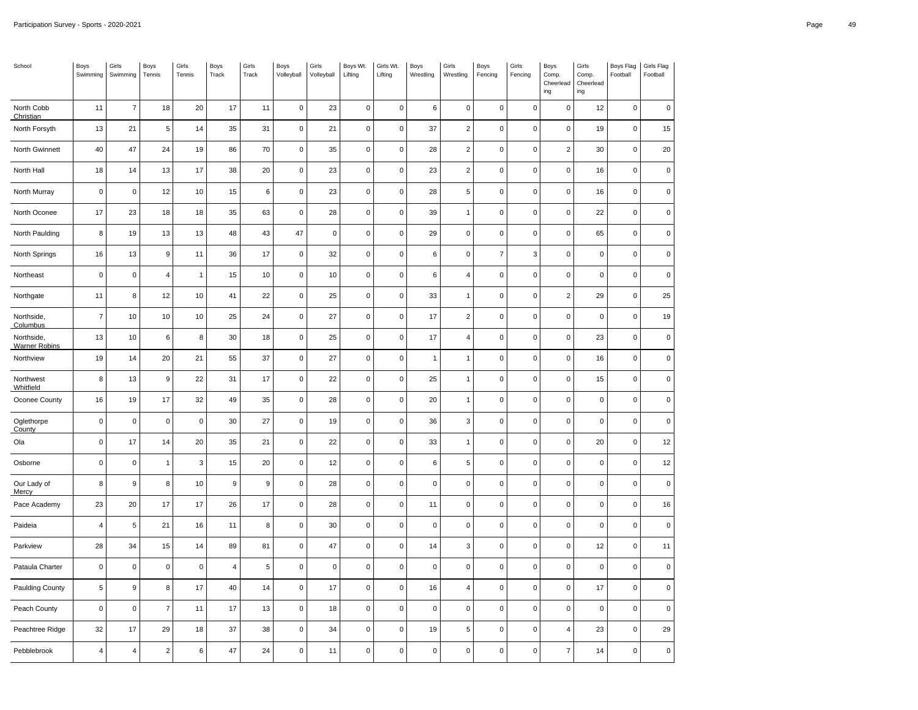| School | Boys Swimming | Girls Swimming | Boys Tennis | Girls Tennis | Boys Track | Girls Track | Boys Volleyball | Girls Volleyball | Boys Wt. Lifting | Girls Wt. Lifting | Boys Wrestling | Girls Wrestling | Boys Fencing | Girls Fencing | Boys Comp. Cheerleading | Girls Comp. Cheerleading | Boys Flag Football | Girls Flag Football |
|---|---|---|---|---|---|---|---|---|---|---|---|---|---|---|---|---|---|---|
| North Cobb Christian | 11 | 7 | 18 | 20 | 17 | 11 | 0 | 23 | 0 | 0 | 6 | 0 | 0 | 0 | 0 | 12 | 0 | 0 |
| North Forsyth | 13 | 21 | 5 | 14 | 35 | 31 | 0 | 21 | 0 | 0 | 37 | 2 | 0 | 0 | 0 | 19 | 0 | 15 |
| North Gwinnett | 40 | 47 | 24 | 19 | 86 | 70 | 0 | 35 | 0 | 0 | 28 | 2 | 0 | 0 | 2 | 30 | 0 | 20 |
| North Hall | 18 | 14 | 13 | 17 | 38 | 20 | 0 | 23 | 0 | 0 | 23 | 2 | 0 | 0 | 0 | 16 | 0 | 0 |
| North Murray | 0 | 0 | 12 | 10 | 15 | 6 | 0 | 23 | 0 | 0 | 28 | 5 | 0 | 0 | 0 | 16 | 0 | 0 |
| North Oconee | 17 | 23 | 18 | 18 | 35 | 63 | 0 | 28 | 0 | 0 | 39 | 1 | 0 | 0 | 0 | 22 | 0 | 0 |
| North Paulding | 8 | 19 | 13 | 13 | 48 | 43 | 47 | 0 | 0 | 0 | 29 | 0 | 0 | 0 | 0 | 65 | 0 | 0 |
| North Springs | 16 | 13 | 9 | 11 | 36 | 17 | 0 | 32 | 0 | 0 | 6 | 0 | 7 | 3 | 0 | 0 | 0 | 0 |
| Northeast | 0 | 0 | 4 | 1 | 15 | 10 | 0 | 10 | 0 | 0 | 6 | 4 | 0 | 0 | 0 | 0 | 0 | 0 |
| Northgate | 11 | 8 | 12 | 10 | 41 | 22 | 0 | 25 | 0 | 0 | 33 | 1 | 0 | 0 | 2 | 29 | 0 | 25 |
| Northside, Columbus | 7 | 10 | 10 | 10 | 25 | 24 | 0 | 27 | 0 | 0 | 17 | 2 | 0 | 0 | 0 | 0 | 0 | 19 |
| Northside, Warner Robins | 13 | 10 | 6 | 8 | 30 | 18 | 0 | 25 | 0 | 0 | 17 | 4 | 0 | 0 | 0 | 23 | 0 | 0 |
| Northview | 19 | 14 | 20 | 21 | 55 | 37 | 0 | 27 | 0 | 0 | 1 | 1 | 0 | 0 | 0 | 16 | 0 | 0 |
| Northwest Whitfield | 8 | 13 | 9 | 22 | 31 | 17 | 0 | 22 | 0 | 0 | 25 | 1 | 0 | 0 | 0 | 15 | 0 | 0 |
| Oconee County | 16 | 19 | 17 | 32 | 49 | 35 | 0 | 28 | 0 | 0 | 20 | 1 | 0 | 0 | 0 | 0 | 0 | 0 |
| Oglethorpe County | 0 | 0 | 0 | 0 | 30 | 27 | 0 | 19 | 0 | 0 | 36 | 3 | 0 | 0 | 0 | 0 | 0 | 0 |
| Ola | 0 | 17 | 14 | 20 | 35 | 21 | 0 | 22 | 0 | 0 | 33 | 1 | 0 | 0 | 0 | 20 | 0 | 12 |
| Osborne | 0 | 0 | 1 | 3 | 15 | 20 | 0 | 12 | 0 | 0 | 6 | 5 | 0 | 0 | 0 | 0 | 0 | 12 |
| Our Lady of Mercy | 8 | 9 | 8 | 10 | 9 | 9 | 0 | 28 | 0 | 0 | 0 | 0 | 0 | 0 | 0 | 0 | 0 | 0 |
| Pace Academy | 23 | 20 | 17 | 17 | 26 | 17 | 0 | 28 | 0 | 0 | 11 | 0 | 0 | 0 | 0 | 0 | 0 | 16 |
| Paideia | 4 | 5 | 21 | 16 | 11 | 8 | 0 | 30 | 0 | 0 | 0 | 0 | 0 | 0 | 0 | 0 | 0 | 0 |
| Parkview | 28 | 34 | 15 | 14 | 89 | 81 | 0 | 47 | 0 | 0 | 14 | 3 | 0 | 0 | 0 | 12 | 0 | 11 |
| Pataula Charter | 0 | 0 | 0 | 0 | 4 | 5 | 0 | 0 | 0 | 0 | 0 | 0 | 0 | 0 | 0 | 0 | 0 | 0 |
| Paulding County | 5 | 9 | 8 | 17 | 40 | 14 | 0 | 17 | 0 | 0 | 16 | 4 | 0 | 0 | 0 | 17 | 0 | 0 |
| Peach County | 0 | 0 | 7 | 11 | 17 | 13 | 0 | 18 | 0 | 0 | 0 | 0 | 0 | 0 | 0 | 0 | 0 | 0 |
| Peachtree Ridge | 32 | 17 | 29 | 18 | 37 | 38 | 0 | 34 | 0 | 0 | 19 | 5 | 0 | 0 | 4 | 23 | 0 | 29 |
| Pebblebrook | 4 | 4 | 2 | 6 | 47 | 24 | 0 | 11 | 0 | 0 | 0 | 0 | 0 | 0 | 7 | 14 | 0 | 0 |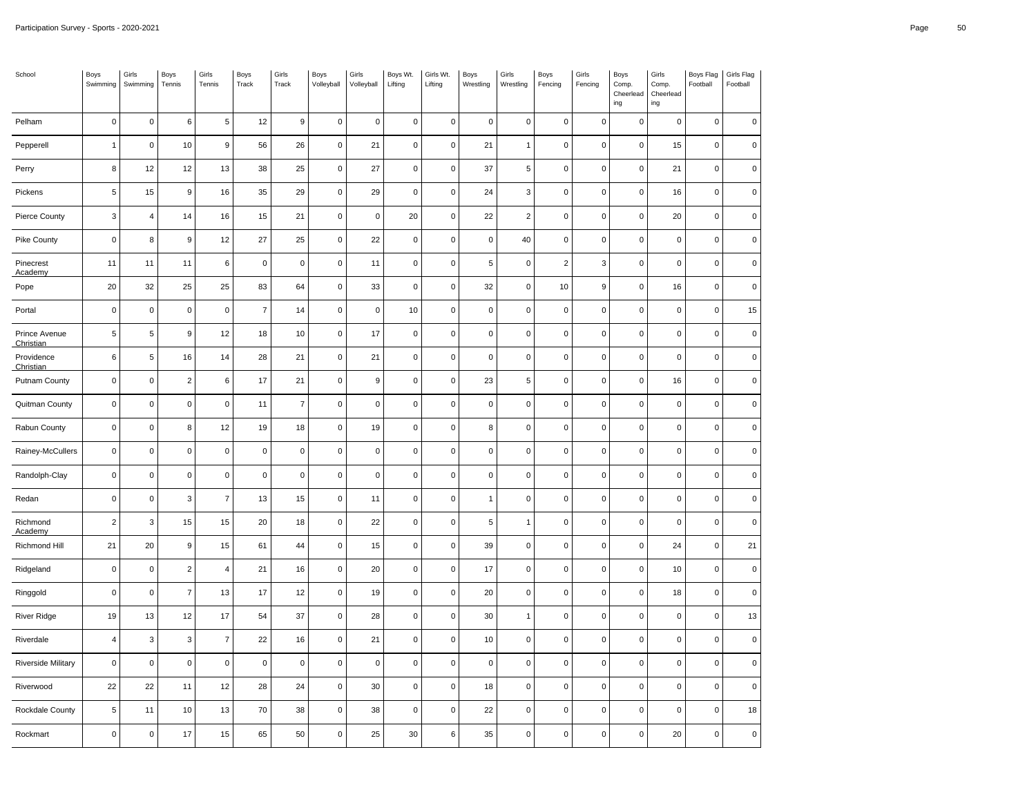| School | Boys Swimming | Girls Swimming | Boys Tennis | Girls Tennis | Boys Track | Girls Track | Boys Volleyball | Girls Volleyball | Boys Wt. Lifting | Girls Wt. Lifting | Boys Wrestling | Girls Wrestling | Boys Fencing | Girls Fencing | Boys Comp. Cheerleading | Girls Comp. Cheerleading | Boys Flag Football | Girls Flag Football |
|---|---|---|---|---|---|---|---|---|---|---|---|---|---|---|---|---|---|---|
| Pelham | 0 | 0 | 6 | 5 | 12 | 9 | 0 | 0 | 0 | 0 | 0 | 0 | 0 | 0 | 0 | 0 | 0 | 0 |
| Pepperell | 1 | 0 | 10 | 9 | 56 | 26 | 0 | 21 | 0 | 0 | 21 | 1 | 0 | 0 | 0 | 15 | 0 | 0 |
| Perry | 8 | 12 | 12 | 13 | 38 | 25 | 0 | 27 | 0 | 0 | 37 | 5 | 0 | 0 | 0 | 21 | 0 | 0 |
| Pickens | 5 | 15 | 9 | 16 | 35 | 29 | 0 | 29 | 0 | 0 | 24 | 3 | 0 | 0 | 0 | 16 | 0 | 0 |
| Pierce County | 3 | 4 | 14 | 16 | 15 | 21 | 0 | 0 | 20 | 0 | 22 | 2 | 0 | 0 | 0 | 20 | 0 | 0 |
| Pike County | 0 | 8 | 9 | 12 | 27 | 25 | 0 | 22 | 0 | 0 | 0 | 40 | 0 | 0 | 0 | 0 | 0 | 0 |
| Pinecrest Academy | 11 | 11 | 11 | 6 | 0 | 0 | 0 | 11 | 0 | 0 | 5 | 0 | 2 | 3 | 0 | 0 | 0 | 0 |
| Pope | 20 | 32 | 25 | 25 | 83 | 64 | 0 | 33 | 0 | 0 | 32 | 0 | 10 | 9 | 0 | 16 | 0 | 0 |
| Portal | 0 | 0 | 0 | 0 | 7 | 14 | 0 | 0 | 10 | 0 | 0 | 0 | 0 | 0 | 0 | 0 | 0 | 15 |
| Prince Avenue Christian | 5 | 5 | 9 | 12 | 18 | 10 | 0 | 17 | 0 | 0 | 0 | 0 | 0 | 0 | 0 | 0 | 0 | 0 |
| Providence Christian | 6 | 5 | 16 | 14 | 28 | 21 | 0 | 21 | 0 | 0 | 0 | 0 | 0 | 0 | 0 | 0 | 0 | 0 |
| Putnam County | 0 | 0 | 2 | 6 | 17 | 21 | 0 | 9 | 0 | 0 | 23 | 5 | 0 | 0 | 0 | 16 | 0 | 0 |
| Quitman County | 0 | 0 | 0 | 0 | 11 | 7 | 0 | 0 | 0 | 0 | 0 | 0 | 0 | 0 | 0 | 0 | 0 | 0 |
| Rabun County | 0 | 0 | 8 | 12 | 19 | 18 | 0 | 19 | 0 | 0 | 8 | 0 | 0 | 0 | 0 | 0 | 0 | 0 |
| Rainey-McCullers | 0 | 0 | 0 | 0 | 0 | 0 | 0 | 0 | 0 | 0 | 0 | 0 | 0 | 0 | 0 | 0 | 0 | 0 |
| Randolph-Clay | 0 | 0 | 0 | 0 | 0 | 0 | 0 | 0 | 0 | 0 | 0 | 0 | 0 | 0 | 0 | 0 | 0 | 0 |
| Redan | 0 | 0 | 3 | 7 | 13 | 15 | 0 | 11 | 0 | 0 | 1 | 0 | 0 | 0 | 0 | 0 | 0 | 0 |
| Richmond Academy | 2 | 3 | 15 | 15 | 20 | 18 | 0 | 22 | 0 | 0 | 5 | 1 | 0 | 0 | 0 | 0 | 0 | 0 |
| Richmond Hill | 21 | 20 | 9 | 15 | 61 | 44 | 0 | 15 | 0 | 0 | 39 | 0 | 0 | 0 | 0 | 24 | 0 | 21 |
| Ridgeland | 0 | 0 | 2 | 4 | 21 | 16 | 0 | 20 | 0 | 0 | 17 | 0 | 0 | 0 | 0 | 10 | 0 | 0 |
| Ringgold | 0 | 0 | 7 | 13 | 17 | 12 | 0 | 19 | 0 | 0 | 20 | 0 | 0 | 0 | 0 | 18 | 0 | 0 |
| River Ridge | 19 | 13 | 12 | 17 | 54 | 37 | 0 | 28 | 0 | 0 | 30 | 1 | 0 | 0 | 0 | 0 | 0 | 13 |
| Riverdale | 4 | 3 | 3 | 7 | 22 | 16 | 0 | 21 | 0 | 0 | 10 | 0 | 0 | 0 | 0 | 0 | 0 | 0 |
| Riverside Military | 0 | 0 | 0 | 0 | 0 | 0 | 0 | 0 | 0 | 0 | 0 | 0 | 0 | 0 | 0 | 0 | 0 | 0 |
| Riverwood | 22 | 22 | 11 | 12 | 28 | 24 | 0 | 30 | 0 | 0 | 18 | 0 | 0 | 0 | 0 | 0 | 0 | 0 |
| Rockdale County | 5 | 11 | 10 | 13 | 70 | 38 | 0 | 38 | 0 | 0 | 22 | 0 | 0 | 0 | 0 | 0 | 0 | 18 |
| Rockmart | 0 | 0 | 17 | 15 | 65 | 50 | 0 | 25 | 30 | 6 | 35 | 0 | 0 | 0 | 0 | 20 | 0 | 0 |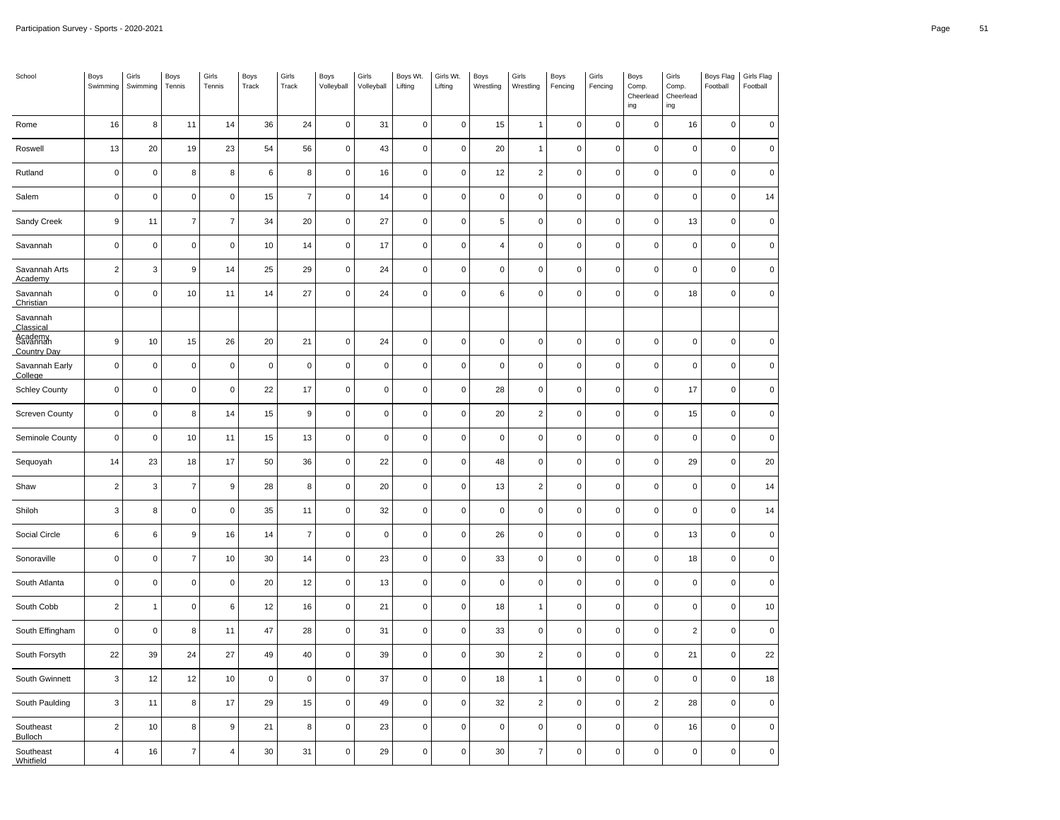| School | Boys Swimming | Girls Swimming | Boys Tennis | Girls Tennis | Boys Track | Girls Track | Boys Volleyball | Girls Volleyball | Boys Wt. Lifting | Girls Wt. Lifting | Boys Wrestling | Girls Wrestling | Boys Fencing | Girls Fencing | Boys Comp. Cheerleading | Girls Comp. Cheerleading | Boys Flag Football | Girls Flag Football |
|---|---|---|---|---|---|---|---|---|---|---|---|---|---|---|---|---|---|---|
| Rome | 16 | 8 | 11 | 14 | 36 | 24 | 0 | 31 | 0 | 0 | 15 | 1 | 0 | 0 | 0 | 16 | 0 | 0 |
| Roswell | 13 | 20 | 19 | 23 | 54 | 56 | 0 | 43 | 0 | 0 | 20 | 1 | 0 | 0 | 0 | 0 | 0 | 0 |
| Rutland | 0 | 0 | 8 | 8 | 6 | 8 | 0 | 16 | 0 | 0 | 12 | 2 | 0 | 0 | 0 | 0 | 0 | 0 |
| Salem | 0 | 0 | 0 | 0 | 15 | 7 | 0 | 14 | 0 | 0 | 0 | 0 | 0 | 0 | 0 | 0 | 0 | 14 |
| Sandy Creek | 9 | 11 | 7 | 7 | 34 | 20 | 0 | 27 | 0 | 0 | 5 | 0 | 0 | 0 | 0 | 13 | 0 | 0 |
| Savannah | 0 | 0 | 0 | 0 | 10 | 14 | 0 | 17 | 0 | 0 | 4 | 0 | 0 | 0 | 0 | 0 | 0 | 0 |
| Savannah Arts Academy | 2 | 3 | 9 | 14 | 25 | 29 | 0 | 24 | 0 | 0 | 0 | 0 | 0 | 0 | 0 | 0 | 0 | 0 |
| Savannah Christian | 0 | 0 | 10 | 11 | 14 | 27 | 0 | 24 | 0 | 0 | 6 | 0 | 0 | 0 | 0 | 18 | 0 | 0 |
| Savannah Classical Academy | | | | | | | | | | | | | | | | | | |
| Savannah Country Day | 9 | 10 | 15 | 26 | 20 | 21 | 0 | 24 | 0 | 0 | 0 | 0 | 0 | 0 | 0 | 0 | 0 | 0 |
| Savannah Early College | 0 | 0 | 0 | 0 | 0 | 0 | 0 | 0 | 0 | 0 | 0 | 0 | 0 | 0 | 0 | 0 | 0 | 0 |
| Schley County | 0 | 0 | 0 | 0 | 22 | 17 | 0 | 0 | 0 | 0 | 28 | 0 | 0 | 0 | 0 | 17 | 0 | 0 |
| Screven County | 0 | 0 | 8 | 14 | 15 | 9 | 0 | 0 | 0 | 0 | 20 | 2 | 0 | 0 | 0 | 15 | 0 | 0 |
| Seminole County | 0 | 0 | 10 | 11 | 15 | 13 | 0 | 0 | 0 | 0 | 0 | 0 | 0 | 0 | 0 | 0 | 0 | 0 |
| Sequoyah | 14 | 23 | 18 | 17 | 50 | 36 | 0 | 22 | 0 | 0 | 48 | 0 | 0 | 0 | 0 | 29 | 0 | 20 |
| Shaw | 2 | 3 | 7 | 9 | 28 | 8 | 0 | 20 | 0 | 0 | 13 | 2 | 0 | 0 | 0 | 0 | 0 | 14 |
| Shiloh | 3 | 8 | 0 | 0 | 35 | 11 | 0 | 32 | 0 | 0 | 0 | 0 | 0 | 0 | 0 | 0 | 0 | 14 |
| Social Circle | 6 | 6 | 9 | 16 | 14 | 7 | 0 | 0 | 0 | 0 | 26 | 0 | 0 | 0 | 0 | 13 | 0 | 0 |
| Sonoraville | 0 | 0 | 7 | 10 | 30 | 14 | 0 | 23 | 0 | 0 | 33 | 0 | 0 | 0 | 0 | 18 | 0 | 0 |
| South Atlanta | 0 | 0 | 0 | 0 | 20 | 12 | 0 | 13 | 0 | 0 | 0 | 0 | 0 | 0 | 0 | 0 | 0 | 0 |
| South Cobb | 2 | 1 | 0 | 6 | 12 | 16 | 0 | 21 | 0 | 0 | 18 | 1 | 0 | 0 | 0 | 0 | 0 | 10 |
| South Effingham | 0 | 0 | 8 | 11 | 47 | 28 | 0 | 31 | 0 | 0 | 33 | 0 | 0 | 0 | 0 | 2 | 0 | 0 |
| South Forsyth | 22 | 39 | 24 | 27 | 49 | 40 | 0 | 39 | 0 | 0 | 30 | 2 | 0 | 0 | 0 | 21 | 0 | 22 |
| South Gwinnett | 3 | 12 | 12 | 10 | 0 | 0 | 0 | 37 | 0 | 0 | 18 | 1 | 0 | 0 | 0 | 0 | 0 | 18 |
| South Paulding | 3 | 11 | 8 | 17 | 29 | 15 | 0 | 49 | 0 | 0 | 32 | 2 | 0 | 0 | 2 | 28 | 0 | 0 |
| Southeast Bulloch | 2 | 10 | 8 | 9 | 21 | 8 | 0 | 23 | 0 | 0 | 0 | 0 | 0 | 0 | 0 | 16 | 0 | 0 |
| Southeast Whitfield | 4 | 16 | 7 | 4 | 30 | 31 | 0 | 29 | 0 | 0 | 30 | 7 | 0 | 0 | 0 | 0 | 0 | 0 |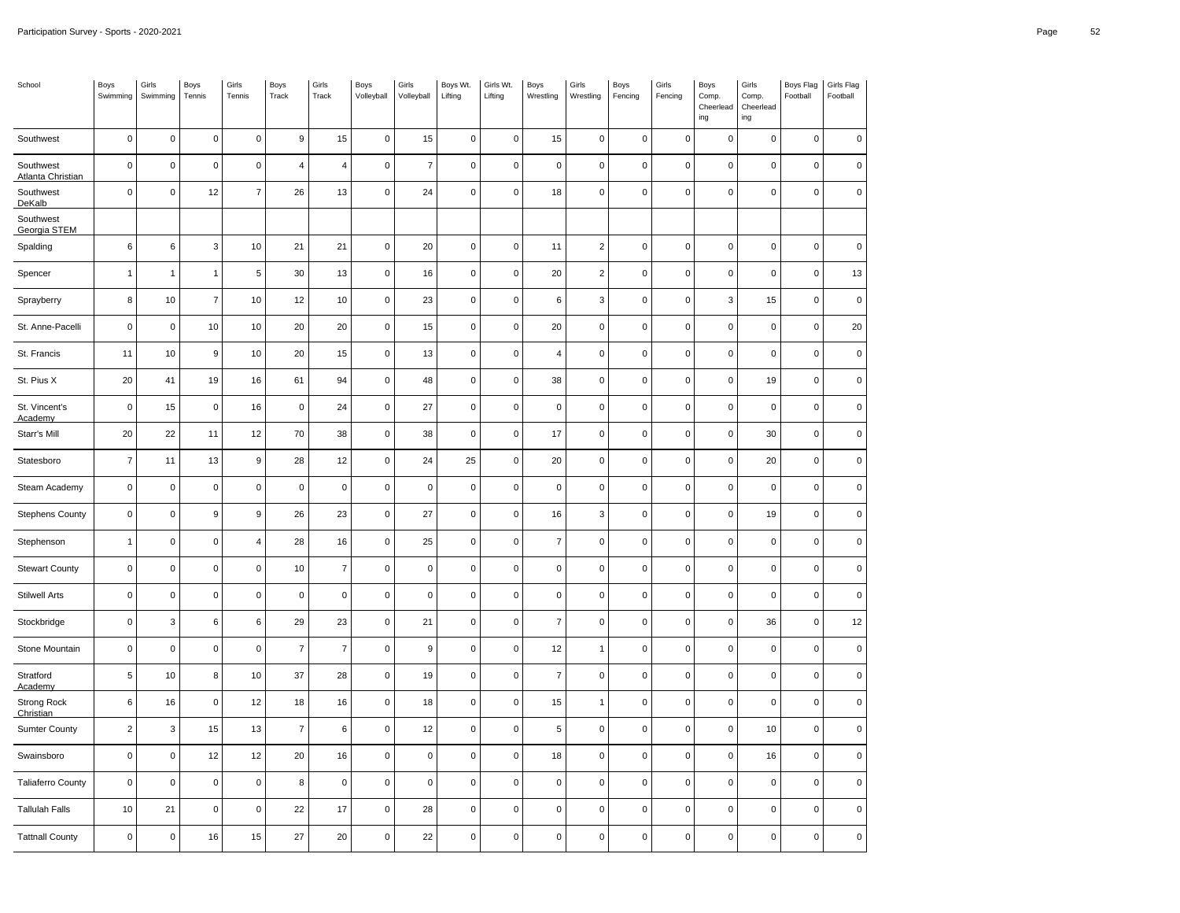| School | Boys Swimming | Girls Swimming | Boys Tennis | Girls Tennis | Boys Track | Girls Track | Boys Volleyball | Girls Volleyball | Boys Wt. Lifting | Girls Wt. Lifting | Boys Wrestling | Girls Wrestling | Boys Fencing | Girls Fencing | Boys Comp. Cheerleading | Girls Comp. Cheerleading | Boys Flag Football | Girls Flag Football |
|---|---|---|---|---|---|---|---|---|---|---|---|---|---|---|---|---|---|---|
| Southwest | 0 | 0 | 0 | 0 | 9 | 15 | 0 | 15 | 0 | 0 | 15 | 0 | 0 | 0 | 0 | 0 | 0 | 0 |
| Southwest Atlanta Christian | 0 | 0 | 0 | 0 | 4 | 4 | 0 | 7 | 0 | 0 | 0 | 0 | 0 | 0 | 0 | 0 | 0 | 0 |
| Southwest DeKalb | 0 | 0 | 12 | 7 | 26 | 13 | 0 | 24 | 0 | 0 | 18 | 0 | 0 | 0 | 0 | 0 | 0 | 0 |
| Southwest Georgia STEM | | | | | | | | | | | | | | | | | | |
| Spalding | 6 | 6 | 3 | 10 | 21 | 21 | 0 | 20 | 0 | 0 | 11 | 2 | 0 | 0 | 0 | 0 | 0 | 0 |
| Spencer | 1 | 1 | 1 | 5 | 30 | 13 | 0 | 16 | 0 | 0 | 20 | 2 | 0 | 0 | 0 | 0 | 0 | 13 |
| Sprayberry | 8 | 10 | 7 | 10 | 12 | 10 | 0 | 23 | 0 | 0 | 6 | 3 | 0 | 0 | 3 | 15 | 0 | 0 |
| St. Anne-Pacelli | 0 | 0 | 10 | 10 | 20 | 20 | 0 | 15 | 0 | 0 | 20 | 0 | 0 | 0 | 0 | 0 | 0 | 20 |
| St. Francis | 11 | 10 | 9 | 10 | 20 | 15 | 0 | 13 | 0 | 0 | 4 | 0 | 0 | 0 | 0 | 0 | 0 | 0 |
| St. Pius X | 20 | 41 | 19 | 16 | 61 | 94 | 0 | 48 | 0 | 0 | 38 | 0 | 0 | 0 | 0 | 19 | 0 | 0 |
| St. Vincent's Academy | 0 | 15 | 0 | 16 | 0 | 24 | 0 | 27 | 0 | 0 | 0 | 0 | 0 | 0 | 0 | 0 | 0 | 0 |
| Starr's Mill | 20 | 22 | 11 | 12 | 70 | 38 | 0 | 38 | 0 | 0 | 17 | 0 | 0 | 0 | 0 | 30 | 0 | 0 |
| Statesboro | 7 | 11 | 13 | 9 | 28 | 12 | 0 | 24 | 25 | 0 | 20 | 0 | 0 | 0 | 0 | 20 | 0 | 0 |
| Steam Academy | 0 | 0 | 0 | 0 | 0 | 0 | 0 | 0 | 0 | 0 | 0 | 0 | 0 | 0 | 0 | 0 | 0 | 0 |
| Stephens County | 0 | 0 | 9 | 9 | 26 | 23 | 0 | 27 | 0 | 0 | 16 | 3 | 0 | 0 | 0 | 19 | 0 | 0 |
| Stephenson | 1 | 0 | 0 | 4 | 28 | 16 | 0 | 25 | 0 | 0 | 7 | 0 | 0 | 0 | 0 | 0 | 0 | 0 |
| Stewart County | 0 | 0 | 0 | 0 | 10 | 7 | 0 | 0 | 0 | 0 | 0 | 0 | 0 | 0 | 0 | 0 | 0 | 0 |
| Stilwell Arts | 0 | 0 | 0 | 0 | 0 | 0 | 0 | 0 | 0 | 0 | 0 | 0 | 0 | 0 | 0 | 0 | 0 | 0 |
| Stockbridge | 0 | 3 | 6 | 6 | 29 | 23 | 0 | 21 | 0 | 0 | 7 | 0 | 0 | 0 | 0 | 36 | 0 | 12 |
| Stone Mountain | 0 | 0 | 0 | 0 | 7 | 7 | 0 | 9 | 0 | 0 | 12 | 1 | 0 | 0 | 0 | 0 | 0 | 0 |
| Stratford Academy | 5 | 10 | 8 | 10 | 37 | 28 | 0 | 19 | 0 | 0 | 7 | 0 | 0 | 0 | 0 | 0 | 0 | 0 |
| Strong Rock Christian | 6 | 16 | 0 | 12 | 18 | 16 | 0 | 18 | 0 | 0 | 15 | 1 | 0 | 0 | 0 | 0 | 0 | 0 |
| Sumter County | 2 | 3 | 15 | 13 | 7 | 6 | 0 | 12 | 0 | 0 | 5 | 0 | 0 | 0 | 0 | 10 | 0 | 0 |
| Swainsboro | 0 | 0 | 12 | 12 | 20 | 16 | 0 | 0 | 0 | 0 | 18 | 0 | 0 | 0 | 0 | 16 | 0 | 0 |
| Taliaferro County | 0 | 0 | 0 | 0 | 8 | 0 | 0 | 0 | 0 | 0 | 0 | 0 | 0 | 0 | 0 | 0 | 0 | 0 |
| Tallulah Falls | 10 | 21 | 0 | 0 | 22 | 17 | 0 | 28 | 0 | 0 | 0 | 0 | 0 | 0 | 0 | 0 | 0 | 0 |
| Tattnall County | 0 | 0 | 16 | 15 | 27 | 20 | 0 | 22 | 0 | 0 | 0 | 0 | 0 | 0 | 0 | 0 | 0 | 0 |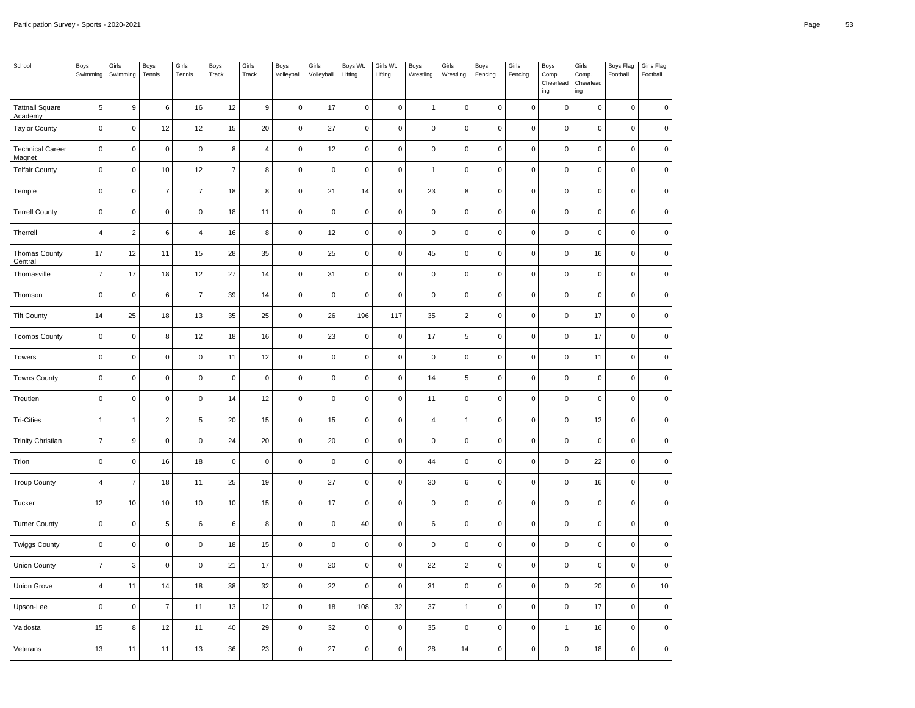| School | Boys Swimming | Girls Swimming | Boys Tennis | Girls Tennis | Boys Track | Girls Track | Boys Volleyball | Girls Volleyball | Boys Wt. Lifting | Girls Wt. Lifting | Boys Wrestling | Girls Wrestling | Boys Fencing | Girls Fencing | Boys Comp. Cheerleading | Girls Comp. Cheerleading | Boys Flag Football | Girls Flag Football |
|---|---|---|---|---|---|---|---|---|---|---|---|---|---|---|---|---|---|---|
| Tattnall Square Academy | 5 | 9 | 6 | 16 | 12 | 9 | 0 | 17 | 0 | 0 | 1 | 0 | 0 | 0 | 0 | 0 | 0 | 0 |
| Taylor County | 0 | 0 | 12 | 12 | 15 | 20 | 0 | 27 | 0 | 0 | 0 | 0 | 0 | 0 | 0 | 0 | 0 | 0 |
| Technical Career Magnet | 0 | 0 | 0 | 0 | 8 | 4 | 0 | 12 | 0 | 0 | 0 | 0 | 0 | 0 | 0 | 0 | 0 | 0 |
| Telfair County | 0 | 0 | 10 | 12 | 7 | 8 | 0 | 0 | 0 | 0 | 1 | 0 | 0 | 0 | 0 | 0 | 0 | 0 |
| Temple | 0 | 0 | 7 | 7 | 18 | 8 | 0 | 21 | 14 | 0 | 23 | 8 | 0 | 0 | 0 | 0 | 0 | 0 |
| Terrell County | 0 | 0 | 0 | 0 | 18 | 11 | 0 | 0 | 0 | 0 | 0 | 0 | 0 | 0 | 0 | 0 | 0 | 0 |
| Therrell | 4 | 2 | 6 | 4 | 16 | 8 | 0 | 12 | 0 | 0 | 0 | 0 | 0 | 0 | 0 | 0 | 0 | 0 |
| Thomas County Central | 17 | 12 | 11 | 15 | 28 | 35 | 0 | 25 | 0 | 0 | 45 | 0 | 0 | 0 | 0 | 16 | 0 | 0 |
| Thomasville | 7 | 17 | 18 | 12 | 27 | 14 | 0 | 31 | 0 | 0 | 0 | 0 | 0 | 0 | 0 | 0 | 0 | 0 |
| Thomson | 0 | 0 | 6 | 7 | 39 | 14 | 0 | 0 | 0 | 0 | 0 | 0 | 0 | 0 | 0 | 0 | 0 | 0 |
| Tift County | 14 | 25 | 18 | 13 | 35 | 25 | 0 | 26 | 196 | 117 | 35 | 2 | 0 | 0 | 0 | 17 | 0 | 0 |
| Toombs County | 0 | 0 | 8 | 12 | 18 | 16 | 0 | 23 | 0 | 0 | 17 | 5 | 0 | 0 | 0 | 17 | 0 | 0 |
| Towers | 0 | 0 | 0 | 0 | 11 | 12 | 0 | 0 | 0 | 0 | 0 | 0 | 0 | 0 | 0 | 11 | 0 | 0 |
| Towns County | 0 | 0 | 0 | 0 | 0 | 0 | 0 | 0 | 0 | 0 | 14 | 5 | 0 | 0 | 0 | 0 | 0 | 0 |
| Treutlen | 0 | 0 | 0 | 0 | 14 | 12 | 0 | 0 | 0 | 0 | 11 | 0 | 0 | 0 | 0 | 0 | 0 | 0 |
| Tri-Cities | 1 | 1 | 2 | 5 | 20 | 15 | 0 | 15 | 0 | 0 | 4 | 1 | 0 | 0 | 0 | 12 | 0 | 0 |
| Trinity Christian | 7 | 9 | 0 | 0 | 24 | 20 | 0 | 20 | 0 | 0 | 0 | 0 | 0 | 0 | 0 | 0 | 0 | 0 |
| Trion | 0 | 0 | 16 | 18 | 0 | 0 | 0 | 0 | 0 | 0 | 44 | 0 | 0 | 0 | 0 | 22 | 0 | 0 |
| Troup County | 4 | 7 | 18 | 11 | 25 | 19 | 0 | 27 | 0 | 0 | 30 | 6 | 0 | 0 | 0 | 16 | 0 | 0 |
| Tucker | 12 | 10 | 10 | 10 | 10 | 15 | 0 | 17 | 0 | 0 | 0 | 0 | 0 | 0 | 0 | 0 | 0 | 0 |
| Turner County | 0 | 0 | 5 | 6 | 6 | 8 | 0 | 0 | 40 | 0 | 6 | 0 | 0 | 0 | 0 | 0 | 0 | 0 |
| Twiggs County | 0 | 0 | 0 | 0 | 18 | 15 | 0 | 0 | 0 | 0 | 0 | 0 | 0 | 0 | 0 | 0 | 0 | 0 |
| Union County | 7 | 3 | 0 | 0 | 21 | 17 | 0 | 20 | 0 | 0 | 22 | 2 | 0 | 0 | 0 | 0 | 0 | 0 |
| Union Grove | 4 | 11 | 14 | 18 | 38 | 32 | 0 | 22 | 0 | 0 | 31 | 0 | 0 | 0 | 0 | 20 | 0 | 10 |
| Upson-Lee | 0 | 0 | 7 | 11 | 13 | 12 | 0 | 18 | 108 | 32 | 37 | 1 | 0 | 0 | 0 | 17 | 0 | 0 |
| Valdosta | 15 | 8 | 12 | 11 | 40 | 29 | 0 | 32 | 0 | 0 | 35 | 0 | 0 | 0 | 1 | 16 | 0 | 0 |
| Veterans | 13 | 11 | 11 | 13 | 36 | 23 | 0 | 27 | 0 | 0 | 28 | 14 | 0 | 0 | 0 | 18 | 0 | 0 |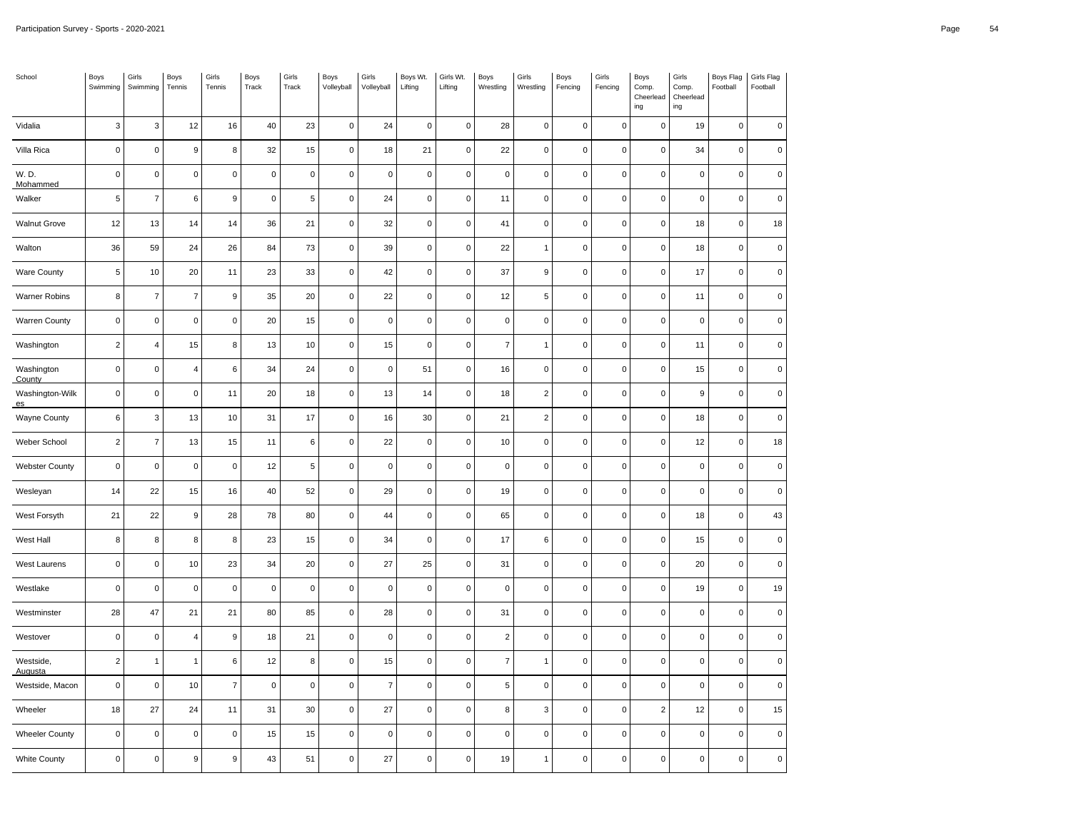| School | Boys Swimming | Girls Swimming | Boys Tennis | Girls Tennis | Boys Track | Girls Track | Boys Volleyball | Girls Volleyball | Boys Wt. Lifting | Girls Wt. Lifting | Boys Wrestling | Girls Wrestling | Boys Fencing | Girls Fencing | Boys Comp. Cheerleading | Girls Comp. Cheerleading | Boys Flag Football | Girls Flag Football |
|---|---|---|---|---|---|---|---|---|---|---|---|---|---|---|---|---|---|---|
| Vidalia | 3 | 3 | 12 | 16 | 40 | 23 | 0 | 24 | 0 | 0 | 28 | 0 | 0 | 0 | 0 | 19 | 0 | 0 |
| Villa Rica | 0 | 0 | 9 | 8 | 32 | 15 | 0 | 18 | 21 | 0 | 22 | 0 | 0 | 0 | 0 | 34 | 0 | 0 |
| W. D. Mohammed | 0 | 0 | 0 | 0 | 0 | 0 | 0 | 0 | 0 | 0 | 0 | 0 | 0 | 0 | 0 | 0 | 0 | 0 |
| Walker | 5 | 7 | 6 | 9 | 0 | 5 | 0 | 24 | 0 | 0 | 11 | 0 | 0 | 0 | 0 | 0 | 0 | 0 |
| Walnut Grove | 12 | 13 | 14 | 14 | 36 | 21 | 0 | 32 | 0 | 0 | 41 | 0 | 0 | 0 | 0 | 18 | 0 | 18 |
| Walton | 36 | 59 | 24 | 26 | 84 | 73 | 0 | 39 | 0 | 0 | 22 | 1 | 0 | 0 | 0 | 18 | 0 | 0 |
| Ware County | 5 | 10 | 20 | 11 | 23 | 33 | 0 | 42 | 0 | 0 | 37 | 9 | 0 | 0 | 0 | 17 | 0 | 0 |
| Warner Robins | 8 | 7 | 7 | 9 | 35 | 20 | 0 | 22 | 0 | 0 | 12 | 5 | 0 | 0 | 0 | 11 | 0 | 0 |
| Warren County | 0 | 0 | 0 | 0 | 20 | 15 | 0 | 0 | 0 | 0 | 0 | 0 | 0 | 0 | 0 | 0 | 0 | 0 |
| Washington | 2 | 4 | 15 | 8 | 13 | 10 | 0 | 15 | 0 | 0 | 7 | 1 | 0 | 0 | 0 | 11 | 0 | 0 |
| Washington County | 0 | 0 | 4 | 6 | 34 | 24 | 0 | 0 | 51 | 0 | 16 | 0 | 0 | 0 | 0 | 15 | 0 | 0 |
| Washington-Wilkes | 0 | 0 | 0 | 11 | 20 | 18 | 0 | 13 | 14 | 0 | 18 | 2 | 0 | 0 | 0 | 9 | 0 | 0 |
| Wayne County | 6 | 3 | 13 | 10 | 31 | 17 | 0 | 16 | 30 | 0 | 21 | 2 | 0 | 0 | 0 | 18 | 0 | 0 |
| Weber School | 2 | 7 | 13 | 15 | 11 | 6 | 0 | 22 | 0 | 0 | 10 | 0 | 0 | 0 | 0 | 12 | 0 | 18 |
| Webster County | 0 | 0 | 0 | 0 | 12 | 5 | 0 | 0 | 0 | 0 | 0 | 0 | 0 | 0 | 0 | 0 | 0 | 0 |
| Wesleyan | 14 | 22 | 15 | 16 | 40 | 52 | 0 | 29 | 0 | 0 | 19 | 0 | 0 | 0 | 0 | 0 | 0 | 0 |
| West Forsyth | 21 | 22 | 9 | 28 | 78 | 80 | 0 | 44 | 0 | 0 | 65 | 0 | 0 | 0 | 0 | 18 | 0 | 43 |
| West Hall | 8 | 8 | 8 | 8 | 23 | 15 | 0 | 34 | 0 | 0 | 17 | 6 | 0 | 0 | 0 | 15 | 0 | 0 |
| West Laurens | 0 | 0 | 10 | 23 | 34 | 20 | 0 | 27 | 25 | 0 | 31 | 0 | 0 | 0 | 0 | 20 | 0 | 0 |
| Westlake | 0 | 0 | 0 | 0 | 0 | 0 | 0 | 0 | 0 | 0 | 0 | 0 | 0 | 0 | 0 | 19 | 0 | 19 |
| Westminster | 28 | 47 | 21 | 21 | 80 | 85 | 0 | 28 | 0 | 0 | 31 | 0 | 0 | 0 | 0 | 0 | 0 | 0 |
| Westover | 0 | 0 | 4 | 9 | 18 | 21 | 0 | 0 | 0 | 0 | 2 | 0 | 0 | 0 | 0 | 0 | 0 | 0 |
| Westside, Augusta | 2 | 1 | 1 | 6 | 12 | 8 | 0 | 15 | 0 | 0 | 7 | 1 | 0 | 0 | 0 | 0 | 0 | 0 |
| Westside, Macon | 0 | 0 | 10 | 7 | 0 | 0 | 0 | 7 | 0 | 0 | 5 | 0 | 0 | 0 | 0 | 0 | 0 | 0 |
| Wheeler | 18 | 27 | 24 | 11 | 31 | 30 | 0 | 27 | 0 | 0 | 8 | 3 | 0 | 0 | 2 | 12 | 0 | 15 |
| Wheeler County | 0 | 0 | 0 | 0 | 15 | 15 | 0 | 0 | 0 | 0 | 0 | 0 | 0 | 0 | 0 | 0 | 0 | 0 |
| White County | 0 | 0 | 9 | 9 | 43 | 51 | 0 | 27 | 0 | 0 | 19 | 1 | 0 | 0 | 0 | 0 | 0 | 0 |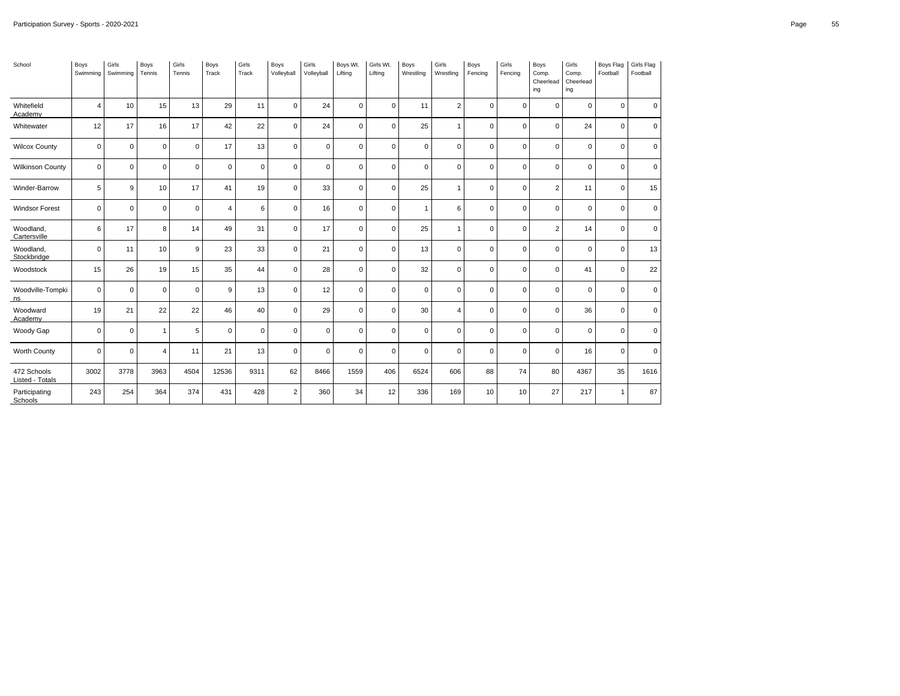| School | Boys Swimming | Girls Swimming | Boys Tennis | Girls Tennis | Boys Track | Girls Track | Boys Volleyball | Girls Volleyball | Boys Wt. Lifting | Girls Wt. Lifting | Boys Wrestling | Girls Wrestling | Boys Fencing | Girls Fencing | Boys Comp. Cheerleading | Girls Comp. Cheerleading | Boys Flag Football | Girls Flag Football |
|---|---|---|---|---|---|---|---|---|---|---|---|---|---|---|---|---|---|---|
| Whitefield Academy | 4 | 10 | 15 | 13 | 29 | 11 | 0 | 24 | 0 | 0 | 11 | 2 | 0 | 0 | 0 | 0 | 0 | 0 |
| Whitewater | 12 | 17 | 16 | 17 | 42 | 22 | 0 | 24 | 0 | 0 | 25 | 1 | 0 | 0 | 0 | 24 | 0 | 0 |
| Wilcox County | 0 | 0 | 0 | 0 | 17 | 13 | 0 | 0 | 0 | 0 | 0 | 0 | 0 | 0 | 0 | 0 | 0 | 0 |
| Wilkinson County | 0 | 0 | 0 | 0 | 0 | 0 | 0 | 0 | 0 | 0 | 0 | 0 | 0 | 0 | 0 | 0 | 0 | 0 |
| Winder-Barrow | 5 | 9 | 10 | 17 | 41 | 19 | 0 | 33 | 0 | 0 | 25 | 1 | 0 | 0 | 2 | 11 | 0 | 15 |
| Windsor Forest | 0 | 0 | 0 | 0 | 4 | 6 | 0 | 16 | 0 | 0 | 1 | 6 | 0 | 0 | 0 | 0 | 0 | 0 |
| Woodland, Cartersville | 6 | 17 | 8 | 14 | 49 | 31 | 0 | 17 | 0 | 0 | 25 | 1 | 0 | 0 | 2 | 14 | 0 | 0 |
| Woodland, Stockbridge | 0 | 11 | 10 | 9 | 23 | 33 | 0 | 21 | 0 | 0 | 13 | 0 | 0 | 0 | 0 | 0 | 0 | 13 |
| Woodstock | 15 | 26 | 19 | 15 | 35 | 44 | 0 | 28 | 0 | 0 | 32 | 0 | 0 | 0 | 0 | 41 | 0 | 22 |
| Woodville-Tompkins | 0 | 0 | 0 | 0 | 9 | 13 | 0 | 12 | 0 | 0 | 0 | 0 | 0 | 0 | 0 | 0 | 0 | 0 |
| Woodward Academy | 19 | 21 | 22 | 22 | 46 | 40 | 0 | 29 | 0 | 0 | 30 | 4 | 0 | 0 | 0 | 36 | 0 | 0 |
| Woody Gap | 0 | 0 | 1 | 5 | 0 | 0 | 0 | 0 | 0 | 0 | 0 | 0 | 0 | 0 | 0 | 0 | 0 | 0 |
| Worth County | 0 | 0 | 4 | 11 | 21 | 13 | 0 | 0 | 0 | 0 | 0 | 0 | 0 | 0 | 0 | 16 | 0 | 0 |
| 472 Schools Listed - Totals | 3002 | 3778 | 3963 | 4504 | 12536 | 9311 | 62 | 8466 | 1559 | 406 | 6524 | 606 | 88 | 74 | 80 | 4367 | 35 | 1616 |
| Participating Schools | 243 | 254 | 364 | 374 | 431 | 428 | 2 | 360 | 34 | 12 | 336 | 169 | 10 | 10 | 27 | 217 | 1 | 87 |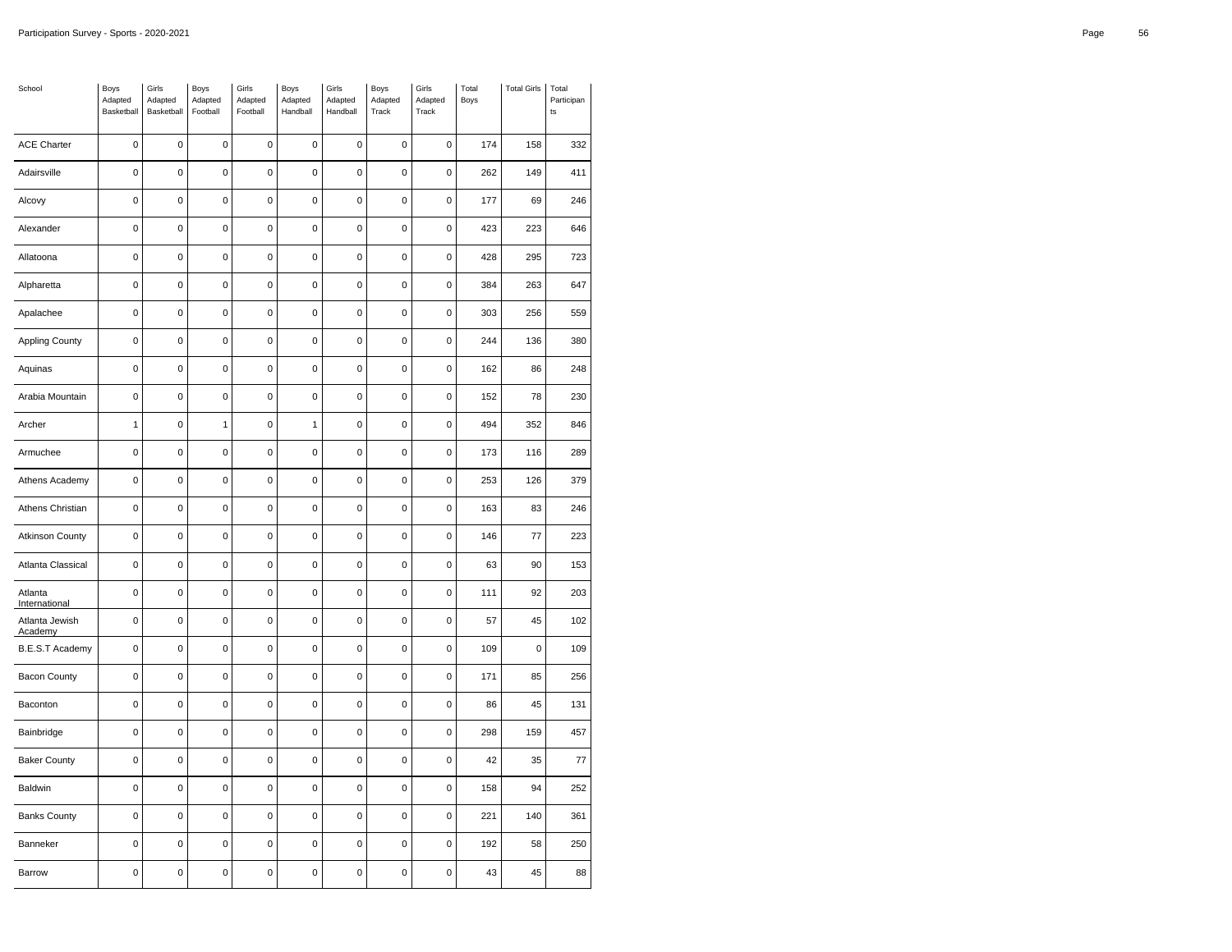| School | Boys Adapted Basketball | Girls Adapted Basketball | Boys Adapted Football | Girls Adapted Football | Boys Adapted Handball | Girls Adapted Handball | Boys Adapted Track | Girls Adapted Track | Total Boys | Total Girls | Total Participants |
|---|---|---|---|---|---|---|---|---|---|---|---|
| ACE Charter | 0 | 0 | 0 | 0 | 0 | 0 | 0 | 0 | 174 | 158 | 332 |
| Adairsville | 0 | 0 | 0 | 0 | 0 | 0 | 0 | 0 | 262 | 149 | 411 |
| Alcovy | 0 | 0 | 0 | 0 | 0 | 0 | 0 | 0 | 177 | 69 | 246 |
| Alexander | 0 | 0 | 0 | 0 | 0 | 0 | 0 | 0 | 423 | 223 | 646 |
| Allatoona | 0 | 0 | 0 | 0 | 0 | 0 | 0 | 0 | 428 | 295 | 723 |
| Alpharetta | 0 | 0 | 0 | 0 | 0 | 0 | 0 | 0 | 384 | 263 | 647 |
| Apalachee | 0 | 0 | 0 | 0 | 0 | 0 | 0 | 0 | 303 | 256 | 559 |
| Appling County | 0 | 0 | 0 | 0 | 0 | 0 | 0 | 0 | 244 | 136 | 380 |
| Aquinas | 0 | 0 | 0 | 0 | 0 | 0 | 0 | 0 | 162 | 86 | 248 |
| Arabia Mountain | 0 | 0 | 0 | 0 | 0 | 0 | 0 | 0 | 152 | 78 | 230 |
| Archer | 1 | 0 | 1 | 0 | 1 | 0 | 0 | 0 | 494 | 352 | 846 |
| Armuchee | 0 | 0 | 0 | 0 | 0 | 0 | 0 | 0 | 173 | 116 | 289 |
| Athens Academy | 0 | 0 | 0 | 0 | 0 | 0 | 0 | 0 | 253 | 126 | 379 |
| Athens Christian | 0 | 0 | 0 | 0 | 0 | 0 | 0 | 0 | 163 | 83 | 246 |
| Atkinson County | 0 | 0 | 0 | 0 | 0 | 0 | 0 | 0 | 146 | 77 | 223 |
| Atlanta Classical | 0 | 0 | 0 | 0 | 0 | 0 | 0 | 0 | 63 | 90 | 153 |
| Atlanta International | 0 | 0 | 0 | 0 | 0 | 0 | 0 | 0 | 111 | 92 | 203 |
| Atlanta Jewish Academy | 0 | 0 | 0 | 0 | 0 | 0 | 0 | 0 | 57 | 45 | 102 |
| B.E.S.T Academy | 0 | 0 | 0 | 0 | 0 | 0 | 0 | 0 | 109 | 0 | 109 |
| Bacon County | 0 | 0 | 0 | 0 | 0 | 0 | 0 | 0 | 171 | 85 | 256 |
| Baconton | 0 | 0 | 0 | 0 | 0 | 0 | 0 | 0 | 86 | 45 | 131 |
| Bainbridge | 0 | 0 | 0 | 0 | 0 | 0 | 0 | 0 | 298 | 159 | 457 |
| Baker County | 0 | 0 | 0 | 0 | 0 | 0 | 0 | 0 | 42 | 35 | 77 |
| Baldwin | 0 | 0 | 0 | 0 | 0 | 0 | 0 | 0 | 158 | 94 | 252 |
| Banks County | 0 | 0 | 0 | 0 | 0 | 0 | 0 | 0 | 221 | 140 | 361 |
| Banneker | 0 | 0 | 0 | 0 | 0 | 0 | 0 | 0 | 192 | 58 | 250 |
| Barrow | 0 | 0 | 0 | 0 | 0 | 0 | 0 | 0 | 43 | 45 | 88 |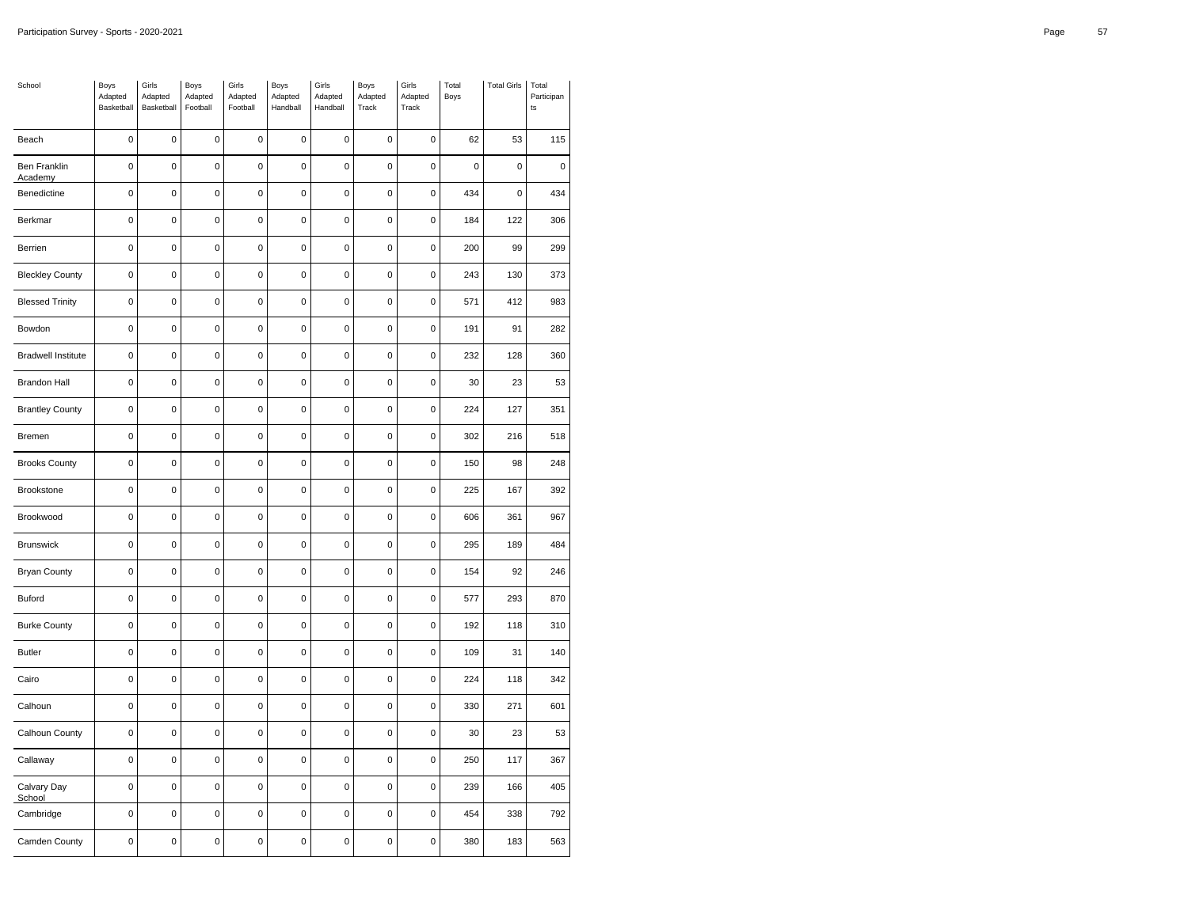| School | Boys Adapted Basketball | Girls Adapted Basketball | Boys Adapted Football | Girls Adapted Football | Boys Adapted Handball | Girls Adapted Handball | Boys Adapted Track | Girls Adapted Track | Total Boys | Total Girls | Total Participants |
|---|---|---|---|---|---|---|---|---|---|---|---|
| Beach | 0 | 0 | 0 | 0 | 0 | 0 | 0 | 0 | 62 | 53 | 115 |
| Ben Franklin Academy | 0 | 0 | 0 | 0 | 0 | 0 | 0 | 0 | 0 | 0 | 0 |
| Benedictine | 0 | 0 | 0 | 0 | 0 | 0 | 0 | 0 | 434 | 0 | 434 |
| Berkmar | 0 | 0 | 0 | 0 | 0 | 0 | 0 | 0 | 184 | 122 | 306 |
| Berrien | 0 | 0 | 0 | 0 | 0 | 0 | 0 | 0 | 200 | 99 | 299 |
| Bleckley County | 0 | 0 | 0 | 0 | 0 | 0 | 0 | 0 | 243 | 130 | 373 |
| Blessed Trinity | 0 | 0 | 0 | 0 | 0 | 0 | 0 | 0 | 571 | 412 | 983 |
| Bowdon | 0 | 0 | 0 | 0 | 0 | 0 | 0 | 0 | 191 | 91 | 282 |
| Bradwell Institute | 0 | 0 | 0 | 0 | 0 | 0 | 0 | 0 | 232 | 128 | 360 |
| Brandon Hall | 0 | 0 | 0 | 0 | 0 | 0 | 0 | 0 | 30 | 23 | 53 |
| Brantley County | 0 | 0 | 0 | 0 | 0 | 0 | 0 | 0 | 224 | 127 | 351 |
| Bremen | 0 | 0 | 0 | 0 | 0 | 0 | 0 | 0 | 302 | 216 | 518 |
| Brooks County | 0 | 0 | 0 | 0 | 0 | 0 | 0 | 0 | 150 | 98 | 248 |
| Brookstone | 0 | 0 | 0 | 0 | 0 | 0 | 0 | 0 | 225 | 167 | 392 |
| Brookwood | 0 | 0 | 0 | 0 | 0 | 0 | 0 | 0 | 606 | 361 | 967 |
| Brunswick | 0 | 0 | 0 | 0 | 0 | 0 | 0 | 0 | 295 | 189 | 484 |
| Bryan County | 0 | 0 | 0 | 0 | 0 | 0 | 0 | 0 | 154 | 92 | 246 |
| Buford | 0 | 0 | 0 | 0 | 0 | 0 | 0 | 0 | 577 | 293 | 870 |
| Burke County | 0 | 0 | 0 | 0 | 0 | 0 | 0 | 0 | 192 | 118 | 310 |
| Butler | 0 | 0 | 0 | 0 | 0 | 0 | 0 | 0 | 109 | 31 | 140 |
| Cairo | 0 | 0 | 0 | 0 | 0 | 0 | 0 | 0 | 224 | 118 | 342 |
| Calhoun | 0 | 0 | 0 | 0 | 0 | 0 | 0 | 0 | 330 | 271 | 601 |
| Calhoun County | 0 | 0 | 0 | 0 | 0 | 0 | 0 | 0 | 30 | 23 | 53 |
| Callaway | 0 | 0 | 0 | 0 | 0 | 0 | 0 | 0 | 250 | 117 | 367 |
| Calvary Day School | 0 | 0 | 0 | 0 | 0 | 0 | 0 | 0 | 239 | 166 | 405 |
| Cambridge | 0 | 0 | 0 | 0 | 0 | 0 | 0 | 0 | 454 | 338 | 792 |
| Camden County | 0 | 0 | 0 | 0 | 0 | 0 | 0 | 0 | 380 | 183 | 563 |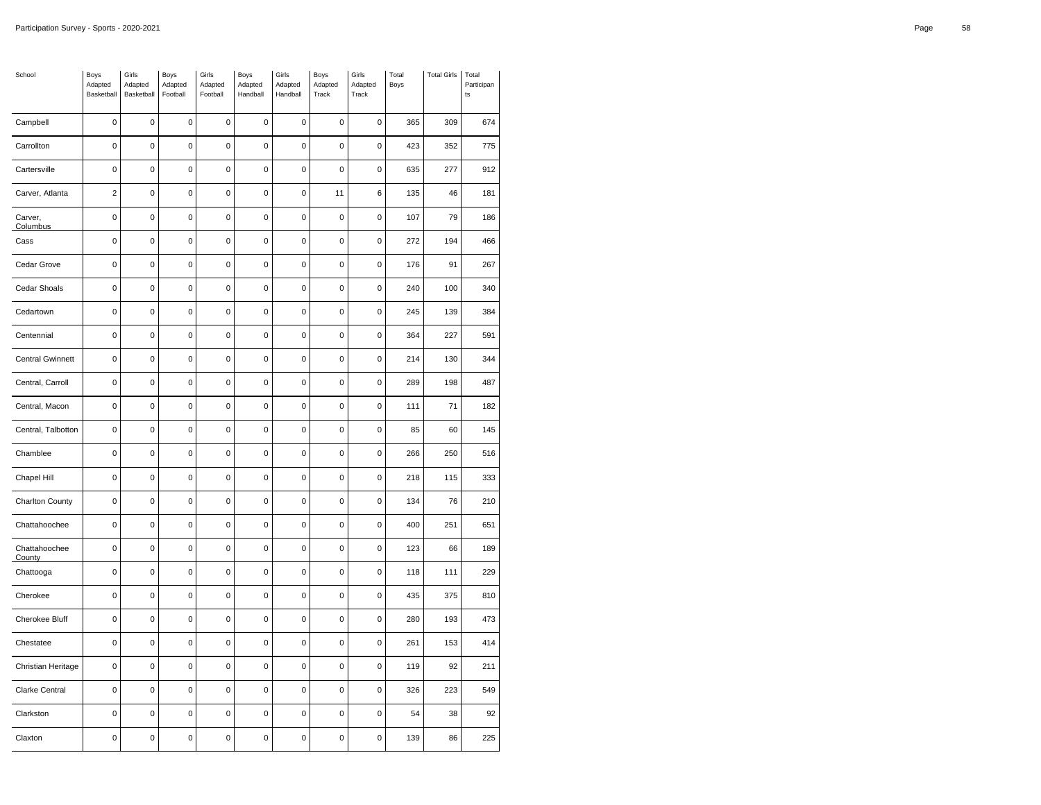| School | Boys Adapted Basketball | Girls Adapted Basketball | Boys Adapted Football | Girls Adapted Football | Boys Adapted Handball | Girls Adapted Handball | Boys Adapted Track | Girls Adapted Track | Total Boys | Total Girls | Total Participants |
|---|---|---|---|---|---|---|---|---|---|---|---|
| Campbell | 0 | 0 | 0 | 0 | 0 | 0 | 0 | 0 | 365 | 309 | 674 |
| Carrollton | 0 | 0 | 0 | 0 | 0 | 0 | 0 | 0 | 423 | 352 | 775 |
| Cartersville | 0 | 0 | 0 | 0 | 0 | 0 | 0 | 0 | 635 | 277 | 912 |
| Carver, Atlanta | 2 | 0 | 0 | 0 | 0 | 0 | 11 | 6 | 135 | 46 | 181 |
| Carver, Columbus | 0 | 0 | 0 | 0 | 0 | 0 | 0 | 0 | 107 | 79 | 186 |
| Cass | 0 | 0 | 0 | 0 | 0 | 0 | 0 | 0 | 272 | 194 | 466 |
| Cedar Grove | 0 | 0 | 0 | 0 | 0 | 0 | 0 | 0 | 176 | 91 | 267 |
| Cedar Shoals | 0 | 0 | 0 | 0 | 0 | 0 | 0 | 0 | 240 | 100 | 340 |
| Cedartown | 0 | 0 | 0 | 0 | 0 | 0 | 0 | 0 | 245 | 139 | 384 |
| Centennial | 0 | 0 | 0 | 0 | 0 | 0 | 0 | 0 | 364 | 227 | 591 |
| Central Gwinnett | 0 | 0 | 0 | 0 | 0 | 0 | 0 | 0 | 214 | 130 | 344 |
| Central, Carroll | 0 | 0 | 0 | 0 | 0 | 0 | 0 | 0 | 289 | 198 | 487 |
| Central, Macon | 0 | 0 | 0 | 0 | 0 | 0 | 0 | 0 | 111 | 71 | 182 |
| Central, Talbotton | 0 | 0 | 0 | 0 | 0 | 0 | 0 | 0 | 85 | 60 | 145 |
| Chamblee | 0 | 0 | 0 | 0 | 0 | 0 | 0 | 0 | 266 | 250 | 516 |
| Chapel Hill | 0 | 0 | 0 | 0 | 0 | 0 | 0 | 0 | 218 | 115 | 333 |
| Charlton County | 0 | 0 | 0 | 0 | 0 | 0 | 0 | 0 | 134 | 76 | 210 |
| Chattahoochee | 0 | 0 | 0 | 0 | 0 | 0 | 0 | 0 | 400 | 251 | 651 |
| Chattahoochee County | 0 | 0 | 0 | 0 | 0 | 0 | 0 | 0 | 123 | 66 | 189 |
| Chattooga | 0 | 0 | 0 | 0 | 0 | 0 | 0 | 0 | 118 | 111 | 229 |
| Cherokee | 0 | 0 | 0 | 0 | 0 | 0 | 0 | 0 | 435 | 375 | 810 |
| Cherokee Bluff | 0 | 0 | 0 | 0 | 0 | 0 | 0 | 0 | 280 | 193 | 473 |
| Chestatee | 0 | 0 | 0 | 0 | 0 | 0 | 0 | 0 | 261 | 153 | 414 |
| Christian Heritage | 0 | 0 | 0 | 0 | 0 | 0 | 0 | 0 | 119 | 92 | 211 |
| Clarke Central | 0 | 0 | 0 | 0 | 0 | 0 | 0 | 0 | 326 | 223 | 549 |
| Clarkston | 0 | 0 | 0 | 0 | 0 | 0 | 0 | 0 | 54 | 38 | 92 |
| Claxton | 0 | 0 | 0 | 0 | 0 | 0 | 0 | 0 | 139 | 86 | 225 |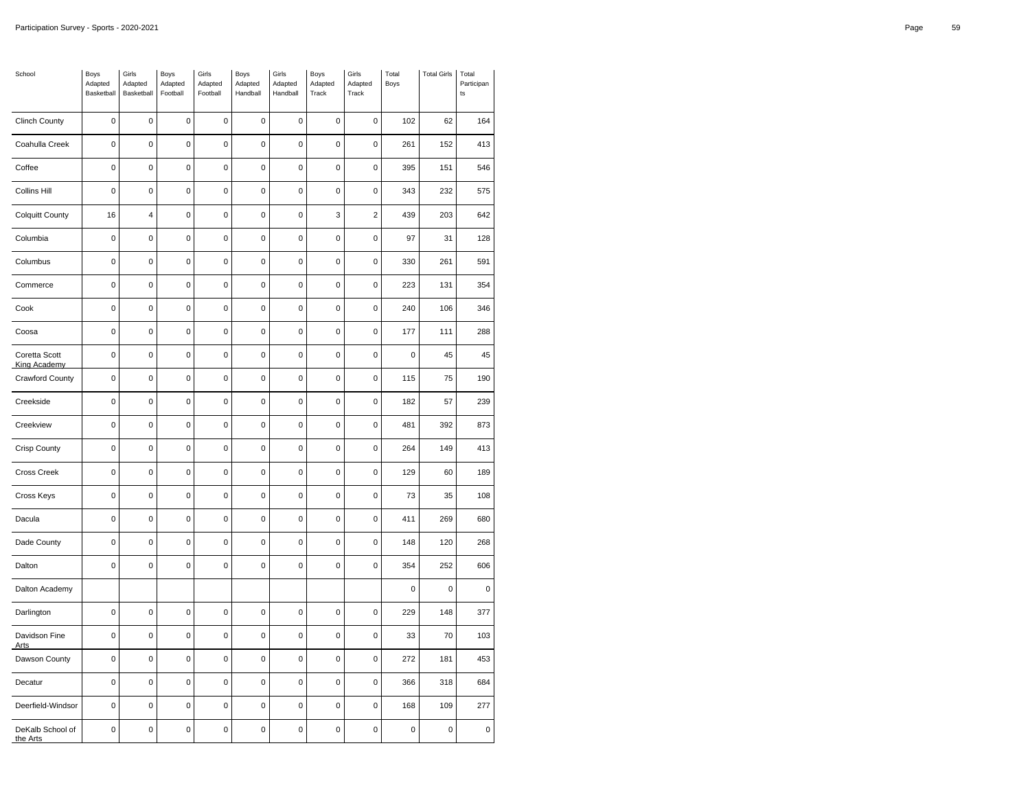| School | Boys Adapted Basketball | Girls Adapted Basketball | Boys Adapted Football | Girls Adapted Football | Boys Adapted Handball | Girls Adapted Handball | Boys Adapted Track | Girls Adapted Track | Total Boys | Total Girls | Total Participants |
|---|---|---|---|---|---|---|---|---|---|---|---|
| Clinch County | 0 | 0 | 0 | 0 | 0 | 0 | 0 | 0 | 102 | 62 | 164 |
| Coahulla Creek | 0 | 0 | 0 | 0 | 0 | 0 | 0 | 0 | 261 | 152 | 413 |
| Coffee | 0 | 0 | 0 | 0 | 0 | 0 | 0 | 0 | 395 | 151 | 546 |
| Collins Hill | 0 | 0 | 0 | 0 | 0 | 0 | 0 | 0 | 343 | 232 | 575 |
| Colquitt County | 16 | 4 | 0 | 0 | 0 | 0 | 3 | 2 | 439 | 203 | 642 |
| Columbia | 0 | 0 | 0 | 0 | 0 | 0 | 0 | 0 | 97 | 31 | 128 |
| Columbus | 0 | 0 | 0 | 0 | 0 | 0 | 0 | 0 | 330 | 261 | 591 |
| Commerce | 0 | 0 | 0 | 0 | 0 | 0 | 0 | 0 | 223 | 131 | 354 |
| Cook | 0 | 0 | 0 | 0 | 0 | 0 | 0 | 0 | 240 | 106 | 346 |
| Coosa | 0 | 0 | 0 | 0 | 0 | 0 | 0 | 0 | 177 | 111 | 288 |
| Coretta Scott King Academy | 0 | 0 | 0 | 0 | 0 | 0 | 0 | 0 | 0 | 45 | 45 |
| Crawford County | 0 | 0 | 0 | 0 | 0 | 0 | 0 | 0 | 115 | 75 | 190 |
| Creekside | 0 | 0 | 0 | 0 | 0 | 0 | 0 | 0 | 182 | 57 | 239 |
| Creekview | 0 | 0 | 0 | 0 | 0 | 0 | 0 | 0 | 481 | 392 | 873 |
| Crisp County | 0 | 0 | 0 | 0 | 0 | 0 | 0 | 0 | 264 | 149 | 413 |
| Cross Creek | 0 | 0 | 0 | 0 | 0 | 0 | 0 | 0 | 129 | 60 | 189 |
| Cross Keys | 0 | 0 | 0 | 0 | 0 | 0 | 0 | 0 | 73 | 35 | 108 |
| Dacula | 0 | 0 | 0 | 0 | 0 | 0 | 0 | 0 | 411 | 269 | 680 |
| Dade County | 0 | 0 | 0 | 0 | 0 | 0 | 0 | 0 | 148 | 120 | 268 |
| Dalton | 0 | 0 | 0 | 0 | 0 | 0 | 0 | 0 | 354 | 252 | 606 |
| Dalton Academy | | | | | | | | | 0 | 0 | 0 |
| Darlington | 0 | 0 | 0 | 0 | 0 | 0 | 0 | 0 | 229 | 148 | 377 |
| Davidson Fine Arts | 0 | 0 | 0 | 0 | 0 | 0 | 0 | 0 | 33 | 70 | 103 |
| Dawson County | 0 | 0 | 0 | 0 | 0 | 0 | 0 | 0 | 272 | 181 | 453 |
| Decatur | 0 | 0 | 0 | 0 | 0 | 0 | 0 | 0 | 366 | 318 | 684 |
| Deerfield-Windsor | 0 | 0 | 0 | 0 | 0 | 0 | 0 | 0 | 168 | 109 | 277 |
| DeKalb School of the Arts | 0 | 0 | 0 | 0 | 0 | 0 | 0 | 0 | 0 | 0 | 0 |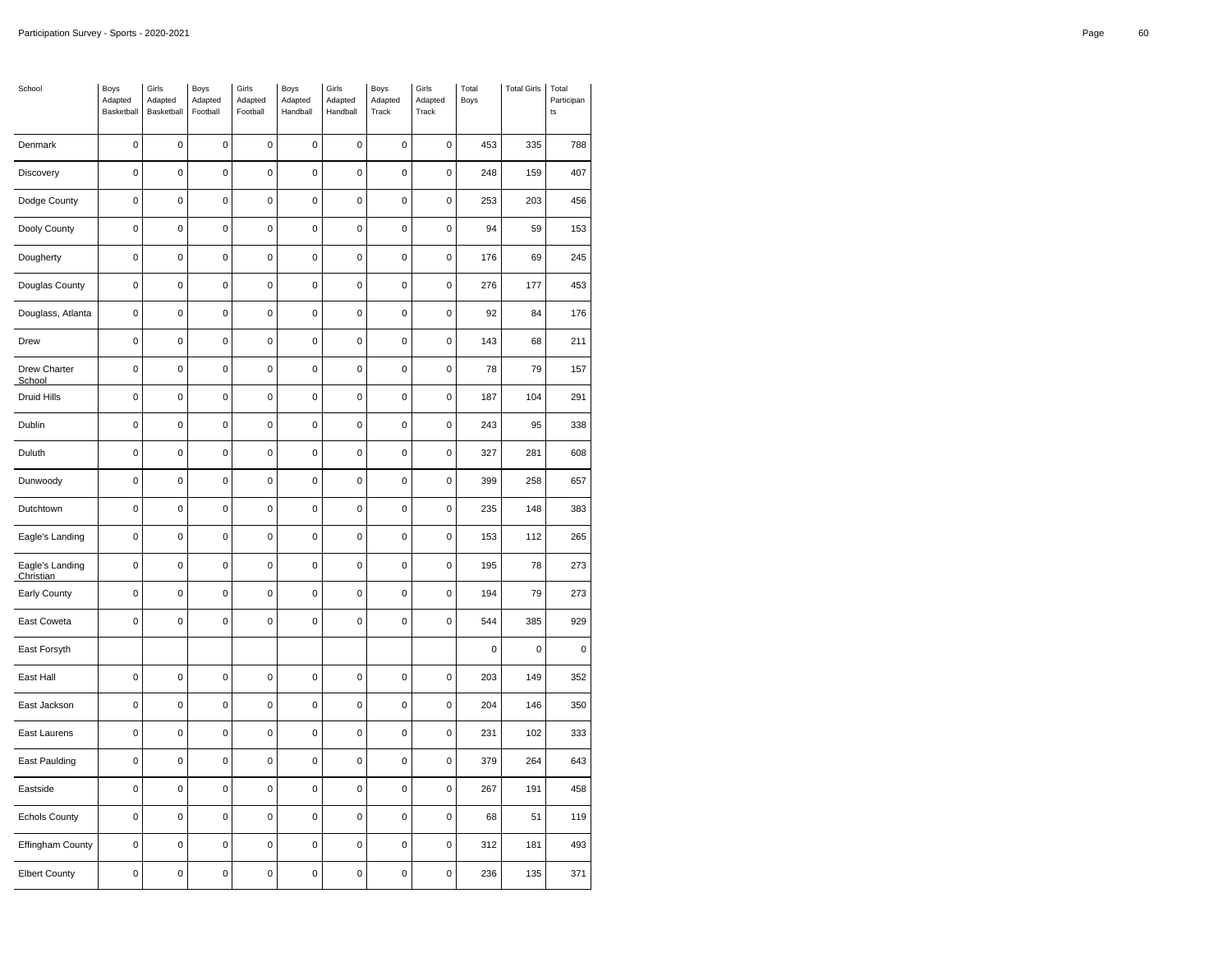| School | Boys Adapted Basketball | Girls Adapted Basketball | Boys Adapted Football | Girls Adapted Football | Boys Adapted Handball | Girls Adapted Handball | Boys Adapted Track | Girls Adapted Track | Total Boys | Total Girls | Total Participants |
|---|---|---|---|---|---|---|---|---|---|---|---|
| Denmark | 0 | 0 | 0 | 0 | 0 | 0 | 0 | 0 | 453 | 335 | 788 |
| Discovery | 0 | 0 | 0 | 0 | 0 | 0 | 0 | 0 | 248 | 159 | 407 |
| Dodge County | 0 | 0 | 0 | 0 | 0 | 0 | 0 | 0 | 253 | 203 | 456 |
| Dooly County | 0 | 0 | 0 | 0 | 0 | 0 | 0 | 0 | 94 | 59 | 153 |
| Dougherty | 0 | 0 | 0 | 0 | 0 | 0 | 0 | 0 | 176 | 69 | 245 |
| Douglas County | 0 | 0 | 0 | 0 | 0 | 0 | 0 | 0 | 276 | 177 | 453 |
| Douglass, Atlanta | 0 | 0 | 0 | 0 | 0 | 0 | 0 | 0 | 92 | 84 | 176 |
| Drew | 0 | 0 | 0 | 0 | 0 | 0 | 0 | 0 | 143 | 68 | 211 |
| Drew Charter School | 0 | 0 | 0 | 0 | 0 | 0 | 0 | 0 | 78 | 79 | 157 |
| Druid Hills | 0 | 0 | 0 | 0 | 0 | 0 | 0 | 0 | 187 | 104 | 291 |
| Dublin | 0 | 0 | 0 | 0 | 0 | 0 | 0 | 0 | 243 | 95 | 338 |
| Duluth | 0 | 0 | 0 | 0 | 0 | 0 | 0 | 0 | 327 | 281 | 608 |
| Dunwoody | 0 | 0 | 0 | 0 | 0 | 0 | 0 | 0 | 399 | 258 | 657 |
| Dutchtown | 0 | 0 | 0 | 0 | 0 | 0 | 0 | 0 | 235 | 148 | 383 |
| Eagle's Landing | 0 | 0 | 0 | 0 | 0 | 0 | 0 | 0 | 153 | 112 | 265 |
| Eagle's Landing Christian | 0 | 0 | 0 | 0 | 0 | 0 | 0 | 0 | 195 | 78 | 273 |
| Early County | 0 | 0 | 0 | 0 | 0 | 0 | 0 | 0 | 194 | 79 | 273 |
| East Coweta | 0 | 0 | 0 | 0 | 0 | 0 | 0 | 0 | 544 | 385 | 929 |
| East Forsyth | | | | | | | | | 0 | 0 | 0 |
| East Hall | 0 | 0 | 0 | 0 | 0 | 0 | 0 | 0 | 203 | 149 | 352 |
| East Jackson | 0 | 0 | 0 | 0 | 0 | 0 | 0 | 0 | 204 | 146 | 350 |
| East Laurens | 0 | 0 | 0 | 0 | 0 | 0 | 0 | 0 | 231 | 102 | 333 |
| East Paulding | 0 | 0 | 0 | 0 | 0 | 0 | 0 | 0 | 379 | 264 | 643 |
| Eastside | 0 | 0 | 0 | 0 | 0 | 0 | 0 | 0 | 267 | 191 | 458 |
| Echols County | 0 | 0 | 0 | 0 | 0 | 0 | 0 | 0 | 68 | 51 | 119 |
| Effingham County | 0 | 0 | 0 | 0 | 0 | 0 | 0 | 0 | 312 | 181 | 493 |
| Elbert County | 0 | 0 | 0 | 0 | 0 | 0 | 0 | 0 | 236 | 135 | 371 |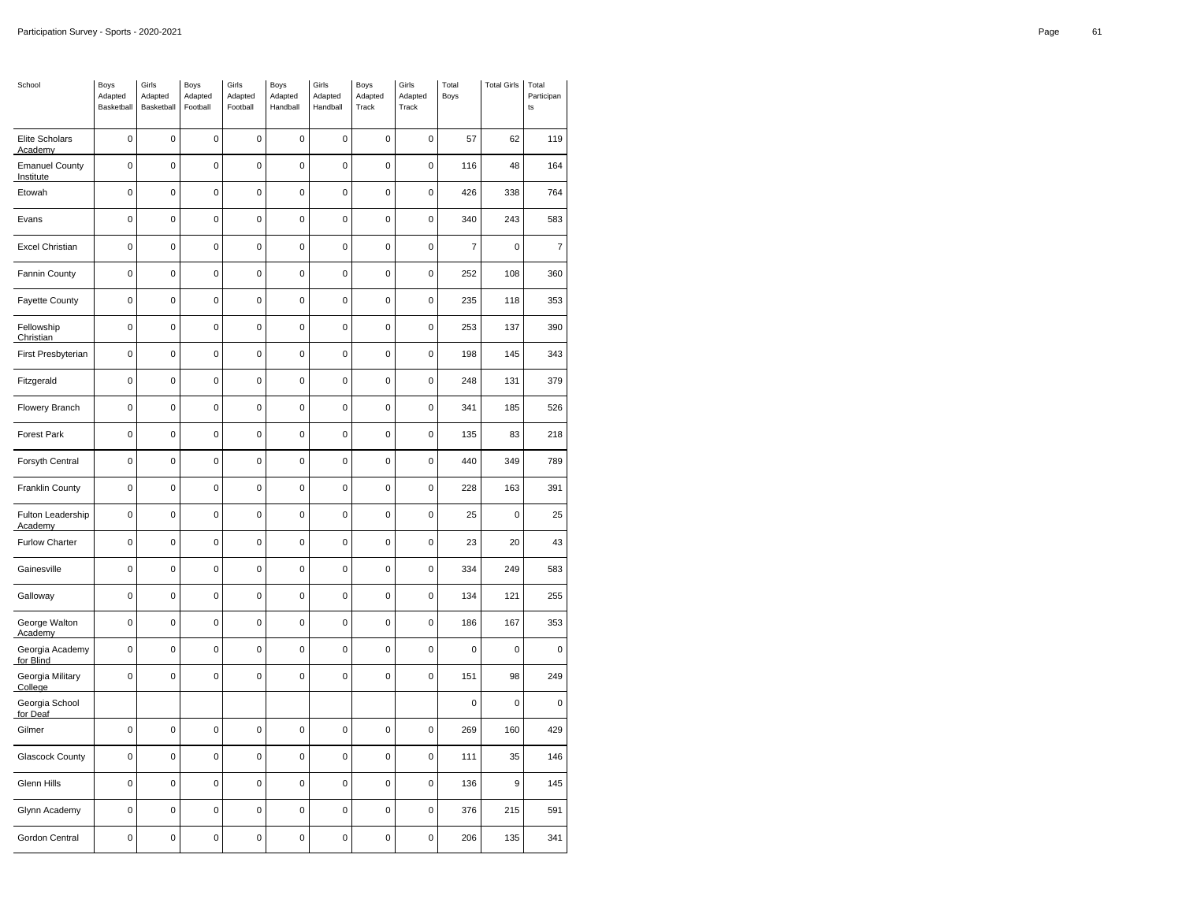| School | Boys Adapted Basketball | Girls Adapted Basketball | Boys Adapted Football | Girls Adapted Football | Boys Adapted Handball | Girls Adapted Handball | Boys Adapted Track | Girls Adapted Track | Total Boys | Total Girls | Total Participants |
|---|---|---|---|---|---|---|---|---|---|---|---|
| Elite Scholars Academy | 0 | 0 | 0 | 0 | 0 | 0 | 0 | 0 | 57 | 62 | 119 |
| Emanuel County Institute | 0 | 0 | 0 | 0 | 0 | 0 | 0 | 0 | 116 | 48 | 164 |
| Etowah | 0 | 0 | 0 | 0 | 0 | 0 | 0 | 0 | 426 | 338 | 764 |
| Evans | 0 | 0 | 0 | 0 | 0 | 0 | 0 | 0 | 340 | 243 | 583 |
| Excel Christian | 0 | 0 | 0 | 0 | 0 | 0 | 0 | 0 | 7 | 0 | 7 |
| Fannin County | 0 | 0 | 0 | 0 | 0 | 0 | 0 | 0 | 252 | 108 | 360 |
| Fayette County | 0 | 0 | 0 | 0 | 0 | 0 | 0 | 0 | 235 | 118 | 353 |
| Fellowship Christian | 0 | 0 | 0 | 0 | 0 | 0 | 0 | 0 | 253 | 137 | 390 |
| First Presbyterian | 0 | 0 | 0 | 0 | 0 | 0 | 0 | 0 | 198 | 145 | 343 |
| Fitzgerald | 0 | 0 | 0 | 0 | 0 | 0 | 0 | 0 | 248 | 131 | 379 |
| Flowery Branch | 0 | 0 | 0 | 0 | 0 | 0 | 0 | 0 | 341 | 185 | 526 |
| Forest Park | 0 | 0 | 0 | 0 | 0 | 0 | 0 | 0 | 135 | 83 | 218 |
| Forsyth Central | 0 | 0 | 0 | 0 | 0 | 0 | 0 | 0 | 440 | 349 | 789 |
| Franklin County | 0 | 0 | 0 | 0 | 0 | 0 | 0 | 0 | 228 | 163 | 391 |
| Fulton Leadership Academy | 0 | 0 | 0 | 0 | 0 | 0 | 0 | 0 | 25 | 0 | 25 |
| Furlow Charter | 0 | 0 | 0 | 0 | 0 | 0 | 0 | 0 | 23 | 20 | 43 |
| Gainesville | 0 | 0 | 0 | 0 | 0 | 0 | 0 | 0 | 334 | 249 | 583 |
| Galloway | 0 | 0 | 0 | 0 | 0 | 0 | 0 | 0 | 134 | 121 | 255 |
| George Walton Academy | 0 | 0 | 0 | 0 | 0 | 0 | 0 | 0 | 186 | 167 | 353 |
| Georgia Academy for Blind | 0 | 0 | 0 | 0 | 0 | 0 | 0 | 0 | 0 | 0 | 0 |
| Georgia Military College | 0 | 0 | 0 | 0 | 0 | 0 | 0 | 0 | 151 | 98 | 249 |
| Georgia School for Deaf | | | | | | | | | 0 | 0 | 0 |
| Gilmer | 0 | 0 | 0 | 0 | 0 | 0 | 0 | 0 | 269 | 160 | 429 |
| Glascock County | 0 | 0 | 0 | 0 | 0 | 0 | 0 | 0 | 111 | 35 | 146 |
| Glenn Hills | 0 | 0 | 0 | 0 | 0 | 0 | 0 | 0 | 136 | 9 | 145 |
| Glynn Academy | 0 | 0 | 0 | 0 | 0 | 0 | 0 | 0 | 376 | 215 | 591 |
| Gordon Central | 0 | 0 | 0 | 0 | 0 | 0 | 0 | 0 | 206 | 135 | 341 |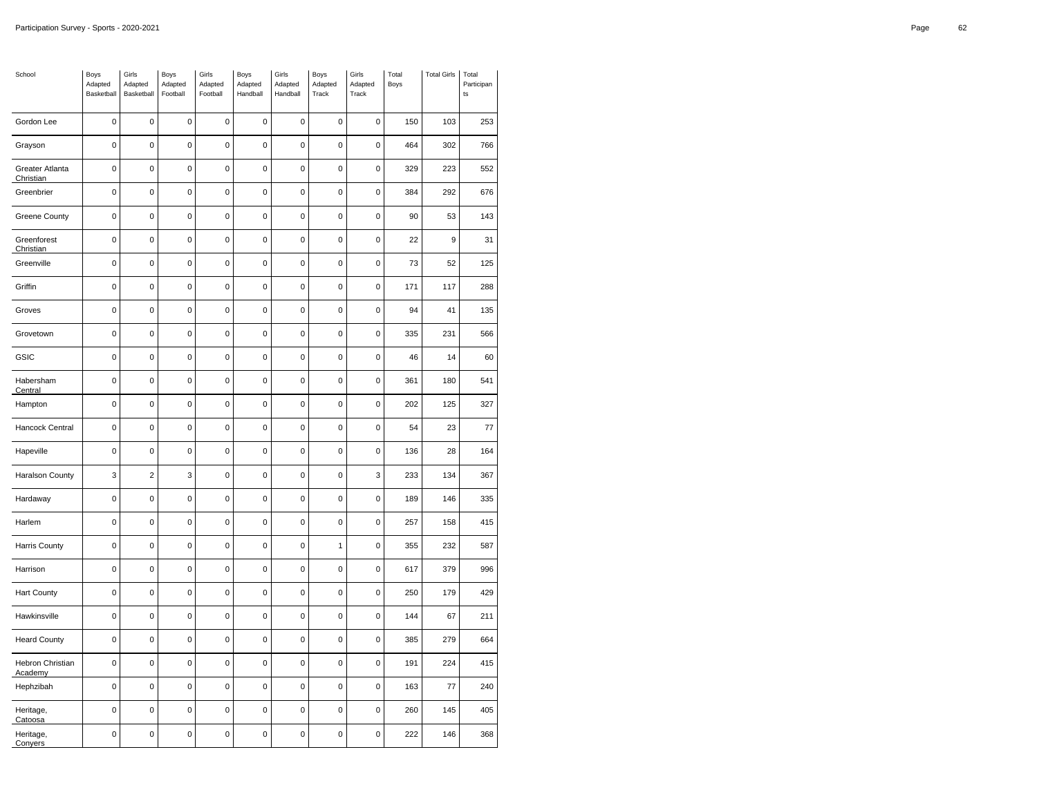| School | Boys Adapted Basketball | Girls Adapted Basketball | Boys Adapted Football | Girls Adapted Football | Boys Adapted Handball | Girls Adapted Handball | Boys Adapted Track | Girls Adapted Track | Total Boys | Total Girls | Total Participants |
|---|---|---|---|---|---|---|---|---|---|---|---|
| Gordon Lee | 0 | 0 | 0 | 0 | 0 | 0 | 0 | 0 | 150 | 103 | 253 |
| Grayson | 0 | 0 | 0 | 0 | 0 | 0 | 0 | 0 | 464 | 302 | 766 |
| Greater Atlanta Christian | 0 | 0 | 0 | 0 | 0 | 0 | 0 | 0 | 329 | 223 | 552 |
| Greenbrier | 0 | 0 | 0 | 0 | 0 | 0 | 0 | 0 | 384 | 292 | 676 |
| Greene County | 0 | 0 | 0 | 0 | 0 | 0 | 0 | 0 | 90 | 53 | 143 |
| Greenforest Christian | 0 | 0 | 0 | 0 | 0 | 0 | 0 | 0 | 22 | 9 | 31 |
| Greenville | 0 | 0 | 0 | 0 | 0 | 0 | 0 | 0 | 73 | 52 | 125 |
| Griffin | 0 | 0 | 0 | 0 | 0 | 0 | 0 | 0 | 171 | 117 | 288 |
| Groves | 0 | 0 | 0 | 0 | 0 | 0 | 0 | 0 | 94 | 41 | 135 |
| Grovetown | 0 | 0 | 0 | 0 | 0 | 0 | 0 | 0 | 335 | 231 | 566 |
| GSIC | 0 | 0 | 0 | 0 | 0 | 0 | 0 | 0 | 46 | 14 | 60 |
| Habersham Central | 0 | 0 | 0 | 0 | 0 | 0 | 0 | 0 | 361 | 180 | 541 |
| Hampton | 0 | 0 | 0 | 0 | 0 | 0 | 0 | 0 | 202 | 125 | 327 |
| Hancock Central | 0 | 0 | 0 | 0 | 0 | 0 | 0 | 0 | 54 | 23 | 77 |
| Hapeville | 0 | 0 | 0 | 0 | 0 | 0 | 0 | 0 | 136 | 28 | 164 |
| Haralson County | 3 | 2 | 3 | 0 | 0 | 0 | 0 | 3 | 233 | 134 | 367 |
| Hardaway | 0 | 0 | 0 | 0 | 0 | 0 | 0 | 0 | 189 | 146 | 335 |
| Harlem | 0 | 0 | 0 | 0 | 0 | 0 | 0 | 0 | 257 | 158 | 415 |
| Harris County | 0 | 0 | 0 | 0 | 0 | 0 | 1 | 0 | 355 | 232 | 587 |
| Harrison | 0 | 0 | 0 | 0 | 0 | 0 | 0 | 0 | 617 | 379 | 996 |
| Hart County | 0 | 0 | 0 | 0 | 0 | 0 | 0 | 0 | 250 | 179 | 429 |
| Hawkinsville | 0 | 0 | 0 | 0 | 0 | 0 | 0 | 0 | 144 | 67 | 211 |
| Heard County | 0 | 0 | 0 | 0 | 0 | 0 | 0 | 0 | 385 | 279 | 664 |
| Hebron Christian Academy | 0 | 0 | 0 | 0 | 0 | 0 | 0 | 0 | 191 | 224 | 415 |
| Hephzibah | 0 | 0 | 0 | 0 | 0 | 0 | 0 | 0 | 163 | 77 | 240 |
| Heritage, Catoosa | 0 | 0 | 0 | 0 | 0 | 0 | 0 | 0 | 260 | 145 | 405 |
| Heritage, Conyers | 0 | 0 | 0 | 0 | 0 | 0 | 0 | 0 | 222 | 146 | 368 |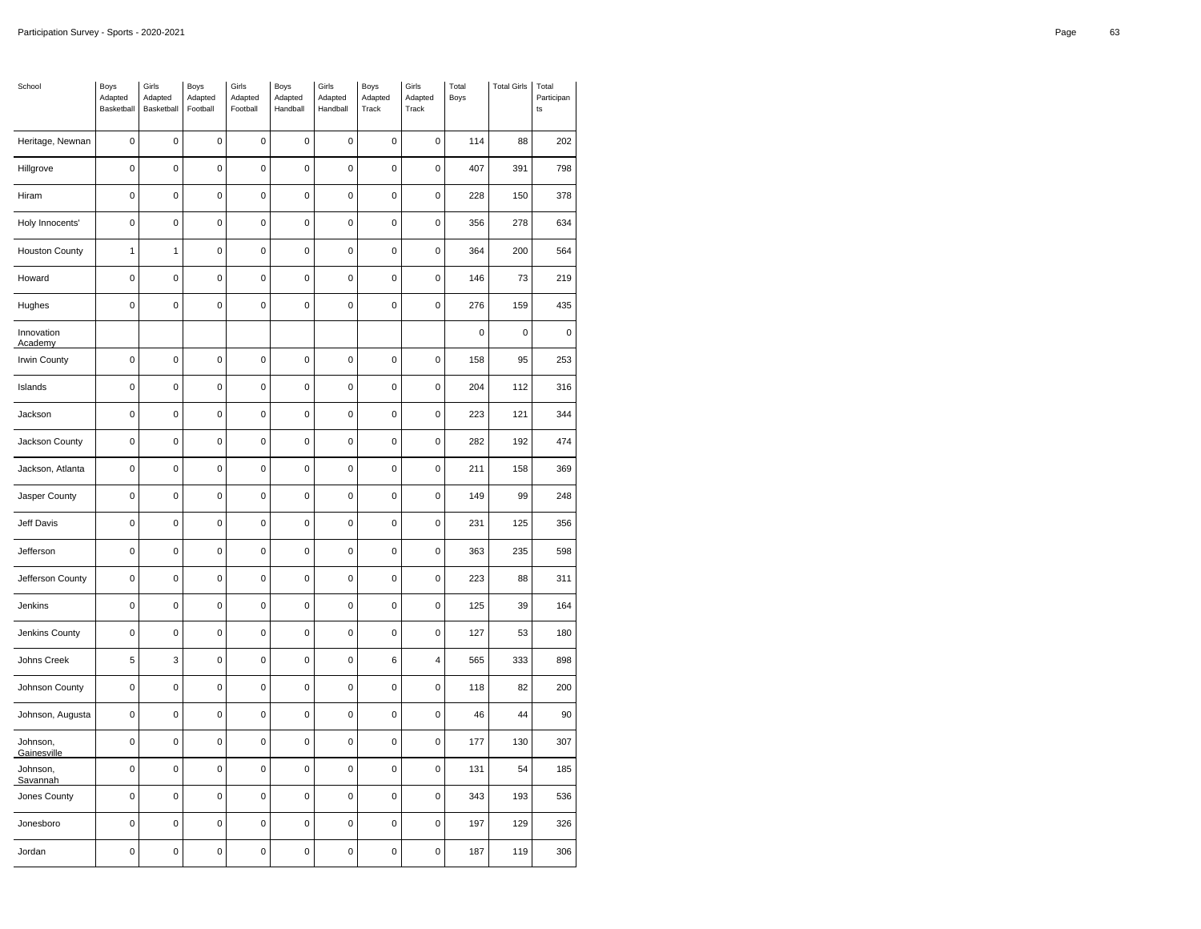| School | Boys Adapted Basketball | Girls Adapted Basketball | Boys Adapted Football | Girls Adapted Football | Boys Adapted Handball | Girls Adapted Handball | Boys Adapted Track | Girls Adapted Track | Total Boys | Total Girls | Total Participants |
|---|---|---|---|---|---|---|---|---|---|---|---|
| Heritage, Newnan | 0 | 0 | 0 | 0 | 0 | 0 | 0 | 0 | 114 | 88 | 202 |
| Hillgrove | 0 | 0 | 0 | 0 | 0 | 0 | 0 | 0 | 407 | 391 | 798 |
| Hiram | 0 | 0 | 0 | 0 | 0 | 0 | 0 | 0 | 228 | 150 | 378 |
| Holy Innocents' | 0 | 0 | 0 | 0 | 0 | 0 | 0 | 0 | 356 | 278 | 634 |
| Houston County | 1 | 1 | 0 | 0 | 0 | 0 | 0 | 0 | 364 | 200 | 564 |
| Howard | 0 | 0 | 0 | 0 | 0 | 0 | 0 | 0 | 146 | 73 | 219 |
| Hughes | 0 | 0 | 0 | 0 | 0 | 0 | 0 | 0 | 276 | 159 | 435 |
| Innovation Academy | | | | | | | | | 0 | 0 | 0 |
| Irwin County | 0 | 0 | 0 | 0 | 0 | 0 | 0 | 0 | 158 | 95 | 253 |
| Islands | 0 | 0 | 0 | 0 | 0 | 0 | 0 | 0 | 204 | 112 | 316 |
| Jackson | 0 | 0 | 0 | 0 | 0 | 0 | 0 | 0 | 223 | 121 | 344 |
| Jackson County | 0 | 0 | 0 | 0 | 0 | 0 | 0 | 0 | 282 | 192 | 474 |
| Jackson, Atlanta | 0 | 0 | 0 | 0 | 0 | 0 | 0 | 0 | 211 | 158 | 369 |
| Jasper County | 0 | 0 | 0 | 0 | 0 | 0 | 0 | 0 | 149 | 99 | 248 |
| Jeff Davis | 0 | 0 | 0 | 0 | 0 | 0 | 0 | 0 | 231 | 125 | 356 |
| Jefferson | 0 | 0 | 0 | 0 | 0 | 0 | 0 | 0 | 363 | 235 | 598 |
| Jefferson County | 0 | 0 | 0 | 0 | 0 | 0 | 0 | 0 | 223 | 88 | 311 |
| Jenkins | 0 | 0 | 0 | 0 | 0 | 0 | 0 | 0 | 125 | 39 | 164 |
| Jenkins County | 0 | 0 | 0 | 0 | 0 | 0 | 0 | 0 | 127 | 53 | 180 |
| Johns Creek | 5 | 3 | 0 | 0 | 0 | 0 | 6 | 4 | 565 | 333 | 898 |
| Johnson County | 0 | 0 | 0 | 0 | 0 | 0 | 0 | 0 | 118 | 82 | 200 |
| Johnson, Augusta | 0 | 0 | 0 | 0 | 0 | 0 | 0 | 0 | 46 | 44 | 90 |
| Johnson, Gainesville | 0 | 0 | 0 | 0 | 0 | 0 | 0 | 0 | 177 | 130 | 307 |
| Johnson, Savannah | 0 | 0 | 0 | 0 | 0 | 0 | 0 | 0 | 131 | 54 | 185 |
| Jones County | 0 | 0 | 0 | 0 | 0 | 0 | 0 | 0 | 343 | 193 | 536 |
| Jonesboro | 0 | 0 | 0 | 0 | 0 | 0 | 0 | 0 | 197 | 129 | 326 |
| Jordan | 0 | 0 | 0 | 0 | 0 | 0 | 0 | 0 | 187 | 119 | 306 |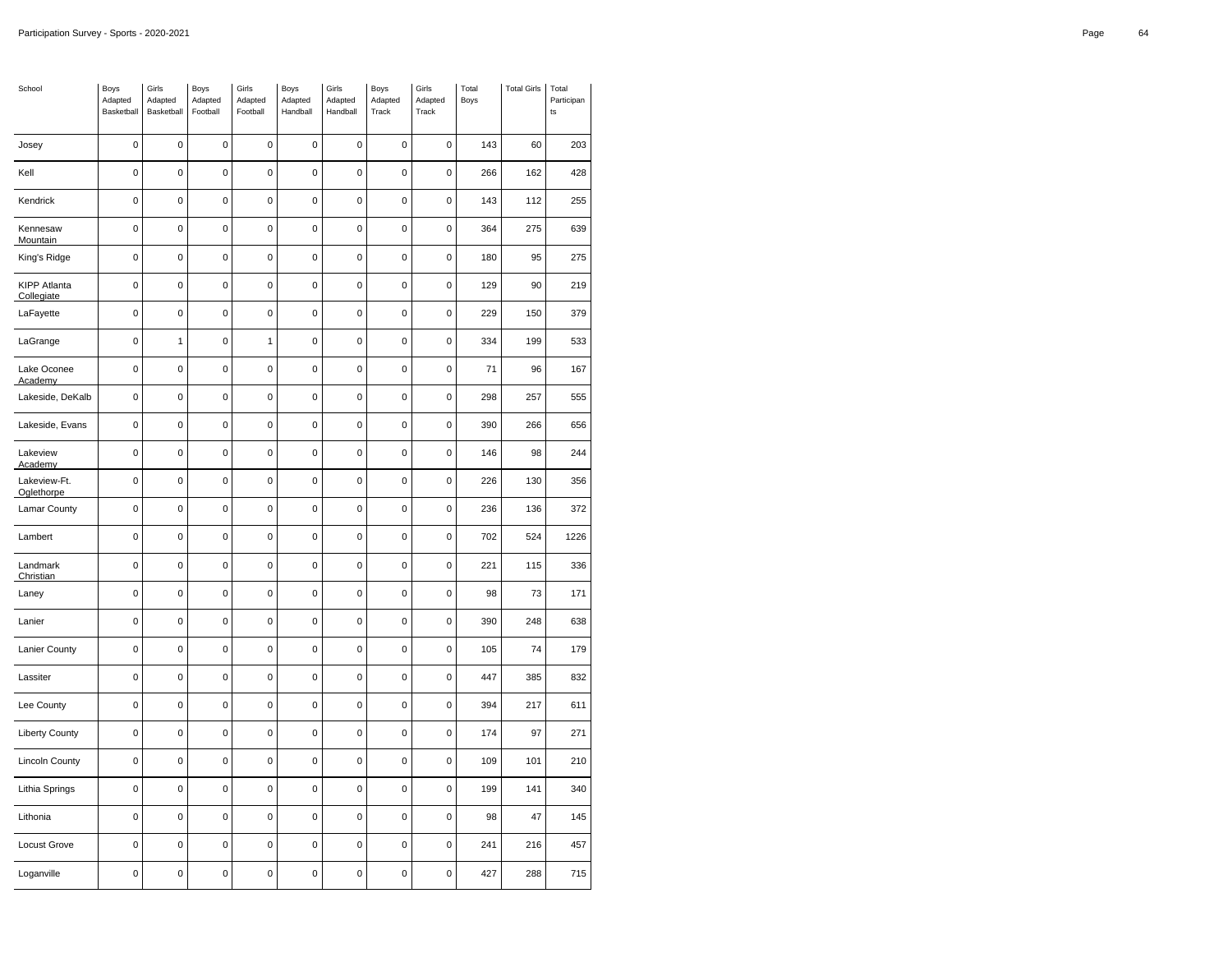| School | Boys Adapted Basketball | Girls Adapted Basketball | Boys Adapted Football | Girls Adapted Football | Boys Adapted Handball | Girls Adapted Handball | Boys Adapted Track | Girls Adapted Track | Total Boys | Total Girls | Total Participants |
|---|---|---|---|---|---|---|---|---|---|---|---|
| Josey | 0 | 0 | 0 | 0 | 0 | 0 | 0 | 0 | 143 | 60 | 203 |
| Kell | 0 | 0 | 0 | 0 | 0 | 0 | 0 | 0 | 266 | 162 | 428 |
| Kendrick | 0 | 0 | 0 | 0 | 0 | 0 | 0 | 0 | 143 | 112 | 255 |
| Kennesaw Mountain | 0 | 0 | 0 | 0 | 0 | 0 | 0 | 0 | 364 | 275 | 639 |
| King's Ridge | 0 | 0 | 0 | 0 | 0 | 0 | 0 | 0 | 180 | 95 | 275 |
| KIPP Atlanta Collegiate | 0 | 0 | 0 | 0 | 0 | 0 | 0 | 0 | 129 | 90 | 219 |
| LaFayette | 0 | 0 | 0 | 0 | 0 | 0 | 0 | 0 | 229 | 150 | 379 |
| LaGrange | 0 | 1 | 0 | 1 | 0 | 0 | 0 | 0 | 334 | 199 | 533 |
| Lake Oconee Academy | 0 | 0 | 0 | 0 | 0 | 0 | 0 | 0 | 71 | 96 | 167 |
| Lakeside, DeKalb | 0 | 0 | 0 | 0 | 0 | 0 | 0 | 0 | 298 | 257 | 555 |
| Lakeside, Evans | 0 | 0 | 0 | 0 | 0 | 0 | 0 | 0 | 390 | 266 | 656 |
| Lakeview Academy | 0 | 0 | 0 | 0 | 0 | 0 | 0 | 0 | 146 | 98 | 244 |
| Lakeview-Ft. Oglethorpe | 0 | 0 | 0 | 0 | 0 | 0 | 0 | 0 | 226 | 130 | 356 |
| Lamar County | 0 | 0 | 0 | 0 | 0 | 0 | 0 | 0 | 236 | 136 | 372 |
| Lambert | 0 | 0 | 0 | 0 | 0 | 0 | 0 | 0 | 702 | 524 | 1226 |
| Landmark Christian | 0 | 0 | 0 | 0 | 0 | 0 | 0 | 0 | 221 | 115 | 336 |
| Laney | 0 | 0 | 0 | 0 | 0 | 0 | 0 | 0 | 98 | 73 | 171 |
| Lanier | 0 | 0 | 0 | 0 | 0 | 0 | 0 | 0 | 390 | 248 | 638 |
| Lanier County | 0 | 0 | 0 | 0 | 0 | 0 | 0 | 0 | 105 | 74 | 179 |
| Lassiter | 0 | 0 | 0 | 0 | 0 | 0 | 0 | 0 | 447 | 385 | 832 |
| Lee County | 0 | 0 | 0 | 0 | 0 | 0 | 0 | 0 | 394 | 217 | 611 |
| Liberty County | 0 | 0 | 0 | 0 | 0 | 0 | 0 | 0 | 174 | 97 | 271 |
| Lincoln County | 0 | 0 | 0 | 0 | 0 | 0 | 0 | 0 | 109 | 101 | 210 |
| Lithia Springs | 0 | 0 | 0 | 0 | 0 | 0 | 0 | 0 | 199 | 141 | 340 |
| Lithonia | 0 | 0 | 0 | 0 | 0 | 0 | 0 | 0 | 98 | 47 | 145 |
| Locust Grove | 0 | 0 | 0 | 0 | 0 | 0 | 0 | 0 | 241 | 216 | 457 |
| Loganville | 0 | 0 | 0 | 0 | 0 | 0 | 0 | 0 | 427 | 288 | 715 |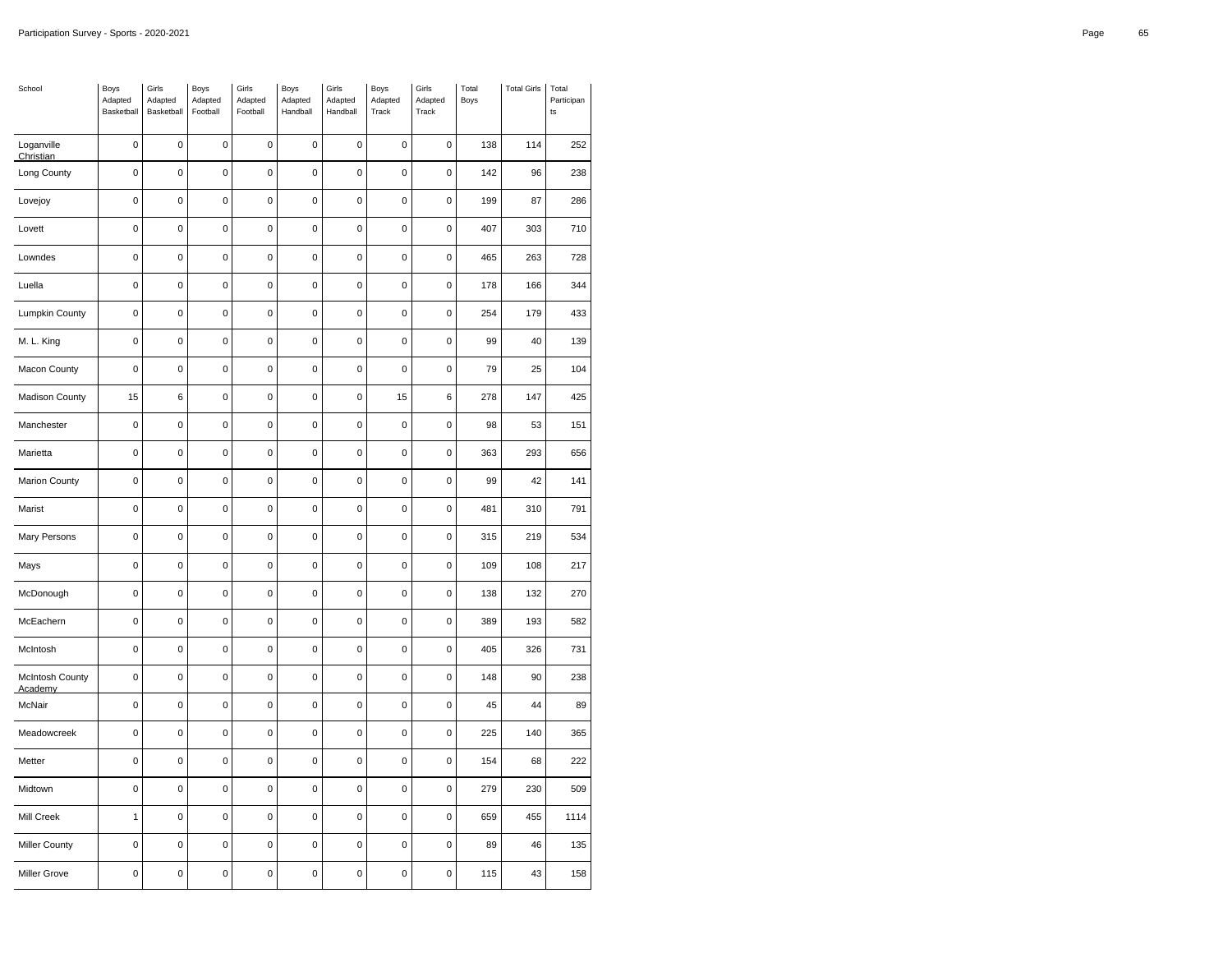| School | Boys Adapted Basketball | Girls Adapted Basketball | Boys Adapted Football | Girls Adapted Football | Boys Adapted Handball | Girls Adapted Handball | Boys Adapted Track | Girls Adapted Track | Total Boys | Total Girls | Total Participants |
|---|---|---|---|---|---|---|---|---|---|---|---|
| Loganville Christian | 0 | 0 | 0 | 0 | 0 | 0 | 0 | 0 | 138 | 114 | 252 |
| Long County | 0 | 0 | 0 | 0 | 0 | 0 | 0 | 0 | 142 | 96 | 238 |
| Lovejoy | 0 | 0 | 0 | 0 | 0 | 0 | 0 | 0 | 199 | 87 | 286 |
| Lovett | 0 | 0 | 0 | 0 | 0 | 0 | 0 | 0 | 407 | 303 | 710 |
| Lowndes | 0 | 0 | 0 | 0 | 0 | 0 | 0 | 0 | 465 | 263 | 728 |
| Luella | 0 | 0 | 0 | 0 | 0 | 0 | 0 | 0 | 178 | 166 | 344 |
| Lumpkin County | 0 | 0 | 0 | 0 | 0 | 0 | 0 | 0 | 254 | 179 | 433 |
| M. L. King | 0 | 0 | 0 | 0 | 0 | 0 | 0 | 0 | 99 | 40 | 139 |
| Macon County | 0 | 0 | 0 | 0 | 0 | 0 | 0 | 0 | 79 | 25 | 104 |
| Madison County | 15 | 6 | 0 | 0 | 0 | 0 | 15 | 6 | 278 | 147 | 425 |
| Manchester | 0 | 0 | 0 | 0 | 0 | 0 | 0 | 0 | 98 | 53 | 151 |
| Marietta | 0 | 0 | 0 | 0 | 0 | 0 | 0 | 0 | 363 | 293 | 656 |
| Marion County | 0 | 0 | 0 | 0 | 0 | 0 | 0 | 0 | 99 | 42 | 141 |
| Marist | 0 | 0 | 0 | 0 | 0 | 0 | 0 | 0 | 481 | 310 | 791 |
| Mary Persons | 0 | 0 | 0 | 0 | 0 | 0 | 0 | 0 | 315 | 219 | 534 |
| Mays | 0 | 0 | 0 | 0 | 0 | 0 | 0 | 0 | 109 | 108 | 217 |
| McDonough | 0 | 0 | 0 | 0 | 0 | 0 | 0 | 0 | 138 | 132 | 270 |
| McEachern | 0 | 0 | 0 | 0 | 0 | 0 | 0 | 0 | 389 | 193 | 582 |
| McIntosh | 0 | 0 | 0 | 0 | 0 | 0 | 0 | 0 | 405 | 326 | 731 |
| McIntosh County Academy | 0 | 0 | 0 | 0 | 0 | 0 | 0 | 0 | 148 | 90 | 238 |
| McNair | 0 | 0 | 0 | 0 | 0 | 0 | 0 | 0 | 45 | 44 | 89 |
| Meadowcreek | 0 | 0 | 0 | 0 | 0 | 0 | 0 | 0 | 225 | 140 | 365 |
| Metter | 0 | 0 | 0 | 0 | 0 | 0 | 0 | 0 | 154 | 68 | 222 |
| Midtown | 0 | 0 | 0 | 0 | 0 | 0 | 0 | 0 | 279 | 230 | 509 |
| Mill Creek | 1 | 0 | 0 | 0 | 0 | 0 | 0 | 0 | 659 | 455 | 1114 |
| Miller County | 0 | 0 | 0 | 0 | 0 | 0 | 0 | 0 | 89 | 46 | 135 |
| Miller Grove | 0 | 0 | 0 | 0 | 0 | 0 | 0 | 0 | 115 | 43 | 158 |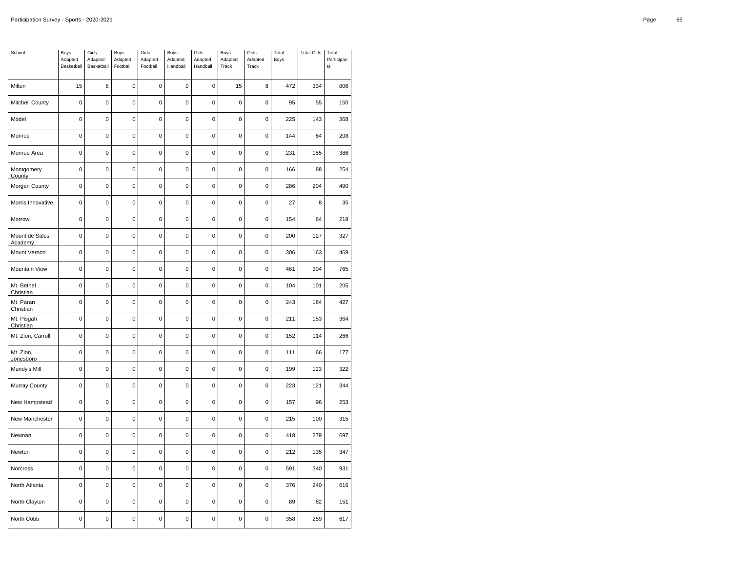| School | Boys Adapted Basketball | Girls Adapted Basketball | Boys Adapted Football | Girls Adapted Football | Boys Adapted Handball | Girls Adapted Handball | Boys Adapted Track | Girls Adapted Track | Total Boys | Total Girls | Total Participants |
|---|---|---|---|---|---|---|---|---|---|---|---|
| Milton | 15 | 8 | 0 | 0 | 0 | 0 | 15 | 8 | 472 | 334 | 806 |
| Mitchell County | 0 | 0 | 0 | 0 | 0 | 0 | 0 | 0 | 95 | 55 | 150 |
| Model | 0 | 0 | 0 | 0 | 0 | 0 | 0 | 0 | 225 | 143 | 368 |
| Monroe | 0 | 0 | 0 | 0 | 0 | 0 | 0 | 0 | 144 | 64 | 208 |
| Monroe Area | 0 | 0 | 0 | 0 | 0 | 0 | 0 | 0 | 231 | 155 | 386 |
| Montgomery County | 0 | 0 | 0 | 0 | 0 | 0 | 0 | 0 | 166 | 88 | 254 |
| Morgan County | 0 | 0 | 0 | 0 | 0 | 0 | 0 | 0 | 286 | 204 | 490 |
| Morris Innovative | 0 | 0 | 0 | 0 | 0 | 0 | 0 | 0 | 27 | 8 | 35 |
| Morrow | 0 | 0 | 0 | 0 | 0 | 0 | 0 | 0 | 154 | 64 | 218 |
| Mount de Sales Academy | 0 | 0 | 0 | 0 | 0 | 0 | 0 | 0 | 200 | 127 | 327 |
| Mount Vernon | 0 | 0 | 0 | 0 | 0 | 0 | 0 | 0 | 306 | 163 | 469 |
| Mountain View | 0 | 0 | 0 | 0 | 0 | 0 | 0 | 0 | 461 | 304 | 765 |
| Mt. Bethel Christian | 0 | 0 | 0 | 0 | 0 | 0 | 0 | 0 | 104 | 101 | 205 |
| Mt. Paran Christian | 0 | 0 | 0 | 0 | 0 | 0 | 0 | 0 | 243 | 184 | 427 |
| Mt. Pisgah Christian | 0 | 0 | 0 | 0 | 0 | 0 | 0 | 0 | 211 | 153 | 364 |
| Mt. Zion, Carroll | 0 | 0 | 0 | 0 | 0 | 0 | 0 | 0 | 152 | 114 | 266 |
| Mt. Zion, Jonesboro | 0 | 0 | 0 | 0 | 0 | 0 | 0 | 0 | 111 | 66 | 177 |
| Mundy's Mill | 0 | 0 | 0 | 0 | 0 | 0 | 0 | 0 | 199 | 123 | 322 |
| Murray County | 0 | 0 | 0 | 0 | 0 | 0 | 0 | 0 | 223 | 121 | 344 |
| New Hampstead | 0 | 0 | 0 | 0 | 0 | 0 | 0 | 0 | 157 | 96 | 253 |
| New Manchester | 0 | 0 | 0 | 0 | 0 | 0 | 0 | 0 | 215 | 100 | 315 |
| Newnan | 0 | 0 | 0 | 0 | 0 | 0 | 0 | 0 | 418 | 279 | 697 |
| Newton | 0 | 0 | 0 | 0 | 0 | 0 | 0 | 0 | 212 | 135 | 347 |
| Norcross | 0 | 0 | 0 | 0 | 0 | 0 | 0 | 0 | 591 | 340 | 931 |
| North Atlanta | 0 | 0 | 0 | 0 | 0 | 0 | 0 | 0 | 376 | 240 | 616 |
| North Clayton | 0 | 0 | 0 | 0 | 0 | 0 | 0 | 0 | 89 | 62 | 151 |
| North Cobb | 0 | 0 | 0 | 0 | 0 | 0 | 0 | 0 | 358 | 259 | 617 |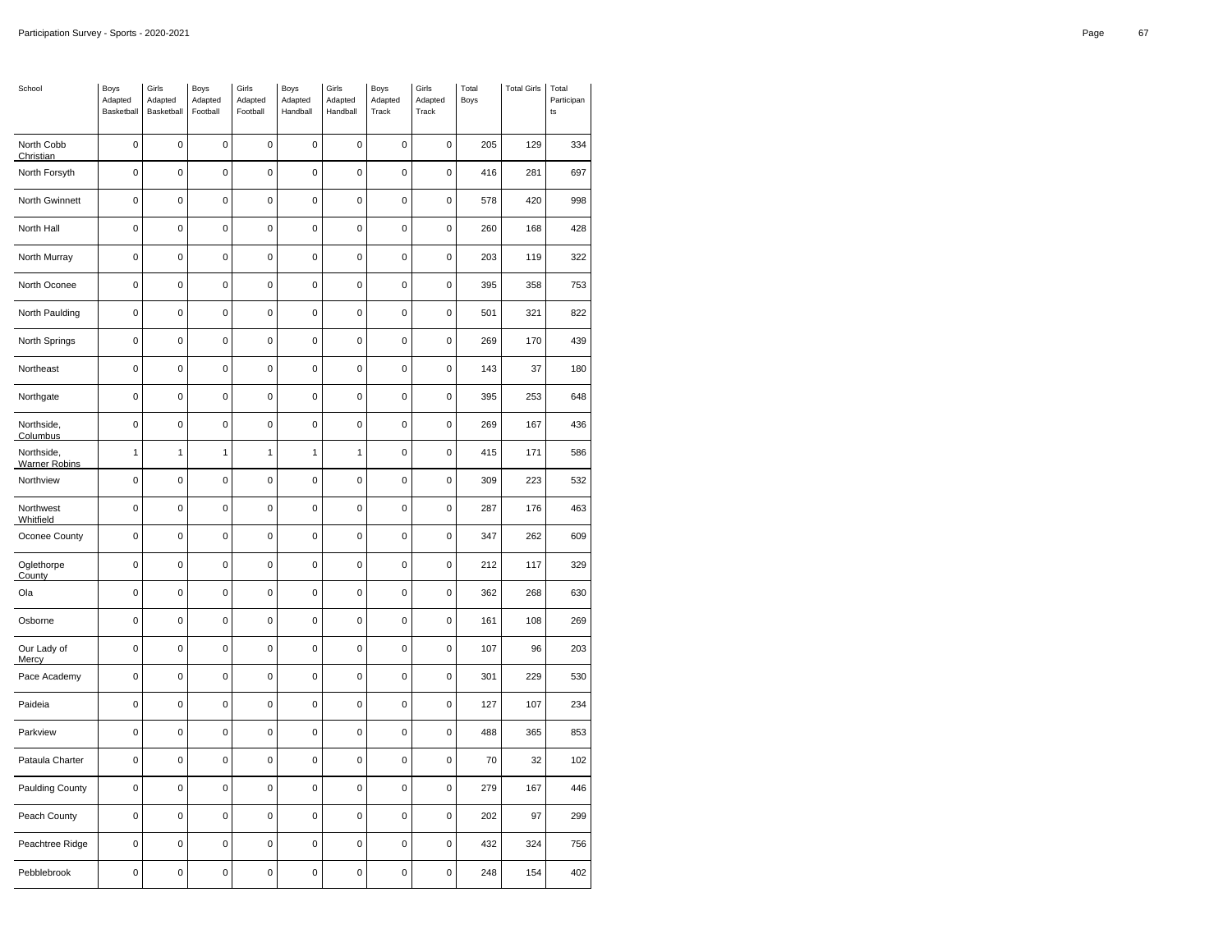| School | Boys Adapted Basketball | Girls Adapted Basketball | Boys Adapted Football | Girls Adapted Football | Boys Adapted Handball | Girls Adapted Handball | Boys Adapted Track | Girls Adapted Track | Total Boys | Total Girls | Total Participants |
|---|---|---|---|---|---|---|---|---|---|---|---|
| North Cobb Christian | 0 | 0 | 0 | 0 | 0 | 0 | 0 | 0 | 205 | 129 | 334 |
| North Forsyth | 0 | 0 | 0 | 0 | 0 | 0 | 0 | 0 | 416 | 281 | 697 |
| North Gwinnett | 0 | 0 | 0 | 0 | 0 | 0 | 0 | 0 | 578 | 420 | 998 |
| North Hall | 0 | 0 | 0 | 0 | 0 | 0 | 0 | 0 | 260 | 168 | 428 |
| North Murray | 0 | 0 | 0 | 0 | 0 | 0 | 0 | 0 | 203 | 119 | 322 |
| North Oconee | 0 | 0 | 0 | 0 | 0 | 0 | 0 | 0 | 395 | 358 | 753 |
| North Paulding | 0 | 0 | 0 | 0 | 0 | 0 | 0 | 0 | 501 | 321 | 822 |
| North Springs | 0 | 0 | 0 | 0 | 0 | 0 | 0 | 0 | 269 | 170 | 439 |
| Northeast | 0 | 0 | 0 | 0 | 0 | 0 | 0 | 0 | 143 | 37 | 180 |
| Northgate | 0 | 0 | 0 | 0 | 0 | 0 | 0 | 0 | 395 | 253 | 648 |
| Northside, Columbus | 0 | 0 | 0 | 0 | 0 | 0 | 0 | 0 | 269 | 167 | 436 |
| Northside, Warner Robins | 1 | 1 | 1 | 1 | 1 | 1 | 0 | 0 | 415 | 171 | 586 |
| Northview | 0 | 0 | 0 | 0 | 0 | 0 | 0 | 0 | 309 | 223 | 532 |
| Northwest Whitfield | 0 | 0 | 0 | 0 | 0 | 0 | 0 | 0 | 287 | 176 | 463 |
| Oconee County | 0 | 0 | 0 | 0 | 0 | 0 | 0 | 0 | 347 | 262 | 609 |
| Oglethorpe County | 0 | 0 | 0 | 0 | 0 | 0 | 0 | 0 | 212 | 117 | 329 |
| Ola | 0 | 0 | 0 | 0 | 0 | 0 | 0 | 0 | 362 | 268 | 630 |
| Osborne | 0 | 0 | 0 | 0 | 0 | 0 | 0 | 0 | 161 | 108 | 269 |
| Our Lady of Mercy | 0 | 0 | 0 | 0 | 0 | 0 | 0 | 0 | 107 | 96 | 203 |
| Pace Academy | 0 | 0 | 0 | 0 | 0 | 0 | 0 | 0 | 301 | 229 | 530 |
| Paideia | 0 | 0 | 0 | 0 | 0 | 0 | 0 | 0 | 127 | 107 | 234 |
| Parkview | 0 | 0 | 0 | 0 | 0 | 0 | 0 | 0 | 488 | 365 | 853 |
| Pataula Charter | 0 | 0 | 0 | 0 | 0 | 0 | 0 | 0 | 70 | 32 | 102 |
| Paulding County | 0 | 0 | 0 | 0 | 0 | 0 | 0 | 0 | 279 | 167 | 446 |
| Peach County | 0 | 0 | 0 | 0 | 0 | 0 | 0 | 0 | 202 | 97 | 299 |
| Peachtree Ridge | 0 | 0 | 0 | 0 | 0 | 0 | 0 | 0 | 432 | 324 | 756 |
| Pebblebrook | 0 | 0 | 0 | 0 | 0 | 0 | 0 | 0 | 248 | 154 | 402 |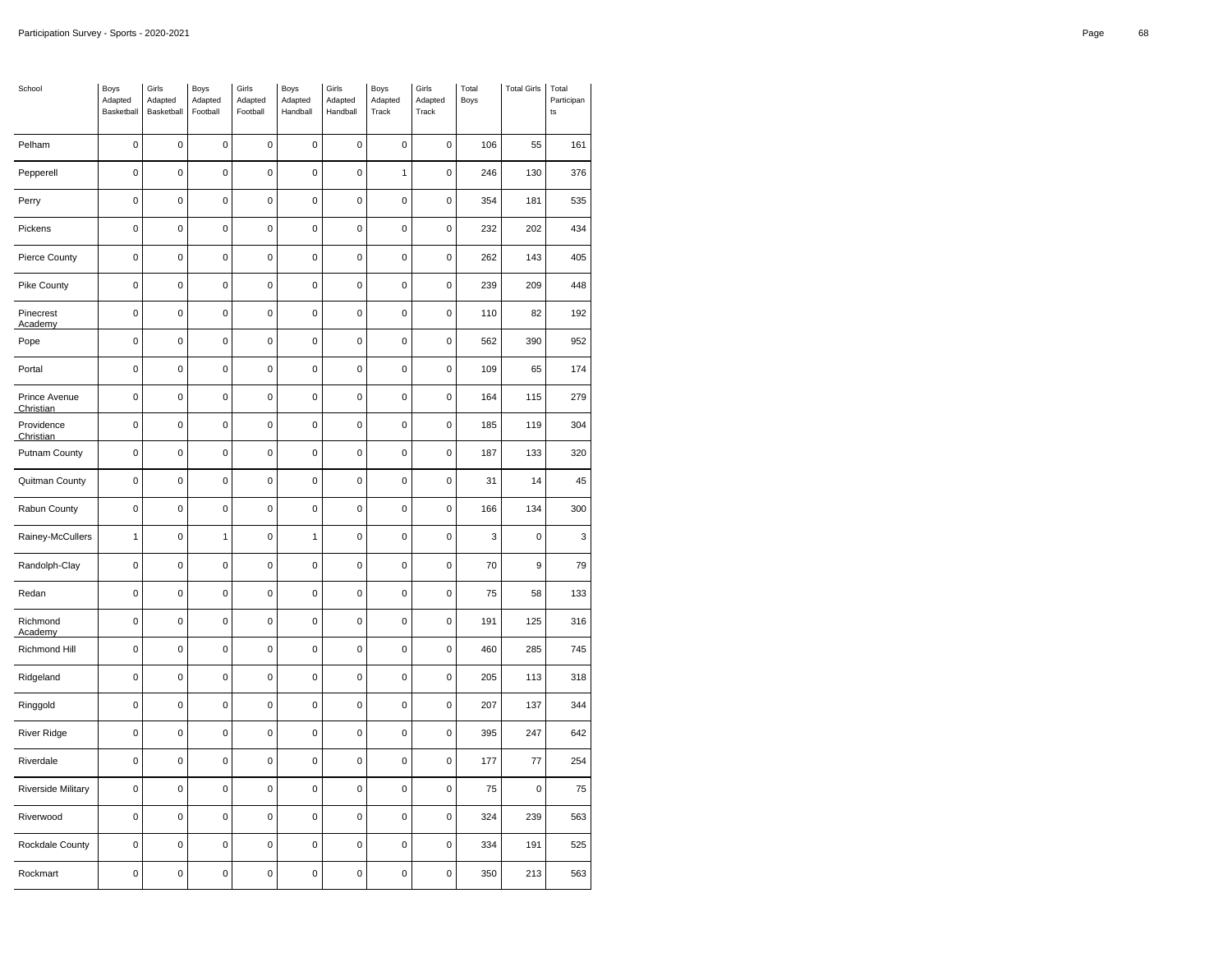| School | Boys Adapted Basketball | Girls Adapted Basketball | Boys Adapted Football | Girls Adapted Football | Boys Adapted Handball | Girls Adapted Handball | Boys Adapted Track | Girls Adapted Track | Total Boys | Total Girls | Total Participants |
|---|---|---|---|---|---|---|---|---|---|---|---|
| Pelham | 0 | 0 | 0 | 0 | 0 | 0 | 0 | 0 | 106 | 55 | 161 |
| Pepperell | 0 | 0 | 0 | 0 | 0 | 0 | 1 | 0 | 246 | 130 | 376 |
| Perry | 0 | 0 | 0 | 0 | 0 | 0 | 0 | 0 | 354 | 181 | 535 |
| Pickens | 0 | 0 | 0 | 0 | 0 | 0 | 0 | 0 | 232 | 202 | 434 |
| Pierce County | 0 | 0 | 0 | 0 | 0 | 0 | 0 | 0 | 262 | 143 | 405 |
| Pike County | 0 | 0 | 0 | 0 | 0 | 0 | 0 | 0 | 239 | 209 | 448 |
| Pinecrest Academy | 0 | 0 | 0 | 0 | 0 | 0 | 0 | 0 | 110 | 82 | 192 |
| Pope | 0 | 0 | 0 | 0 | 0 | 0 | 0 | 0 | 562 | 390 | 952 |
| Portal | 0 | 0 | 0 | 0 | 0 | 0 | 0 | 0 | 109 | 65 | 174 |
| Prince Avenue Christian | 0 | 0 | 0 | 0 | 0 | 0 | 0 | 0 | 164 | 115 | 279 |
| Providence Christian | 0 | 0 | 0 | 0 | 0 | 0 | 0 | 0 | 185 | 119 | 304 |
| Putnam County | 0 | 0 | 0 | 0 | 0 | 0 | 0 | 0 | 187 | 133 | 320 |
| Quitman County | 0 | 0 | 0 | 0 | 0 | 0 | 0 | 0 | 31 | 14 | 45 |
| Rabun County | 0 | 0 | 0 | 0 | 0 | 0 | 0 | 0 | 166 | 134 | 300 |
| Rainey-McCullers | 1 | 0 | 1 | 0 | 1 | 0 | 0 | 0 | 3 | 0 | 3 |
| Randolph-Clay | 0 | 0 | 0 | 0 | 0 | 0 | 0 | 0 | 70 | 9 | 79 |
| Redan | 0 | 0 | 0 | 0 | 0 | 0 | 0 | 0 | 75 | 58 | 133 |
| Richmond Academy | 0 | 0 | 0 | 0 | 0 | 0 | 0 | 0 | 191 | 125 | 316 |
| Richmond Hill | 0 | 0 | 0 | 0 | 0 | 0 | 0 | 0 | 460 | 285 | 745 |
| Ridgeland | 0 | 0 | 0 | 0 | 0 | 0 | 0 | 0 | 205 | 113 | 318 |
| Ringgold | 0 | 0 | 0 | 0 | 0 | 0 | 0 | 0 | 207 | 137 | 344 |
| River Ridge | 0 | 0 | 0 | 0 | 0 | 0 | 0 | 0 | 395 | 247 | 642 |
| Riverdale | 0 | 0 | 0 | 0 | 0 | 0 | 0 | 0 | 177 | 77 | 254 |
| Riverside Military | 0 | 0 | 0 | 0 | 0 | 0 | 0 | 0 | 75 | 0 | 75 |
| Riverwood | 0 | 0 | 0 | 0 | 0 | 0 | 0 | 0 | 324 | 239 | 563 |
| Rockdale County | 0 | 0 | 0 | 0 | 0 | 0 | 0 | 0 | 334 | 191 | 525 |
| Rockmart | 0 | 0 | 0 | 0 | 0 | 0 | 0 | 0 | 350 | 213 | 563 |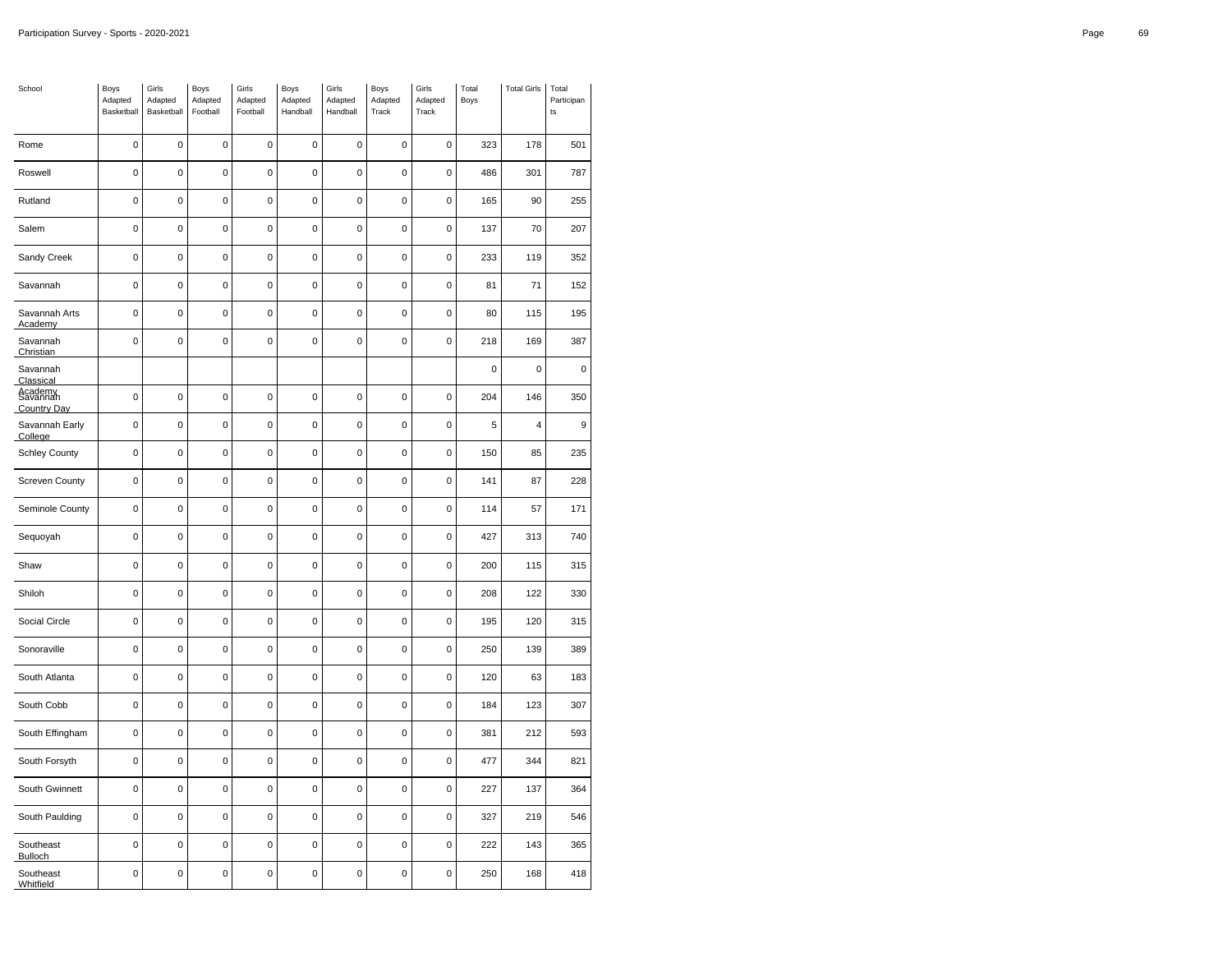| School | Boys Adapted Basketball | Girls Adapted Basketball | Boys Adapted Football | Girls Adapted Football | Boys Adapted Handball | Girls Adapted Handball | Boys Adapted Track | Girls Adapted Track | Total Boys | Total Girls | Total Participants |
|---|---|---|---|---|---|---|---|---|---|---|---|
| Rome | 0 | 0 | 0 | 0 | 0 | 0 | 0 | 0 | 323 | 178 | 501 |
| Roswell | 0 | 0 | 0 | 0 | 0 | 0 | 0 | 0 | 486 | 301 | 787 |
| Rutland | 0 | 0 | 0 | 0 | 0 | 0 | 0 | 0 | 165 | 90 | 255 |
| Salem | 0 | 0 | 0 | 0 | 0 | 0 | 0 | 0 | 137 | 70 | 207 |
| Sandy Creek | 0 | 0 | 0 | 0 | 0 | 0 | 0 | 0 | 233 | 119 | 352 |
| Savannah | 0 | 0 | 0 | 0 | 0 | 0 | 0 | 0 | 81 | 71 | 152 |
| Savannah Arts Academy | 0 | 0 | 0 | 0 | 0 | 0 | 0 | 0 | 80 | 115 | 195 |
| Savannah Christian | 0 | 0 | 0 | 0 | 0 | 0 | 0 | 0 | 218 | 169 | 387 |
| Savannah Classical Academy | | | | | | | | | 0 | 0 | 0 |
| Savannah Country Day | 0 | 0 | 0 | 0 | 0 | 0 | 0 | 0 | 204 | 146 | 350 |
| Savannah Early College | 0 | 0 | 0 | 0 | 0 | 0 | 0 | 0 | 5 | 4 | 9 |
| Schley County | 0 | 0 | 0 | 0 | 0 | 0 | 0 | 0 | 150 | 85 | 235 |
| Screven County | 0 | 0 | 0 | 0 | 0 | 0 | 0 | 0 | 141 | 87 | 228 |
| Seminole County | 0 | 0 | 0 | 0 | 0 | 0 | 0 | 0 | 114 | 57 | 171 |
| Sequoyah | 0 | 0 | 0 | 0 | 0 | 0 | 0 | 0 | 427 | 313 | 740 |
| Shaw | 0 | 0 | 0 | 0 | 0 | 0 | 0 | 0 | 200 | 115 | 315 |
| Shiloh | 0 | 0 | 0 | 0 | 0 | 0 | 0 | 0 | 208 | 122 | 330 |
| Social Circle | 0 | 0 | 0 | 0 | 0 | 0 | 0 | 0 | 195 | 120 | 315 |
| Sonoraville | 0 | 0 | 0 | 0 | 0 | 0 | 0 | 0 | 250 | 139 | 389 |
| South Atlanta | 0 | 0 | 0 | 0 | 0 | 0 | 0 | 0 | 120 | 63 | 183 |
| South Cobb | 0 | 0 | 0 | 0 | 0 | 0 | 0 | 0 | 184 | 123 | 307 |
| South Effingham | 0 | 0 | 0 | 0 | 0 | 0 | 0 | 0 | 381 | 212 | 593 |
| South Forsyth | 0 | 0 | 0 | 0 | 0 | 0 | 0 | 0 | 477 | 344 | 821 |
| South Gwinnett | 0 | 0 | 0 | 0 | 0 | 0 | 0 | 0 | 227 | 137 | 364 |
| South Paulding | 0 | 0 | 0 | 0 | 0 | 0 | 0 | 0 | 327 | 219 | 546 |
| Southeast Bulloch | 0 | 0 | 0 | 0 | 0 | 0 | 0 | 0 | 222 | 143 | 365 |
| Southeast Whitfield | 0 | 0 | 0 | 0 | 0 | 0 | 0 | 0 | 250 | 168 | 418 |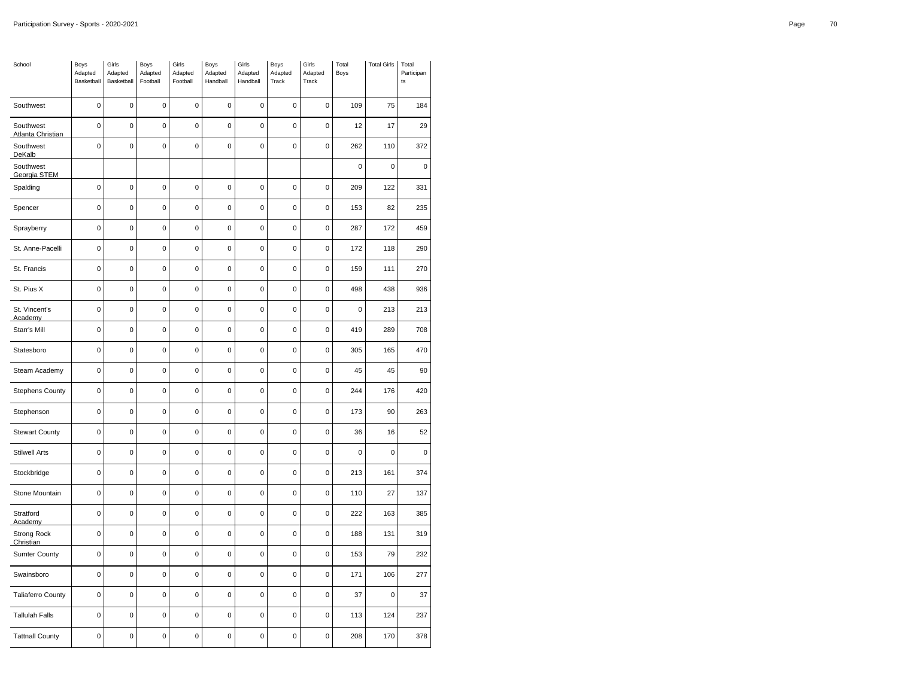| School | Boys Adapted Basketball | Girls Adapted Basketball | Boys Adapted Football | Girls Adapted Football | Boys Adapted Handball | Girls Adapted Handball | Boys Adapted Track | Girls Adapted Track | Total Boys | Total Girls | Total Participants |
|---|---|---|---|---|---|---|---|---|---|---|---|
| Southwest | 0 | 0 | 0 | 0 | 0 | 0 | 0 | 0 | 109 | 75 | 184 |
| Southwest Atlanta Christian | 0 | 0 | 0 | 0 | 0 | 0 | 0 | 0 | 12 | 17 | 29 |
| Southwest DeKalb | 0 | 0 | 0 | 0 | 0 | 0 | 0 | 0 | 262 | 110 | 372 |
| Southwest Georgia STEM | | | | | | | | | 0 | 0 | 0 |
| Spalding | 0 | 0 | 0 | 0 | 0 | 0 | 0 | 0 | 209 | 122 | 331 |
| Spencer | 0 | 0 | 0 | 0 | 0 | 0 | 0 | 0 | 153 | 82 | 235 |
| Sprayberry | 0 | 0 | 0 | 0 | 0 | 0 | 0 | 0 | 287 | 172 | 459 |
| St. Anne-Pacelli | 0 | 0 | 0 | 0 | 0 | 0 | 0 | 0 | 172 | 118 | 290 |
| St. Francis | 0 | 0 | 0 | 0 | 0 | 0 | 0 | 0 | 159 | 111 | 270 |
| St. Pius X | 0 | 0 | 0 | 0 | 0 | 0 | 0 | 0 | 498 | 438 | 936 |
| St. Vincent's Academy | 0 | 0 | 0 | 0 | 0 | 0 | 0 | 0 | 0 | 213 | 213 |
| Starr's Mill | 0 | 0 | 0 | 0 | 0 | 0 | 0 | 0 | 419 | 289 | 708 |
| Statesboro | 0 | 0 | 0 | 0 | 0 | 0 | 0 | 0 | 305 | 165 | 470 |
| Steam Academy | 0 | 0 | 0 | 0 | 0 | 0 | 0 | 0 | 45 | 45 | 90 |
| Stephens County | 0 | 0 | 0 | 0 | 0 | 0 | 0 | 0 | 244 | 176 | 420 |
| Stephenson | 0 | 0 | 0 | 0 | 0 | 0 | 0 | 0 | 173 | 90 | 263 |
| Stewart County | 0 | 0 | 0 | 0 | 0 | 0 | 0 | 0 | 36 | 16 | 52 |
| Stilwell Arts | 0 | 0 | 0 | 0 | 0 | 0 | 0 | 0 | 0 | 0 | 0 |
| Stockbridge | 0 | 0 | 0 | 0 | 0 | 0 | 0 | 0 | 213 | 161 | 374 |
| Stone Mountain | 0 | 0 | 0 | 0 | 0 | 0 | 0 | 0 | 110 | 27 | 137 |
| Stratford Academy | 0 | 0 | 0 | 0 | 0 | 0 | 0 | 0 | 222 | 163 | 385 |
| Strong Rock Christian | 0 | 0 | 0 | 0 | 0 | 0 | 0 | 0 | 188 | 131 | 319 |
| Sumter County | 0 | 0 | 0 | 0 | 0 | 0 | 0 | 0 | 153 | 79 | 232 |
| Swainsboro | 0 | 0 | 0 | 0 | 0 | 0 | 0 | 0 | 171 | 106 | 277 |
| Taliaferro County | 0 | 0 | 0 | 0 | 0 | 0 | 0 | 0 | 37 | 0 | 37 |
| Tallulah Falls | 0 | 0 | 0 | 0 | 0 | 0 | 0 | 0 | 113 | 124 | 237 |
| Tattnall County | 0 | 0 | 0 | 0 | 0 | 0 | 0 | 0 | 208 | 170 | 378 |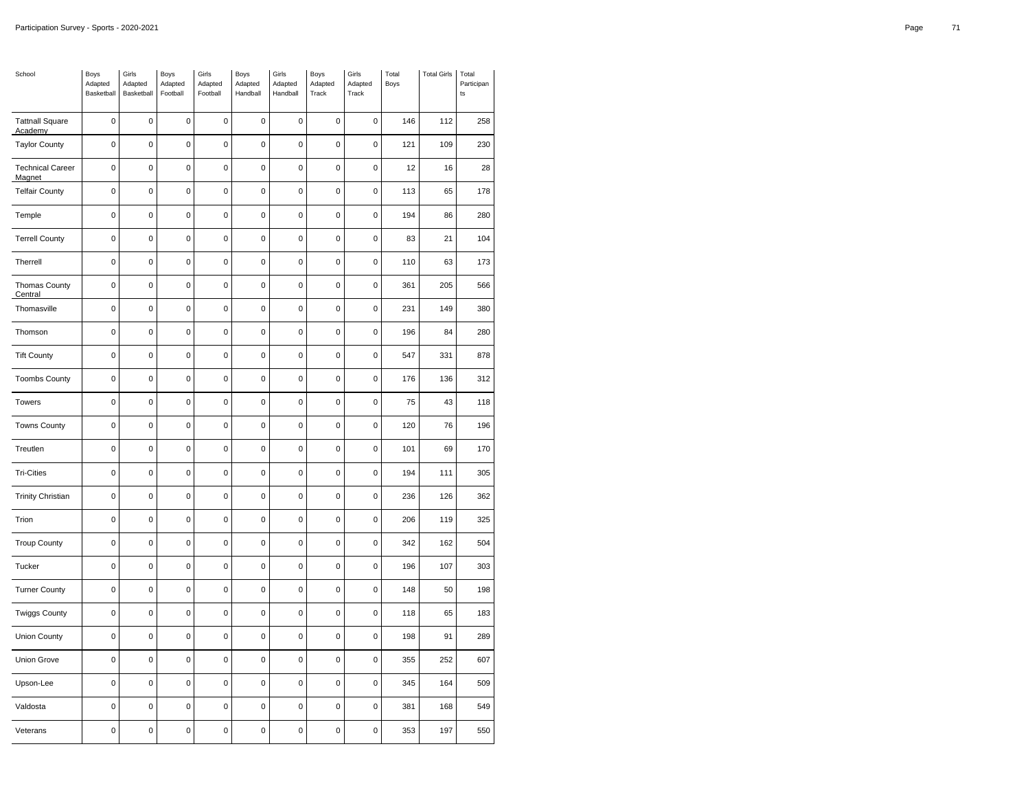| School | Boys Adapted Basketball | Girls Adapted Basketball | Boys Adapted Football | Girls Adapted Football | Boys Adapted Handball | Girls Adapted Handball | Boys Adapted Track | Girls Adapted Track | Total Boys | Total Girls | Total Participants |
|---|---|---|---|---|---|---|---|---|---|---|---|
| Tattnall Square Academy | 0 | 0 | 0 | 0 | 0 | 0 | 0 | 0 | 146 | 112 | 258 |
| Taylor County | 0 | 0 | 0 | 0 | 0 | 0 | 0 | 0 | 121 | 109 | 230 |
| Technical Career Magnet | 0 | 0 | 0 | 0 | 0 | 0 | 0 | 0 | 12 | 16 | 28 |
| Telfair County | 0 | 0 | 0 | 0 | 0 | 0 | 0 | 0 | 113 | 65 | 178 |
| Temple | 0 | 0 | 0 | 0 | 0 | 0 | 0 | 0 | 194 | 86 | 280 |
| Terrell County | 0 | 0 | 0 | 0 | 0 | 0 | 0 | 0 | 83 | 21 | 104 |
| Therrell | 0 | 0 | 0 | 0 | 0 | 0 | 0 | 0 | 110 | 63 | 173 |
| Thomas County Central | 0 | 0 | 0 | 0 | 0 | 0 | 0 | 0 | 361 | 205 | 566 |
| Thomasville | 0 | 0 | 0 | 0 | 0 | 0 | 0 | 0 | 231 | 149 | 380 |
| Thomson | 0 | 0 | 0 | 0 | 0 | 0 | 0 | 0 | 196 | 84 | 280 |
| Tift County | 0 | 0 | 0 | 0 | 0 | 0 | 0 | 0 | 547 | 331 | 878 |
| Toombs County | 0 | 0 | 0 | 0 | 0 | 0 | 0 | 0 | 176 | 136 | 312 |
| Towers | 0 | 0 | 0 | 0 | 0 | 0 | 0 | 0 | 75 | 43 | 118 |
| Towns County | 0 | 0 | 0 | 0 | 0 | 0 | 0 | 0 | 120 | 76 | 196 |
| Treutlen | 0 | 0 | 0 | 0 | 0 | 0 | 0 | 0 | 101 | 69 | 170 |
| Tri-Cities | 0 | 0 | 0 | 0 | 0 | 0 | 0 | 0 | 194 | 111 | 305 |
| Trinity Christian | 0 | 0 | 0 | 0 | 0 | 0 | 0 | 0 | 236 | 126 | 362 |
| Trion | 0 | 0 | 0 | 0 | 0 | 0 | 0 | 0 | 206 | 119 | 325 |
| Troup County | 0 | 0 | 0 | 0 | 0 | 0 | 0 | 0 | 342 | 162 | 504 |
| Tucker | 0 | 0 | 0 | 0 | 0 | 0 | 0 | 0 | 196 | 107 | 303 |
| Turner County | 0 | 0 | 0 | 0 | 0 | 0 | 0 | 0 | 148 | 50 | 198 |
| Twiggs County | 0 | 0 | 0 | 0 | 0 | 0 | 0 | 0 | 118 | 65 | 183 |
| Union County | 0 | 0 | 0 | 0 | 0 | 0 | 0 | 0 | 198 | 91 | 289 |
| Union Grove | 0 | 0 | 0 | 0 | 0 | 0 | 0 | 0 | 355 | 252 | 607 |
| Upson-Lee | 0 | 0 | 0 | 0 | 0 | 0 | 0 | 0 | 345 | 164 | 509 |
| Valdosta | 0 | 0 | 0 | 0 | 0 | 0 | 0 | 0 | 381 | 168 | 549 |
| Veterans | 0 | 0 | 0 | 0 | 0 | 0 | 0 | 0 | 353 | 197 | 550 |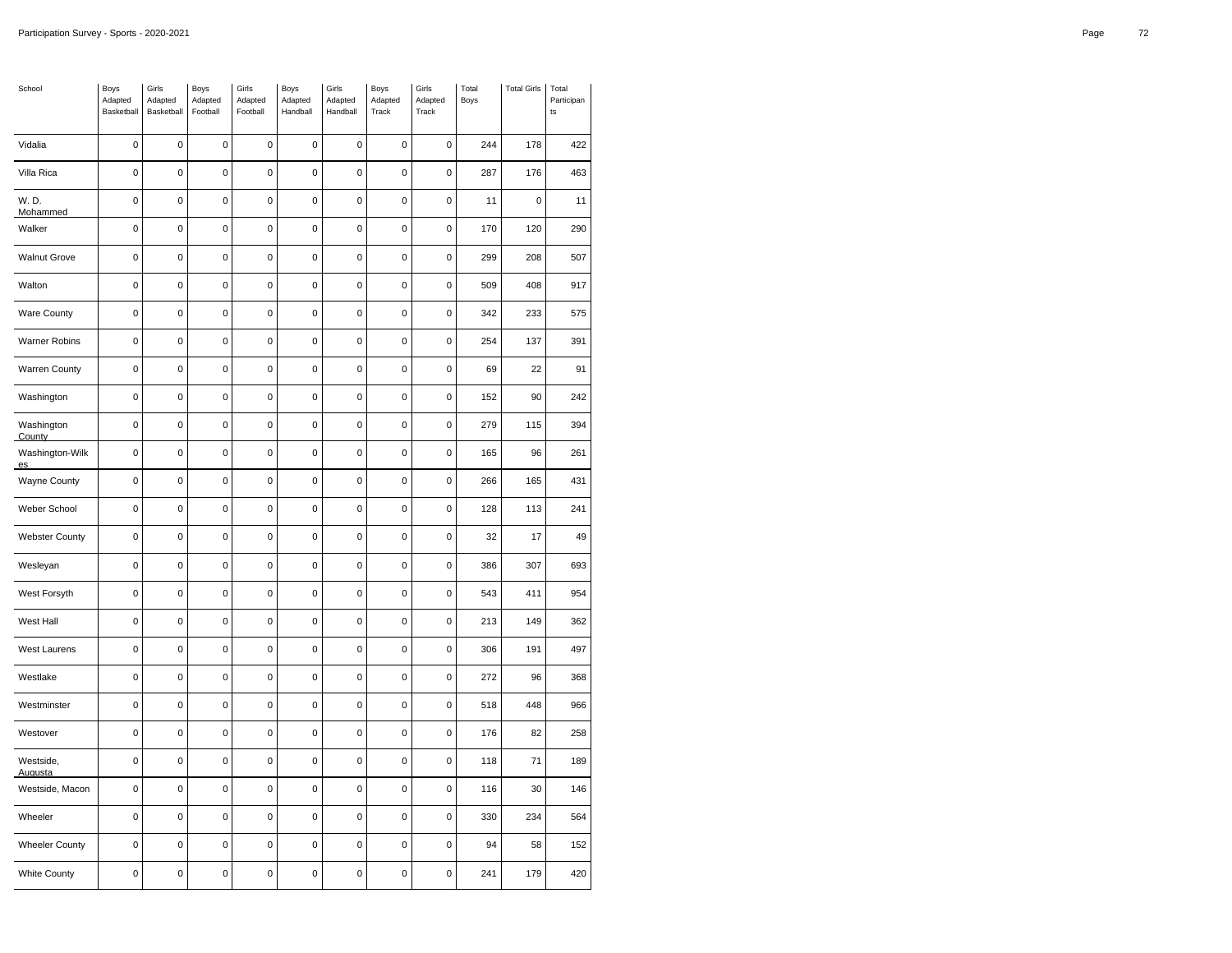| School | Boys Adapted Basketball | Girls Adapted Basketball | Boys Adapted Football | Girls Adapted Football | Boys Adapted Handball | Girls Adapted Handball | Boys Adapted Track | Girls Adapted Track | Total Boys | Total Girls | Total Participants |
|---|---|---|---|---|---|---|---|---|---|---|---|
| Vidalia | 0 | 0 | 0 | 0 | 0 | 0 | 0 | 0 | 244 | 178 | 422 |
| Villa Rica | 0 | 0 | 0 | 0 | 0 | 0 | 0 | 0 | 287 | 176 | 463 |
| W. D. Mohammed | 0 | 0 | 0 | 0 | 0 | 0 | 0 | 0 | 11 | 0 | 11 |
| Walker | 0 | 0 | 0 | 0 | 0 | 0 | 0 | 0 | 170 | 120 | 290 |
| Walnut Grove | 0 | 0 | 0 | 0 | 0 | 0 | 0 | 0 | 299 | 208 | 507 |
| Walton | 0 | 0 | 0 | 0 | 0 | 0 | 0 | 0 | 509 | 408 | 917 |
| Ware County | 0 | 0 | 0 | 0 | 0 | 0 | 0 | 0 | 342 | 233 | 575 |
| Warner Robins | 0 | 0 | 0 | 0 | 0 | 0 | 0 | 0 | 254 | 137 | 391 |
| Warren County | 0 | 0 | 0 | 0 | 0 | 0 | 0 | 0 | 69 | 22 | 91 |
| Washington | 0 | 0 | 0 | 0 | 0 | 0 | 0 | 0 | 152 | 90 | 242 |
| Washington County | 0 | 0 | 0 | 0 | 0 | 0 | 0 | 0 | 279 | 115 | 394 |
| Washington-Wilkes | 0 | 0 | 0 | 0 | 0 | 0 | 0 | 0 | 165 | 96 | 261 |
| Wayne County | 0 | 0 | 0 | 0 | 0 | 0 | 0 | 0 | 266 | 165 | 431 |
| Weber School | 0 | 0 | 0 | 0 | 0 | 0 | 0 | 0 | 128 | 113 | 241 |
| Webster County | 0 | 0 | 0 | 0 | 0 | 0 | 0 | 0 | 32 | 17 | 49 |
| Wesleyan | 0 | 0 | 0 | 0 | 0 | 0 | 0 | 0 | 386 | 307 | 693 |
| West Forsyth | 0 | 0 | 0 | 0 | 0 | 0 | 0 | 0 | 543 | 411 | 954 |
| West Hall | 0 | 0 | 0 | 0 | 0 | 0 | 0 | 0 | 213 | 149 | 362 |
| West Laurens | 0 | 0 | 0 | 0 | 0 | 0 | 0 | 0 | 306 | 191 | 497 |
| Westlake | 0 | 0 | 0 | 0 | 0 | 0 | 0 | 0 | 272 | 96 | 368 |
| Westminster | 0 | 0 | 0 | 0 | 0 | 0 | 0 | 0 | 518 | 448 | 966 |
| Westover | 0 | 0 | 0 | 0 | 0 | 0 | 0 | 0 | 176 | 82 | 258 |
| Westside, Augusta | 0 | 0 | 0 | 0 | 0 | 0 | 0 | 0 | 118 | 71 | 189 |
| Westside, Macon | 0 | 0 | 0 | 0 | 0 | 0 | 0 | 0 | 116 | 30 | 146 |
| Wheeler | 0 | 0 | 0 | 0 | 0 | 0 | 0 | 0 | 330 | 234 | 564 |
| Wheeler County | 0 | 0 | 0 | 0 | 0 | 0 | 0 | 0 | 94 | 58 | 152 |
| White County | 0 | 0 | 0 | 0 | 0 | 0 | 0 | 0 | 241 | 179 | 420 |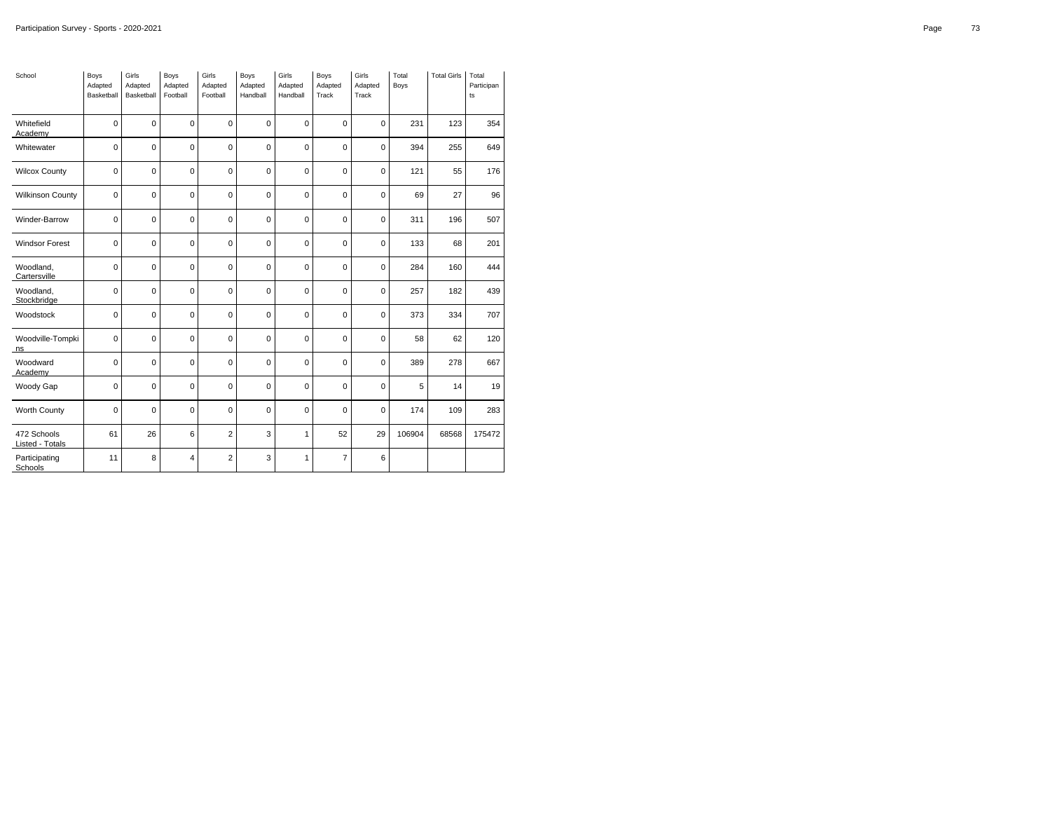| School | Boys Adapted Basketball | Girls Adapted Basketball | Boys Adapted Football | Girls Adapted Football | Boys Adapted Handball | Girls Adapted Handball | Boys Adapted Track | Girls Adapted Track | Total Boys | Total Girls | Total Participants |
|---|---|---|---|---|---|---|---|---|---|---|---|
| Whitefield Academy | 0 | 0 | 0 | 0 | 0 | 0 | 0 | 0 | 231 | 123 | 354 |
| Whitewater | 0 | 0 | 0 | 0 | 0 | 0 | 0 | 0 | 394 | 255 | 649 |
| Wilcox County | 0 | 0 | 0 | 0 | 0 | 0 | 0 | 0 | 121 | 55 | 176 |
| Wilkinson County | 0 | 0 | 0 | 0 | 0 | 0 | 0 | 0 | 69 | 27 | 96 |
| Winder-Barrow | 0 | 0 | 0 | 0 | 0 | 0 | 0 | 0 | 311 | 196 | 507 |
| Windsor Forest | 0 | 0 | 0 | 0 | 0 | 0 | 0 | 0 | 133 | 68 | 201 |
| Woodland, Cartersville | 0 | 0 | 0 | 0 | 0 | 0 | 0 | 0 | 284 | 160 | 444 |
| Woodland, Stockbridge | 0 | 0 | 0 | 0 | 0 | 0 | 0 | 0 | 257 | 182 | 439 |
| Woodstock | 0 | 0 | 0 | 0 | 0 | 0 | 0 | 0 | 373 | 334 | 707 |
| Woodville-Tompkins | 0 | 0 | 0 | 0 | 0 | 0 | 0 | 0 | 58 | 62 | 120 |
| Woodward Academy | 0 | 0 | 0 | 0 | 0 | 0 | 0 | 0 | 389 | 278 | 667 |
| Woody Gap | 0 | 0 | 0 | 0 | 0 | 0 | 0 | 0 | 5 | 14 | 19 |
| Worth County | 0 | 0 | 0 | 0 | 0 | 0 | 0 | 0 | 174 | 109 | 283 |
| 472 Schools Listed - Totals | 61 | 26 | 6 | 2 | 3 | 1 | 52 | 29 | 106904 | 68568 | 175472 |
| Participating Schools | 11 | 8 | 4 | 2 | 3 | 1 | 7 | 6 | | | |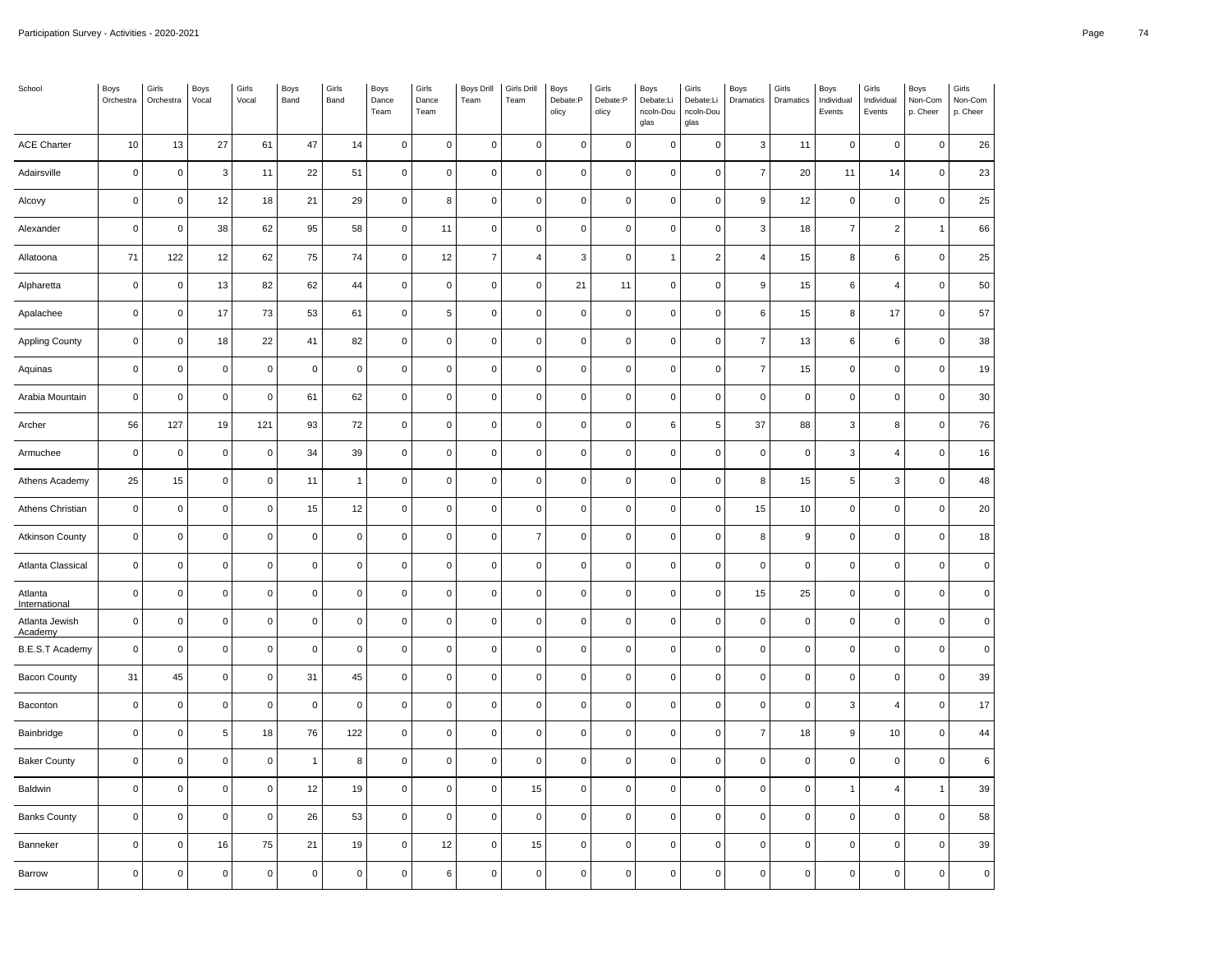| School | Boys Orchestra | Girls Orchestra | Boys Vocal | Girls Vocal | Boys Band | Girls Band | Boys Dance Team | Girls Dance Team | Boys Drill Team | Girls Drill Team | Boys Debate:Policy | Girls Debate:Policy | Boys Debate:Lincoln-Douglas | Girls Debate:Lincoln-Douglas | Boys Dramatics | Girls Dramatics | Boys Individual Events | Girls Individual Events | Boys Non-Comp. Cheer | Girls Non-Comp. Cheer |
|---|---|---|---|---|---|---|---|---|---|---|---|---|---|---|---|---|---|---|---|---|
| ACE Charter | 10 | 13 | 27 | 61 | 47 | 14 | 0 | 0 | 0 | 0 | 0 | 0 | 0 | 0 | 3 | 11 | 0 | 0 | 0 | 26 |
| Adairsville | 0 | 0 | 3 | 11 | 22 | 51 | 0 | 0 | 0 | 0 | 0 | 0 | 0 | 0 | 7 | 20 | 11 | 14 | 0 | 23 |
| Alcovy | 0 | 0 | 12 | 18 | 21 | 29 | 0 | 8 | 0 | 0 | 0 | 0 | 0 | 0 | 9 | 12 | 0 | 0 | 0 | 25 |
| Alexander | 0 | 0 | 38 | 62 | 95 | 58 | 0 | 11 | 0 | 0 | 0 | 0 | 0 | 0 | 3 | 18 | 7 | 2 | 1 | 66 |
| Allatoona | 71 | 122 | 12 | 62 | 75 | 74 | 0 | 12 | 7 | 4 | 3 | 0 | 1 | 2 | 4 | 15 | 8 | 6 | 0 | 25 |
| Alpharetta | 0 | 0 | 13 | 82 | 62 | 44 | 0 | 0 | 0 | 0 | 21 | 11 | 0 | 0 | 9 | 15 | 6 | 4 | 0 | 50 |
| Apalachee | 0 | 0 | 17 | 73 | 53 | 61 | 0 | 5 | 0 | 0 | 0 | 0 | 0 | 0 | 6 | 15 | 8 | 17 | 0 | 57 |
| Appling County | 0 | 0 | 18 | 22 | 41 | 82 | 0 | 0 | 0 | 0 | 0 | 0 | 0 | 0 | 7 | 13 | 6 | 6 | 0 | 38 |
| Aquinas | 0 | 0 | 0 | 0 | 0 | 0 | 0 | 0 | 0 | 0 | 0 | 0 | 0 | 0 | 7 | 15 | 0 | 0 | 0 | 19 |
| Arabia Mountain | 0 | 0 | 0 | 0 | 61 | 62 | 0 | 0 | 0 | 0 | 0 | 0 | 0 | 0 | 0 | 0 | 0 | 0 | 0 | 30 |
| Archer | 56 | 127 | 19 | 121 | 93 | 72 | 0 | 0 | 0 | 0 | 0 | 0 | 6 | 5 | 37 | 88 | 3 | 8 | 0 | 76 |
| Armuchee | 0 | 0 | 0 | 0 | 34 | 39 | 0 | 0 | 0 | 0 | 0 | 0 | 0 | 0 | 0 | 0 | 3 | 4 | 0 | 16 |
| Athens Academy | 25 | 15 | 0 | 0 | 11 | 1 | 0 | 0 | 0 | 0 | 0 | 0 | 0 | 0 | 8 | 15 | 5 | 3 | 0 | 48 |
| Athens Christian | 0 | 0 | 0 | 0 | 15 | 12 | 0 | 0 | 0 | 0 | 0 | 0 | 0 | 0 | 15 | 10 | 0 | 0 | 0 | 20 |
| Atkinson County | 0 | 0 | 0 | 0 | 0 | 0 | 0 | 0 | 0 | 7 | 0 | 0 | 0 | 0 | 8 | 9 | 0 | 0 | 0 | 18 |
| Atlanta Classical | 0 | 0 | 0 | 0 | 0 | 0 | 0 | 0 | 0 | 0 | 0 | 0 | 0 | 0 | 0 | 0 | 0 | 0 | 0 | 0 |
| Atlanta International | 0 | 0 | 0 | 0 | 0 | 0 | 0 | 0 | 0 | 0 | 0 | 0 | 0 | 0 | 15 | 25 | 0 | 0 | 0 | 0 |
| Atlanta Jewish Academy | 0 | 0 | 0 | 0 | 0 | 0 | 0 | 0 | 0 | 0 | 0 | 0 | 0 | 0 | 0 | 0 | 0 | 0 | 0 | 0 |
| B.E.S.T Academy | 0 | 0 | 0 | 0 | 0 | 0 | 0 | 0 | 0 | 0 | 0 | 0 | 0 | 0 | 0 | 0 | 0 | 0 | 0 | 0 |
| Bacon County | 31 | 45 | 0 | 0 | 31 | 45 | 0 | 0 | 0 | 0 | 0 | 0 | 0 | 0 | 0 | 0 | 0 | 0 | 0 | 39 |
| Baconton | 0 | 0 | 0 | 0 | 0 | 0 | 0 | 0 | 0 | 0 | 0 | 0 | 0 | 0 | 0 | 0 | 3 | 4 | 0 | 17 |
| Bainbridge | 0 | 0 | 5 | 18 | 76 | 122 | 0 | 0 | 0 | 0 | 0 | 0 | 0 | 0 | 7 | 18 | 9 | 10 | 0 | 44 |
| Baker County | 0 | 0 | 0 | 0 | 1 | 8 | 0 | 0 | 0 | 0 | 0 | 0 | 0 | 0 | 0 | 0 | 0 | 0 | 0 | 6 |
| Baldwin | 0 | 0 | 0 | 0 | 12 | 19 | 0 | 0 | 0 | 15 | 0 | 0 | 0 | 0 | 0 | 0 | 1 | 4 | 1 | 39 |
| Banks County | 0 | 0 | 0 | 0 | 26 | 53 | 0 | 0 | 0 | 0 | 0 | 0 | 0 | 0 | 0 | 0 | 0 | 0 | 0 | 58 |
| Banneker | 0 | 0 | 16 | 75 | 21 | 19 | 0 | 12 | 0 | 15 | 0 | 0 | 0 | 0 | 0 | 0 | 0 | 0 | 0 | 39 |
| Barrow | 0 | 0 | 0 | 0 | 0 | 0 | 0 | 6 | 0 | 0 | 0 | 0 | 0 | 0 | 0 | 0 | 0 | 0 | 0 | 0 |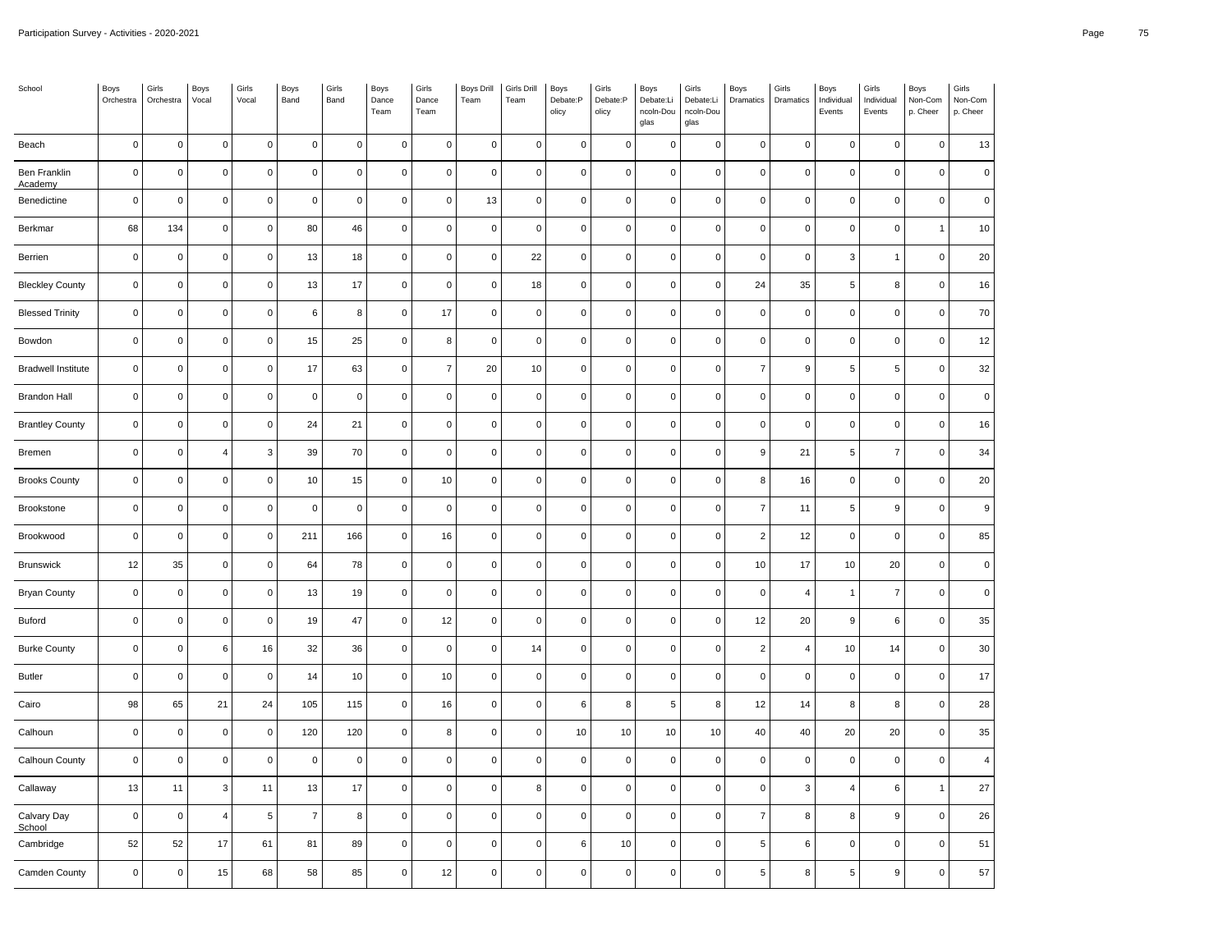| School | Boys Orchestra | Girls Orchestra | Boys Vocal | Girls Vocal | Boys Band | Girls Band | Boys Dance Team | Girls Dance Team | Boys Drill Team | Girls Drill Team | Boys Debate:Policy | Girls Debate:Policy | Boys Debate:Lincoln-Douglas | Girls Debate:Lincoln-Douglas | Boys Dramatics | Girls Dramatics | Boys Individual Events | Girls Individual Events | Boys Non-Comp. Cheer | Girls Non-Comp. Cheer |
|---|---|---|---|---|---|---|---|---|---|---|---|---|---|---|---|---|---|---|---|---|
| Beach | 0 | 0 | 0 | 0 | 0 | 0 | 0 | 0 | 0 | 0 | 0 | 0 | 0 | 0 | 0 | 0 | 0 | 0 | 0 | 13 |
| Ben Franklin Academy | 0 | 0 | 0 | 0 | 0 | 0 | 0 | 0 | 0 | 0 | 0 | 0 | 0 | 0 | 0 | 0 | 0 | 0 | 0 | 0 |
| Benedictine | 0 | 0 | 0 | 0 | 0 | 0 | 0 | 0 | 13 | 0 | 0 | 0 | 0 | 0 | 0 | 0 | 0 | 0 | 0 | 0 |
| Berkmar | 68 | 134 | 0 | 0 | 80 | 46 | 0 | 0 | 0 | 0 | 0 | 0 | 0 | 0 | 0 | 0 | 0 | 0 | 1 | 10 |
| Berrien | 0 | 0 | 0 | 0 | 13 | 18 | 0 | 0 | 0 | 22 | 0 | 0 | 0 | 0 | 0 | 0 | 3 | 1 | 0 | 20 |
| Bleckley County | 0 | 0 | 0 | 0 | 13 | 17 | 0 | 0 | 0 | 18 | 0 | 0 | 0 | 0 | 24 | 35 | 5 | 8 | 0 | 16 |
| Blessed Trinity | 0 | 0 | 0 | 0 | 6 | 8 | 0 | 17 | 0 | 0 | 0 | 0 | 0 | 0 | 0 | 0 | 0 | 0 | 0 | 70 |
| Bowdon | 0 | 0 | 0 | 0 | 15 | 25 | 0 | 8 | 0 | 0 | 0 | 0 | 0 | 0 | 0 | 0 | 0 | 0 | 0 | 12 |
| Bradwell Institute | 0 | 0 | 0 | 0 | 17 | 63 | 0 | 7 | 20 | 10 | 0 | 0 | 0 | 0 | 7 | 9 | 5 | 5 | 0 | 32 |
| Brandon Hall | 0 | 0 | 0 | 0 | 0 | 0 | 0 | 0 | 0 | 0 | 0 | 0 | 0 | 0 | 0 | 0 | 0 | 0 | 0 | 0 |
| Brantley County | 0 | 0 | 0 | 0 | 24 | 21 | 0 | 0 | 0 | 0 | 0 | 0 | 0 | 0 | 0 | 0 | 0 | 0 | 0 | 16 |
| Bremen | 0 | 0 | 4 | 3 | 39 | 70 | 0 | 0 | 0 | 0 | 0 | 0 | 0 | 0 | 9 | 21 | 5 | 7 | 0 | 34 |
| Brooks County | 0 | 0 | 0 | 0 | 10 | 15 | 0 | 10 | 0 | 0 | 0 | 0 | 0 | 0 | 8 | 16 | 0 | 0 | 0 | 20 |
| Brookstone | 0 | 0 | 0 | 0 | 0 | 0 | 0 | 0 | 0 | 0 | 0 | 0 | 0 | 0 | 7 | 11 | 5 | 9 | 0 | 9 |
| Brookwood | 0 | 0 | 0 | 0 | 211 | 166 | 0 | 16 | 0 | 0 | 0 | 0 | 0 | 0 | 2 | 12 | 0 | 0 | 0 | 85 |
| Brunswick | 12 | 35 | 0 | 0 | 64 | 78 | 0 | 0 | 0 | 0 | 0 | 0 | 0 | 0 | 10 | 17 | 10 | 20 | 0 | 0 |
| Bryan County | 0 | 0 | 0 | 0 | 13 | 19 | 0 | 0 | 0 | 0 | 0 | 0 | 0 | 0 | 0 | 4 | 1 | 7 | 0 | 0 |
| Buford | 0 | 0 | 0 | 0 | 19 | 47 | 0 | 12 | 0 | 0 | 0 | 0 | 0 | 0 | 12 | 20 | 9 | 6 | 0 | 35 |
| Burke County | 0 | 0 | 6 | 16 | 32 | 36 | 0 | 0 | 0 | 14 | 0 | 0 | 0 | 0 | 2 | 4 | 10 | 14 | 0 | 30 |
| Butler | 0 | 0 | 0 | 0 | 14 | 10 | 0 | 10 | 0 | 0 | 0 | 0 | 0 | 0 | 0 | 0 | 0 | 0 | 0 | 17 |
| Cairo | 98 | 65 | 21 | 24 | 105 | 115 | 0 | 16 | 0 | 0 | 6 | 8 | 5 | 8 | 12 | 14 | 8 | 8 | 0 | 28 |
| Calhoun | 0 | 0 | 0 | 0 | 120 | 120 | 0 | 8 | 0 | 0 | 10 | 10 | 10 | 10 | 40 | 40 | 20 | 20 | 0 | 35 |
| Calhoun County | 0 | 0 | 0 | 0 | 0 | 0 | 0 | 0 | 0 | 0 | 0 | 0 | 0 | 0 | 0 | 0 | 0 | 0 | 0 | 4 |
| Callaway | 13 | 11 | 3 | 11 | 13 | 17 | 0 | 0 | 0 | 8 | 0 | 0 | 0 | 0 | 0 | 3 | 4 | 6 | 1 | 27 |
| Calvary Day School | 0 | 0 | 4 | 5 | 7 | 8 | 0 | 0 | 0 | 0 | 0 | 0 | 0 | 0 | 7 | 8 | 8 | 9 | 0 | 26 |
| Cambridge | 52 | 52 | 17 | 61 | 81 | 89 | 0 | 0 | 0 | 0 | 6 | 10 | 0 | 0 | 5 | 6 | 0 | 0 | 0 | 51 |
| Camden County | 0 | 0 | 15 | 68 | 58 | 85 | 0 | 12 | 0 | 0 | 0 | 0 | 0 | 0 | 5 | 8 | 5 | 9 | 0 | 57 |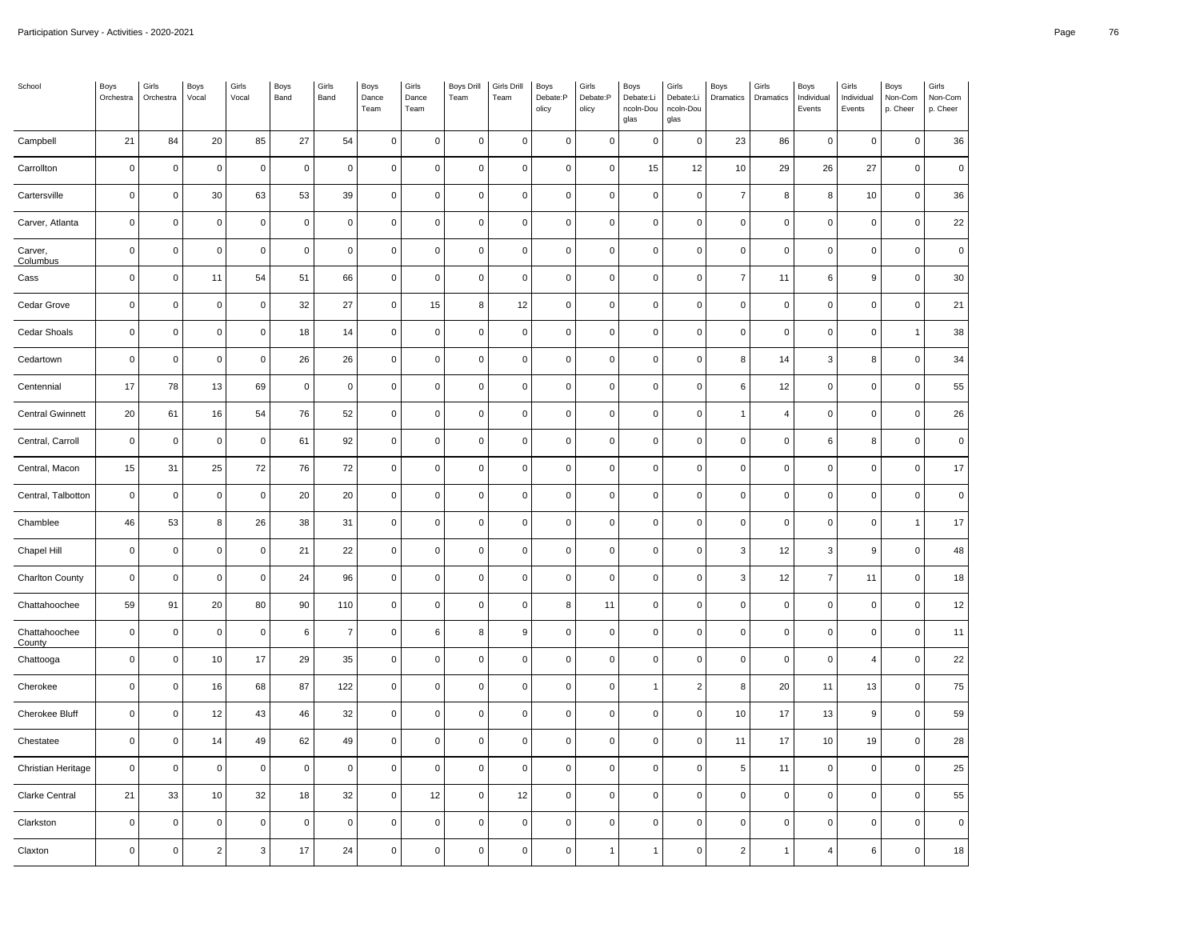| School | Boys Orchestra | Girls Orchestra | Boys Vocal | Girls Vocal | Boys Band | Girls Band | Boys Dance Team | Girls Dance Team | Boys Drill Team | Girls Drill Team | Boys Debate:Policy | Girls Debate:Policy | Boys Debate:Lincoln-Douglas | Girls Debate:Lincoln-Douglas | Boys Dramatics | Girls Dramatics | Boys Individual Events | Girls Individual Events | Boys Non-Comp. Cheer | Girls Non-Comp. Cheer |
|---|---|---|---|---|---|---|---|---|---|---|---|---|---|---|---|---|---|---|---|---|
| Campbell | 21 | 84 | 20 | 85 | 27 | 54 | 0 | 0 | 0 | 0 | 0 | 0 | 0 | 0 | 23 | 86 | 0 | 0 | 0 | 36 |
| Carrollton | 0 | 0 | 0 | 0 | 0 | 0 | 0 | 0 | 0 | 0 | 0 | 0 | 15 | 12 | 10 | 29 | 26 | 27 | 0 | 0 |
| Cartersville | 0 | 0 | 30 | 63 | 53 | 39 | 0 | 0 | 0 | 0 | 0 | 0 | 0 | 0 | 7 | 8 | 8 | 10 | 0 | 36 |
| Carver, Atlanta | 0 | 0 | 0 | 0 | 0 | 0 | 0 | 0 | 0 | 0 | 0 | 0 | 0 | 0 | 0 | 0 | 0 | 0 | 0 | 22 |
| Carver, Columbus | 0 | 0 | 0 | 0 | 0 | 0 | 0 | 0 | 0 | 0 | 0 | 0 | 0 | 0 | 0 | 0 | 0 | 0 | 0 | 0 |
| Cass | 0 | 0 | 11 | 54 | 51 | 66 | 0 | 0 | 0 | 0 | 0 | 0 | 0 | 0 | 7 | 11 | 6 | 9 | 0 | 30 |
| Cedar Grove | 0 | 0 | 0 | 0 | 32 | 27 | 0 | 15 | 8 | 12 | 0 | 0 | 0 | 0 | 0 | 0 | 0 | 0 | 0 | 21 |
| Cedar Shoals | 0 | 0 | 0 | 0 | 18 | 14 | 0 | 0 | 0 | 0 | 0 | 0 | 0 | 0 | 0 | 0 | 0 | 0 | 1 | 38 |
| Cedartown | 0 | 0 | 0 | 0 | 26 | 26 | 0 | 0 | 0 | 0 | 0 | 0 | 0 | 0 | 8 | 14 | 3 | 8 | 0 | 34 |
| Centennial | 17 | 78 | 13 | 69 | 0 | 0 | 0 | 0 | 0 | 0 | 0 | 0 | 0 | 0 | 6 | 12 | 0 | 0 | 0 | 55 |
| Central Gwinnett | 20 | 61 | 16 | 54 | 76 | 52 | 0 | 0 | 0 | 0 | 0 | 0 | 0 | 0 | 1 | 4 | 0 | 0 | 0 | 26 |
| Central, Carroll | 0 | 0 | 0 | 0 | 61 | 92 | 0 | 0 | 0 | 0 | 0 | 0 | 0 | 0 | 0 | 0 | 6 | 8 | 0 | 0 |
| Central, Macon | 15 | 31 | 25 | 72 | 76 | 72 | 0 | 0 | 0 | 0 | 0 | 0 | 0 | 0 | 0 | 0 | 0 | 0 | 0 | 17 |
| Central, Talbotton | 0 | 0 | 0 | 0 | 20 | 20 | 0 | 0 | 0 | 0 | 0 | 0 | 0 | 0 | 0 | 0 | 0 | 0 | 0 | 0 |
| Chamblee | 46 | 53 | 8 | 26 | 38 | 31 | 0 | 0 | 0 | 0 | 0 | 0 | 0 | 0 | 0 | 0 | 0 | 0 | 1 | 17 |
| Chapel Hill | 0 | 0 | 0 | 0 | 21 | 22 | 0 | 0 | 0 | 0 | 0 | 0 | 0 | 0 | 3 | 12 | 3 | 9 | 0 | 48 |
| Charlton County | 0 | 0 | 0 | 0 | 24 | 96 | 0 | 0 | 0 | 0 | 0 | 0 | 0 | 0 | 3 | 12 | 7 | 11 | 0 | 18 |
| Chattahoochee | 59 | 91 | 20 | 80 | 90 | 110 | 0 | 0 | 0 | 0 | 8 | 11 | 0 | 0 | 0 | 0 | 0 | 0 | 0 | 12 |
| Chattahoochee County | 0 | 0 | 0 | 0 | 6 | 7 | 0 | 6 | 8 | 9 | 0 | 0 | 0 | 0 | 0 | 0 | 0 | 0 | 0 | 11 |
| Chattooga | 0 | 0 | 10 | 17 | 29 | 35 | 0 | 0 | 0 | 0 | 0 | 0 | 0 | 0 | 0 | 0 | 0 | 4 | 0 | 22 |
| Cherokee | 0 | 0 | 16 | 68 | 87 | 122 | 0 | 0 | 0 | 0 | 0 | 0 | 1 | 2 | 8 | 20 | 11 | 13 | 0 | 75 |
| Cherokee Bluff | 0 | 0 | 12 | 43 | 46 | 32 | 0 | 0 | 0 | 0 | 0 | 0 | 0 | 0 | 10 | 17 | 13 | 9 | 0 | 59 |
| Chestatee | 0 | 0 | 14 | 49 | 62 | 49 | 0 | 0 | 0 | 0 | 0 | 0 | 0 | 0 | 11 | 17 | 10 | 19 | 0 | 28 |
| Christian Heritage | 0 | 0 | 0 | 0 | 0 | 0 | 0 | 0 | 0 | 0 | 0 | 0 | 0 | 0 | 5 | 11 | 0 | 0 | 0 | 25 |
| Clarke Central | 21 | 33 | 10 | 32 | 18 | 32 | 0 | 12 | 0 | 12 | 0 | 0 | 0 | 0 | 0 | 0 | 0 | 0 | 0 | 55 |
| Clarkston | 0 | 0 | 0 | 0 | 0 | 0 | 0 | 0 | 0 | 0 | 0 | 0 | 0 | 0 | 0 | 0 | 0 | 0 | 0 | 0 |
| Claxton | 0 | 0 | 2 | 3 | 17 | 24 | 0 | 0 | 0 | 0 | 0 | 1 | 1 | 0 | 2 | 1 | 4 | 6 | 0 | 18 |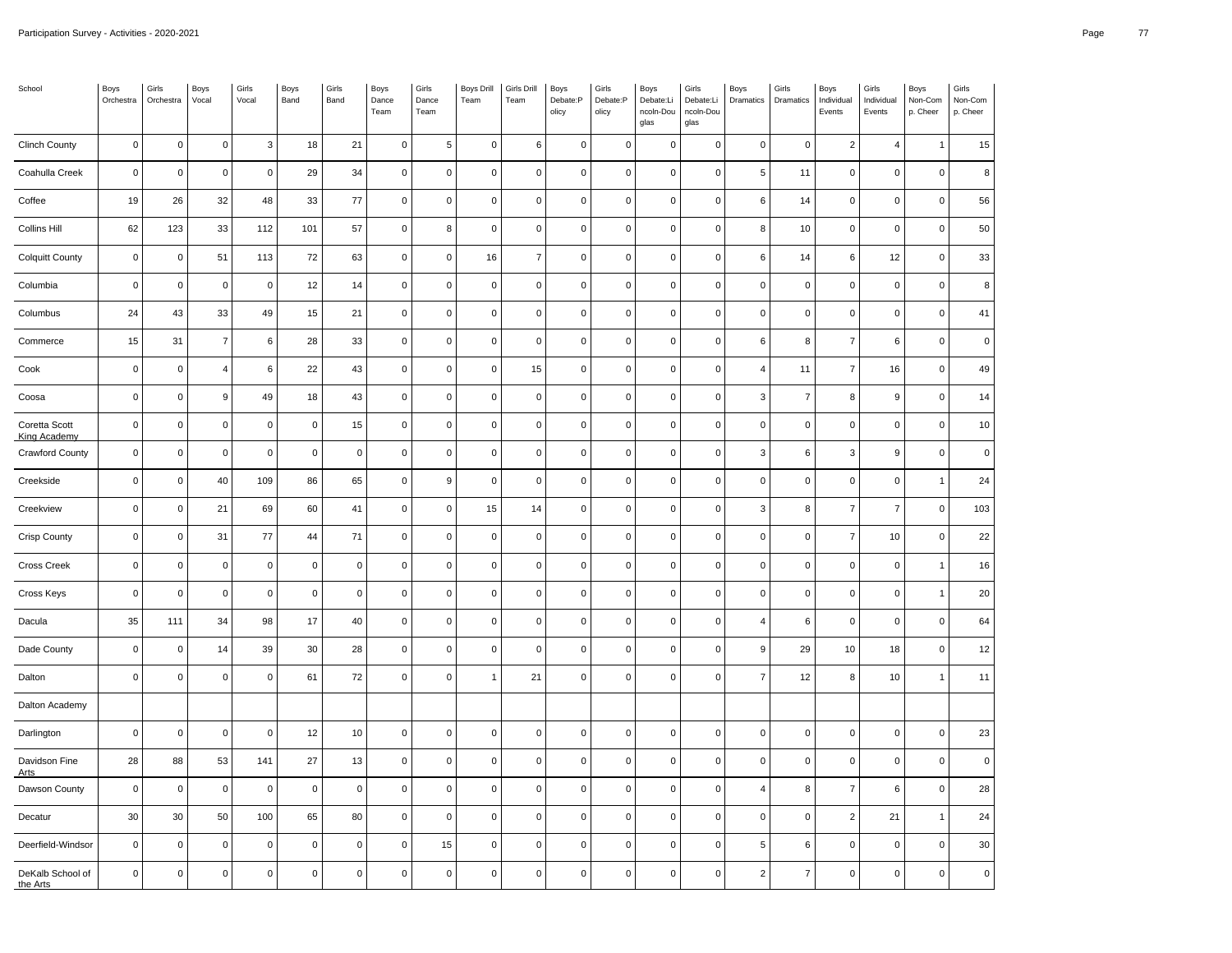| School | Boys Orchestra | Girls Orchestra | Boys Vocal | Girls Vocal | Boys Band | Girls Band | Boys Dance Team | Girls Dance Team | Boys Drill Team | Girls Drill Team | Boys Debate:Policy | Girls Debate:Policy | Boys Debate:Lincoln-Douglas | Girls Debate:Lincoln-Douglas | Boys Dramatics | Girls Dramatics | Boys Individual Events | Girls Individual Events | Boys Non-Comp. Cheer | Girls Non-Comp. Cheer |
|---|---|---|---|---|---|---|---|---|---|---|---|---|---|---|---|---|---|---|---|---|
| Clinch County | 0 | 0 | 0 | 3 | 18 | 21 | 0 | 5 | 0 | 6 | 0 | 0 | 0 | 0 | 0 | 0 | 2 | 4 | 1 | 15 |
| Coahulla Creek | 0 | 0 | 0 | 0 | 29 | 34 | 0 | 0 | 0 | 0 | 0 | 0 | 0 | 0 | 5 | 11 | 0 | 0 | 0 | 8 |
| Coffee | 19 | 26 | 32 | 48 | 33 | 77 | 0 | 0 | 0 | 0 | 0 | 0 | 0 | 0 | 6 | 14 | 0 | 0 | 0 | 56 |
| Collins Hill | 62 | 123 | 33 | 112 | 101 | 57 | 0 | 8 | 0 | 0 | 0 | 0 | 0 | 0 | 8 | 10 | 0 | 0 | 0 | 50 |
| Colquitt County | 0 | 0 | 51 | 113 | 72 | 63 | 0 | 0 | 16 | 7 | 0 | 0 | 0 | 0 | 6 | 14 | 6 | 12 | 0 | 33 |
| Columbia | 0 | 0 | 0 | 0 | 12 | 14 | 0 | 0 | 0 | 0 | 0 | 0 | 0 | 0 | 0 | 0 | 0 | 0 | 0 | 8 |
| Columbus | 24 | 43 | 33 | 49 | 15 | 21 | 0 | 0 | 0 | 0 | 0 | 0 | 0 | 0 | 0 | 0 | 0 | 0 | 0 | 41 |
| Commerce | 15 | 31 | 7 | 6 | 28 | 33 | 0 | 0 | 0 | 0 | 0 | 0 | 0 | 0 | 6 | 8 | 7 | 6 | 0 | 0 |
| Cook | 0 | 0 | 4 | 6 | 22 | 43 | 0 | 0 | 0 | 15 | 0 | 0 | 0 | 0 | 4 | 11 | 7 | 16 | 0 | 49 |
| Coosa | 0 | 0 | 9 | 49 | 18 | 43 | 0 | 0 | 0 | 0 | 0 | 0 | 0 | 0 | 3 | 7 | 8 | 9 | 0 | 14 |
| Coretta Scott King Academy | 0 | 0 | 0 | 0 | 0 | 15 | 0 | 0 | 0 | 0 | 0 | 0 | 0 | 0 | 0 | 0 | 0 | 0 | 0 | 10 |
| Crawford County | 0 | 0 | 0 | 0 | 0 | 0 | 0 | 0 | 0 | 0 | 0 | 0 | 0 | 0 | 3 | 6 | 3 | 9 | 0 | 0 |
| Creekside | 0 | 0 | 40 | 109 | 86 | 65 | 0 | 9 | 0 | 0 | 0 | 0 | 0 | 0 | 0 | 0 | 0 | 0 | 1 | 24 |
| Creekview | 0 | 0 | 21 | 69 | 60 | 41 | 0 | 0 | 15 | 14 | 0 | 0 | 0 | 0 | 3 | 8 | 7 | 7 | 0 | 103 |
| Crisp County | 0 | 0 | 31 | 77 | 44 | 71 | 0 | 0 | 0 | 0 | 0 | 0 | 0 | 0 | 0 | 0 | 7 | 10 | 0 | 22 |
| Cross Creek | 0 | 0 | 0 | 0 | 0 | 0 | 0 | 0 | 0 | 0 | 0 | 0 | 0 | 0 | 0 | 0 | 0 | 0 | 1 | 16 |
| Cross Keys | 0 | 0 | 0 | 0 | 0 | 0 | 0 | 0 | 0 | 0 | 0 | 0 | 0 | 0 | 0 | 0 | 0 | 0 | 1 | 20 |
| Dacula | 35 | 111 | 34 | 98 | 17 | 40 | 0 | 0 | 0 | 0 | 0 | 0 | 0 | 0 | 4 | 6 | 0 | 0 | 0 | 64 |
| Dade County | 0 | 0 | 14 | 39 | 30 | 28 | 0 | 0 | 0 | 0 | 0 | 0 | 0 | 0 | 9 | 29 | 10 | 18 | 0 | 12 |
| Dalton | 0 | 0 | 0 | 0 | 61 | 72 | 0 | 0 | 1 | 21 | 0 | 0 | 0 | 0 | 7 | 12 | 8 | 10 | 1 | 11 |
| Dalton Academy | | | | | | | | | | | | | | | | | | | | |
| Darlington | 0 | 0 | 0 | 0 | 12 | 10 | 0 | 0 | 0 | 0 | 0 | 0 | 0 | 0 | 0 | 0 | 0 | 0 | 0 | 23 |
| Davidson Fine Arts | 28 | 88 | 53 | 141 | 27 | 13 | 0 | 0 | 0 | 0 | 0 | 0 | 0 | 0 | 0 | 0 | 0 | 0 | 0 | 0 |
| Dawson County | 0 | 0 | 0 | 0 | 0 | 0 | 0 | 0 | 0 | 0 | 0 | 0 | 0 | 0 | 4 | 8 | 7 | 6 | 0 | 28 |
| Decatur | 30 | 30 | 50 | 100 | 65 | 80 | 0 | 0 | 0 | 0 | 0 | 0 | 0 | 0 | 0 | 0 | 2 | 21 | 1 | 24 |
| Deerfield-Windsor | 0 | 0 | 0 | 0 | 0 | 0 | 0 | 15 | 0 | 0 | 0 | 0 | 0 | 0 | 5 | 6 | 0 | 0 | 0 | 30 |
| DeKalb School of the Arts | 0 | 0 | 0 | 0 | 0 | 0 | 0 | 0 | 0 | 0 | 0 | 0 | 0 | 0 | 2 | 7 | 0 | 0 | 0 | 0 |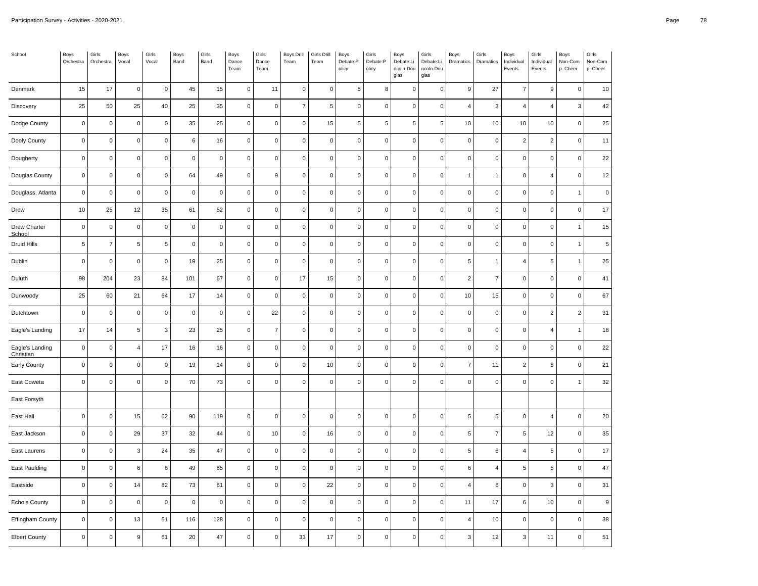| School | Boys Orchestra | Girls Orchestra | Boys Vocal | Girls Vocal | Boys Band | Girls Band | Boys Dance Team | Girls Dance Team | Boys Drill Team | Girls Drill Team | Boys Debate:Policy | Girls Debate:Policy | Boys Debate:Lincoln-Douglas | Girls Debate:Lincoln-Douglas | Boys Dramatics | Girls Dramatics | Boys Individual Events | Girls Individual Events | Boys Non-Comp. Cheer | Girls Non-Comp. Cheer |
|---|---|---|---|---|---|---|---|---|---|---|---|---|---|---|---|---|---|---|---|---|
| Denmark | 15 | 17 | 0 | 0 | 45 | 15 | 0 | 11 | 0 | 0 | 5 | 8 | 0 | 0 | 9 | 27 | 7 | 9 | 0 | 10 |
| Discovery | 25 | 50 | 25 | 40 | 25 | 35 | 0 | 0 | 7 | 5 | 0 | 0 | 0 | 0 | 4 | 3 | 4 | 4 | 3 | 42 |
| Dodge County | 0 | 0 | 0 | 0 | 35 | 25 | 0 | 0 | 0 | 15 | 5 | 5 | 5 | 5 | 10 | 10 | 10 | 10 | 0 | 25 |
| Dooly County | 0 | 0 | 0 | 0 | 6 | 16 | 0 | 0 | 0 | 0 | 0 | 0 | 0 | 0 | 0 | 0 | 2 | 2 | 0 | 11 |
| Dougherty | 0 | 0 | 0 | 0 | 0 | 0 | 0 | 0 | 0 | 0 | 0 | 0 | 0 | 0 | 0 | 0 | 0 | 0 | 0 | 22 |
| Douglas County | 0 | 0 | 0 | 0 | 64 | 49 | 0 | 9 | 0 | 0 | 0 | 0 | 0 | 0 | 1 | 1 | 0 | 4 | 0 | 12 |
| Douglass, Atlanta | 0 | 0 | 0 | 0 | 0 | 0 | 0 | 0 | 0 | 0 | 0 | 0 | 0 | 0 | 0 | 0 | 0 | 0 | 1 | 0 |
| Drew | 10 | 25 | 12 | 35 | 61 | 52 | 0 | 0 | 0 | 0 | 0 | 0 | 0 | 0 | 0 | 0 | 0 | 0 | 0 | 17 |
| Drew Charter School | 0 | 0 | 0 | 0 | 0 | 0 | 0 | 0 | 0 | 0 | 0 | 0 | 0 | 0 | 0 | 0 | 0 | 0 | 1 | 15 |
| Druid Hills | 5 | 7 | 5 | 5 | 0 | 0 | 0 | 0 | 0 | 0 | 0 | 0 | 0 | 0 | 0 | 0 | 0 | 0 | 1 | 5 |
| Dublin | 0 | 0 | 0 | 0 | 19 | 25 | 0 | 0 | 0 | 0 | 0 | 0 | 0 | 0 | 5 | 1 | 4 | 5 | 1 | 25 |
| Duluth | 98 | 204 | 23 | 84 | 101 | 67 | 0 | 0 | 17 | 15 | 0 | 0 | 0 | 0 | 2 | 7 | 0 | 0 | 0 | 41 |
| Dunwoody | 25 | 60 | 21 | 64 | 17 | 14 | 0 | 0 | 0 | 0 | 0 | 0 | 0 | 0 | 10 | 15 | 0 | 0 | 0 | 67 |
| Dutchtown | 0 | 0 | 0 | 0 | 0 | 0 | 0 | 22 | 0 | 0 | 0 | 0 | 0 | 0 | 0 | 0 | 0 | 2 | 2 | 31 |
| Eagle's Landing | 17 | 14 | 5 | 3 | 23 | 25 | 0 | 7 | 0 | 0 | 0 | 0 | 0 | 0 | 0 | 0 | 0 | 4 | 1 | 18 |
| Eagle's Landing Christian | 0 | 0 | 4 | 17 | 16 | 16 | 0 | 0 | 0 | 0 | 0 | 0 | 0 | 0 | 0 | 0 | 0 | 0 | 0 | 22 |
| Early County | 0 | 0 | 0 | 0 | 19 | 14 | 0 | 0 | 0 | 10 | 0 | 0 | 0 | 0 | 7 | 11 | 2 | 8 | 0 | 21 |
| East Coweta | 0 | 0 | 0 | 0 | 70 | 73 | 0 | 0 | 0 | 0 | 0 | 0 | 0 | 0 | 0 | 0 | 0 | 0 | 1 | 32 |
| East Forsyth | | | | | | | | | | | | | | | | | | | | |
| East Hall | 0 | 0 | 15 | 62 | 90 | 119 | 0 | 0 | 0 | 0 | 0 | 0 | 0 | 0 | 5 | 5 | 0 | 4 | 0 | 20 |
| East Jackson | 0 | 0 | 29 | 37 | 32 | 44 | 0 | 10 | 0 | 16 | 0 | 0 | 0 | 0 | 5 | 7 | 5 | 12 | 0 | 35 |
| East Laurens | 0 | 0 | 3 | 24 | 35 | 47 | 0 | 0 | 0 | 0 | 0 | 0 | 0 | 0 | 5 | 6 | 4 | 5 | 0 | 17 |
| East Paulding | 0 | 0 | 6 | 6 | 49 | 65 | 0 | 0 | 0 | 0 | 0 | 0 | 0 | 0 | 6 | 4 | 5 | 5 | 0 | 47 |
| Eastside | 0 | 0 | 14 | 82 | 73 | 61 | 0 | 0 | 0 | 22 | 0 | 0 | 0 | 0 | 4 | 6 | 0 | 3 | 0 | 31 |
| Echols County | 0 | 0 | 0 | 0 | 0 | 0 | 0 | 0 | 0 | 0 | 0 | 0 | 0 | 0 | 11 | 17 | 6 | 10 | 0 | 9 |
| Effingham County | 0 | 0 | 13 | 61 | 116 | 128 | 0 | 0 | 0 | 0 | 0 | 0 | 0 | 0 | 4 | 10 | 0 | 0 | 0 | 38 |
| Elbert County | 0 | 0 | 9 | 61 | 20 | 47 | 0 | 0 | 33 | 17 | 0 | 0 | 0 | 0 | 3 | 12 | 3 | 11 | 0 | 51 |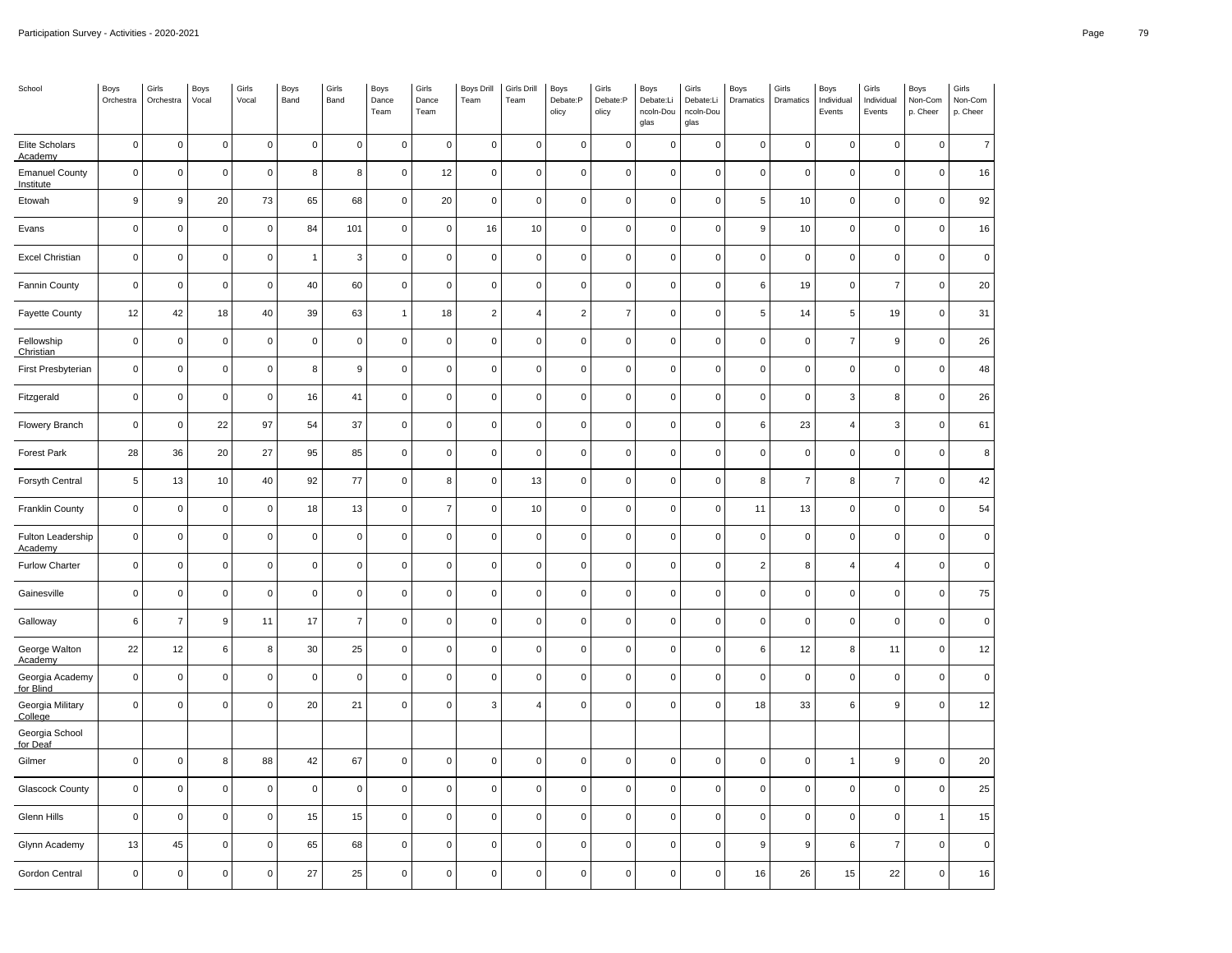| School | Boys Orchestra | Girls Orchestra | Boys Vocal | Girls Vocal | Boys Band | Girls Band | Boys Dance Team | Girls Dance Team | Boys Drill Team | Girls Drill Team | Boys Debate:Policy | Girls Debate:Policy | Boys Debate:Lincoln-Douglas | Girls Debate:Lincoln-Douglas | Boys Dramatics | Girls Dramatics | Boys Individual Events | Girls Individual Events | Boys Non-Comp. Cheer | Girls Non-Comp. Cheer |
|---|---|---|---|---|---|---|---|---|---|---|---|---|---|---|---|---|---|---|---|---|
| Elite Scholars Academy | 0 | 0 | 0 | 0 | 0 | 0 | 0 | 0 | 0 | 0 | 0 | 0 | 0 | 0 | 0 | 0 | 0 | 0 | 0 | 7 |
| Emanuel County Institute | 0 | 0 | 0 | 0 | 8 | 8 | 0 | 12 | 0 | 0 | 0 | 0 | 0 | 0 | 0 | 0 | 0 | 0 | 0 | 16 |
| Etowah | 9 | 9 | 20 | 73 | 65 | 68 | 0 | 20 | 0 | 0 | 0 | 0 | 0 | 0 | 5 | 10 | 0 | 0 | 0 | 92 |
| Evans | 0 | 0 | 0 | 0 | 84 | 101 | 0 | 0 | 16 | 10 | 0 | 0 | 0 | 0 | 9 | 10 | 0 | 0 | 0 | 16 |
| Excel Christian | 0 | 0 | 0 | 0 | 1 | 3 | 0 | 0 | 0 | 0 | 0 | 0 | 0 | 0 | 0 | 0 | 0 | 0 | 0 | 0 |
| Fannin County | 0 | 0 | 0 | 0 | 40 | 60 | 0 | 0 | 0 | 0 | 0 | 0 | 0 | 0 | 6 | 19 | 0 | 7 | 0 | 20 |
| Fayette County | 12 | 42 | 18 | 40 | 39 | 63 | 1 | 18 | 2 | 4 | 2 | 7 | 0 | 0 | 5 | 14 | 5 | 19 | 0 | 31 |
| Fellowship Christian | 0 | 0 | 0 | 0 | 0 | 0 | 0 | 0 | 0 | 0 | 0 | 0 | 0 | 0 | 0 | 0 | 7 | 9 | 0 | 26 |
| First Presbyterian | 0 | 0 | 0 | 0 | 8 | 9 | 0 | 0 | 0 | 0 | 0 | 0 | 0 | 0 | 0 | 0 | 0 | 0 | 0 | 48 |
| Fitzgerald | 0 | 0 | 0 | 0 | 16 | 41 | 0 | 0 | 0 | 0 | 0 | 0 | 0 | 0 | 0 | 0 | 3 | 8 | 0 | 26 |
| Flowery Branch | 0 | 0 | 22 | 97 | 54 | 37 | 0 | 0 | 0 | 0 | 0 | 0 | 0 | 0 | 6 | 23 | 4 | 3 | 0 | 61 |
| Forest Park | 28 | 36 | 20 | 27 | 95 | 85 | 0 | 0 | 0 | 0 | 0 | 0 | 0 | 0 | 0 | 0 | 0 | 0 | 0 | 8 |
| Forsyth Central | 5 | 13 | 10 | 40 | 92 | 77 | 0 | 8 | 0 | 13 | 0 | 0 | 0 | 0 | 8 | 7 | 8 | 7 | 0 | 42 |
| Franklin County | 0 | 0 | 0 | 0 | 18 | 13 | 0 | 7 | 0 | 10 | 0 | 0 | 0 | 0 | 11 | 13 | 0 | 0 | 0 | 54 |
| Fulton Leadership Academy | 0 | 0 | 0 | 0 | 0 | 0 | 0 | 0 | 0 | 0 | 0 | 0 | 0 | 0 | 0 | 0 | 0 | 0 | 0 | 0 |
| Furlow Charter | 0 | 0 | 0 | 0 | 0 | 0 | 0 | 0 | 0 | 0 | 0 | 0 | 0 | 0 | 2 | 8 | 4 | 4 | 0 | 0 |
| Gainesville | 0 | 0 | 0 | 0 | 0 | 0 | 0 | 0 | 0 | 0 | 0 | 0 | 0 | 0 | 0 | 0 | 0 | 0 | 0 | 75 |
| Galloway | 6 | 7 | 9 | 11 | 17 | 7 | 0 | 0 | 0 | 0 | 0 | 0 | 0 | 0 | 0 | 0 | 0 | 0 | 0 | 0 |
| George Walton Academy | 22 | 12 | 6 | 8 | 30 | 25 | 0 | 0 | 0 | 0 | 0 | 0 | 0 | 0 | 6 | 12 | 8 | 11 | 0 | 12 |
| Georgia Academy for Blind | 0 | 0 | 0 | 0 | 0 | 0 | 0 | 0 | 0 | 0 | 0 | 0 | 0 | 0 | 0 | 0 | 0 | 0 | 0 | 0 |
| Georgia Military College | 0 | 0 | 0 | 0 | 20 | 21 | 0 | 0 | 3 | 4 | 0 | 0 | 0 | 0 | 18 | 33 | 6 | 9 | 0 | 12 |
| Georgia School for Deaf | | | | | | | | | | | | | | | | | | | | |
| Gilmer | 0 | 0 | 8 | 88 | 42 | 67 | 0 | 0 | 0 | 0 | 0 | 0 | 0 | 0 | 0 | 0 | 1 | 9 | 0 | 20 |
| Glascock County | 0 | 0 | 0 | 0 | 0 | 0 | 0 | 0 | 0 | 0 | 0 | 0 | 0 | 0 | 0 | 0 | 0 | 0 | 0 | 25 |
| Glenn Hills | 0 | 0 | 0 | 0 | 15 | 15 | 0 | 0 | 0 | 0 | 0 | 0 | 0 | 0 | 0 | 0 | 0 | 0 | 1 | 15 |
| Glynn Academy | 13 | 45 | 0 | 0 | 65 | 68 | 0 | 0 | 0 | 0 | 0 | 0 | 0 | 0 | 9 | 9 | 6 | 7 | 0 | 0 |
| Gordon Central | 0 | 0 | 0 | 0 | 27 | 25 | 0 | 0 | 0 | 0 | 0 | 0 | 0 | 0 | 16 | 26 | 15 | 22 | 0 | 16 |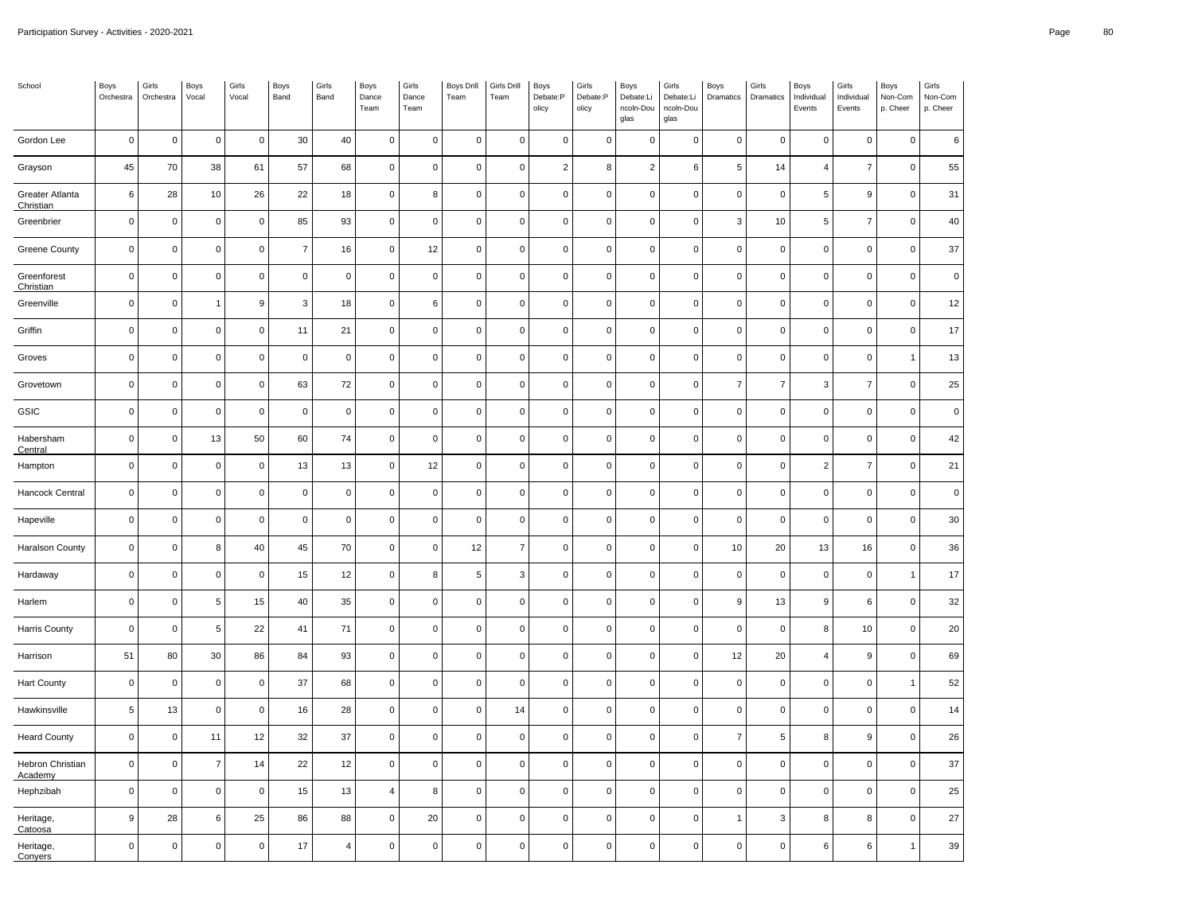| School | Boys Orchestra | Girls Orchestra | Boys Vocal | Girls Vocal | Boys Band | Girls Band | Boys Dance Team | Girls Dance Team | Boys Drill Team | Girls Drill Team | Boys Debate:Policy | Girls Debate:Policy | Boys Debate:Lincoln-Douglas | Girls Debate:Lincoln-Douglas | Boys Dramatics | Girls Dramatics | Boys Individual Events | Girls Individual Events | Boys Non-Comp. Cheer | Girls Non-Comp. Cheer |
|---|---|---|---|---|---|---|---|---|---|---|---|---|---|---|---|---|---|---|---|---|
| Gordon Lee | 0 | 0 | 0 | 0 | 30 | 40 | 0 | 0 | 0 | 0 | 0 | 0 | 0 | 0 | 0 | 0 | 0 | 0 | 0 | 6 |
| Grayson | 45 | 70 | 38 | 61 | 57 | 68 | 0 | 0 | 0 | 0 | 2 | 8 | 2 | 6 | 5 | 14 | 4 | 7 | 0 | 55 |
| Greater Atlanta Christian | 6 | 28 | 10 | 26 | 22 | 18 | 0 | 8 | 0 | 0 | 0 | 0 | 0 | 0 | 0 | 0 | 5 | 9 | 0 | 31 |
| Greenbrier | 0 | 0 | 0 | 0 | 85 | 93 | 0 | 0 | 0 | 0 | 0 | 0 | 0 | 0 | 3 | 10 | 5 | 7 | 0 | 40 |
| Greene County | 0 | 0 | 0 | 0 | 7 | 16 | 0 | 12 | 0 | 0 | 0 | 0 | 0 | 0 | 0 | 0 | 0 | 0 | 0 | 37 |
| Greenforest Christian | 0 | 0 | 0 | 0 | 0 | 0 | 0 | 0 | 0 | 0 | 0 | 0 | 0 | 0 | 0 | 0 | 0 | 0 | 0 | 0 |
| Greenville | 0 | 0 | 1 | 9 | 3 | 18 | 0 | 6 | 0 | 0 | 0 | 0 | 0 | 0 | 0 | 0 | 0 | 0 | 0 | 12 |
| Griffin | 0 | 0 | 0 | 0 | 11 | 21 | 0 | 0 | 0 | 0 | 0 | 0 | 0 | 0 | 0 | 0 | 0 | 0 | 0 | 17 |
| Groves | 0 | 0 | 0 | 0 | 0 | 0 | 0 | 0 | 0 | 0 | 0 | 0 | 0 | 0 | 0 | 0 | 0 | 0 | 1 | 13 |
| Grovetown | 0 | 0 | 0 | 0 | 63 | 72 | 0 | 0 | 0 | 0 | 0 | 0 | 0 | 0 | 7 | 7 | 3 | 7 | 0 | 25 |
| GSIC | 0 | 0 | 0 | 0 | 0 | 0 | 0 | 0 | 0 | 0 | 0 | 0 | 0 | 0 | 0 | 0 | 0 | 0 | 0 | 0 |
| Habersham Central | 0 | 0 | 13 | 50 | 60 | 74 | 0 | 0 | 0 | 0 | 0 | 0 | 0 | 0 | 0 | 0 | 0 | 0 | 0 | 42 |
| Hampton | 0 | 0 | 0 | 0 | 13 | 13 | 0 | 12 | 0 | 0 | 0 | 0 | 0 | 0 | 0 | 0 | 2 | 7 | 0 | 21 |
| Hancock Central | 0 | 0 | 0 | 0 | 0 | 0 | 0 | 0 | 0 | 0 | 0 | 0 | 0 | 0 | 0 | 0 | 0 | 0 | 0 | 0 |
| Hapeville | 0 | 0 | 0 | 0 | 0 | 0 | 0 | 0 | 0 | 0 | 0 | 0 | 0 | 0 | 0 | 0 | 0 | 0 | 0 | 30 |
| Haralson County | 0 | 0 | 8 | 40 | 45 | 70 | 0 | 0 | 12 | 7 | 0 | 0 | 0 | 0 | 10 | 20 | 13 | 16 | 0 | 36 |
| Hardaway | 0 | 0 | 0 | 0 | 15 | 12 | 0 | 8 | 5 | 3 | 0 | 0 | 0 | 0 | 0 | 0 | 0 | 0 | 1 | 17 |
| Harlem | 0 | 0 | 5 | 15 | 40 | 35 | 0 | 0 | 0 | 0 | 0 | 0 | 0 | 0 | 9 | 13 | 9 | 6 | 0 | 32 |
| Harris County | 0 | 0 | 5 | 22 | 41 | 71 | 0 | 0 | 0 | 0 | 0 | 0 | 0 | 0 | 0 | 0 | 8 | 10 | 0 | 20 |
| Harrison | 51 | 80 | 30 | 86 | 84 | 93 | 0 | 0 | 0 | 0 | 0 | 0 | 0 | 0 | 12 | 20 | 4 | 9 | 0 | 69 |
| Hart County | 0 | 0 | 0 | 0 | 37 | 68 | 0 | 0 | 0 | 0 | 0 | 0 | 0 | 0 | 0 | 0 | 0 | 0 | 1 | 52 |
| Hawkinsville | 5 | 13 | 0 | 0 | 16 | 28 | 0 | 0 | 0 | 14 | 0 | 0 | 0 | 0 | 0 | 0 | 0 | 0 | 0 | 14 |
| Heard County | 0 | 0 | 11 | 12 | 32 | 37 | 0 | 0 | 0 | 0 | 0 | 0 | 0 | 0 | 7 | 5 | 8 | 9 | 0 | 26 |
| Hebron Christian Academy | 0 | 0 | 7 | 14 | 22 | 12 | 0 | 0 | 0 | 0 | 0 | 0 | 0 | 0 | 0 | 0 | 0 | 0 | 0 | 37 |
| Hephzibah | 0 | 0 | 0 | 0 | 15 | 13 | 4 | 8 | 0 | 0 | 0 | 0 | 0 | 0 | 0 | 0 | 0 | 0 | 0 | 25 |
| Heritage, Catoosa | 9 | 28 | 6 | 25 | 86 | 88 | 0 | 20 | 0 | 0 | 0 | 0 | 0 | 0 | 1 | 3 | 8 | 8 | 0 | 27 |
| Heritage, Conyers | 0 | 0 | 0 | 0 | 17 | 4 | 0 | 0 | 0 | 0 | 0 | 0 | 0 | 0 | 0 | 0 | 6 | 6 | 1 | 39 |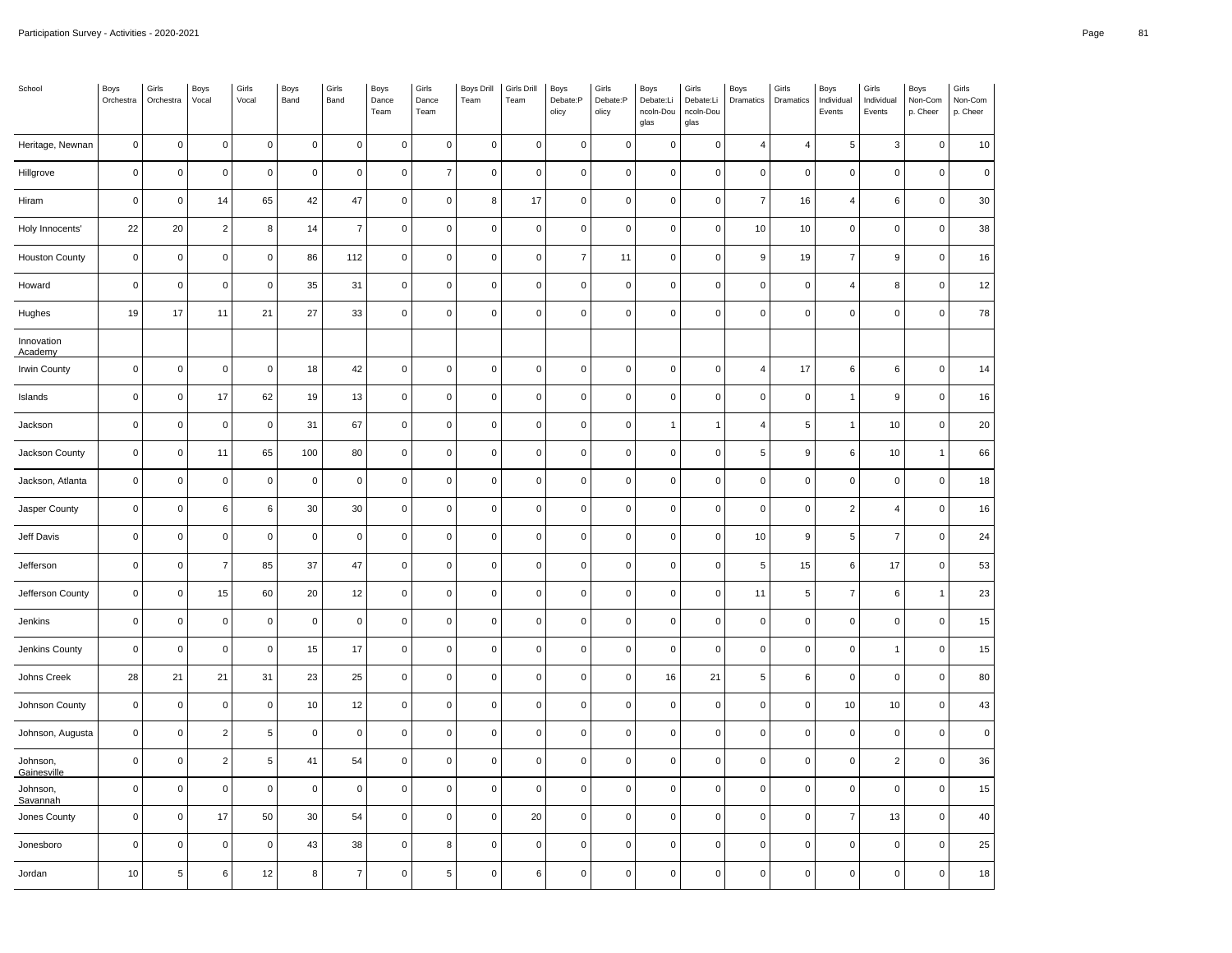| School | Boys Orchestra | Girls Orchestra | Boys Vocal | Girls Vocal | Boys Band | Girls Band | Boys Dance Team | Girls Dance Team | Boys Drill Team | Girls Drill Team | Boys Debate:Policy | Girls Debate:Policy | Boys Debate:Lincoln-Douglas | Girls Debate:Lincoln-Douglas | Boys Dramatics | Girls Dramatics | Boys Individual Events | Girls Individual Events | Boys Non-Comp. Cheer | Girls Non-Comp. Cheer |
|---|---|---|---|---|---|---|---|---|---|---|---|---|---|---|---|---|---|---|---|---|
| Heritage, Newnan | 0 | 0 | 0 | 0 | 0 | 0 | 0 | 0 | 0 | 0 | 0 | 0 | 0 | 0 | 4 | 4 | 5 | 3 | 0 | 10 |
| Hillgrove | 0 | 0 | 0 | 0 | 0 | 0 | 0 | 7 | 0 | 0 | 0 | 0 | 0 | 0 | 0 | 0 | 0 | 0 | 0 | 0 |
| Hiram | 0 | 0 | 14 | 65 | 42 | 47 | 0 | 0 | 8 | 17 | 0 | 0 | 0 | 0 | 7 | 16 | 4 | 6 | 0 | 30 |
| Holy Innocents' | 22 | 20 | 2 | 8 | 14 | 7 | 0 | 0 | 0 | 0 | 0 | 0 | 0 | 0 | 10 | 10 | 0 | 0 | 0 | 38 |
| Houston County | 0 | 0 | 0 | 0 | 86 | 112 | 0 | 0 | 0 | 0 | 7 | 11 | 0 | 0 | 9 | 19 | 7 | 9 | 0 | 16 |
| Howard | 0 | 0 | 0 | 0 | 35 | 31 | 0 | 0 | 0 | 0 | 0 | 0 | 0 | 0 | 0 | 0 | 4 | 8 | 0 | 12 |
| Hughes | 19 | 17 | 11 | 21 | 27 | 33 | 0 | 0 | 0 | 0 | 0 | 0 | 0 | 0 | 0 | 0 | 0 | 0 | 0 | 78 |
| Innovation Academy | | | | | | | | | | | | | | | | | | | | |
| Irwin County | 0 | 0 | 0 | 0 | 18 | 42 | 0 | 0 | 0 | 0 | 0 | 0 | 0 | 0 | 4 | 17 | 6 | 6 | 0 | 14 |
| Islands | 0 | 0 | 17 | 62 | 19 | 13 | 0 | 0 | 0 | 0 | 0 | 0 | 0 | 0 | 0 | 0 | 1 | 9 | 0 | 16 |
| Jackson | 0 | 0 | 0 | 0 | 31 | 67 | 0 | 0 | 0 | 0 | 0 | 0 | 1 | 1 | 4 | 5 | 1 | 10 | 0 | 20 |
| Jackson County | 0 | 0 | 11 | 65 | 100 | 80 | 0 | 0 | 0 | 0 | 0 | 0 | 0 | 0 | 5 | 9 | 6 | 10 | 1 | 66 |
| Jackson, Atlanta | 0 | 0 | 0 | 0 | 0 | 0 | 0 | 0 | 0 | 0 | 0 | 0 | 0 | 0 | 0 | 0 | 0 | 0 | 0 | 18 |
| Jasper County | 0 | 0 | 6 | 6 | 30 | 30 | 0 | 0 | 0 | 0 | 0 | 0 | 0 | 0 | 0 | 0 | 2 | 4 | 0 | 16 |
| Jeff Davis | 0 | 0 | 0 | 0 | 0 | 0 | 0 | 0 | 0 | 0 | 0 | 0 | 0 | 0 | 10 | 9 | 5 | 7 | 0 | 24 |
| Jefferson | 0 | 0 | 7 | 85 | 37 | 47 | 0 | 0 | 0 | 0 | 0 | 0 | 0 | 0 | 5 | 15 | 6 | 17 | 0 | 53 |
| Jefferson County | 0 | 0 | 15 | 60 | 20 | 12 | 0 | 0 | 0 | 0 | 0 | 0 | 0 | 0 | 11 | 5 | 7 | 6 | 1 | 23 |
| Jenkins | 0 | 0 | 0 | 0 | 0 | 0 | 0 | 0 | 0 | 0 | 0 | 0 | 0 | 0 | 0 | 0 | 0 | 0 | 0 | 15 |
| Jenkins County | 0 | 0 | 0 | 0 | 15 | 17 | 0 | 0 | 0 | 0 | 0 | 0 | 0 | 0 | 0 | 0 | 0 | 1 | 0 | 15 |
| Johns Creek | 28 | 21 | 21 | 31 | 23 | 25 | 0 | 0 | 0 | 0 | 0 | 0 | 16 | 21 | 5 | 6 | 0 | 0 | 0 | 80 |
| Johnson County | 0 | 0 | 0 | 0 | 10 | 12 | 0 | 0 | 0 | 0 | 0 | 0 | 0 | 0 | 0 | 0 | 10 | 10 | 0 | 43 |
| Johnson, Augusta | 0 | 0 | 2 | 5 | 0 | 0 | 0 | 0 | 0 | 0 | 0 | 0 | 0 | 0 | 0 | 0 | 0 | 0 | 0 | 0 |
| Johnson, Gainesville | 0 | 0 | 2 | 5 | 41 | 54 | 0 | 0 | 0 | 0 | 0 | 0 | 0 | 0 | 0 | 0 | 0 | 2 | 0 | 36 |
| Johnson, Savannah | 0 | 0 | 0 | 0 | 0 | 0 | 0 | 0 | 0 | 0 | 0 | 0 | 0 | 0 | 0 | 0 | 0 | 0 | 0 | 15 |
| Jones County | 0 | 0 | 17 | 50 | 30 | 54 | 0 | 0 | 0 | 20 | 0 | 0 | 0 | 0 | 0 | 0 | 7 | 13 | 0 | 40 |
| Jonesboro | 0 | 0 | 0 | 0 | 43 | 38 | 0 | 8 | 0 | 0 | 0 | 0 | 0 | 0 | 0 | 0 | 0 | 0 | 0 | 25 |
| Jordan | 10 | 5 | 6 | 12 | 8 | 7 | 0 | 5 | 0 | 6 | 0 | 0 | 0 | 0 | 0 | 0 | 0 | 0 | 0 | 18 |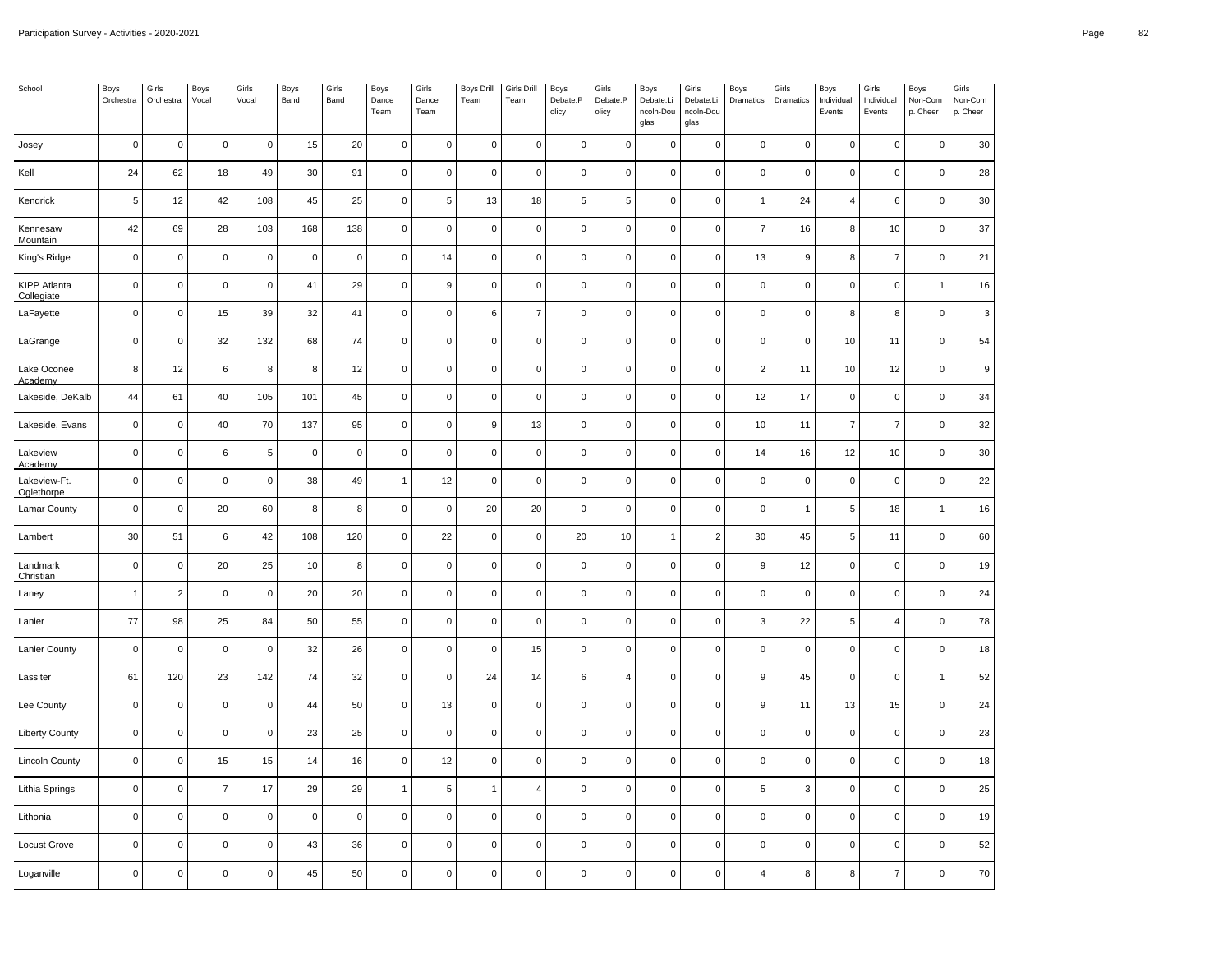Participation Survey - Activities - 2020-2021

| School | Boys Orchestra | Girls Orchestra | Boys Vocal | Girls Vocal | Boys Band | Girls Band | Boys Dance Team | Girls Dance Team | Boys Drill Team | Girls Drill Team | Boys Debate:Policy | Girls Debate:Policy | Boys Debate:Lincoln-Douglas | Girls Debate:Lincoln-Douglas | Boys Dramatics | Girls Dramatics | Boys Individual Events | Girls Individual Events | Boys Non-Comp. Cheer | Girls Non-Comp. Cheer |
|---|---|---|---|---|---|---|---|---|---|---|---|---|---|---|---|---|---|---|---|---|
| Josey | 0 | 0 | 0 | 0 | 15 | 20 | 0 | 0 | 0 | 0 | 0 | 0 | 0 | 0 | 0 | 0 | 0 | 0 | 0 | 30 |
| Kell | 24 | 62 | 18 | 49 | 30 | 91 | 0 | 0 | 0 | 0 | 0 | 0 | 0 | 0 | 0 | 0 | 0 | 0 | 0 | 28 |
| Kendrick | 5 | 12 | 42 | 108 | 45 | 25 | 0 | 5 | 13 | 18 | 5 | 5 | 0 | 0 | 1 | 24 | 4 | 6 | 0 | 30 |
| Kennesaw Mountain | 42 | 69 | 28 | 103 | 168 | 138 | 0 | 0 | 0 | 0 | 0 | 0 | 0 | 0 | 7 | 16 | 8 | 10 | 0 | 37 |
| King's Ridge | 0 | 0 | 0 | 0 | 0 | 0 | 0 | 14 | 0 | 0 | 0 | 0 | 0 | 0 | 13 | 9 | 8 | 7 | 0 | 21 |
| KIPP Atlanta Collegiate | 0 | 0 | 0 | 0 | 41 | 29 | 0 | 9 | 0 | 0 | 0 | 0 | 0 | 0 | 0 | 0 | 0 | 0 | 1 | 16 |
| LaFayette | 0 | 0 | 15 | 39 | 32 | 41 | 0 | 0 | 6 | 7 | 0 | 0 | 0 | 0 | 0 | 0 | 8 | 8 | 0 | 3 |
| LaGrange | 0 | 0 | 32 | 132 | 68 | 74 | 0 | 0 | 0 | 0 | 0 | 0 | 0 | 0 | 0 | 0 | 10 | 11 | 0 | 54 |
| Lake Oconee Academy | 8 | 12 | 6 | 8 | 8 | 12 | 0 | 0 | 0 | 0 | 0 | 0 | 0 | 0 | 2 | 11 | 10 | 12 | 0 | 9 |
| Lakeside, DeKalb | 44 | 61 | 40 | 105 | 101 | 45 | 0 | 0 | 0 | 0 | 0 | 0 | 0 | 0 | 12 | 17 | 0 | 0 | 0 | 34 |
| Lakeside, Evans | 0 | 0 | 40 | 70 | 137 | 95 | 0 | 0 | 9 | 13 | 0 | 0 | 0 | 0 | 10 | 11 | 7 | 7 | 0 | 32 |
| Lakeview Academy | 0 | 0 | 6 | 5 | 0 | 0 | 0 | 0 | 0 | 0 | 0 | 0 | 0 | 0 | 14 | 16 | 12 | 10 | 0 | 30 |
| Lakeview-Ft. Oglethorpe | 0 | 0 | 0 | 0 | 38 | 49 | 1 | 12 | 0 | 0 | 0 | 0 | 0 | 0 | 0 | 0 | 0 | 0 | 0 | 22 |
| Lamar County | 0 | 0 | 20 | 60 | 8 | 8 | 0 | 0 | 20 | 20 | 0 | 0 | 0 | 0 | 0 | 1 | 5 | 18 | 1 | 16 |
| Lambert | 30 | 51 | 6 | 42 | 108 | 120 | 0 | 22 | 0 | 0 | 20 | 10 | 1 | 2 | 30 | 45 | 5 | 11 | 0 | 60 |
| Landmark Christian | 0 | 0 | 20 | 25 | 10 | 8 | 0 | 0 | 0 | 0 | 0 | 0 | 0 | 0 | 9 | 12 | 0 | 0 | 0 | 19 |
| Laney | 1 | 2 | 0 | 0 | 20 | 20 | 0 | 0 | 0 | 0 | 0 | 0 | 0 | 0 | 0 | 0 | 0 | 0 | 0 | 24 |
| Lanier | 77 | 98 | 25 | 84 | 50 | 55 | 0 | 0 | 0 | 0 | 0 | 0 | 0 | 0 | 3 | 22 | 5 | 4 | 0 | 78 |
| Lanier County | 0 | 0 | 0 | 0 | 32 | 26 | 0 | 0 | 0 | 15 | 0 | 0 | 0 | 0 | 0 | 0 | 0 | 0 | 0 | 18 |
| Lassiter | 61 | 120 | 23 | 142 | 74 | 32 | 0 | 0 | 24 | 14 | 6 | 4 | 0 | 0 | 9 | 45 | 0 | 0 | 1 | 52 |
| Lee County | 0 | 0 | 0 | 0 | 44 | 50 | 0 | 13 | 0 | 0 | 0 | 0 | 0 | 0 | 9 | 11 | 13 | 15 | 0 | 24 |
| Liberty County | 0 | 0 | 0 | 0 | 23 | 25 | 0 | 0 | 0 | 0 | 0 | 0 | 0 | 0 | 0 | 0 | 0 | 0 | 0 | 23 |
| Lincoln County | 0 | 0 | 15 | 15 | 14 | 16 | 0 | 12 | 0 | 0 | 0 | 0 | 0 | 0 | 0 | 0 | 0 | 0 | 0 | 18 |
| Lithia Springs | 0 | 0 | 7 | 17 | 29 | 29 | 1 | 5 | 1 | 4 | 0 | 0 | 0 | 0 | 5 | 3 | 0 | 0 | 0 | 25 |
| Lithonia | 0 | 0 | 0 | 0 | 0 | 0 | 0 | 0 | 0 | 0 | 0 | 0 | 0 | 0 | 0 | 0 | 0 | 0 | 0 | 19 |
| Locust Grove | 0 | 0 | 0 | 0 | 43 | 36 | 0 | 0 | 0 | 0 | 0 | 0 | 0 | 0 | 0 | 0 | 0 | 0 | 0 | 52 |
| Loganville | 0 | 0 | 0 | 0 | 45 | 50 | 0 | 0 | 0 | 0 | 0 | 0 | 0 | 0 | 4 | 8 | 8 | 7 | 0 | 70 |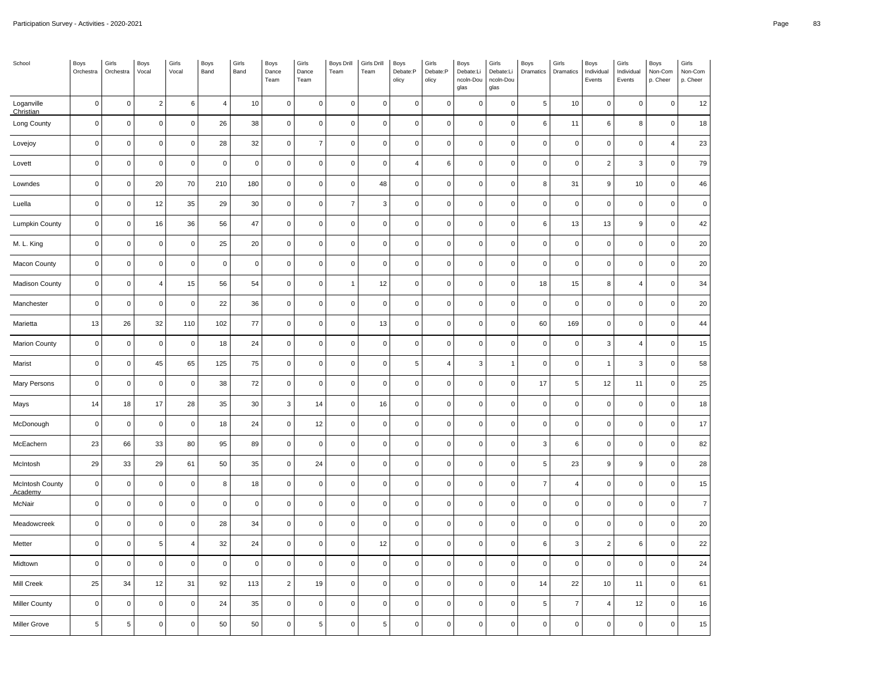| School | Boys Orchestra | Girls Orchestra | Boys Vocal | Girls Vocal | Boys Band | Girls Band | Boys Dance Team | Girls Dance Team | Boys Drill Team | Girls Drill Team | Boys Debate:Policy | Girls Debate:Policy | Boys Debate:Lincoln-Douglas | Girls Debate:Lincoln-Douglas | Boys Dramatics | Girls Dramatics | Boys Individual Events | Girls Individual Events | Boys Non-Comp. Cheer | Girls Non-Comp. Cheer |
|---|---|---|---|---|---|---|---|---|---|---|---|---|---|---|---|---|---|---|---|---|
| Loganville Christian | 0 | 0 | 2 | 6 | 4 | 10 | 0 | 0 | 0 | 0 | 0 | 0 | 0 | 0 | 5 | 10 | 0 | 0 | 0 | 12 |
| Long County | 0 | 0 | 0 | 0 | 26 | 38 | 0 | 0 | 0 | 0 | 0 | 0 | 0 | 0 | 6 | 11 | 6 | 8 | 0 | 18 |
| Lovejoy | 0 | 0 | 0 | 0 | 28 | 32 | 0 | 7 | 0 | 0 | 0 | 0 | 0 | 0 | 0 | 0 | 0 | 0 | 4 | 23 |
| Lovett | 0 | 0 | 0 | 0 | 0 | 0 | 0 | 0 | 0 | 0 | 4 | 6 | 0 | 0 | 0 | 0 | 2 | 3 | 0 | 79 |
| Lowndes | 0 | 0 | 20 | 70 | 210 | 180 | 0 | 0 | 0 | 48 | 0 | 0 | 0 | 0 | 8 | 31 | 9 | 10 | 0 | 46 |
| Luella | 0 | 0 | 12 | 35 | 29 | 30 | 0 | 0 | 7 | 3 | 0 | 0 | 0 | 0 | 0 | 0 | 0 | 0 | 0 | 0 |
| Lumpkin County | 0 | 0 | 16 | 36 | 56 | 47 | 0 | 0 | 0 | 0 | 0 | 0 | 0 | 0 | 6 | 13 | 13 | 9 | 0 | 42 |
| M. L. King | 0 | 0 | 0 | 0 | 25 | 20 | 0 | 0 | 0 | 0 | 0 | 0 | 0 | 0 | 0 | 0 | 0 | 0 | 0 | 20 |
| Macon County | 0 | 0 | 0 | 0 | 0 | 0 | 0 | 0 | 0 | 0 | 0 | 0 | 0 | 0 | 0 | 0 | 0 | 0 | 0 | 20 |
| Madison County | 0 | 0 | 4 | 15 | 56 | 54 | 0 | 0 | 1 | 12 | 0 | 0 | 0 | 0 | 18 | 15 | 8 | 4 | 0 | 34 |
| Manchester | 0 | 0 | 0 | 0 | 22 | 36 | 0 | 0 | 0 | 0 | 0 | 0 | 0 | 0 | 0 | 0 | 0 | 0 | 0 | 20 |
| Marietta | 13 | 26 | 32 | 110 | 102 | 77 | 0 | 0 | 0 | 13 | 0 | 0 | 0 | 0 | 60 | 169 | 0 | 0 | 0 | 44 |
| Marion County | 0 | 0 | 0 | 0 | 18 | 24 | 0 | 0 | 0 | 0 | 0 | 0 | 0 | 0 | 0 | 0 | 3 | 4 | 0 | 15 |
| Marist | 0 | 0 | 45 | 65 | 125 | 75 | 0 | 0 | 0 | 0 | 5 | 4 | 3 | 1 | 0 | 0 | 1 | 3 | 0 | 58 |
| Mary Persons | 0 | 0 | 0 | 0 | 38 | 72 | 0 | 0 | 0 | 0 | 0 | 0 | 0 | 0 | 17 | 5 | 12 | 11 | 0 | 25 |
| Mays | 14 | 18 | 17 | 28 | 35 | 30 | 3 | 14 | 0 | 16 | 0 | 0 | 0 | 0 | 0 | 0 | 0 | 0 | 0 | 18 |
| McDonough | 0 | 0 | 0 | 0 | 18 | 24 | 0 | 12 | 0 | 0 | 0 | 0 | 0 | 0 | 0 | 0 | 0 | 0 | 0 | 17 |
| McEachern | 23 | 66 | 33 | 80 | 95 | 89 | 0 | 0 | 0 | 0 | 0 | 0 | 0 | 0 | 3 | 6 | 0 | 0 | 0 | 82 |
| McIntosh | 29 | 33 | 29 | 61 | 50 | 35 | 0 | 24 | 0 | 0 | 0 | 0 | 0 | 0 | 5 | 23 | 9 | 9 | 0 | 28 |
| McIntosh County Academy | 0 | 0 | 0 | 0 | 8 | 18 | 0 | 0 | 0 | 0 | 0 | 0 | 0 | 0 | 7 | 4 | 0 | 0 | 0 | 15 |
| McNair | 0 | 0 | 0 | 0 | 0 | 0 | 0 | 0 | 0 | 0 | 0 | 0 | 0 | 0 | 0 | 0 | 0 | 0 | 0 | 7 |
| Meadowcreek | 0 | 0 | 0 | 0 | 28 | 34 | 0 | 0 | 0 | 0 | 0 | 0 | 0 | 0 | 0 | 0 | 0 | 0 | 0 | 20 |
| Metter | 0 | 0 | 5 | 4 | 32 | 24 | 0 | 0 | 0 | 12 | 0 | 0 | 0 | 0 | 6 | 3 | 2 | 6 | 0 | 22 |
| Midtown | 0 | 0 | 0 | 0 | 0 | 0 | 0 | 0 | 0 | 0 | 0 | 0 | 0 | 0 | 0 | 0 | 0 | 0 | 0 | 24 |
| Mill Creek | 25 | 34 | 12 | 31 | 92 | 113 | 2 | 19 | 0 | 0 | 0 | 0 | 0 | 0 | 14 | 22 | 10 | 11 | 0 | 61 |
| Miller County | 0 | 0 | 0 | 0 | 24 | 35 | 0 | 0 | 0 | 0 | 0 | 0 | 0 | 0 | 5 | 7 | 4 | 12 | 0 | 16 |
| Miller Grove | 5 | 5 | 0 | 0 | 50 | 50 | 0 | 5 | 0 | 5 | 0 | 0 | 0 | 0 | 0 | 0 | 0 | 0 | 0 | 15 |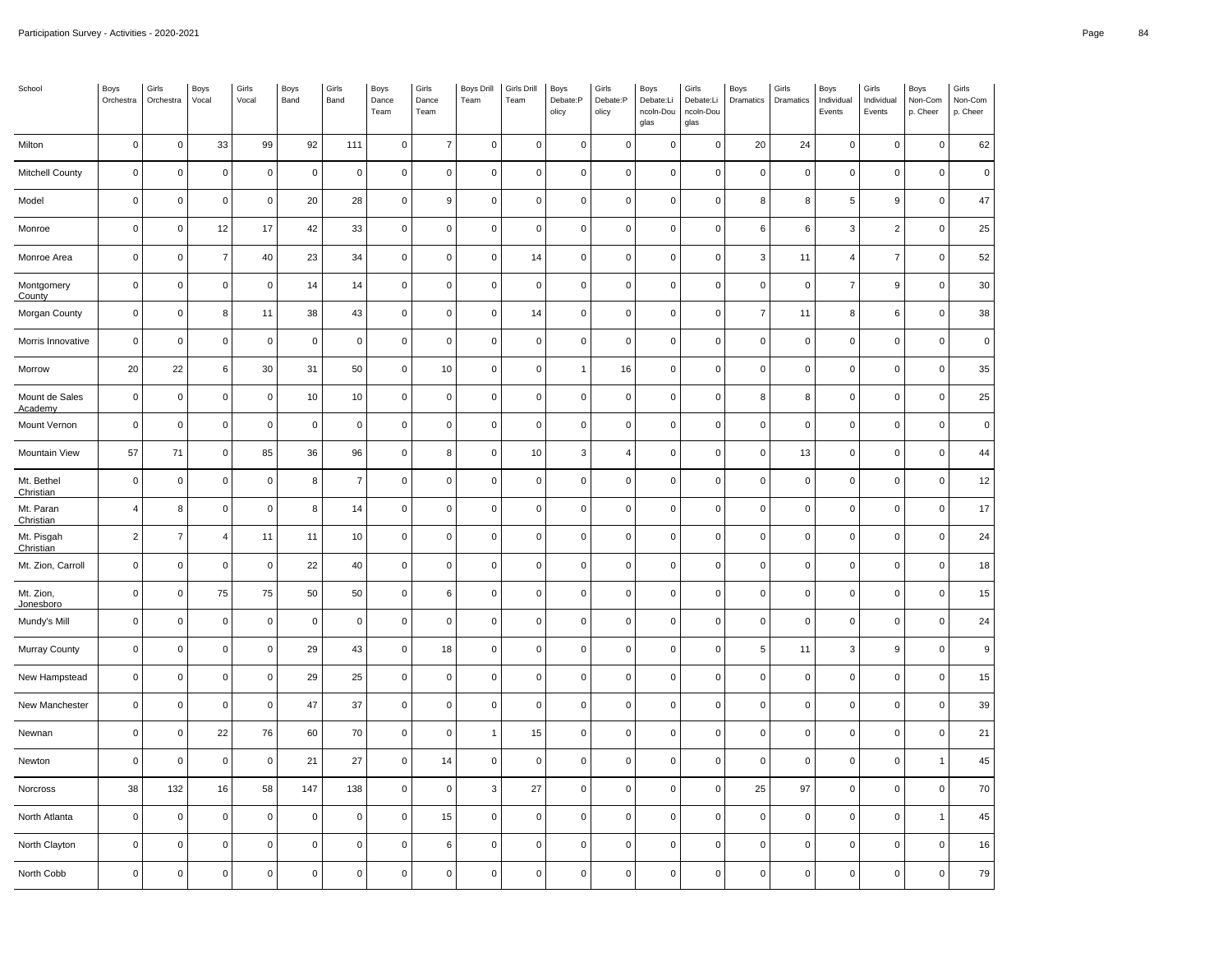| School | Boys Orchestra | Girls Orchestra | Boys Vocal | Girls Vocal | Boys Band | Girls Band | Boys Dance Team | Girls Dance Team | Boys Drill Team | Girls Drill Team | Boys Debate:Policy | Girls Debate:Policy | Boys Debate:Lincoln-Douglas | Girls Debate:Lincoln-Douglas | Boys Dramatics | Girls Dramatics | Boys Individual Events | Girls Individual Events | Boys Non-Comp. Cheer | Girls Non-Comp. Cheer |
|---|---|---|---|---|---|---|---|---|---|---|---|---|---|---|---|---|---|---|---|---|
| Milton | 0 | 0 | 33 | 99 | 92 | 111 | 0 | 7 | 0 | 0 | 0 | 0 | 0 | 0 | 20 | 24 | 0 | 0 | 0 | 62 |
| Mitchell County | 0 | 0 | 0 | 0 | 0 | 0 | 0 | 0 | 0 | 0 | 0 | 0 | 0 | 0 | 0 | 0 | 0 | 0 | 0 | 0 |
| Model | 0 | 0 | 0 | 0 | 20 | 28 | 0 | 9 | 0 | 0 | 0 | 0 | 0 | 0 | 8 | 8 | 5 | 9 | 0 | 47 |
| Monroe | 0 | 0 | 12 | 17 | 42 | 33 | 0 | 0 | 0 | 0 | 0 | 0 | 0 | 0 | 6 | 6 | 3 | 2 | 0 | 25 |
| Monroe Area | 0 | 0 | 7 | 40 | 23 | 34 | 0 | 0 | 0 | 14 | 0 | 0 | 0 | 0 | 3 | 11 | 4 | 7 | 0 | 52 |
| Montgomery County | 0 | 0 | 0 | 0 | 14 | 14 | 0 | 0 | 0 | 0 | 0 | 0 | 0 | 0 | 0 | 0 | 7 | 9 | 0 | 30 |
| Morgan County | 0 | 0 | 8 | 11 | 38 | 43 | 0 | 0 | 0 | 14 | 0 | 0 | 0 | 0 | 7 | 11 | 8 | 6 | 0 | 38 |
| Morris Innovative | 0 | 0 | 0 | 0 | 0 | 0 | 0 | 0 | 0 | 0 | 0 | 0 | 0 | 0 | 0 | 0 | 0 | 0 | 0 | 0 |
| Morrow | 20 | 22 | 6 | 30 | 31 | 50 | 0 | 10 | 0 | 0 | 1 | 16 | 0 | 0 | 0 | 0 | 0 | 0 | 0 | 35 |
| Mount de Sales Academy | 0 | 0 | 0 | 0 | 10 | 10 | 0 | 0 | 0 | 0 | 0 | 0 | 0 | 0 | 8 | 8 | 0 | 0 | 0 | 25 |
| Mount Vernon | 0 | 0 | 0 | 0 | 0 | 0 | 0 | 0 | 0 | 0 | 0 | 0 | 0 | 0 | 0 | 0 | 0 | 0 | 0 | 0 |
| Mountain View | 57 | 71 | 0 | 85 | 36 | 96 | 0 | 8 | 0 | 10 | 3 | 4 | 0 | 0 | 0 | 13 | 0 | 0 | 0 | 44 |
| Mt. Bethel Christian | 0 | 0 | 0 | 0 | 8 | 7 | 0 | 0 | 0 | 0 | 0 | 0 | 0 | 0 | 0 | 0 | 0 | 0 | 0 | 12 |
| Mt. Paran Christian | 4 | 8 | 0 | 0 | 8 | 14 | 0 | 0 | 0 | 0 | 0 | 0 | 0 | 0 | 0 | 0 | 0 | 0 | 0 | 17 |
| Mt. Pisgah Christian | 2 | 7 | 4 | 11 | 11 | 10 | 0 | 0 | 0 | 0 | 0 | 0 | 0 | 0 | 0 | 0 | 0 | 0 | 0 | 24 |
| Mt. Zion, Carroll | 0 | 0 | 0 | 0 | 22 | 40 | 0 | 0 | 0 | 0 | 0 | 0 | 0 | 0 | 0 | 0 | 0 | 0 | 0 | 18 |
| Mt. Zion, Jonesboro | 0 | 0 | 75 | 75 | 50 | 50 | 0 | 6 | 0 | 0 | 0 | 0 | 0 | 0 | 0 | 0 | 0 | 0 | 0 | 15 |
| Mundy's Mill | 0 | 0 | 0 | 0 | 0 | 0 | 0 | 0 | 0 | 0 | 0 | 0 | 0 | 0 | 0 | 0 | 0 | 0 | 0 | 24 |
| Murray County | 0 | 0 | 0 | 0 | 29 | 43 | 0 | 18 | 0 | 0 | 0 | 0 | 0 | 0 | 5 | 11 | 3 | 9 | 0 | 9 |
| New Hampstead | 0 | 0 | 0 | 0 | 29 | 25 | 0 | 0 | 0 | 0 | 0 | 0 | 0 | 0 | 0 | 0 | 0 | 0 | 0 | 15 |
| New Manchester | 0 | 0 | 0 | 0 | 47 | 37 | 0 | 0 | 0 | 0 | 0 | 0 | 0 | 0 | 0 | 0 | 0 | 0 | 0 | 39 |
| Newnan | 0 | 0 | 22 | 76 | 60 | 70 | 0 | 0 | 1 | 15 | 0 | 0 | 0 | 0 | 0 | 0 | 0 | 0 | 0 | 21 |
| Newton | 0 | 0 | 0 | 0 | 21 | 27 | 0 | 14 | 0 | 0 | 0 | 0 | 0 | 0 | 0 | 0 | 0 | 0 | 1 | 45 |
| Norcross | 38 | 132 | 16 | 58 | 147 | 138 | 0 | 0 | 3 | 27 | 0 | 0 | 0 | 0 | 25 | 97 | 0 | 0 | 0 | 70 |
| North Atlanta | 0 | 0 | 0 | 0 | 0 | 0 | 0 | 15 | 0 | 0 | 0 | 0 | 0 | 0 | 0 | 0 | 0 | 0 | 1 | 45 |
| North Clayton | 0 | 0 | 0 | 0 | 0 | 0 | 0 | 6 | 0 | 0 | 0 | 0 | 0 | 0 | 0 | 0 | 0 | 0 | 0 | 16 |
| North Cobb | 0 | 0 | 0 | 0 | 0 | 0 | 0 | 0 | 0 | 0 | 0 | 0 | 0 | 0 | 0 | 0 | 0 | 0 | 0 | 79 |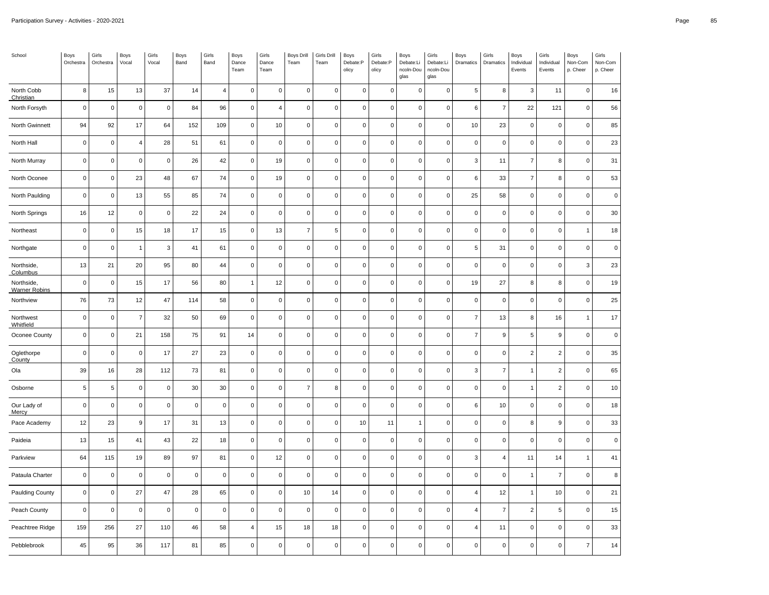| School | Boys Orchestra | Girls Orchestra | Boys Vocal | Girls Vocal | Boys Band | Girls Band | Boys Dance Team | Girls Dance Team | Boys Drill Team | Girls Drill Team | Boys Debate:Policy | Girls Debate:Policy | Boys Debate:Lincoln-Douglas | Girls Debate:Lincoln-Douglas | Boys Dramatics | Girls Dramatics | Boys Individual Events | Girls Individual Events | Boys Non-Comp. Cheer | Girls Non-Comp. Cheer |
|---|---|---|---|---|---|---|---|---|---|---|---|---|---|---|---|---|---|---|---|---|
| North Cobb Christian | 8 | 15 | 13 | 37 | 14 | 4 | 0 | 0 | 0 | 0 | 0 | 0 | 0 | 0 | 5 | 8 | 3 | 11 | 0 | 16 |
| North Forsyth | 0 | 0 | 0 | 0 | 84 | 96 | 0 | 4 | 0 | 0 | 0 | 0 | 0 | 0 | 6 | 7 | 22 | 121 | 0 | 56 |
| North Gwinnett | 94 | 92 | 17 | 64 | 152 | 109 | 0 | 10 | 0 | 0 | 0 | 0 | 0 | 0 | 10 | 23 | 0 | 0 | 0 | 85 |
| North Hall | 0 | 0 | 4 | 28 | 51 | 61 | 0 | 0 | 0 | 0 | 0 | 0 | 0 | 0 | 0 | 0 | 0 | 0 | 0 | 23 |
| North Murray | 0 | 0 | 0 | 0 | 26 | 42 | 0 | 19 | 0 | 0 | 0 | 0 | 0 | 0 | 3 | 11 | 7 | 8 | 0 | 31 |
| North Oconee | 0 | 0 | 23 | 48 | 67 | 74 | 0 | 19 | 0 | 0 | 0 | 0 | 0 | 0 | 6 | 33 | 7 | 8 | 0 | 53 |
| North Paulding | 0 | 0 | 13 | 55 | 85 | 74 | 0 | 0 | 0 | 0 | 0 | 0 | 0 | 0 | 25 | 58 | 0 | 0 | 0 | 0 |
| North Springs | 16 | 12 | 0 | 0 | 22 | 24 | 0 | 0 | 0 | 0 | 0 | 0 | 0 | 0 | 0 | 0 | 0 | 0 | 0 | 30 |
| Northeast | 0 | 0 | 15 | 18 | 17 | 15 | 0 | 13 | 7 | 5 | 0 | 0 | 0 | 0 | 0 | 0 | 0 | 0 | 1 | 18 |
| Northgate | 0 | 0 | 1 | 3 | 41 | 61 | 0 | 0 | 0 | 0 | 0 | 0 | 0 | 0 | 5 | 31 | 0 | 0 | 0 | 0 |
| Northside, Columbus | 13 | 21 | 20 | 95 | 80 | 44 | 0 | 0 | 0 | 0 | 0 | 0 | 0 | 0 | 0 | 0 | 0 | 0 | 3 | 23 |
| Northside, Warner Robins | 0 | 0 | 15 | 17 | 56 | 80 | 1 | 12 | 0 | 0 | 0 | 0 | 0 | 0 | 19 | 27 | 8 | 8 | 0 | 19 |
| Northview | 76 | 73 | 12 | 47 | 114 | 58 | 0 | 0 | 0 | 0 | 0 | 0 | 0 | 0 | 0 | 0 | 0 | 0 | 0 | 25 |
| Northwest Whitfield | 0 | 0 | 7 | 32 | 50 | 69 | 0 | 0 | 0 | 0 | 0 | 0 | 0 | 0 | 7 | 13 | 8 | 16 | 1 | 17 |
| Oconee County | 0 | 0 | 21 | 158 | 75 | 91 | 14 | 0 | 0 | 0 | 0 | 0 | 0 | 0 | 7 | 9 | 5 | 9 | 0 | 0 |
| Oglethorpe County | 0 | 0 | 0 | 17 | 27 | 23 | 0 | 0 | 0 | 0 | 0 | 0 | 0 | 0 | 0 | 0 | 2 | 2 | 0 | 35 |
| Ola | 39 | 16 | 28 | 112 | 73 | 81 | 0 | 0 | 0 | 0 | 0 | 0 | 0 | 0 | 3 | 7 | 1 | 2 | 0 | 65 |
| Osborne | 5 | 5 | 0 | 0 | 30 | 30 | 0 | 0 | 7 | 8 | 0 | 0 | 0 | 0 | 0 | 0 | 1 | 2 | 0 | 10 |
| Our Lady of Mercy | 0 | 0 | 0 | 0 | 0 | 0 | 0 | 0 | 0 | 0 | 0 | 0 | 0 | 0 | 6 | 10 | 0 | 0 | 0 | 18 |
| Pace Academy | 12 | 23 | 9 | 17 | 31 | 13 | 0 | 0 | 0 | 0 | 10 | 11 | 1 | 0 | 0 | 0 | 8 | 9 | 0 | 33 |
| Paideia | 13 | 15 | 41 | 43 | 22 | 18 | 0 | 0 | 0 | 0 | 0 | 0 | 0 | 0 | 0 | 0 | 0 | 0 | 0 | 0 |
| Parkview | 64 | 115 | 19 | 89 | 97 | 81 | 0 | 12 | 0 | 0 | 0 | 0 | 0 | 0 | 3 | 4 | 11 | 14 | 1 | 41 |
| Pataula Charter | 0 | 0 | 0 | 0 | 0 | 0 | 0 | 0 | 0 | 0 | 0 | 0 | 0 | 0 | 0 | 0 | 1 | 7 | 0 | 8 |
| Paulding County | 0 | 0 | 27 | 47 | 28 | 65 | 0 | 0 | 10 | 14 | 0 | 0 | 0 | 0 | 4 | 12 | 1 | 10 | 0 | 21 |
| Peach County | 0 | 0 | 0 | 0 | 0 | 0 | 0 | 0 | 0 | 0 | 0 | 0 | 0 | 0 | 4 | 7 | 2 | 5 | 0 | 15 |
| Peachtree Ridge | 159 | 256 | 27 | 110 | 46 | 58 | 4 | 15 | 18 | 18 | 0 | 0 | 0 | 0 | 4 | 11 | 0 | 0 | 0 | 33 |
| Pebblebrook | 45 | 95 | 36 | 117 | 81 | 85 | 0 | 0 | 0 | 0 | 0 | 0 | 0 | 0 | 0 | 0 | 0 | 0 | 7 | 14 |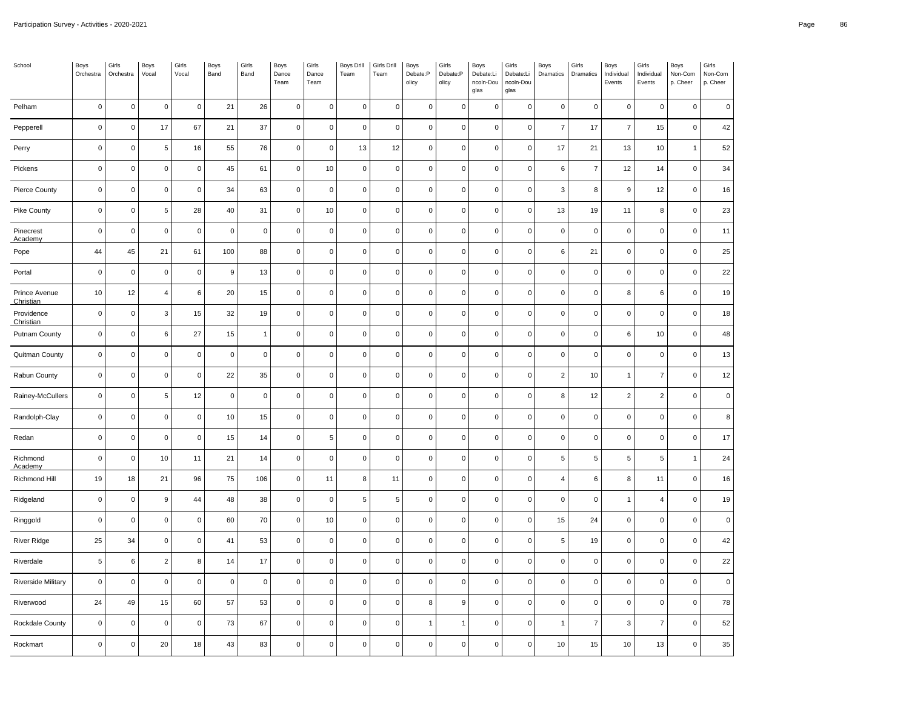| School | Boys Orchestra | Girls Orchestra | Boys Vocal | Girls Vocal | Boys Band | Girls Band | Boys Dance Team | Girls Dance Team | Boys Drill Team | Girls Drill Team | Boys Debate:Policy | Girls Debate:Policy | Boys Debate:Lincoln-Douglas | Girls Debate:Lincoln-Douglas | Boys Dramatics | Girls Dramatics | Boys Individual Events | Girls Individual Events | Boys Non-Comp. Cheer | Girls Non-Comp. Cheer |
|---|---|---|---|---|---|---|---|---|---|---|---|---|---|---|---|---|---|---|---|---|
| Pelham | 0 | 0 | 0 | 0 | 21 | 26 | 0 | 0 | 0 | 0 | 0 | 0 | 0 | 0 | 0 | 0 | 0 | 0 | 0 | 0 |
| Pepperell | 0 | 0 | 17 | 67 | 21 | 37 | 0 | 0 | 0 | 0 | 0 | 0 | 0 | 0 | 7 | 17 | 7 | 15 | 0 | 42 |
| Perry | 0 | 0 | 5 | 16 | 55 | 76 | 0 | 0 | 13 | 12 | 0 | 0 | 0 | 0 | 17 | 21 | 13 | 10 | 1 | 52 |
| Pickens | 0 | 0 | 0 | 0 | 45 | 61 | 0 | 10 | 0 | 0 | 0 | 0 | 0 | 0 | 6 | 7 | 12 | 14 | 0 | 34 |
| Pierce County | 0 | 0 | 0 | 0 | 34 | 63 | 0 | 0 | 0 | 0 | 0 | 0 | 0 | 0 | 3 | 8 | 9 | 12 | 0 | 16 |
| Pike County | 0 | 0 | 5 | 28 | 40 | 31 | 0 | 10 | 0 | 0 | 0 | 0 | 0 | 0 | 13 | 19 | 11 | 8 | 0 | 23 |
| Pinecrest Academy | 0 | 0 | 0 | 0 | 0 | 0 | 0 | 0 | 0 | 0 | 0 | 0 | 0 | 0 | 0 | 0 | 0 | 0 | 0 | 11 |
| Pope | 44 | 45 | 21 | 61 | 100 | 88 | 0 | 0 | 0 | 0 | 0 | 0 | 0 | 0 | 6 | 21 | 0 | 0 | 0 | 25 |
| Portal | 0 | 0 | 0 | 0 | 9 | 13 | 0 | 0 | 0 | 0 | 0 | 0 | 0 | 0 | 0 | 0 | 0 | 0 | 0 | 22 |
| Prince Avenue Christian | 10 | 12 | 4 | 6 | 20 | 15 | 0 | 0 | 0 | 0 | 0 | 0 | 0 | 0 | 0 | 0 | 8 | 6 | 0 | 19 |
| Providence Christian | 0 | 0 | 3 | 15 | 32 | 19 | 0 | 0 | 0 | 0 | 0 | 0 | 0 | 0 | 0 | 0 | 0 | 0 | 0 | 18 |
| Putnam County | 0 | 0 | 6 | 27 | 15 | 1 | 0 | 0 | 0 | 0 | 0 | 0 | 0 | 0 | 0 | 0 | 6 | 10 | 0 | 48 |
| Quitman County | 0 | 0 | 0 | 0 | 0 | 0 | 0 | 0 | 0 | 0 | 0 | 0 | 0 | 0 | 0 | 0 | 0 | 0 | 0 | 13 |
| Rabun County | 0 | 0 | 0 | 0 | 22 | 35 | 0 | 0 | 0 | 0 | 0 | 0 | 0 | 0 | 2 | 10 | 1 | 7 | 0 | 12 |
| Rainey-McCullers | 0 | 0 | 5 | 12 | 0 | 0 | 0 | 0 | 0 | 0 | 0 | 0 | 0 | 0 | 8 | 12 | 2 | 2 | 0 | 0 |
| Randolph-Clay | 0 | 0 | 0 | 0 | 10 | 15 | 0 | 0 | 0 | 0 | 0 | 0 | 0 | 0 | 0 | 0 | 0 | 0 | 0 | 8 |
| Redan | 0 | 0 | 0 | 0 | 15 | 14 | 0 | 5 | 0 | 0 | 0 | 0 | 0 | 0 | 0 | 0 | 0 | 0 | 0 | 17 |
| Richmond Academy | 0 | 0 | 10 | 11 | 21 | 14 | 0 | 0 | 0 | 0 | 0 | 0 | 0 | 0 | 5 | 5 | 5 | 5 | 1 | 24 |
| Richmond Hill | 19 | 18 | 21 | 96 | 75 | 106 | 0 | 11 | 8 | 11 | 0 | 0 | 0 | 0 | 4 | 6 | 8 | 11 | 0 | 16 |
| Ridgeland | 0 | 0 | 9 | 44 | 48 | 38 | 0 | 0 | 5 | 5 | 0 | 0 | 0 | 0 | 0 | 0 | 1 | 4 | 0 | 19 |
| Ringgold | 0 | 0 | 0 | 0 | 60 | 70 | 0 | 10 | 0 | 0 | 0 | 0 | 0 | 0 | 15 | 24 | 0 | 0 | 0 | 0 |
| River Ridge | 25 | 34 | 0 | 0 | 41 | 53 | 0 | 0 | 0 | 0 | 0 | 0 | 0 | 0 | 5 | 19 | 0 | 0 | 0 | 42 |
| Riverdale | 5 | 6 | 2 | 8 | 14 | 17 | 0 | 0 | 0 | 0 | 0 | 0 | 0 | 0 | 0 | 0 | 0 | 0 | 0 | 22 |
| Riverside Military | 0 | 0 | 0 | 0 | 0 | 0 | 0 | 0 | 0 | 0 | 0 | 0 | 0 | 0 | 0 | 0 | 0 | 0 | 0 | 0 |
| Riverwood | 24 | 49 | 15 | 60 | 57 | 53 | 0 | 0 | 0 | 0 | 8 | 9 | 0 | 0 | 0 | 0 | 0 | 0 | 0 | 78 |
| Rockdale County | 0 | 0 | 0 | 0 | 73 | 67 | 0 | 0 | 0 | 0 | 1 | 1 | 0 | 0 | 1 | 7 | 3 | 7 | 0 | 52 |
| Rockmart | 0 | 0 | 20 | 18 | 43 | 83 | 0 | 0 | 0 | 0 | 0 | 0 | 0 | 0 | 10 | 15 | 10 | 13 | 0 | 35 |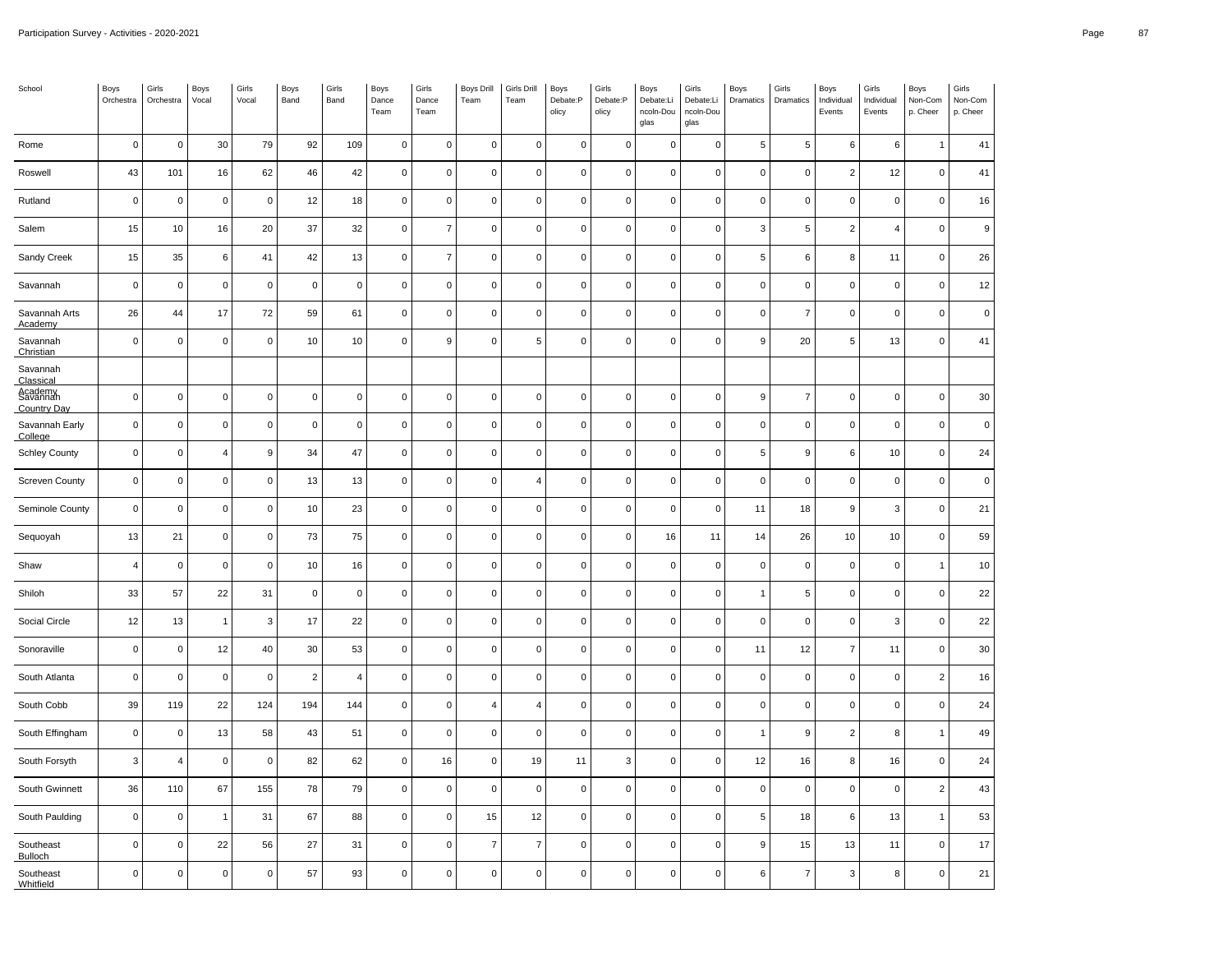| School | Boys Orchestra | Girls Orchestra | Boys Vocal | Girls Vocal | Boys Band | Girls Band | Boys Dance Team | Girls Dance Team | Boys Drill Team | Girls Drill Team | Boys Debate:Policy | Girls Debate:Policy | Boys Debate:Lincoln-Douglas | Girls Debate:Lincoln-Douglas | Boys Dramatics | Girls Dramatics | Boys Individual Events | Girls Individual Events | Boys Non-Comp. Cheer | Girls Non-Comp. Cheer |
|---|---|---|---|---|---|---|---|---|---|---|---|---|---|---|---|---|---|---|---|---|
| Rome | 0 | 0 | 30 | 79 | 92 | 109 | 0 | 0 | 0 | 0 | 0 | 0 | 0 | 0 | 5 | 5 | 6 | 6 | 1 | 41 |
| Roswell | 43 | 101 | 16 | 62 | 46 | 42 | 0 | 0 | 0 | 0 | 0 | 0 | 0 | 0 | 0 | 0 | 2 | 12 | 0 | 41 |
| Rutland | 0 | 0 | 0 | 0 | 12 | 18 | 0 | 0 | 0 | 0 | 0 | 0 | 0 | 0 | 0 | 0 | 0 | 0 | 0 | 16 |
| Salem | 15 | 10 | 16 | 20 | 37 | 32 | 0 | 7 | 0 | 0 | 0 | 0 | 0 | 0 | 3 | 5 | 2 | 4 | 0 | 9 |
| Sandy Creek | 15 | 35 | 6 | 41 | 42 | 13 | 0 | 7 | 0 | 0 | 0 | 0 | 0 | 0 | 5 | 6 | 8 | 11 | 0 | 26 |
| Savannah | 0 | 0 | 0 | 0 | 0 | 0 | 0 | 0 | 0 | 0 | 0 | 0 | 0 | 0 | 0 | 0 | 0 | 0 | 0 | 12 |
| Savannah Arts Academy | 26 | 44 | 17 | 72 | 59 | 61 | 0 | 0 | 0 | 0 | 0 | 0 | 0 | 0 | 0 | 7 | 0 | 0 | 0 | 0 |
| Savannah Christian | 0 | 0 | 0 | 0 | 10 | 10 | 0 | 9 | 0 | 5 | 0 | 0 | 0 | 0 | 9 | 20 | 5 | 13 | 0 | 41 |
| Savannah Classical Academy | | | | | | | | | | | | | | | | | | | | |
| Savannah Country Day | 0 | 0 | 0 | 0 | 0 | 0 | 0 | 0 | 0 | 0 | 0 | 0 | 0 | 0 | 9 | 7 | 0 | 0 | 0 | 30 |
| Savannah Early College | 0 | 0 | 0 | 0 | 0 | 0 | 0 | 0 | 0 | 0 | 0 | 0 | 0 | 0 | 0 | 0 | 0 | 0 | 0 | 0 |
| Schley County | 0 | 0 | 4 | 9 | 34 | 47 | 0 | 0 | 0 | 0 | 0 | 0 | 0 | 0 | 5 | 9 | 6 | 10 | 0 | 24 |
| Screven County | 0 | 0 | 0 | 0 | 13 | 13 | 0 | 0 | 0 | 4 | 0 | 0 | 0 | 0 | 0 | 0 | 0 | 0 | 0 | 0 |
| Seminole County | 0 | 0 | 0 | 0 | 10 | 23 | 0 | 0 | 0 | 0 | 0 | 0 | 0 | 0 | 11 | 18 | 9 | 3 | 0 | 21 |
| Sequoyah | 13 | 21 | 0 | 0 | 73 | 75 | 0 | 0 | 0 | 0 | 0 | 0 | 16 | 11 | 14 | 26 | 10 | 10 | 0 | 59 |
| Shaw | 4 | 0 | 0 | 0 | 10 | 16 | 0 | 0 | 0 | 0 | 0 | 0 | 0 | 0 | 0 | 0 | 0 | 0 | 1 | 10 |
| Shiloh | 33 | 57 | 22 | 31 | 0 | 0 | 0 | 0 | 0 | 0 | 0 | 0 | 0 | 0 | 1 | 5 | 0 | 0 | 0 | 22 |
| Social Circle | 12 | 13 | 1 | 3 | 17 | 22 | 0 | 0 | 0 | 0 | 0 | 0 | 0 | 0 | 0 | 0 | 0 | 3 | 0 | 22 |
| Sonoraville | 0 | 0 | 12 | 40 | 30 | 53 | 0 | 0 | 0 | 0 | 0 | 0 | 0 | 0 | 11 | 12 | 7 | 11 | 0 | 30 |
| South Atlanta | 0 | 0 | 0 | 0 | 2 | 4 | 0 | 0 | 0 | 0 | 0 | 0 | 0 | 0 | 0 | 0 | 0 | 0 | 2 | 16 |
| South Cobb | 39 | 119 | 22 | 124 | 194 | 144 | 0 | 0 | 4 | 4 | 0 | 0 | 0 | 0 | 0 | 0 | 0 | 0 | 0 | 24 |
| South Effingham | 0 | 0 | 13 | 58 | 43 | 51 | 0 | 0 | 0 | 0 | 0 | 0 | 0 | 0 | 1 | 9 | 2 | 8 | 1 | 49 |
| South Forsyth | 3 | 4 | 0 | 0 | 82 | 62 | 0 | 16 | 0 | 19 | 11 | 3 | 0 | 0 | 12 | 16 | 8 | 16 | 0 | 24 |
| South Gwinnett | 36 | 110 | 67 | 155 | 78 | 79 | 0 | 0 | 0 | 0 | 0 | 0 | 0 | 0 | 0 | 0 | 0 | 0 | 2 | 43 |
| South Paulding | 0 | 0 | 1 | 31 | 67 | 88 | 0 | 0 | 15 | 12 | 0 | 0 | 0 | 0 | 5 | 18 | 6 | 13 | 1 | 53 |
| Southeast Bulloch | 0 | 0 | 22 | 56 | 27 | 31 | 0 | 0 | 7 | 7 | 0 | 0 | 0 | 0 | 9 | 15 | 13 | 11 | 0 | 17 |
| Southeast Whitfield | 0 | 0 | 0 | 0 | 57 | 93 | 0 | 0 | 0 | 0 | 0 | 0 | 0 | 0 | 6 | 7 | 3 | 8 | 0 | 21 |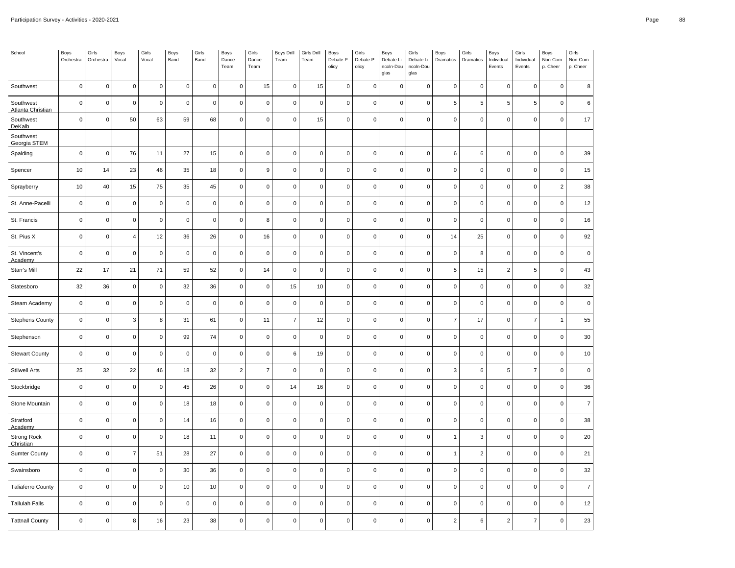| School | Boys Orchestra | Girls Orchestra | Boys Vocal | Girls Vocal | Boys Band | Girls Band | Boys Dance Team | Girls Dance Team | Boys Drill Team | Girls Drill Team | Boys Debate:Policy | Girls Debate:Policy | Boys Debate:Lincoln-Douglas | Girls Debate:Lincoln-Douglas | Boys Dramatics | Girls Dramatics | Boys Individual Events | Girls Individual Events | Boys Non-Comp. Cheer | Girls Non-Comp. Cheer |
|---|---|---|---|---|---|---|---|---|---|---|---|---|---|---|---|---|---|---|---|---|
| Southwest | 0 | 0 | 0 | 0 | 0 | 0 | 0 | 15 | 0 | 15 | 0 | 0 | 0 | 0 | 0 | 0 | 0 | 0 | 0 | 8 |
| Southwest Atlanta Christian | 0 | 0 | 0 | 0 | 0 | 0 | 0 | 0 | 0 | 0 | 0 | 0 | 0 | 0 | 5 | 5 | 5 | 5 | 0 | 6 |
| Southwest DeKalb | 0 | 0 | 50 | 63 | 59 | 68 | 0 | 0 | 0 | 15 | 0 | 0 | 0 | 0 | 0 | 0 | 0 | 0 | 0 | 17 |
| Southwest Georgia STEM | | | | | | | | | | | | | | | | | | | | |
| Spalding | 0 | 0 | 76 | 11 | 27 | 15 | 0 | 0 | 0 | 0 | 0 | 0 | 0 | 0 | 6 | 6 | 0 | 0 | 0 | 39 |
| Spencer | 10 | 14 | 23 | 46 | 35 | 18 | 0 | 9 | 0 | 0 | 0 | 0 | 0 | 0 | 0 | 0 | 0 | 0 | 0 | 15 |
| Sprayberry | 10 | 40 | 15 | 75 | 35 | 45 | 0 | 0 | 0 | 0 | 0 | 0 | 0 | 0 | 0 | 0 | 0 | 0 | 2 | 38 |
| St. Anne-Pacelli | 0 | 0 | 0 | 0 | 0 | 0 | 0 | 0 | 0 | 0 | 0 | 0 | 0 | 0 | 0 | 0 | 0 | 0 | 0 | 12 |
| St. Francis | 0 | 0 | 0 | 0 | 0 | 0 | 0 | 8 | 0 | 0 | 0 | 0 | 0 | 0 | 0 | 0 | 0 | 0 | 0 | 16 |
| St. Pius X | 0 | 0 | 4 | 12 | 36 | 26 | 0 | 16 | 0 | 0 | 0 | 0 | 0 | 0 | 14 | 25 | 0 | 0 | 0 | 92 |
| St. Vincent's Academy | 0 | 0 | 0 | 0 | 0 | 0 | 0 | 0 | 0 | 0 | 0 | 0 | 0 | 0 | 0 | 8 | 0 | 0 | 0 | 0 |
| Starr's Mill | 22 | 17 | 21 | 71 | 59 | 52 | 0 | 14 | 0 | 0 | 0 | 0 | 0 | 0 | 5 | 15 | 2 | 5 | 0 | 43 |
| Statesboro | 32 | 36 | 0 | 0 | 32 | 36 | 0 | 0 | 15 | 10 | 0 | 0 | 0 | 0 | 0 | 0 | 0 | 0 | 0 | 32 |
| Steam Academy | 0 | 0 | 0 | 0 | 0 | 0 | 0 | 0 | 0 | 0 | 0 | 0 | 0 | 0 | 0 | 0 | 0 | 0 | 0 | 0 |
| Stephens County | 0 | 0 | 3 | 8 | 31 | 61 | 0 | 11 | 7 | 12 | 0 | 0 | 0 | 0 | 7 | 17 | 0 | 7 | 1 | 55 |
| Stephenson | 0 | 0 | 0 | 0 | 99 | 74 | 0 | 0 | 0 | 0 | 0 | 0 | 0 | 0 | 0 | 0 | 0 | 0 | 0 | 30 |
| Stewart County | 0 | 0 | 0 | 0 | 0 | 0 | 0 | 0 | 6 | 19 | 0 | 0 | 0 | 0 | 0 | 0 | 0 | 0 | 0 | 10 |
| Stilwell Arts | 25 | 32 | 22 | 46 | 18 | 32 | 2 | 7 | 0 | 0 | 0 | 0 | 0 | 0 | 3 | 6 | 5 | 7 | 0 | 0 |
| Stockbridge | 0 | 0 | 0 | 0 | 45 | 26 | 0 | 0 | 14 | 16 | 0 | 0 | 0 | 0 | 0 | 0 | 0 | 0 | 0 | 36 |
| Stone Mountain | 0 | 0 | 0 | 0 | 18 | 18 | 0 | 0 | 0 | 0 | 0 | 0 | 0 | 0 | 0 | 0 | 0 | 0 | 0 | 7 |
| Stratford Academy | 0 | 0 | 0 | 0 | 14 | 16 | 0 | 0 | 0 | 0 | 0 | 0 | 0 | 0 | 0 | 0 | 0 | 0 | 0 | 38 |
| Strong Rock Christian | 0 | 0 | 0 | 0 | 18 | 11 | 0 | 0 | 0 | 0 | 0 | 0 | 0 | 0 | 1 | 3 | 0 | 0 | 0 | 20 |
| Sumter County | 0 | 0 | 7 | 51 | 28 | 27 | 0 | 0 | 0 | 0 | 0 | 0 | 0 | 0 | 1 | 2 | 0 | 0 | 0 | 21 |
| Swainsboro | 0 | 0 | 0 | 0 | 30 | 36 | 0 | 0 | 0 | 0 | 0 | 0 | 0 | 0 | 0 | 0 | 0 | 0 | 0 | 32 |
| Taliaferro County | 0 | 0 | 0 | 0 | 10 | 10 | 0 | 0 | 0 | 0 | 0 | 0 | 0 | 0 | 0 | 0 | 0 | 0 | 0 | 7 |
| Tallulah Falls | 0 | 0 | 0 | 0 | 0 | 0 | 0 | 0 | 0 | 0 | 0 | 0 | 0 | 0 | 0 | 0 | 0 | 0 | 0 | 12 |
| Tattnall County | 0 | 0 | 8 | 16 | 23 | 38 | 0 | 0 | 0 | 0 | 0 | 0 | 0 | 0 | 2 | 6 | 2 | 7 | 0 | 23 |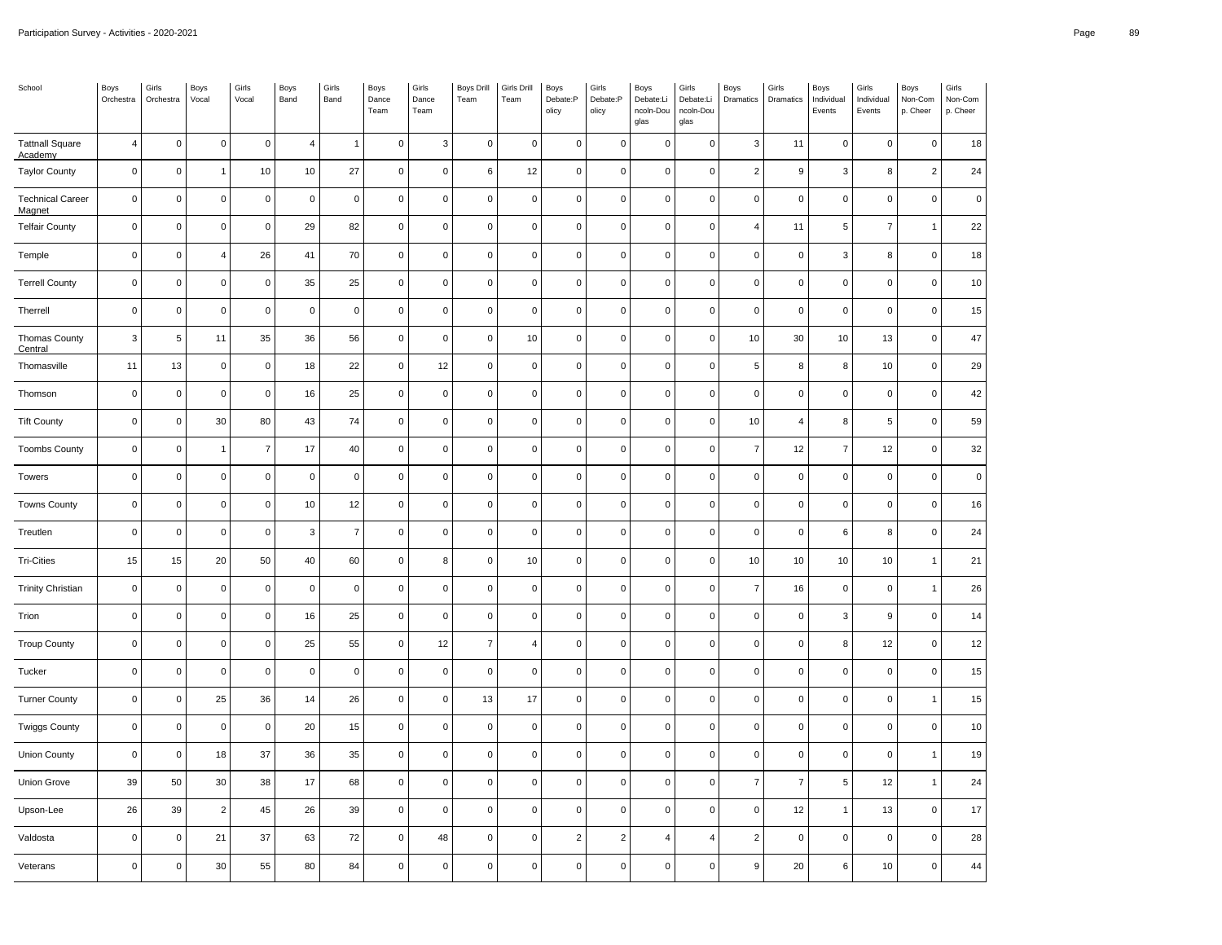| School | Boys Orchestra | Girls Orchestra | Boys Vocal | Girls Vocal | Boys Band | Girls Band | Boys Dance Team | Girls Dance Team | Boys Drill Team | Girls Drill Team | Boys Debate:Policy | Girls Debate:Policy | Boys Debate:Lincoln-Douglas | Girls Debate:Lincoln-Douglas | Boys Dramatics | Girls Dramatics | Boys Individual Events | Girls Individual Events | Boys Non-Comp. Cheer | Girls Non-Comp. Cheer |
|---|---|---|---|---|---|---|---|---|---|---|---|---|---|---|---|---|---|---|---|---|
| Tattnall Square Academy | 4 | 0 | 0 | 0 | 4 | 1 | 0 | 3 | 0 | 0 | 0 | 0 | 0 | 0 | 3 | 11 | 0 | 0 | 0 | 18 |
| Taylor County | 0 | 0 | 1 | 10 | 10 | 27 | 0 | 0 | 6 | 12 | 0 | 0 | 0 | 0 | 2 | 9 | 3 | 8 | 2 | 24 |
| Technical Career Magnet | 0 | 0 | 0 | 0 | 0 | 0 | 0 | 0 | 0 | 0 | 0 | 0 | 0 | 0 | 0 | 0 | 0 | 0 | 0 | 0 |
| Telfair County | 0 | 0 | 0 | 0 | 29 | 82 | 0 | 0 | 0 | 0 | 0 | 0 | 0 | 0 | 4 | 11 | 5 | 7 | 1 | 22 |
| Temple | 0 | 0 | 4 | 26 | 41 | 70 | 0 | 0 | 0 | 0 | 0 | 0 | 0 | 0 | 0 | 0 | 3 | 8 | 0 | 18 |
| Terrell County | 0 | 0 | 0 | 0 | 35 | 25 | 0 | 0 | 0 | 0 | 0 | 0 | 0 | 0 | 0 | 0 | 0 | 0 | 0 | 10 |
| Therrell | 0 | 0 | 0 | 0 | 0 | 0 | 0 | 0 | 0 | 0 | 0 | 0 | 0 | 0 | 0 | 0 | 0 | 0 | 0 | 15 |
| Thomas County Central | 3 | 5 | 11 | 35 | 36 | 56 | 0 | 0 | 0 | 10 | 0 | 0 | 0 | 0 | 10 | 30 | 10 | 13 | 0 | 47 |
| Thomasville | 11 | 13 | 0 | 0 | 18 | 22 | 0 | 12 | 0 | 0 | 0 | 0 | 0 | 0 | 5 | 8 | 8 | 10 | 0 | 29 |
| Thomson | 0 | 0 | 0 | 0 | 16 | 25 | 0 | 0 | 0 | 0 | 0 | 0 | 0 | 0 | 0 | 0 | 0 | 0 | 0 | 42 |
| Tift County | 0 | 0 | 30 | 80 | 43 | 74 | 0 | 0 | 0 | 0 | 0 | 0 | 0 | 0 | 10 | 4 | 8 | 5 | 0 | 59 |
| Toombs County | 0 | 0 | 1 | 7 | 17 | 40 | 0 | 0 | 0 | 0 | 0 | 0 | 0 | 0 | 7 | 12 | 7 | 12 | 0 | 32 |
| Towers | 0 | 0 | 0 | 0 | 0 | 0 | 0 | 0 | 0 | 0 | 0 | 0 | 0 | 0 | 0 | 0 | 0 | 0 | 0 | 0 |
| Towns County | 0 | 0 | 0 | 0 | 10 | 12 | 0 | 0 | 0 | 0 | 0 | 0 | 0 | 0 | 0 | 0 | 0 | 0 | 0 | 16 |
| Treutlen | 0 | 0 | 0 | 0 | 3 | 7 | 0 | 0 | 0 | 0 | 0 | 0 | 0 | 0 | 0 | 0 | 6 | 8 | 0 | 24 |
| Tri-Cities | 15 | 15 | 20 | 50 | 40 | 60 | 0 | 8 | 0 | 10 | 0 | 0 | 0 | 0 | 10 | 10 | 10 | 10 | 1 | 21 |
| Trinity Christian | 0 | 0 | 0 | 0 | 0 | 0 | 0 | 0 | 0 | 0 | 0 | 0 | 0 | 0 | 7 | 16 | 0 | 0 | 1 | 26 |
| Trion | 0 | 0 | 0 | 0 | 16 | 25 | 0 | 0 | 0 | 0 | 0 | 0 | 0 | 0 | 0 | 0 | 3 | 9 | 0 | 14 |
| Troup County | 0 | 0 | 0 | 0 | 25 | 55 | 0 | 12 | 7 | 4 | 0 | 0 | 0 | 0 | 0 | 0 | 8 | 12 | 0 | 12 |
| Tucker | 0 | 0 | 0 | 0 | 0 | 0 | 0 | 0 | 0 | 0 | 0 | 0 | 0 | 0 | 0 | 0 | 0 | 0 | 0 | 15 |
| Turner County | 0 | 0 | 25 | 36 | 14 | 26 | 0 | 0 | 13 | 17 | 0 | 0 | 0 | 0 | 0 | 0 | 0 | 0 | 1 | 15 |
| Twiggs County | 0 | 0 | 0 | 0 | 20 | 15 | 0 | 0 | 0 | 0 | 0 | 0 | 0 | 0 | 0 | 0 | 0 | 0 | 0 | 10 |
| Union County | 0 | 0 | 18 | 37 | 36 | 35 | 0 | 0 | 0 | 0 | 0 | 0 | 0 | 0 | 0 | 0 | 0 | 0 | 1 | 19 |
| Union Grove | 39 | 50 | 30 | 38 | 17 | 68 | 0 | 0 | 0 | 0 | 0 | 0 | 0 | 0 | 7 | 7 | 5 | 12 | 1 | 24 |
| Upson-Lee | 26 | 39 | 2 | 45 | 26 | 39 | 0 | 0 | 0 | 0 | 0 | 0 | 0 | 0 | 0 | 12 | 1 | 13 | 0 | 17 |
| Valdosta | 0 | 0 | 21 | 37 | 63 | 72 | 0 | 48 | 0 | 0 | 2 | 2 | 4 | 4 | 2 | 0 | 0 | 0 | 0 | 28 |
| Veterans | 0 | 0 | 30 | 55 | 80 | 84 | 0 | 0 | 0 | 0 | 0 | 0 | 0 | 0 | 9 | 20 | 6 | 10 | 0 | 44 |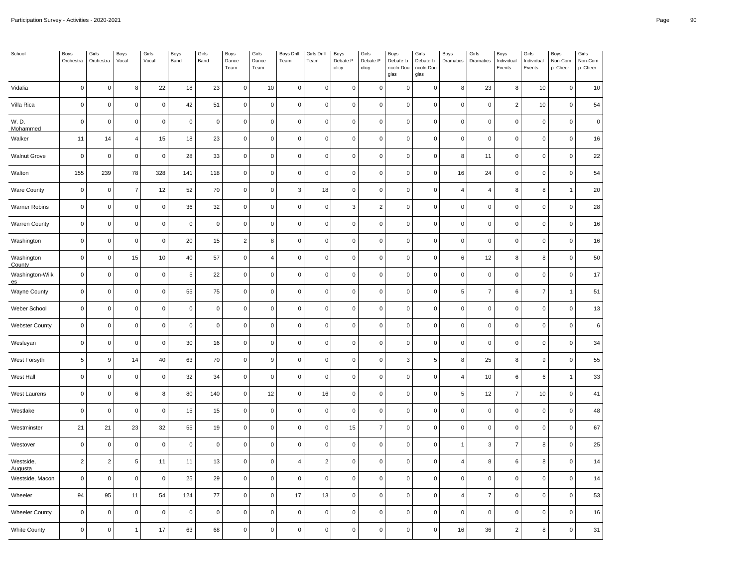| School | Boys Orchestra | Girls Orchestra | Boys Vocal | Girls Vocal | Boys Band | Girls Band | Boys Dance Team | Girls Dance Team | Boys Drill Team | Girls Drill Team | Boys Debate:Policy | Girls Debate:Policy | Boys Debate:Lincoln-Douglas | Girls Debate:Lincoln-Douglas | Boys Dramatics | Girls Dramatics | Boys Individual Events | Girls Individual Events | Boys Non-Comp. Cheer | Girls Non-Comp. Cheer |
|---|---|---|---|---|---|---|---|---|---|---|---|---|---|---|---|---|---|---|---|---|
| Vidalia | 0 | 0 | 8 | 22 | 18 | 23 | 0 | 10 | 0 | 0 | 0 | 0 | 0 | 0 | 8 | 23 | 8 | 10 | 0 | 10 |
| Villa Rica | 0 | 0 | 0 | 0 | 42 | 51 | 0 | 0 | 0 | 0 | 0 | 0 | 0 | 0 | 0 | 0 | 2 | 10 | 0 | 54 |
| W. D. Mohammed | 0 | 0 | 0 | 0 | 0 | 0 | 0 | 0 | 0 | 0 | 0 | 0 | 0 | 0 | 0 | 0 | 0 | 0 | 0 | 0 |
| Walker | 11 | 14 | 4 | 15 | 18 | 23 | 0 | 0 | 0 | 0 | 0 | 0 | 0 | 0 | 0 | 0 | 0 | 0 | 0 | 16 |
| Walnut Grove | 0 | 0 | 0 | 0 | 28 | 33 | 0 | 0 | 0 | 0 | 0 | 0 | 0 | 0 | 8 | 11 | 0 | 0 | 0 | 22 |
| Walton | 155 | 239 | 78 | 328 | 141 | 118 | 0 | 0 | 0 | 0 | 0 | 0 | 0 | 0 | 16 | 24 | 0 | 0 | 0 | 54 |
| Ware County | 0 | 0 | 7 | 12 | 52 | 70 | 0 | 0 | 3 | 18 | 0 | 0 | 0 | 0 | 4 | 4 | 8 | 8 | 1 | 20 |
| Warner Robins | 0 | 0 | 0 | 0 | 36 | 32 | 0 | 0 | 0 | 0 | 3 | 2 | 0 | 0 | 0 | 0 | 0 | 0 | 0 | 28 |
| Warren County | 0 | 0 | 0 | 0 | 0 | 0 | 0 | 0 | 0 | 0 | 0 | 0 | 0 | 0 | 0 | 0 | 0 | 0 | 0 | 16 |
| Washington | 0 | 0 | 0 | 0 | 20 | 15 | 2 | 8 | 0 | 0 | 0 | 0 | 0 | 0 | 0 | 0 | 0 | 0 | 0 | 16 |
| Washington County | 0 | 0 | 15 | 10 | 40 | 57 | 0 | 4 | 0 | 0 | 0 | 0 | 0 | 0 | 6 | 12 | 8 | 8 | 0 | 50 |
| Washington-Wilkes | 0 | 0 | 0 | 0 | 5 | 22 | 0 | 0 | 0 | 0 | 0 | 0 | 0 | 0 | 0 | 0 | 0 | 0 | 0 | 17 |
| Wayne County | 0 | 0 | 0 | 0 | 55 | 75 | 0 | 0 | 0 | 0 | 0 | 0 | 0 | 0 | 5 | 7 | 6 | 7 | 1 | 51 |
| Weber School | 0 | 0 | 0 | 0 | 0 | 0 | 0 | 0 | 0 | 0 | 0 | 0 | 0 | 0 | 0 | 0 | 0 | 0 | 0 | 13 |
| Webster County | 0 | 0 | 0 | 0 | 0 | 0 | 0 | 0 | 0 | 0 | 0 | 0 | 0 | 0 | 0 | 0 | 0 | 0 | 0 | 6 |
| Wesleyan | 0 | 0 | 0 | 0 | 30 | 16 | 0 | 0 | 0 | 0 | 0 | 0 | 0 | 0 | 0 | 0 | 0 | 0 | 0 | 34 |
| West Forsyth | 5 | 9 | 14 | 40 | 63 | 70 | 0 | 9 | 0 | 0 | 0 | 0 | 3 | 5 | 8 | 25 | 8 | 9 | 0 | 55 |
| West Hall | 0 | 0 | 0 | 0 | 32 | 34 | 0 | 0 | 0 | 0 | 0 | 0 | 0 | 0 | 4 | 10 | 6 | 6 | 1 | 33 |
| West Laurens | 0 | 0 | 6 | 8 | 80 | 140 | 0 | 12 | 0 | 16 | 0 | 0 | 0 | 0 | 5 | 12 | 7 | 10 | 0 | 41 |
| Westlake | 0 | 0 | 0 | 0 | 15 | 15 | 0 | 0 | 0 | 0 | 0 | 0 | 0 | 0 | 0 | 0 | 0 | 0 | 0 | 48 |
| Westminster | 21 | 21 | 23 | 32 | 55 | 19 | 0 | 0 | 0 | 0 | 15 | 7 | 0 | 0 | 0 | 0 | 0 | 0 | 0 | 67 |
| Westover | 0 | 0 | 0 | 0 | 0 | 0 | 0 | 0 | 0 | 0 | 0 | 0 | 0 | 0 | 1 | 3 | 7 | 8 | 0 | 25 |
| Westside, Augusta | 2 | 2 | 5 | 11 | 11 | 13 | 0 | 0 | 4 | 2 | 0 | 0 | 0 | 0 | 4 | 8 | 6 | 8 | 0 | 14 |
| Westside, Macon | 0 | 0 | 0 | 0 | 25 | 29 | 0 | 0 | 0 | 0 | 0 | 0 | 0 | 0 | 0 | 0 | 0 | 0 | 0 | 14 |
| Wheeler | 94 | 95 | 11 | 54 | 124 | 77 | 0 | 0 | 17 | 13 | 0 | 0 | 0 | 0 | 4 | 7 | 0 | 0 | 0 | 53 |
| Wheeler County | 0 | 0 | 0 | 0 | 0 | 0 | 0 | 0 | 0 | 0 | 0 | 0 | 0 | 0 | 0 | 0 | 0 | 0 | 0 | 16 |
| White County | 0 | 0 | 1 | 17 | 63 | 68 | 0 | 0 | 0 | 0 | 0 | 0 | 0 | 0 | 16 | 36 | 2 | 8 | 0 | 31 |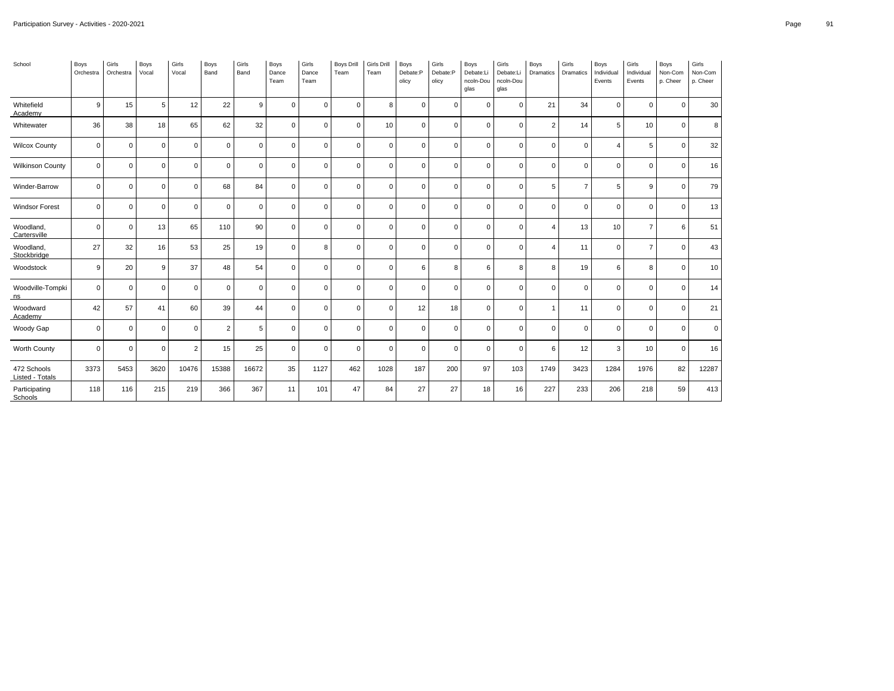Participation Survey - Activities - 2020-2021

| School | Boys Orchestra | Girls Orchestra | Boys Vocal | Girls Vocal | Boys Band | Girls Band | Boys Dance Team | Girls Dance Team | Boys Drill Team | Girls Drill Team | Boys Debate:Policy | Girls Debate:Policy | Boys Debate:Lincoln-Douglas | Girls Debate:Lincoln-Douglas | Boys Dramatics | Girls Dramatics | Boys Individual Events | Girls Individual Events | Boys Non-Comp. Cheer | Girls Non-Comp. Cheer |
|---|---|---|---|---|---|---|---|---|---|---|---|---|---|---|---|---|---|---|---|---|
| Whitefield Academy | 9 | 15 | 5 | 12 | 22 | 9 | 0 | 0 | 0 | 8 | 0 | 0 | 0 | 0 | 21 | 34 | 0 | 0 | 0 | 30 |
| Whitewater | 36 | 38 | 18 | 65 | 62 | 32 | 0 | 0 | 0 | 10 | 0 | 0 | 0 | 0 | 2 | 14 | 5 | 10 | 0 | 8 |
| Wilcox County | 0 | 0 | 0 | 0 | 0 | 0 | 0 | 0 | 0 | 0 | 0 | 0 | 0 | 0 | 0 | 0 | 4 | 5 | 0 | 32 |
| Wilkinson County | 0 | 0 | 0 | 0 | 0 | 0 | 0 | 0 | 0 | 0 | 0 | 0 | 0 | 0 | 0 | 0 | 0 | 0 | 0 | 16 |
| Winder-Barrow | 0 | 0 | 0 | 0 | 68 | 84 | 0 | 0 | 0 | 0 | 0 | 0 | 0 | 0 | 5 | 7 | 5 | 9 | 0 | 79 |
| Windsor Forest | 0 | 0 | 0 | 0 | 0 | 0 | 0 | 0 | 0 | 0 | 0 | 0 | 0 | 0 | 0 | 0 | 0 | 0 | 0 | 13 |
| Woodland, Cartersville | 0 | 0 | 13 | 65 | 110 | 90 | 0 | 0 | 0 | 0 | 0 | 0 | 0 | 0 | 4 | 13 | 10 | 7 | 6 | 51 |
| Woodland, Stockbridge | 27 | 32 | 16 | 53 | 25 | 19 | 0 | 8 | 0 | 0 | 0 | 0 | 0 | 0 | 4 | 11 | 0 | 7 | 0 | 43 |
| Woodstock | 9 | 20 | 9 | 37 | 48 | 54 | 0 | 0 | 0 | 0 | 6 | 8 | 6 | 8 | 8 | 19 | 6 | 8 | 0 | 10 |
| Woodville-Tompkins | 0 | 0 | 0 | 0 | 0 | 0 | 0 | 0 | 0 | 0 | 0 | 0 | 0 | 0 | 0 | 0 | 0 | 0 | 0 | 14 |
| Woodward Academy | 42 | 57 | 41 | 60 | 39 | 44 | 0 | 0 | 0 | 0 | 12 | 18 | 0 | 0 | 1 | 11 | 0 | 0 | 0 | 21 |
| Woody Gap | 0 | 0 | 0 | 0 | 2 | 5 | 0 | 0 | 0 | 0 | 0 | 0 | 0 | 0 | 0 | 0 | 0 | 0 | 0 | 0 |
| Worth County | 0 | 0 | 0 | 2 | 15 | 25 | 0 | 0 | 0 | 0 | 0 | 0 | 0 | 0 | 6 | 12 | 3 | 10 | 0 | 16 |
| 472 Schools Listed - Totals | 3373 | 5453 | 3620 | 10476 | 15388 | 16672 | 35 | 1127 | 462 | 1028 | 187 | 200 | 97 | 103 | 1749 | 3423 | 1284 | 1976 | 82 | 12287 |
| Participating Schools | 118 | 116 | 215 | 219 | 366 | 367 | 11 | 101 | 47 | 84 | 27 | 27 | 18 | 16 | 227 | 233 | 206 | 218 | 59 | 413 |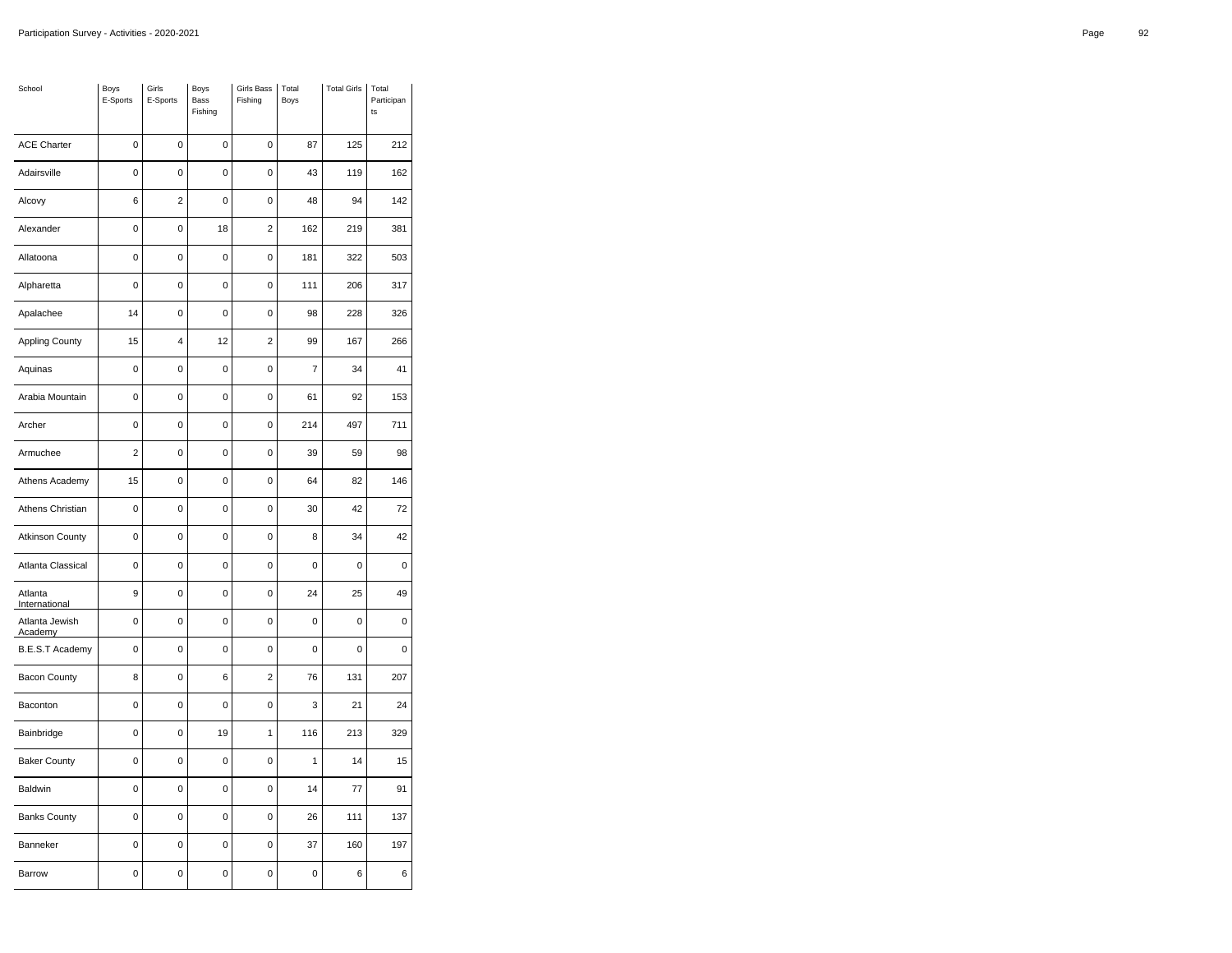| School | Boys E-Sports | Girls E-Sports | Boys Bass Fishing | Girls Bass Fishing | Total Boys | Total Girls | Total Participants |
|---|---|---|---|---|---|---|---|
| ACE Charter | 0 | 0 | 0 | 0 | 87 | 125 | 212 |
| Adairsville | 0 | 0 | 0 | 0 | 43 | 119 | 162 |
| Alcovy | 6 | 2 | 0 | 0 | 48 | 94 | 142 |
| Alexander | 0 | 0 | 18 | 2 | 162 | 219 | 381 |
| Allatoona | 0 | 0 | 0 | 0 | 181 | 322 | 503 |
| Alpharetta | 0 | 0 | 0 | 0 | 111 | 206 | 317 |
| Apalachee | 14 | 0 | 0 | 0 | 98 | 228 | 326 |
| Appling County | 15 | 4 | 12 | 2 | 99 | 167 | 266 |
| Aquinas | 0 | 0 | 0 | 0 | 7 | 34 | 41 |
| Arabia Mountain | 0 | 0 | 0 | 0 | 61 | 92 | 153 |
| Archer | 0 | 0 | 0 | 0 | 214 | 497 | 711 |
| Armuchee | 2 | 0 | 0 | 0 | 39 | 59 | 98 |
| Athens Academy | 15 | 0 | 0 | 0 | 64 | 82 | 146 |
| Athens Christian | 0 | 0 | 0 | 0 | 30 | 42 | 72 |
| Atkinson County | 0 | 0 | 0 | 0 | 8 | 34 | 42 |
| Atlanta Classical | 0 | 0 | 0 | 0 | 0 | 0 | 0 |
| Atlanta International | 9 | 0 | 0 | 0 | 24 | 25 | 49 |
| Atlanta Jewish Academy | 0 | 0 | 0 | 0 | 0 | 0 | 0 |
| B.E.S.T Academy | 0 | 0 | 0 | 0 | 0 | 0 | 0 |
| Bacon County | 8 | 0 | 6 | 2 | 76 | 131 | 207 |
| Baconton | 0 | 0 | 0 | 0 | 3 | 21 | 24 |
| Bainbridge | 0 | 0 | 19 | 1 | 116 | 213 | 329 |
| Baker County | 0 | 0 | 0 | 0 | 1 | 14 | 15 |
| Baldwin | 0 | 0 | 0 | 0 | 14 | 77 | 91 |
| Banks County | 0 | 0 | 0 | 0 | 26 | 111 | 137 |
| Banneker | 0 | 0 | 0 | 0 | 37 | 160 | 197 |
| Barrow | 0 | 0 | 0 | 0 | 0 | 6 | 6 |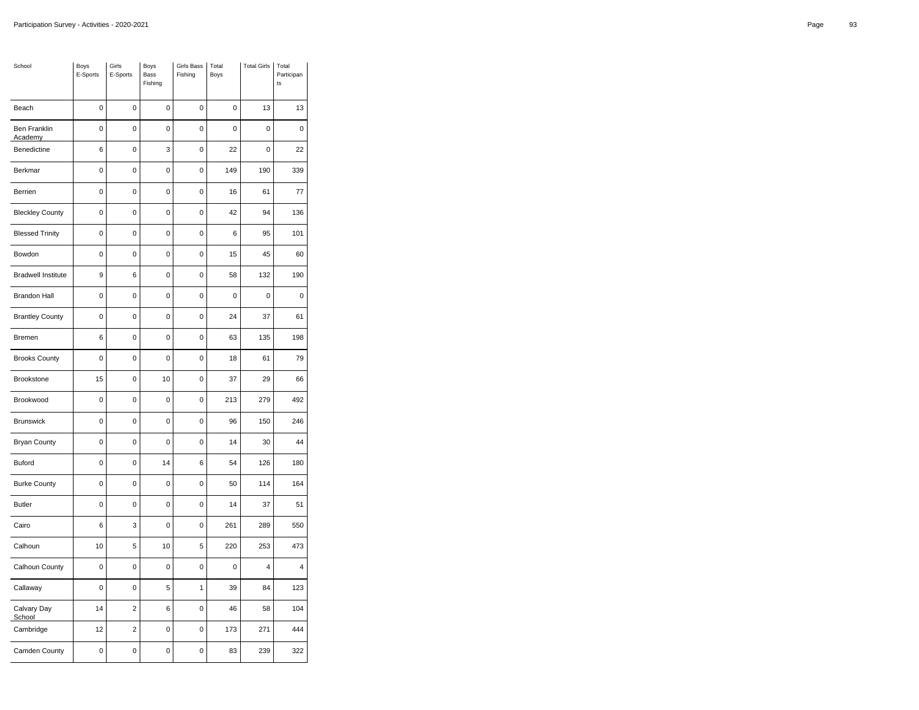| School | Boys E-Sports | Girls E-Sports | Boys Bass Fishing | Girls Bass Fishing | Total Boys | Total Girls | Total Participants |
|---|---|---|---|---|---|---|---|
| Beach | 0 | 0 | 0 | 0 | 0 | 13 | 13 |
| Ben Franklin Academy | 0 | 0 | 0 | 0 | 0 | 0 | 0 |
| Benedictine | 6 | 0 | 3 | 0 | 22 | 0 | 22 |
| Berkmar | 0 | 0 | 0 | 0 | 149 | 190 | 339 |
| Berrien | 0 | 0 | 0 | 0 | 16 | 61 | 77 |
| Bleckley County | 0 | 0 | 0 | 0 | 42 | 94 | 136 |
| Blessed Trinity | 0 | 0 | 0 | 0 | 6 | 95 | 101 |
| Bowdon | 0 | 0 | 0 | 0 | 15 | 45 | 60 |
| Bradwell Institute | 9 | 6 | 0 | 0 | 58 | 132 | 190 |
| Brandon Hall | 0 | 0 | 0 | 0 | 0 | 0 | 0 |
| Brantley County | 0 | 0 | 0 | 0 | 24 | 37 | 61 |
| Bremen | 6 | 0 | 0 | 0 | 63 | 135 | 198 |
| Brooks County | 0 | 0 | 0 | 0 | 18 | 61 | 79 |
| Brookstone | 15 | 0 | 10 | 0 | 37 | 29 | 66 |
| Brookwood | 0 | 0 | 0 | 0 | 213 | 279 | 492 |
| Brunswick | 0 | 0 | 0 | 0 | 96 | 150 | 246 |
| Bryan County | 0 | 0 | 0 | 0 | 14 | 30 | 44 |
| Buford | 0 | 0 | 14 | 6 | 54 | 126 | 180 |
| Burke County | 0 | 0 | 0 | 0 | 50 | 114 | 164 |
| Butler | 0 | 0 | 0 | 0 | 14 | 37 | 51 |
| Cairo | 6 | 3 | 0 | 0 | 261 | 289 | 550 |
| Calhoun | 10 | 5 | 10 | 5 | 220 | 253 | 473 |
| Calhoun County | 0 | 0 | 0 | 0 | 0 | 4 | 4 |
| Callaway | 0 | 0 | 5 | 1 | 39 | 84 | 123 |
| Calvary Day School | 14 | 2 | 6 | 0 | 46 | 58 | 104 |
| Cambridge | 12 | 2 | 0 | 0 | 173 | 271 | 444 |
| Camden County | 0 | 0 | 0 | 0 | 83 | 239 | 322 |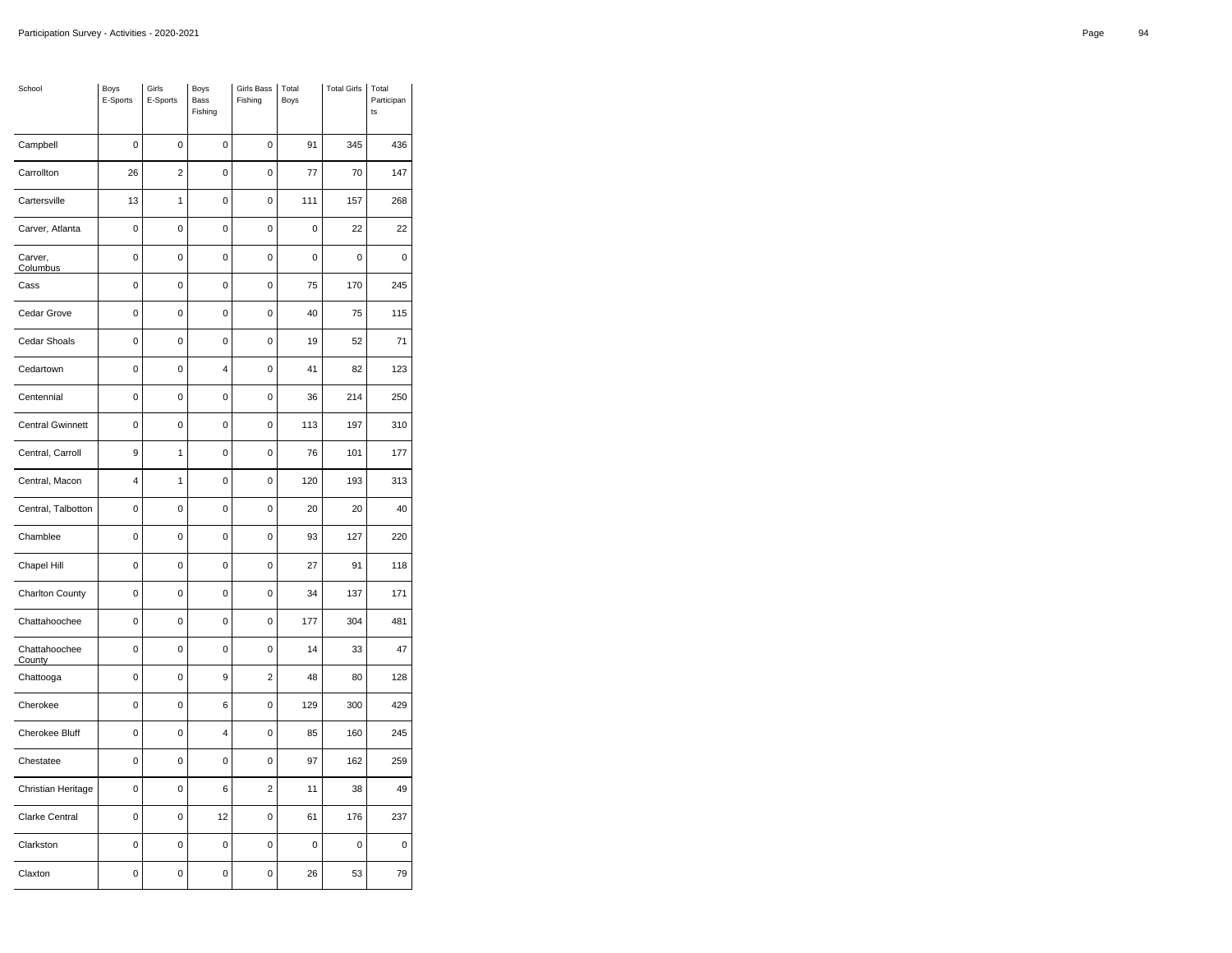| School | Boys E-Sports | Girls E-Sports | Boys Bass Fishing | Girls Bass Fishing | Total Boys | Total Girls | Total Participants |
|---|---|---|---|---|---|---|---|
| Campbell | 0 | 0 | 0 | 0 | 91 | 345 | 436 |
| Carrollton | 26 | 2 | 0 | 0 | 77 | 70 | 147 |
| Cartersville | 13 | 1 | 0 | 0 | 111 | 157 | 268 |
| Carver, Atlanta | 0 | 0 | 0 | 0 | 0 | 22 | 22 |
| Carver, Columbus | 0 | 0 | 0 | 0 | 0 | 0 | 0 |
| Cass | 0 | 0 | 0 | 0 | 75 | 170 | 245 |
| Cedar Grove | 0 | 0 | 0 | 0 | 40 | 75 | 115 |
| Cedar Shoals | 0 | 0 | 0 | 0 | 19 | 52 | 71 |
| Cedartown | 0 | 0 | 4 | 0 | 41 | 82 | 123 |
| Centennial | 0 | 0 | 0 | 0 | 36 | 214 | 250 |
| Central Gwinnett | 0 | 0 | 0 | 0 | 113 | 197 | 310 |
| Central, Carroll | 9 | 1 | 0 | 0 | 76 | 101 | 177 |
| Central, Macon | 4 | 1 | 0 | 0 | 120 | 193 | 313 |
| Central, Talbotton | 0 | 0 | 0 | 0 | 20 | 20 | 40 |
| Chamblee | 0 | 0 | 0 | 0 | 93 | 127 | 220 |
| Chapel Hill | 0 | 0 | 0 | 0 | 27 | 91 | 118 |
| Charlton County | 0 | 0 | 0 | 0 | 34 | 137 | 171 |
| Chattahoochee | 0 | 0 | 0 | 0 | 177 | 304 | 481 |
| Chattahoochee County | 0 | 0 | 0 | 0 | 14 | 33 | 47 |
| Chattooga | 0 | 0 | 9 | 2 | 48 | 80 | 128 |
| Cherokee | 0 | 0 | 6 | 0 | 129 | 300 | 429 |
| Cherokee Bluff | 0 | 0 | 4 | 0 | 85 | 160 | 245 |
| Chestatee | 0 | 0 | 0 | 0 | 97 | 162 | 259 |
| Christian Heritage | 0 | 0 | 6 | 2 | 11 | 38 | 49 |
| Clarke Central | 0 | 0 | 12 | 0 | 61 | 176 | 237 |
| Clarkston | 0 | 0 | 0 | 0 | 0 | 0 | 0 |
| Claxton | 0 | 0 | 0 | 0 | 26 | 53 | 79 |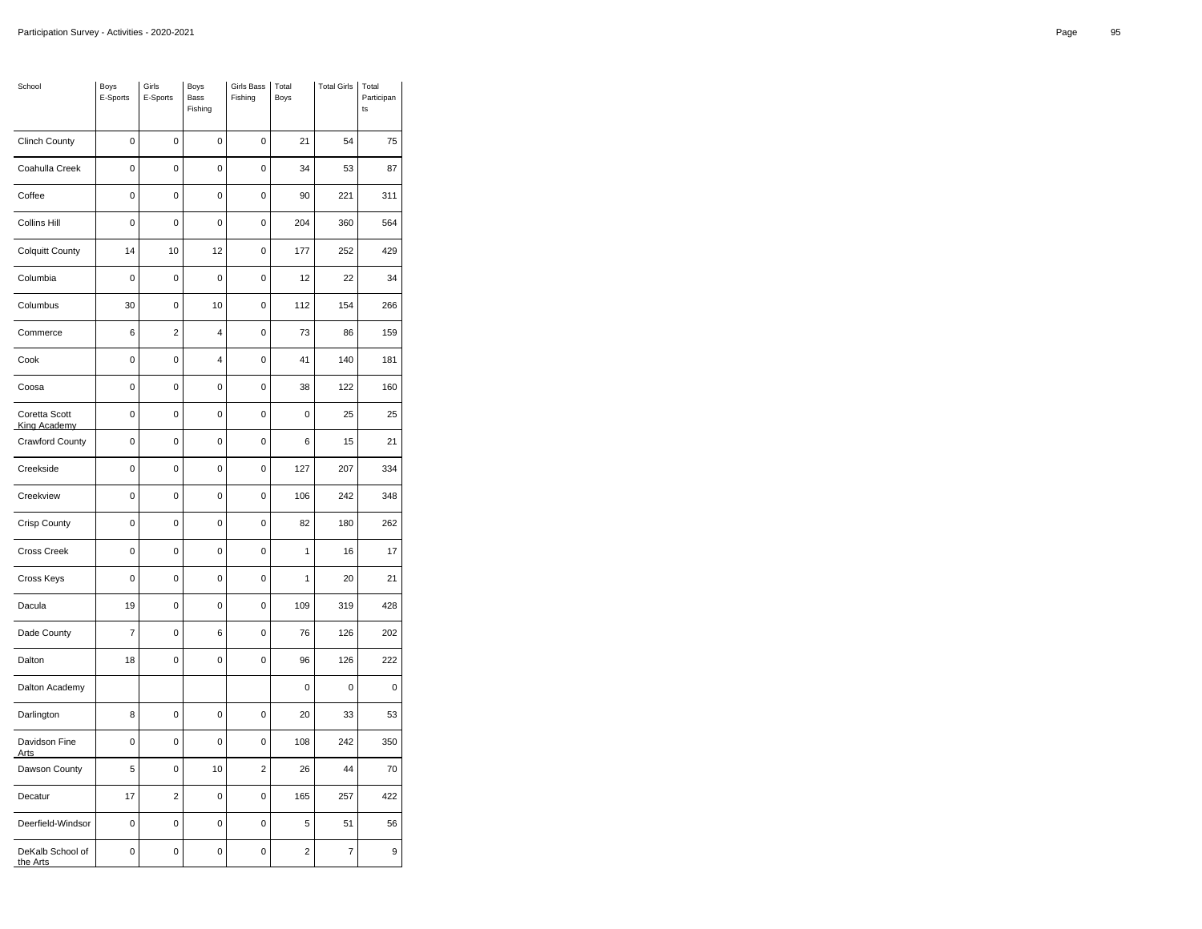| School | Boys E-Sports | Girls E-Sports | Boys Bass Fishing | Girls Bass Fishing | Total Boys | Total Girls | Total Participants |
|---|---|---|---|---|---|---|---|
| Clinch County | 0 | 0 | 0 | 0 | 21 | 54 | 75 |
| Coahulla Creek | 0 | 0 | 0 | 0 | 34 | 53 | 87 |
| Coffee | 0 | 0 | 0 | 0 | 90 | 221 | 311 |
| Collins Hill | 0 | 0 | 0 | 0 | 204 | 360 | 564 |
| Colquitt County | 14 | 10 | 12 | 0 | 177 | 252 | 429 |
| Columbia | 0 | 0 | 0 | 0 | 12 | 22 | 34 |
| Columbus | 30 | 0 | 10 | 0 | 112 | 154 | 266 |
| Commerce | 6 | 2 | 4 | 0 | 73 | 86 | 159 |
| Cook | 0 | 0 | 4 | 0 | 41 | 140 | 181 |
| Coosa | 0 | 0 | 0 | 0 | 38 | 122 | 160 |
| Coretta Scott King Academy | 0 | 0 | 0 | 0 | 0 | 25 | 25 |
| Crawford County | 0 | 0 | 0 | 0 | 6 | 15 | 21 |
| Creekside | 0 | 0 | 0 | 0 | 127 | 207 | 334 |
| Creekview | 0 | 0 | 0 | 0 | 106 | 242 | 348 |
| Crisp County | 0 | 0 | 0 | 0 | 82 | 180 | 262 |
| Cross Creek | 0 | 0 | 0 | 0 | 1 | 16 | 17 |
| Cross Keys | 0 | 0 | 0 | 0 | 1 | 20 | 21 |
| Dacula | 19 | 0 | 0 | 0 | 109 | 319 | 428 |
| Dade County | 7 | 0 | 6 | 0 | 76 | 126 | 202 |
| Dalton | 18 | 0 | 0 | 0 | 96 | 126 | 222 |
| Dalton Academy | | | | | 0 | 0 | 0 |
| Darlington | 8 | 0 | 0 | 0 | 20 | 33 | 53 |
| Davidson Fine Arts | 0 | 0 | 0 | 0 | 108 | 242 | 350 |
| Dawson County | 5 | 0 | 10 | 2 | 26 | 44 | 70 |
| Decatur | 17 | 2 | 0 | 0 | 165 | 257 | 422 |
| Deerfield-Windsor | 0 | 0 | 0 | 0 | 5 | 51 | 56 |
| DeKalb School of the Arts | 0 | 0 | 0 | 0 | 2 | 7 | 9 |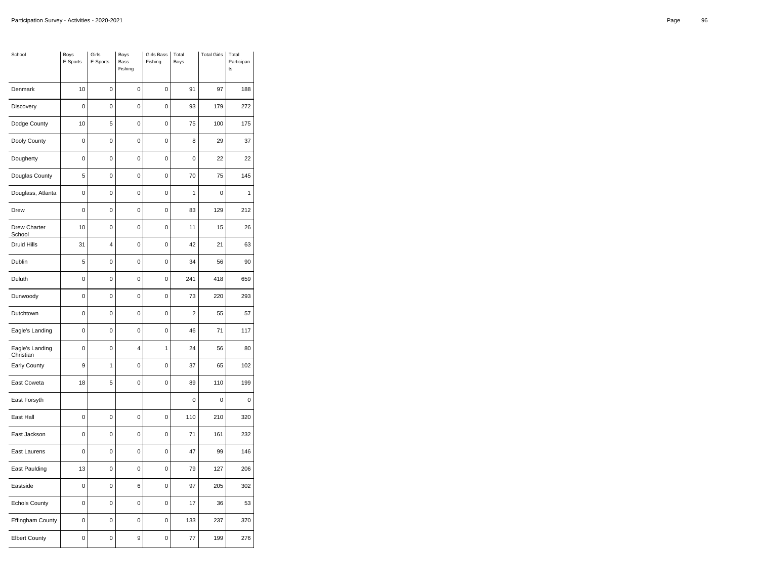| School | Boys E-Sports | Girls E-Sports | Boys Bass Fishing | Girls Bass Fishing | Total Boys | Total Girls | Total Participants |
|---|---|---|---|---|---|---|---|
| Denmark | 10 | 0 | 0 | 0 | 91 | 97 | 188 |
| Discovery | 0 | 0 | 0 | 0 | 93 | 179 | 272 |
| Dodge County | 10 | 5 | 0 | 0 | 75 | 100 | 175 |
| Dooly County | 0 | 0 | 0 | 0 | 8 | 29 | 37 |
| Dougherty | 0 | 0 | 0 | 0 | 0 | 22 | 22 |
| Douglas County | 5 | 0 | 0 | 0 | 70 | 75 | 145 |
| Douglass, Atlanta | 0 | 0 | 0 | 0 | 1 | 0 | 1 |
| Drew | 0 | 0 | 0 | 0 | 83 | 129 | 212 |
| Drew Charter School | 10 | 0 | 0 | 0 | 11 | 15 | 26 |
| Druid Hills | 31 | 4 | 0 | 0 | 42 | 21 | 63 |
| Dublin | 5 | 0 | 0 | 0 | 34 | 56 | 90 |
| Duluth | 0 | 0 | 0 | 0 | 241 | 418 | 659 |
| Dunwoody | 0 | 0 | 0 | 0 | 73 | 220 | 293 |
| Dutchtown | 0 | 0 | 0 | 0 | 2 | 55 | 57 |
| Eagle's Landing | 0 | 0 | 0 | 0 | 46 | 71 | 117 |
| Eagle's Landing Christian | 0 | 0 | 4 | 1 | 24 | 56 | 80 |
| Early County | 9 | 1 | 0 | 0 | 37 | 65 | 102 |
| East Coweta | 18 | 5 | 0 | 0 | 89 | 110 | 199 |
| East Forsyth | | | | | 0 | 0 | 0 |
| East Hall | 0 | 0 | 0 | 0 | 110 | 210 | 320 |
| East Jackson | 0 | 0 | 0 | 0 | 71 | 161 | 232 |
| East Laurens | 0 | 0 | 0 | 0 | 47 | 99 | 146 |
| East Paulding | 13 | 0 | 0 | 0 | 79 | 127 | 206 |
| Eastside | 0 | 0 | 6 | 0 | 97 | 205 | 302 |
| Echols County | 0 | 0 | 0 | 0 | 17 | 36 | 53 |
| Effingham County | 0 | 0 | 0 | 0 | 133 | 237 | 370 |
| Elbert County | 0 | 0 | 9 | 0 | 77 | 199 | 276 |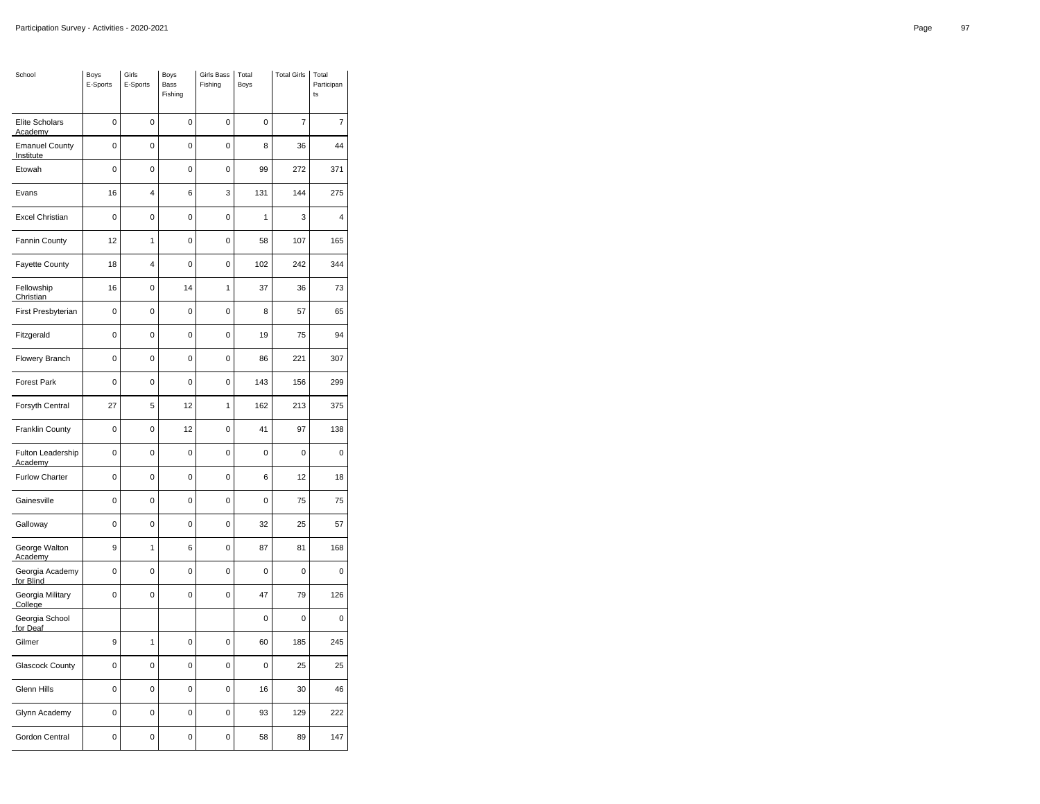| School | Boys E-Sports | Girls E-Sports | Boys Bass Fishing | Girls Bass Fishing | Total Boys | Total Girls | Total Participants |
|---|---|---|---|---|---|---|---|
| Elite Scholars Academy | 0 | 0 | 0 | 0 | 0 | 7 | 7 |
| Emanuel County Institute | 0 | 0 | 0 | 0 | 8 | 36 | 44 |
| Etowah | 0 | 0 | 0 | 0 | 99 | 272 | 371 |
| Evans | 16 | 4 | 6 | 3 | 131 | 144 | 275 |
| Excel Christian | 0 | 0 | 0 | 0 | 1 | 3 | 4 |
| Fannin County | 12 | 1 | 0 | 0 | 58 | 107 | 165 |
| Fayette County | 18 | 4 | 0 | 0 | 102 | 242 | 344 |
| Fellowship Christian | 16 | 0 | 14 | 1 | 37 | 36 | 73 |
| First Presbyterian | 0 | 0 | 0 | 0 | 8 | 57 | 65 |
| Fitzgerald | 0 | 0 | 0 | 0 | 19 | 75 | 94 |
| Flowery Branch | 0 | 0 | 0 | 0 | 86 | 221 | 307 |
| Forest Park | 0 | 0 | 0 | 0 | 143 | 156 | 299 |
| Forsyth Central | 27 | 5 | 12 | 1 | 162 | 213 | 375 |
| Franklin County | 0 | 0 | 12 | 0 | 41 | 97 | 138 |
| Fulton Leadership Academy | 0 | 0 | 0 | 0 | 0 | 0 | 0 |
| Furlow Charter | 0 | 0 | 0 | 0 | 6 | 12 | 18 |
| Gainesville | 0 | 0 | 0 | 0 | 0 | 75 | 75 |
| Galloway | 0 | 0 | 0 | 0 | 32 | 25 | 57 |
| George Walton Academy | 9 | 1 | 6 | 0 | 87 | 81 | 168 |
| Georgia Academy for Blind | 0 | 0 | 0 | 0 | 0 | 0 | 0 |
| Georgia Military College | 0 | 0 | 0 | 0 | 47 | 79 | 126 |
| Georgia School for Deaf | | | | | 0 | 0 | 0 |
| Gilmer | 9 | 1 | 0 | 0 | 60 | 185 | 245 |
| Glascock County | 0 | 0 | 0 | 0 | 0 | 25 | 25 |
| Glenn Hills | 0 | 0 | 0 | 0 | 16 | 30 | 46 |
| Glynn Academy | 0 | 0 | 0 | 0 | 93 | 129 | 222 |
| Gordon Central | 0 | 0 | 0 | 0 | 58 | 89 | 147 |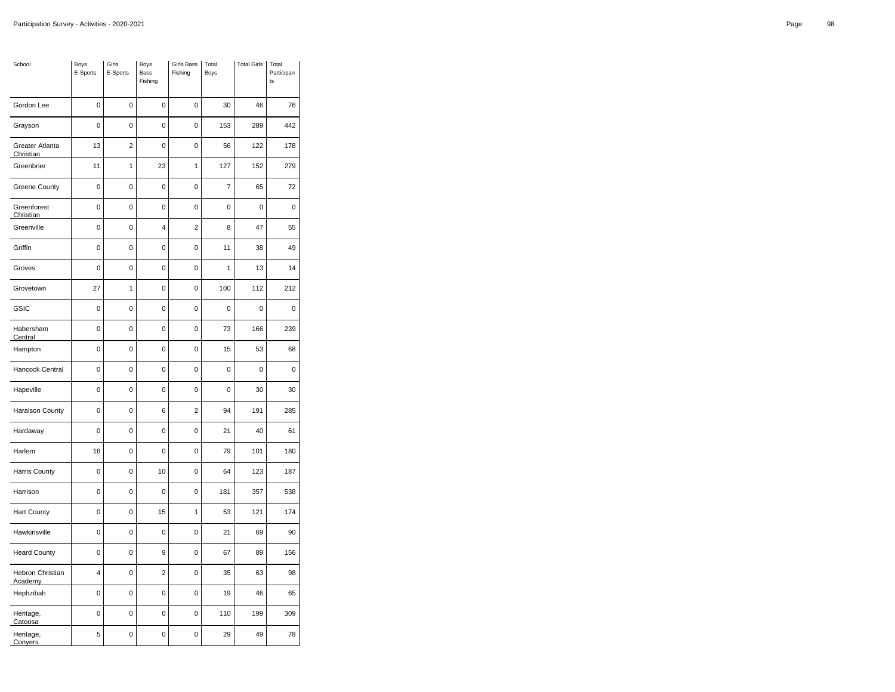| School | Boys E-Sports | Girls E-Sports | Boys Bass Fishing | Girls Bass Fishing | Total Boys | Total Girls | Total Participants |
|---|---|---|---|---|---|---|---|
| Gordon Lee | 0 | 0 | 0 | 0 | 30 | 46 | 76 |
| Grayson | 0 | 0 | 0 | 0 | 153 | 289 | 442 |
| Greater Atlanta Christian | 13 | 2 | 0 | 0 | 56 | 122 | 178 |
| Greenbrier | 11 | 1 | 23 | 1 | 127 | 152 | 279 |
| Greene County | 0 | 0 | 0 | 0 | 7 | 65 | 72 |
| Greenforest Christian | 0 | 0 | 0 | 0 | 0 | 0 | 0 |
| Greenville | 0 | 0 | 4 | 2 | 8 | 47 | 55 |
| Griffin | 0 | 0 | 0 | 0 | 11 | 38 | 49 |
| Groves | 0 | 0 | 0 | 0 | 1 | 13 | 14 |
| Grovetown | 27 | 1 | 0 | 0 | 100 | 112 | 212 |
| GSIC | 0 | 0 | 0 | 0 | 0 | 0 | 0 |
| Habersham Central | 0 | 0 | 0 | 0 | 73 | 166 | 239 |
| Hampton | 0 | 0 | 0 | 0 | 15 | 53 | 68 |
| Hancock Central | 0 | 0 | 0 | 0 | 0 | 0 | 0 |
| Hapeville | 0 | 0 | 0 | 0 | 0 | 30 | 30 |
| Haralson County | 0 | 0 | 6 | 2 | 94 | 191 | 285 |
| Hardaway | 0 | 0 | 0 | 0 | 21 | 40 | 61 |
| Harlem | 16 | 0 | 0 | 0 | 79 | 101 | 180 |
| Harris County | 0 | 0 | 10 | 0 | 64 | 123 | 187 |
| Harrison | 0 | 0 | 0 | 0 | 181 | 357 | 538 |
| Hart County | 0 | 0 | 15 | 1 | 53 | 121 | 174 |
| Hawkinsville | 0 | 0 | 0 | 0 | 21 | 69 | 90 |
| Heard County | 0 | 0 | 9 | 0 | 67 | 89 | 156 |
| Hebron Christian Academy | 4 | 0 | 2 | 0 | 35 | 63 | 98 |
| Hephzibah | 0 | 0 | 0 | 0 | 19 | 46 | 65 |
| Heritage, Catoosa | 0 | 0 | 0 | 0 | 110 | 199 | 309 |
| Heritage, Conyers | 5 | 0 | 0 | 0 | 29 | 49 | 78 |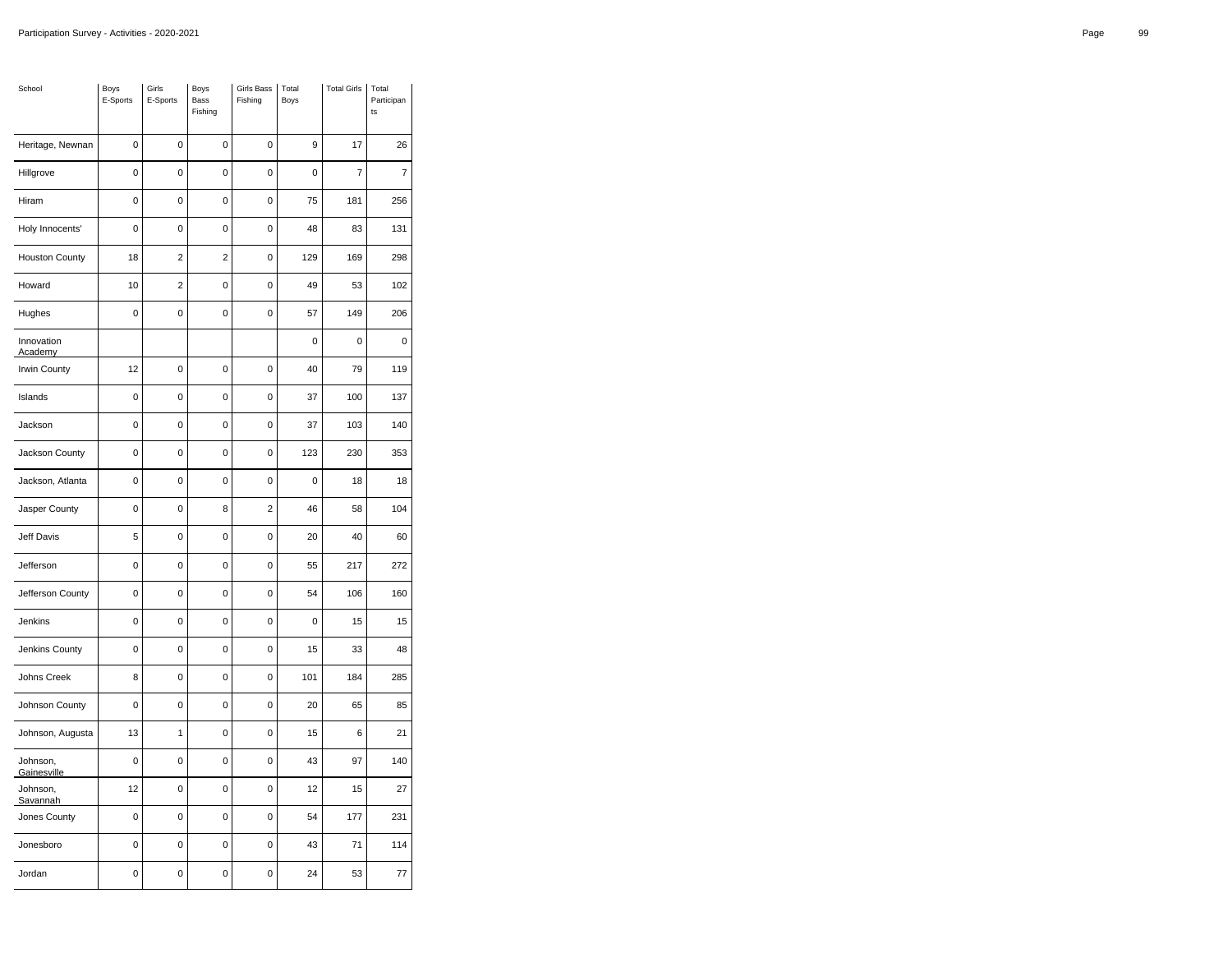| School | Boys E-Sports | Girls E-Sports | Boys Bass Fishing | Girls Bass Fishing | Total Boys | Total Girls | Total Participants |
|---|---|---|---|---|---|---|---|
| Heritage, Newnan | 0 | 0 | 0 | 0 | 9 | 17 | 26 |
| Hillgrove | 0 | 0 | 0 | 0 | 0 | 7 | 7 |
| Hiram | 0 | 0 | 0 | 0 | 75 | 181 | 256 |
| Holy Innocents' | 0 | 0 | 0 | 0 | 48 | 83 | 131 |
| Houston County | 18 | 2 | 2 | 0 | 129 | 169 | 298 |
| Howard | 10 | 2 | 0 | 0 | 49 | 53 | 102 |
| Hughes | 0 | 0 | 0 | 0 | 57 | 149 | 206 |
| Innovation Academy | | | | | 0 | 0 | 0 |
| Irwin County | 12 | 0 | 0 | 0 | 40 | 79 | 119 |
| Islands | 0 | 0 | 0 | 0 | 37 | 100 | 137 |
| Jackson | 0 | 0 | 0 | 0 | 37 | 103 | 140 |
| Jackson County | 0 | 0 | 0 | 0 | 123 | 230 | 353 |
| Jackson, Atlanta | 0 | 0 | 0 | 0 | 0 | 18 | 18 |
| Jasper County | 0 | 0 | 8 | 2 | 46 | 58 | 104 |
| Jeff Davis | 5 | 0 | 0 | 0 | 20 | 40 | 60 |
| Jefferson | 0 | 0 | 0 | 0 | 55 | 217 | 272 |
| Jefferson County | 0 | 0 | 0 | 0 | 54 | 106 | 160 |
| Jenkins | 0 | 0 | 0 | 0 | 0 | 15 | 15 |
| Jenkins County | 0 | 0 | 0 | 0 | 15 | 33 | 48 |
| Johns Creek | 8 | 0 | 0 | 0 | 101 | 184 | 285 |
| Johnson County | 0 | 0 | 0 | 0 | 20 | 65 | 85 |
| Johnson, Augusta | 13 | 1 | 0 | 0 | 15 | 6 | 21 |
| Johnson, Gainesville | 0 | 0 | 0 | 0 | 43 | 97 | 140 |
| Johnson, Savannah | 12 | 0 | 0 | 0 | 12 | 15 | 27 |
| Jones County | 0 | 0 | 0 | 0 | 54 | 177 | 231 |
| Jonesboro | 0 | 0 | 0 | 0 | 43 | 71 | 114 |
| Jordan | 0 | 0 | 0 | 0 | 24 | 53 | 77 |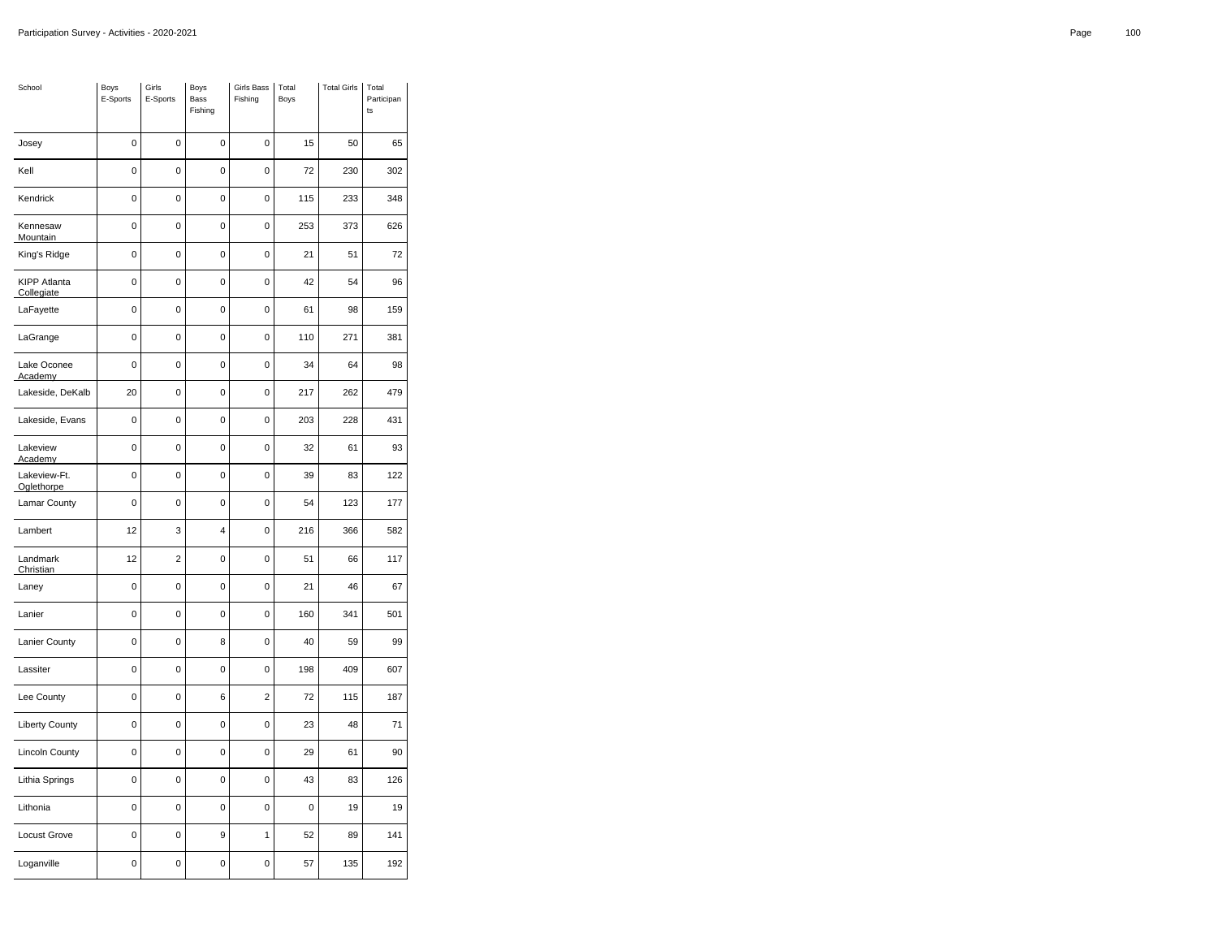| School | Boys E-Sports | Girls E-Sports | Boys Bass Fishing | Girls Bass Fishing | Total Boys | Total Girls | Total Participants |
|---|---|---|---|---|---|---|---|
| Josey | 0 | 0 | 0 | 0 | 15 | 50 | 65 |
| Kell | 0 | 0 | 0 | 0 | 72 | 230 | 302 |
| Kendrick | 0 | 0 | 0 | 0 | 115 | 233 | 348 |
| Kennesaw Mountain | 0 | 0 | 0 | 0 | 253 | 373 | 626 |
| King's Ridge | 0 | 0 | 0 | 0 | 21 | 51 | 72 |
| KIPP Atlanta Collegiate | 0 | 0 | 0 | 0 | 42 | 54 | 96 |
| LaFayette | 0 | 0 | 0 | 0 | 61 | 98 | 159 |
| LaGrange | 0 | 0 | 0 | 0 | 110 | 271 | 381 |
| Lake Oconee Academy | 0 | 0 | 0 | 0 | 34 | 64 | 98 |
| Lakeside, DeKalb | 20 | 0 | 0 | 0 | 217 | 262 | 479 |
| Lakeside, Evans | 0 | 0 | 0 | 0 | 203 | 228 | 431 |
| Lakeview Academy | 0 | 0 | 0 | 0 | 32 | 61 | 93 |
| Lakeview-Ft. Oglethorpe | 0 | 0 | 0 | 0 | 39 | 83 | 122 |
| Lamar County | 0 | 0 | 0 | 0 | 54 | 123 | 177 |
| Lambert | 12 | 3 | 4 | 0 | 216 | 366 | 582 |
| Landmark Christian | 12 | 2 | 0 | 0 | 51 | 66 | 117 |
| Laney | 0 | 0 | 0 | 0 | 21 | 46 | 67 |
| Lanier | 0 | 0 | 0 | 0 | 160 | 341 | 501 |
| Lanier County | 0 | 0 | 8 | 0 | 40 | 59 | 99 |
| Lassiter | 0 | 0 | 0 | 0 | 198 | 409 | 607 |
| Lee County | 0 | 0 | 6 | 2 | 72 | 115 | 187 |
| Liberty County | 0 | 0 | 0 | 0 | 23 | 48 | 71 |
| Lincoln County | 0 | 0 | 0 | 0 | 29 | 61 | 90 |
| Lithia Springs | 0 | 0 | 0 | 0 | 43 | 83 | 126 |
| Lithonia | 0 | 0 | 0 | 0 | 0 | 19 | 19 |
| Locust Grove | 0 | 0 | 9 | 1 | 52 | 89 | 141 |
| Loganville | 0 | 0 | 0 | 0 | 57 | 135 | 192 |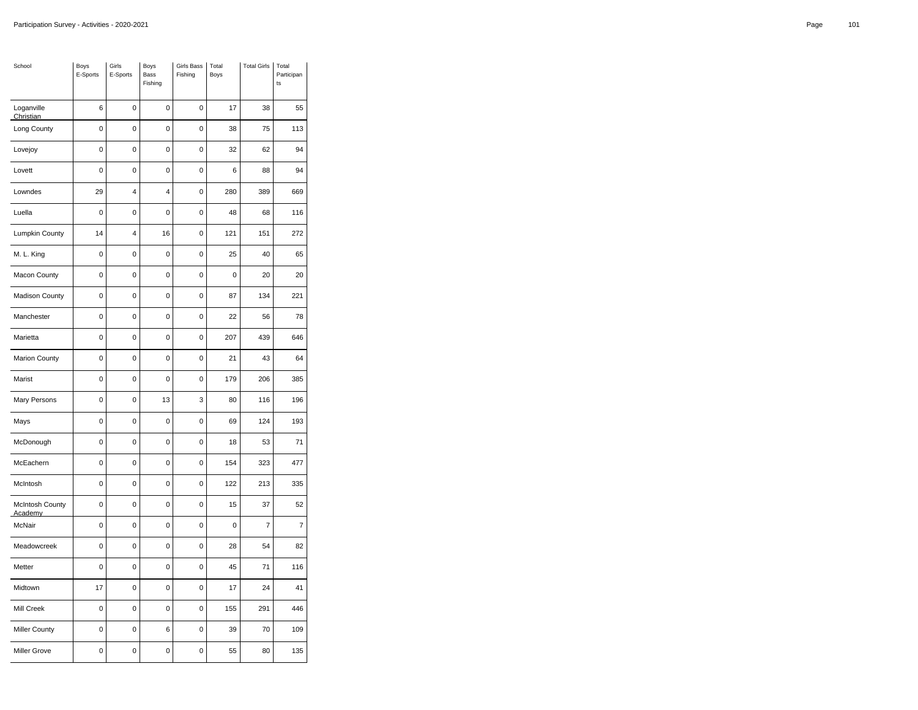| School | Boys E-Sports | Girls E-Sports | Boys Bass Fishing | Girls Bass Fishing | Total Boys | Total Girls | Total Participants |
|---|---|---|---|---|---|---|---|
| Loganville Christian | 6 | 0 | 0 | 0 | 17 | 38 | 55 |
| Long County | 0 | 0 | 0 | 0 | 38 | 75 | 113 |
| Lovejoy | 0 | 0 | 0 | 0 | 32 | 62 | 94 |
| Lovett | 0 | 0 | 0 | 0 | 6 | 88 | 94 |
| Lowndes | 29 | 4 | 4 | 0 | 280 | 389 | 669 |
| Luella | 0 | 0 | 0 | 0 | 48 | 68 | 116 |
| Lumpkin County | 14 | 4 | 16 | 0 | 121 | 151 | 272 |
| M. L. King | 0 | 0 | 0 | 0 | 25 | 40 | 65 |
| Macon County | 0 | 0 | 0 | 0 | 0 | 20 | 20 |
| Madison County | 0 | 0 | 0 | 0 | 87 | 134 | 221 |
| Manchester | 0 | 0 | 0 | 0 | 22 | 56 | 78 |
| Marietta | 0 | 0 | 0 | 0 | 207 | 439 | 646 |
| Marion County | 0 | 0 | 0 | 0 | 21 | 43 | 64 |
| Marist | 0 | 0 | 0 | 0 | 179 | 206 | 385 |
| Mary Persons | 0 | 0 | 13 | 3 | 80 | 116 | 196 |
| Mays | 0 | 0 | 0 | 0 | 69 | 124 | 193 |
| McDonough | 0 | 0 | 0 | 0 | 18 | 53 | 71 |
| McEachern | 0 | 0 | 0 | 0 | 154 | 323 | 477 |
| McIntosh | 0 | 0 | 0 | 0 | 122 | 213 | 335 |
| McIntosh County Academy | 0 | 0 | 0 | 0 | 15 | 37 | 52 |
| McNair | 0 | 0 | 0 | 0 | 0 | 7 | 7 |
| Meadowcreek | 0 | 0 | 0 | 0 | 28 | 54 | 82 |
| Metter | 0 | 0 | 0 | 0 | 45 | 71 | 116 |
| Midtown | 17 | 0 | 0 | 0 | 17 | 24 | 41 |
| Mill Creek | 0 | 0 | 0 | 0 | 155 | 291 | 446 |
| Miller County | 0 | 0 | 6 | 0 | 39 | 70 | 109 |
| Miller Grove | 0 | 0 | 0 | 0 | 55 | 80 | 135 |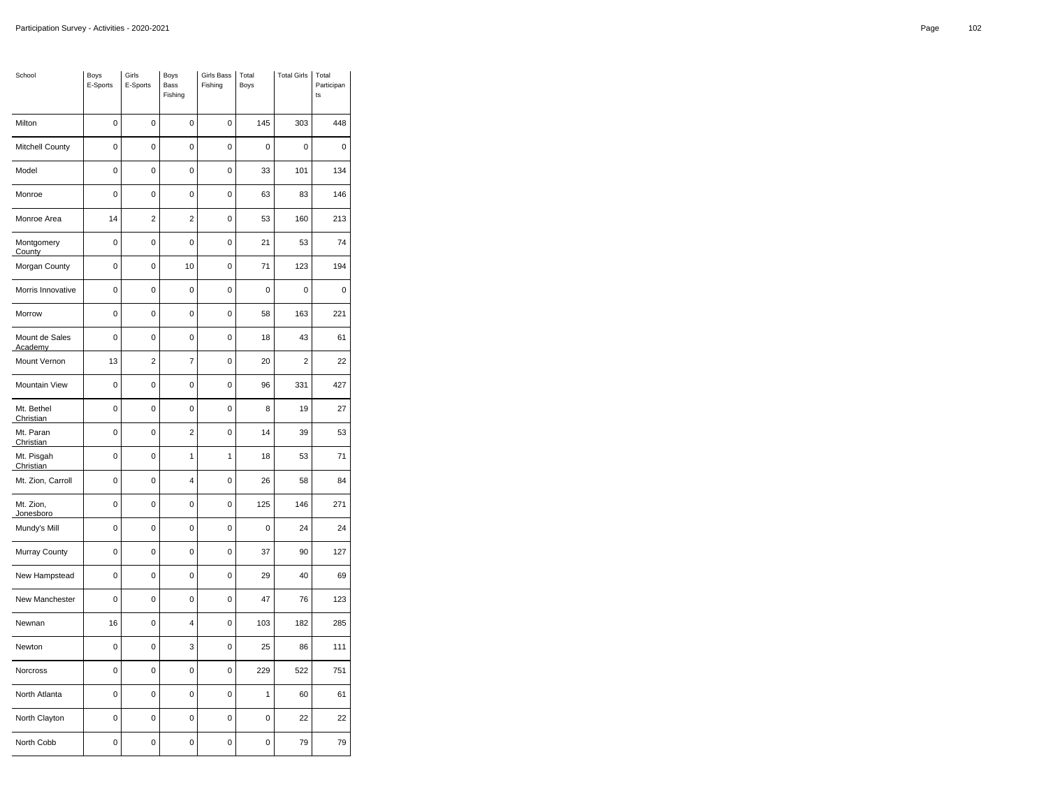| School | Boys E-Sports | Girls E-Sports | Boys Bass Fishing | Girls Bass Fishing | Total Boys | Total Girls | Total Participants |
|---|---|---|---|---|---|---|---|
| Milton | 0 | 0 | 0 | 0 | 145 | 303 | 448 |
| Mitchell County | 0 | 0 | 0 | 0 | 0 | 0 | 0 |
| Model | 0 | 0 | 0 | 0 | 33 | 101 | 134 |
| Monroe | 0 | 0 | 0 | 0 | 63 | 83 | 146 |
| Monroe Area | 14 | 2 | 2 | 0 | 53 | 160 | 213 |
| Montgomery County | 0 | 0 | 0 | 0 | 21 | 53 | 74 |
| Morgan County | 0 | 0 | 10 | 0 | 71 | 123 | 194 |
| Morris Innovative | 0 | 0 | 0 | 0 | 0 | 0 | 0 |
| Morrow | 0 | 0 | 0 | 0 | 58 | 163 | 221 |
| Mount de Sales Academy | 0 | 0 | 0 | 0 | 18 | 43 | 61 |
| Mount Vernon | 13 | 2 | 7 | 0 | 20 | 2 | 22 |
| Mountain View | 0 | 0 | 0 | 0 | 96 | 331 | 427 |
| Mt. Bethel Christian | 0 | 0 | 0 | 0 | 8 | 19 | 27 |
| Mt. Paran Christian | 0 | 0 | 2 | 0 | 14 | 39 | 53 |
| Mt. Pisgah Christian | 0 | 0 | 1 | 1 | 18 | 53 | 71 |
| Mt. Zion, Carroll | 0 | 0 | 4 | 0 | 26 | 58 | 84 |
| Mt. Zion, Jonesboro | 0 | 0 | 0 | 0 | 125 | 146 | 271 |
| Mundy's Mill | 0 | 0 | 0 | 0 | 0 | 24 | 24 |
| Murray County | 0 | 0 | 0 | 0 | 37 | 90 | 127 |
| New Hampstead | 0 | 0 | 0 | 0 | 29 | 40 | 69 |
| New Manchester | 0 | 0 | 0 | 0 | 47 | 76 | 123 |
| Newnan | 16 | 0 | 4 | 0 | 103 | 182 | 285 |
| Newton | 0 | 0 | 3 | 0 | 25 | 86 | 111 |
| Norcross | 0 | 0 | 0 | 0 | 229 | 522 | 751 |
| North Atlanta | 0 | 0 | 0 | 0 | 1 | 60 | 61 |
| North Clayton | 0 | 0 | 0 | 0 | 0 | 22 | 22 |
| North Cobb | 0 | 0 | 0 | 0 | 0 | 79 | 79 |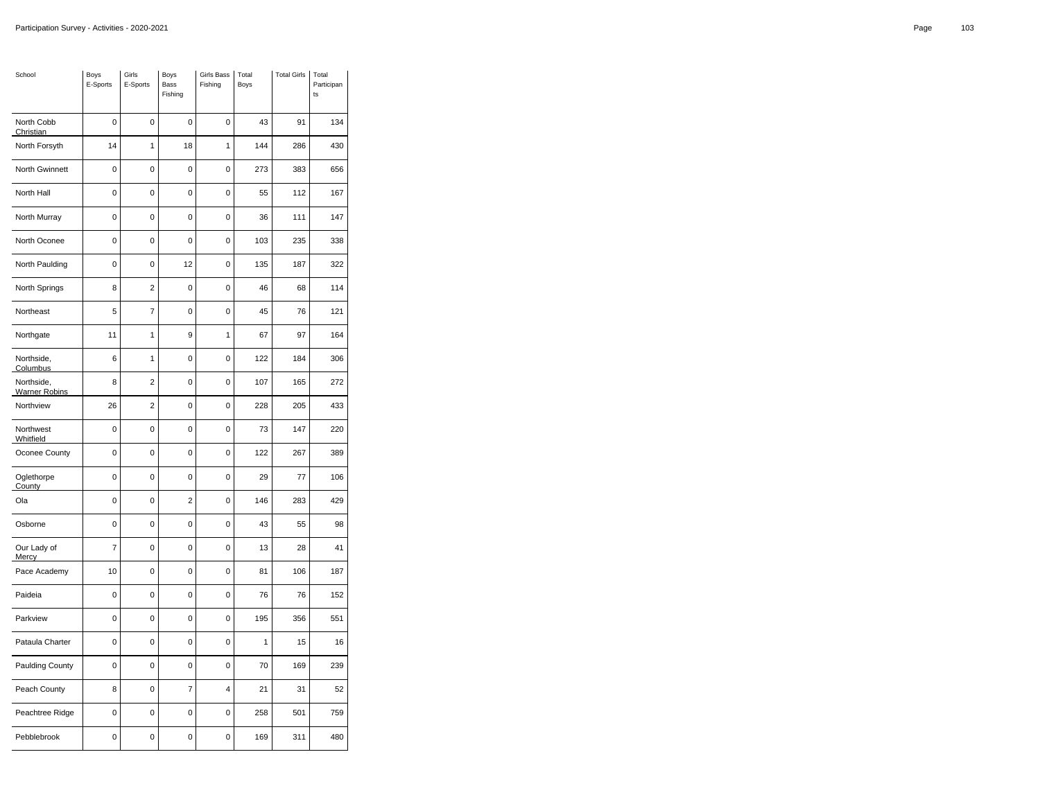| School | Boys E-Sports | Girls E-Sports | Boys Bass Fishing | Girls Bass Fishing | Total Boys | Total Girls | Total Participants |
|---|---|---|---|---|---|---|---|
| North Cobb Christian | 0 | 0 | 0 | 0 | 43 | 91 | 134 |
| North Forsyth | 14 | 1 | 18 | 1 | 144 | 286 | 430 |
| North Gwinnett | 0 | 0 | 0 | 0 | 273 | 383 | 656 |
| North Hall | 0 | 0 | 0 | 0 | 55 | 112 | 167 |
| North Murray | 0 | 0 | 0 | 0 | 36 | 111 | 147 |
| North Oconee | 0 | 0 | 0 | 0 | 103 | 235 | 338 |
| North Paulding | 0 | 0 | 12 | 0 | 135 | 187 | 322 |
| North Springs | 8 | 2 | 0 | 0 | 46 | 68 | 114 |
| Northeast | 5 | 7 | 0 | 0 | 45 | 76 | 121 |
| Northgate | 11 | 1 | 9 | 1 | 67 | 97 | 164 |
| Northside, Columbus | 6 | 1 | 0 | 0 | 122 | 184 | 306 |
| Northside, Warner Robins | 8 | 2 | 0 | 0 | 107 | 165 | 272 |
| Northview | 26 | 2 | 0 | 0 | 228 | 205 | 433 |
| Northwest Whitfield | 0 | 0 | 0 | 0 | 73 | 147 | 220 |
| Oconee County | 0 | 0 | 0 | 0 | 122 | 267 | 389 |
| Oglethorpe County | 0 | 0 | 0 | 0 | 29 | 77 | 106 |
| Ola | 0 | 0 | 2 | 0 | 146 | 283 | 429 |
| Osborne | 0 | 0 | 0 | 0 | 43 | 55 | 98 |
| Our Lady of Mercy | 7 | 0 | 0 | 0 | 13 | 28 | 41 |
| Pace Academy | 10 | 0 | 0 | 0 | 81 | 106 | 187 |
| Paideia | 0 | 0 | 0 | 0 | 76 | 76 | 152 |
| Parkview | 0 | 0 | 0 | 0 | 195 | 356 | 551 |
| Pataula Charter | 0 | 0 | 0 | 0 | 1 | 15 | 16 |
| Paulding County | 0 | 0 | 0 | 0 | 70 | 169 | 239 |
| Peach County | 8 | 0 | 7 | 4 | 21 | 31 | 52 |
| Peachtree Ridge | 0 | 0 | 0 | 0 | 258 | 501 | 759 |
| Pebblebrook | 0 | 0 | 0 | 0 | 169 | 311 | 480 |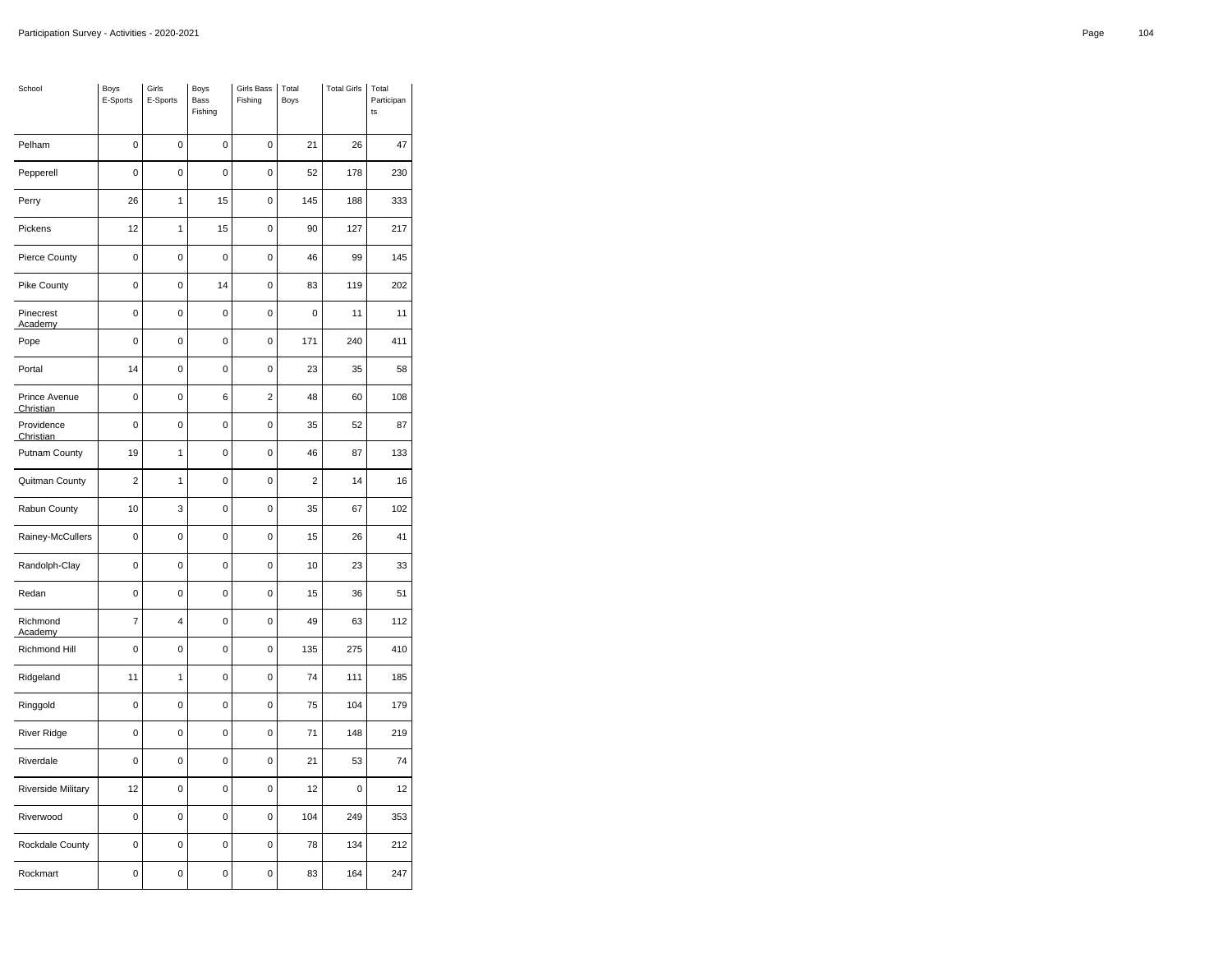| School | Boys E-Sports | Girls E-Sports | Boys Bass Fishing | Girls Bass Fishing | Total Boys | Total Girls | Total Participants |
|---|---|---|---|---|---|---|---|
| Pelham | 0 | 0 | 0 | 0 | 21 | 26 | 47 |
| Pepperell | 0 | 0 | 0 | 0 | 52 | 178 | 230 |
| Perry | 26 | 1 | 15 | 0 | 145 | 188 | 333 |
| Pickens | 12 | 1 | 15 | 0 | 90 | 127 | 217 |
| Pierce County | 0 | 0 | 0 | 0 | 46 | 99 | 145 |
| Pike County | 0 | 0 | 14 | 0 | 83 | 119 | 202 |
| Pinecrest Academy | 0 | 0 | 0 | 0 | 0 | 11 | 11 |
| Pope | 0 | 0 | 0 | 0 | 171 | 240 | 411 |
| Portal | 14 | 0 | 0 | 0 | 23 | 35 | 58 |
| Prince Avenue Christian | 0 | 0 | 6 | 2 | 48 | 60 | 108 |
| Providence Christian | 0 | 0 | 0 | 0 | 35 | 52 | 87 |
| Putnam County | 19 | 1 | 0 | 0 | 46 | 87 | 133 |
| Quitman County | 2 | 1 | 0 | 0 | 2 | 14 | 16 |
| Rabun County | 10 | 3 | 0 | 0 | 35 | 67 | 102 |
| Rainey-McCullers | 0 | 0 | 0 | 0 | 15 | 26 | 41 |
| Randolph-Clay | 0 | 0 | 0 | 0 | 10 | 23 | 33 |
| Redan | 0 | 0 | 0 | 0 | 15 | 36 | 51 |
| Richmond Academy | 7 | 4 | 0 | 0 | 49 | 63 | 112 |
| Richmond Hill | 0 | 0 | 0 | 0 | 135 | 275 | 410 |
| Ridgeland | 11 | 1 | 0 | 0 | 74 | 111 | 185 |
| Ringgold | 0 | 0 | 0 | 0 | 75 | 104 | 179 |
| River Ridge | 0 | 0 | 0 | 0 | 71 | 148 | 219 |
| Riverdale | 0 | 0 | 0 | 0 | 21 | 53 | 74 |
| Riverside Military | 12 | 0 | 0 | 0 | 12 | 0 | 12 |
| Riverwood | 0 | 0 | 0 | 0 | 104 | 249 | 353 |
| Rockdale County | 0 | 0 | 0 | 0 | 78 | 134 | 212 |
| Rockmart | 0 | 0 | 0 | 0 | 83 | 164 | 247 |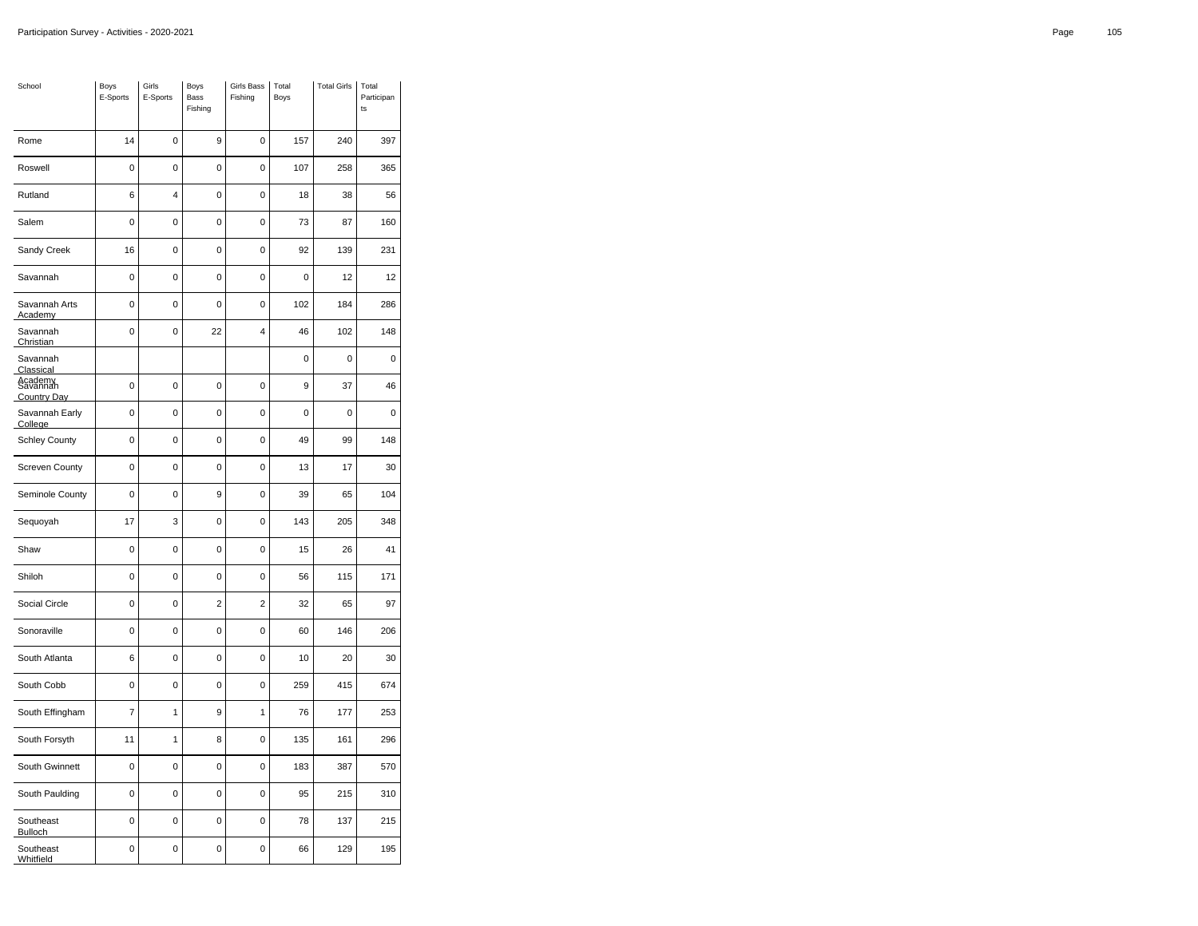| School | Boys E-Sports | Girls E-Sports | Boys Bass Fishing | Girls Bass Fishing | Total Boys | Total Girls | Total Participants |
|---|---|---|---|---|---|---|---|
| Rome | 14 | 0 | 9 | 0 | 157 | 240 | 397 |
| Roswell | 0 | 0 | 0 | 0 | 107 | 258 | 365 |
| Rutland | 6 | 4 | 0 | 0 | 18 | 38 | 56 |
| Salem | 0 | 0 | 0 | 0 | 73 | 87 | 160 |
| Sandy Creek | 16 | 0 | 0 | 0 | 92 | 139 | 231 |
| Savannah | 0 | 0 | 0 | 0 | 0 | 12 | 12 |
| Savannah Arts Academy | 0 | 0 | 0 | 0 | 102 | 184 | 286 |
| Savannah Christian | 0 | 0 | 22 | 4 | 46 | 102 | 148 |
| Savannah Classical Academy | | | | | 0 | 0 | 0 |
| Savannah Country Day | 0 | 0 | 0 | 0 | 9 | 37 | 46 |
| Savannah Early College | 0 | 0 | 0 | 0 | 0 | 0 | 0 |
| Schley County | 0 | 0 | 0 | 0 | 49 | 99 | 148 |
| Screven County | 0 | 0 | 0 | 0 | 13 | 17 | 30 |
| Seminole County | 0 | 0 | 9 | 0 | 39 | 65 | 104 |
| Sequoyah | 17 | 3 | 0 | 0 | 143 | 205 | 348 |
| Shaw | 0 | 0 | 0 | 0 | 15 | 26 | 41 |
| Shiloh | 0 | 0 | 0 | 0 | 56 | 115 | 171 |
| Social Circle | 0 | 0 | 2 | 2 | 32 | 65 | 97 |
| Sonoraville | 0 | 0 | 0 | 0 | 60 | 146 | 206 |
| South Atlanta | 6 | 0 | 0 | 0 | 10 | 20 | 30 |
| South Cobb | 0 | 0 | 0 | 0 | 259 | 415 | 674 |
| South Effingham | 7 | 1 | 9 | 1 | 76 | 177 | 253 |
| South Forsyth | 11 | 1 | 8 | 0 | 135 | 161 | 296 |
| South Gwinnett | 0 | 0 | 0 | 0 | 183 | 387 | 570 |
| South Paulding | 0 | 0 | 0 | 0 | 95 | 215 | 310 |
| Southeast Bulloch | 0 | 0 | 0 | 0 | 78 | 137 | 215 |
| Southeast Whitfield | 0 | 0 | 0 | 0 | 66 | 129 | 195 |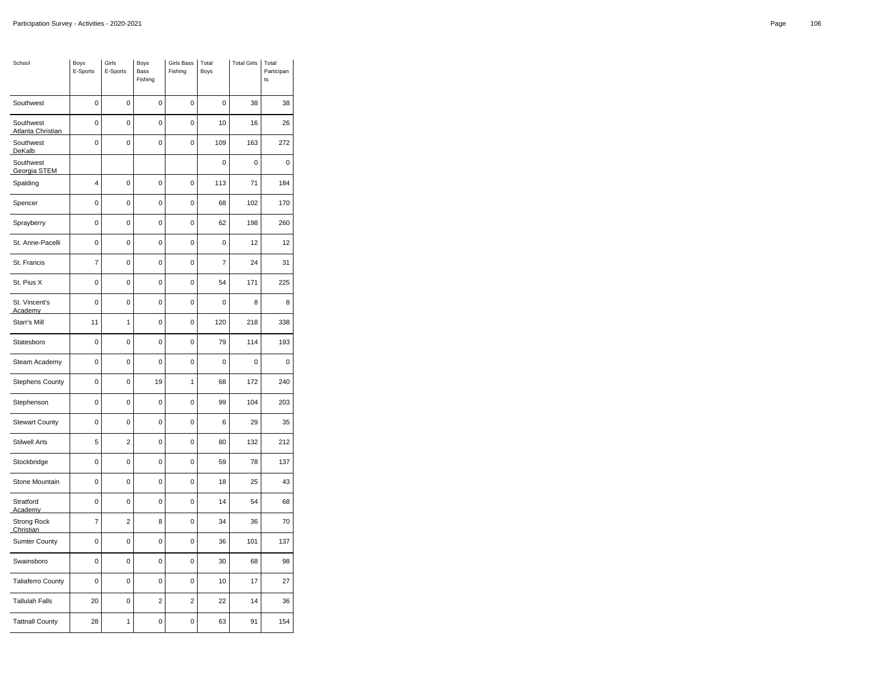| School | Boys E-Sports | Girls E-Sports | Boys Bass Fishing | Girls Bass Fishing | Total Boys | Total Girls | Total Participants |
|---|---|---|---|---|---|---|---|
| Southwest | 0 | 0 | 0 | 0 | 0 | 38 | 38 |
| Southwest Atlanta Christian | 0 | 0 | 0 | 0 | 10 | 16 | 26 |
| Southwest DeKalb | 0 | 0 | 0 | 0 | 109 | 163 | 272 |
| Southwest Georgia STEM | | | | | 0 | 0 | 0 |
| Spalding | 4 | 0 | 0 | 0 | 113 | 71 | 184 |
| Spencer | 0 | 0 | 0 | 0 | 68 | 102 | 170 |
| Sprayberry | 0 | 0 | 0 | 0 | 62 | 198 | 260 |
| St. Anne-Pacelli | 0 | 0 | 0 | 0 | 0 | 12 | 12 |
| St. Francis | 7 | 0 | 0 | 0 | 7 | 24 | 31 |
| St. Pius X | 0 | 0 | 0 | 0 | 54 | 171 | 225 |
| St. Vincent's Academy | 0 | 0 | 0 | 0 | 0 | 8 | 8 |
| Starr's Mill | 11 | 1 | 0 | 0 | 120 | 218 | 338 |
| Statesboro | 0 | 0 | 0 | 0 | 79 | 114 | 193 |
| Steam Academy | 0 | 0 | 0 | 0 | 0 | 0 | 0 |
| Stephens County | 0 | 0 | 19 | 1 | 68 | 172 | 240 |
| Stephenson | 0 | 0 | 0 | 0 | 99 | 104 | 203 |
| Stewart County | 0 | 0 | 0 | 0 | 6 | 29 | 35 |
| Stilwell Arts | 5 | 2 | 0 | 0 | 80 | 132 | 212 |
| Stockbridge | 0 | 0 | 0 | 0 | 59 | 78 | 137 |
| Stone Mountain | 0 | 0 | 0 | 0 | 18 | 25 | 43 |
| Stratford Academy | 0 | 0 | 0 | 0 | 14 | 54 | 68 |
| Strong Rock Christian | 7 | 2 | 8 | 0 | 34 | 36 | 70 |
| Sumter County | 0 | 0 | 0 | 0 | 36 | 101 | 137 |
| Swainsboro | 0 | 0 | 0 | 0 | 30 | 68 | 98 |
| Taliaferro County | 0 | 0 | 0 | 0 | 10 | 17 | 27 |
| Tallulah Falls | 20 | 0 | 2 | 2 | 22 | 14 | 36 |
| Tattnall County | 28 | 1 | 0 | 0 | 63 | 91 | 154 |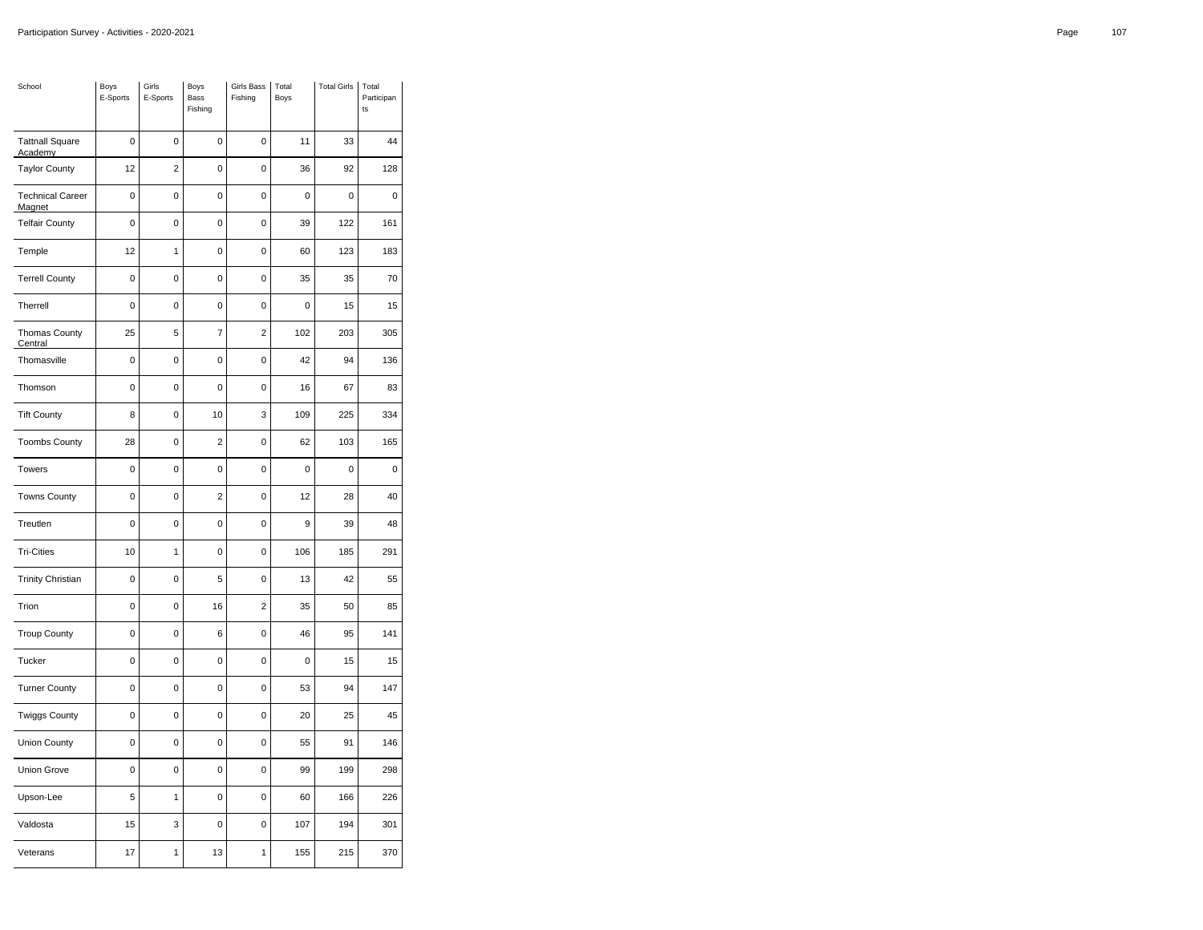| School | Boys E-Sports | Girls E-Sports | Boys Bass Fishing | Girls Bass Fishing | Total Boys | Total Girls | Total Participants |
|---|---|---|---|---|---|---|---|
| Tattnall Square Academy | 0 | 0 | 0 | 0 | 11 | 33 | 44 |
| Taylor County | 12 | 2 | 0 | 0 | 36 | 92 | 128 |
| Technical Career Magnet | 0 | 0 | 0 | 0 | 0 | 0 | 0 |
| Telfair County | 0 | 0 | 0 | 0 | 39 | 122 | 161 |
| Temple | 12 | 1 | 0 | 0 | 60 | 123 | 183 |
| Terrell County | 0 | 0 | 0 | 0 | 35 | 35 | 70 |
| Therrell | 0 | 0 | 0 | 0 | 0 | 15 | 15 |
| Thomas County Central | 25 | 5 | 7 | 2 | 102 | 203 | 305 |
| Thomasville | 0 | 0 | 0 | 0 | 42 | 94 | 136 |
| Thomson | 0 | 0 | 0 | 0 | 16 | 67 | 83 |
| Tift County | 8 | 0 | 10 | 3 | 109 | 225 | 334 |
| Toombs County | 28 | 0 | 2 | 0 | 62 | 103 | 165 |
| Towers | 0 | 0 | 0 | 0 | 0 | 0 | 0 |
| Towns County | 0 | 0 | 2 | 0 | 12 | 28 | 40 |
| Treutlen | 0 | 0 | 0 | 0 | 9 | 39 | 48 |
| Tri-Cities | 10 | 1 | 0 | 0 | 106 | 185 | 291 |
| Trinity Christian | 0 | 0 | 5 | 0 | 13 | 42 | 55 |
| Trion | 0 | 0 | 16 | 2 | 35 | 50 | 85 |
| Troup County | 0 | 0 | 6 | 0 | 46 | 95 | 141 |
| Tucker | 0 | 0 | 0 | 0 | 0 | 15 | 15 |
| Turner County | 0 | 0 | 0 | 0 | 53 | 94 | 147 |
| Twiggs County | 0 | 0 | 0 | 0 | 20 | 25 | 45 |
| Union County | 0 | 0 | 0 | 0 | 55 | 91 | 146 |
| Union Grove | 0 | 0 | 0 | 0 | 99 | 199 | 298 |
| Upson-Lee | 5 | 1 | 0 | 0 | 60 | 166 | 226 |
| Valdosta | 15 | 3 | 0 | 0 | 107 | 194 | 301 |
| Veterans | 17 | 1 | 13 | 1 | 155 | 215 | 370 |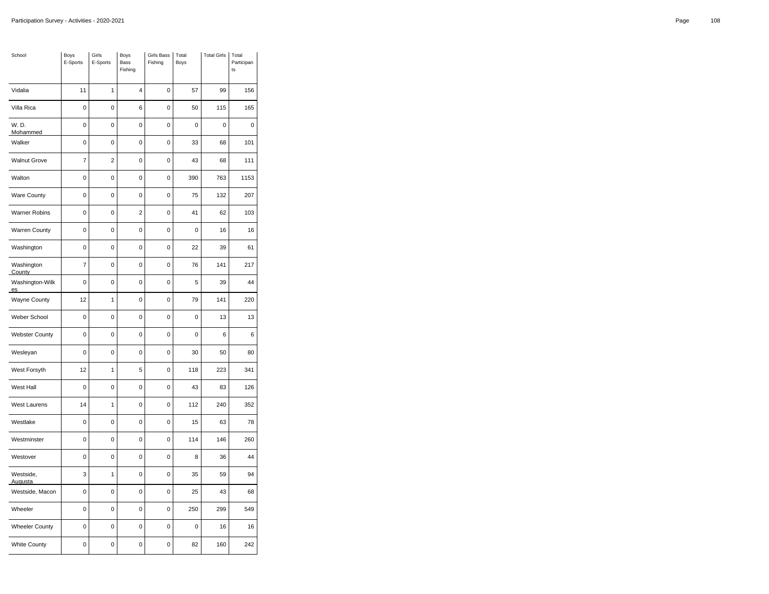| School | Boys E-Sports | Girls E-Sports | Boys Bass Fishing | Girls Bass Fishing | Total Boys | Total Girls | Total Participants |
|---|---|---|---|---|---|---|---|
| Vidalia | 11 | 1 | 4 | 0 | 57 | 99 | 156 |
| Villa Rica | 0 | 0 | 6 | 0 | 50 | 115 | 165 |
| W. D. Mohammed | 0 | 0 | 0 | 0 | 0 | 0 | 0 |
| Walker | 0 | 0 | 0 | 0 | 33 | 68 | 101 |
| Walnut Grove | 7 | 2 | 0 | 0 | 43 | 68 | 111 |
| Walton | 0 | 0 | 0 | 0 | 390 | 763 | 1153 |
| Ware County | 0 | 0 | 0 | 0 | 75 | 132 | 207 |
| Warner Robins | 0 | 0 | 2 | 0 | 41 | 62 | 103 |
| Warren County | 0 | 0 | 0 | 0 | 0 | 16 | 16 |
| Washington | 0 | 0 | 0 | 0 | 22 | 39 | 61 |
| Washington County | 7 | 0 | 0 | 0 | 76 | 141 | 217 |
| Washington-Wilkes | 0 | 0 | 0 | 0 | 5 | 39 | 44 |
| Wayne County | 12 | 1 | 0 | 0 | 79 | 141 | 220 |
| Weber School | 0 | 0 | 0 | 0 | 0 | 13 | 13 |
| Webster County | 0 | 0 | 0 | 0 | 0 | 6 | 6 |
| Wesleyan | 0 | 0 | 0 | 0 | 30 | 50 | 80 |
| West Forsyth | 12 | 1 | 5 | 0 | 118 | 223 | 341 |
| West Hall | 0 | 0 | 0 | 0 | 43 | 83 | 126 |
| West Laurens | 14 | 1 | 0 | 0 | 112 | 240 | 352 |
| Westlake | 0 | 0 | 0 | 0 | 15 | 63 | 78 |
| Westminster | 0 | 0 | 0 | 0 | 114 | 146 | 260 |
| Westover | 0 | 0 | 0 | 0 | 8 | 36 | 44 |
| Westside, Augusta | 3 | 1 | 0 | 0 | 35 | 59 | 94 |
| Westside, Macon | 0 | 0 | 0 | 0 | 25 | 43 | 68 |
| Wheeler | 0 | 0 | 0 | 0 | 250 | 299 | 549 |
| Wheeler County | 0 | 0 | 0 | 0 | 0 | 16 | 16 |
| White County | 0 | 0 | 0 | 0 | 82 | 160 | 242 |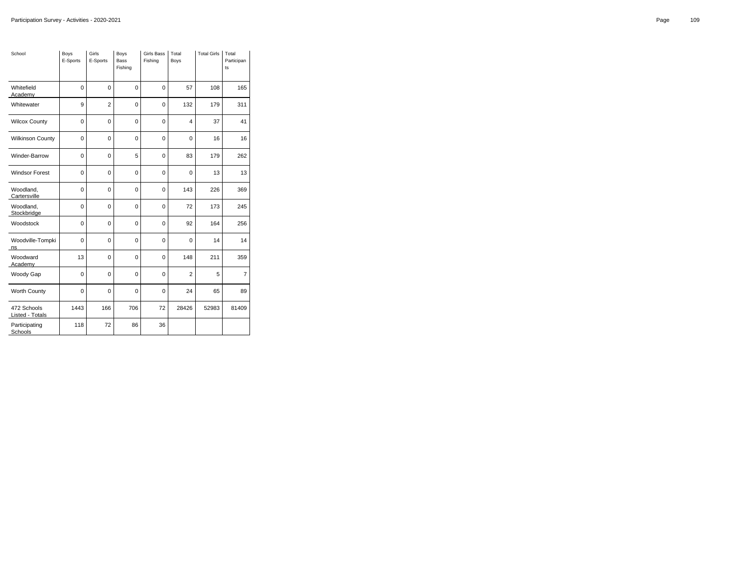| School | Boys E-Sports | Girls E-Sports | Boys Bass Fishing | Girls Bass Fishing | Total Boys | Total Girls | Total Participants |
|---|---|---|---|---|---|---|---|
| Whitefield Academy | 0 | 0 | 0 | 0 | 57 | 108 | 165 |
| Whitewater | 9 | 2 | 0 | 0 | 132 | 179 | 311 |
| Wilcox County | 0 | 0 | 0 | 0 | 4 | 37 | 41 |
| Wilkinson County | 0 | 0 | 0 | 0 | 0 | 16 | 16 |
| Winder-Barrow | 0 | 0 | 5 | 0 | 83 | 179 | 262 |
| Windsor Forest | 0 | 0 | 0 | 0 | 0 | 13 | 13 |
| Woodland, Cartersville | 0 | 0 | 0 | 0 | 143 | 226 | 369 |
| Woodland, Stockbridge | 0 | 0 | 0 | 0 | 72 | 173 | 245 |
| Woodstock | 0 | 0 | 0 | 0 | 92 | 164 | 256 |
| Woodville-Tompkins | 0 | 0 | 0 | 0 | 0 | 14 | 14 |
| Woodward Academy | 13 | 0 | 0 | 0 | 148 | 211 | 359 |
| Woody Gap | 0 | 0 | 0 | 0 | 2 | 5 | 7 |
| Worth County | 0 | 0 | 0 | 0 | 24 | 65 | 89 |
| 472 Schools Listed - Totals | 1443 | 166 | 706 | 72 | 28426 | 52983 | 81409 |
| Participating Schools | 118 | 72 | 86 | 36 | | | |